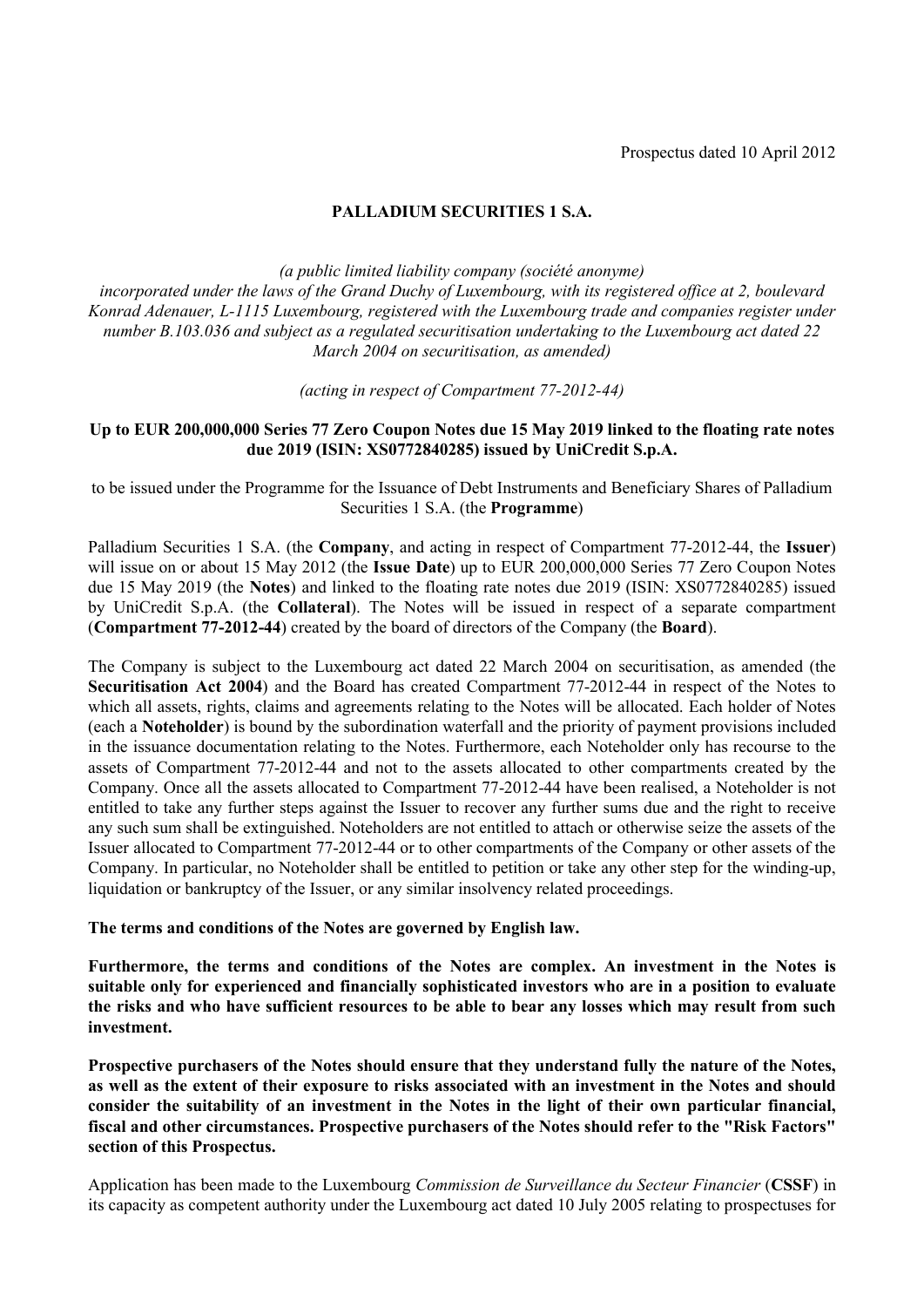Prospectus dated 10 April 2012

**PALLADIUM SECURITIES 1 S.A.**

*(a public limited liability company (société anonyme) incorporated under the laws of the Grand Duchy of Luxembourg, with its registered office at 2, boulevard Konrad Adenauer, L-1115 Luxembourg, registered with the Luxembourg trade and companies register under number B.103.036 and subject as a regulated securitisation undertaking to the Luxembourg act dated 22 March 2004 on securitisation, as amended)*

*(acting in respect of Compartment 77-2012-44)*

**Up to EUR 200,000,000 Series 77 Zero Coupon Notes due 15 May 2019 linked to the floating rate notes due 2019 (ISIN: XS0772840285) issued by UniCredit S.p.A.**

to be issued under the Programme for the Issuance of Debt Instruments and Beneficiary Shares of Palladium Securities 1 S.A. (the **Programme**)

Palladium Securities 1 S.A. (the **Company**, and acting in respect of Compartment 77-2012-44, the **Issuer**) will issue on or about 15 May 2012 (the **Issue Date**) up to EUR 200,000,000 Series 77 Zero Coupon Notes due 15 May 2019 (the **Notes**) and linked to the floating rate notes due 2019 (ISIN: XS0772840285) issued by UniCredit S.p.A. (the **Collateral**). The Notes will be issued in respect of a separate compartment (**Compartment 77-2012-44**) created by the board of directors of the Company (the **Board**).

The Company is subject to the Luxembourg act dated 22 March 2004 on securitisation, as amended (the **Securitisation Act 2004**) and the Board has created Compartment 77-2012-44 in respect of the Notes to which all assets, rights, claims and agreements relating to the Notes will be allocated. Each holder of Notes (each a **Noteholder**) is bound by the subordination waterfall and the priority of payment provisions included in the issuance documentation relating to the Notes. Furthermore, each Noteholder only has recourse to the assets of Compartment 77-2012-44 and not to the assets allocated to other compartments created by the Company. Once all the assets allocated to Compartment 77-2012-44 have been realised, a Noteholder is not entitled to take any further steps against the Issuer to recover any further sums due and the right to receive any such sum shall be extinguished. Noteholders are not entitled to attach or otherwise seize the assets of the Issuer allocated to Compartment 77-2012-44 or to other compartments of the Company or other assets of the Company. In particular, no Noteholder shall be entitled to petition or take any other step for the winding-up, liquidation or bankruptcy of the Issuer, or any similar insolvency related proceedings.

**The terms and conditions of the Notes are governed by English law.**

**Furthermore, the terms and conditions of the Notes are complex. An investment in the Notes is suitable only for experienced and financially sophisticated investors who are in a position to evaluate the risks and who have sufficient resources to be able to bear any losses which may result from such investment.**

**Prospective purchasers of the Notes should ensure that they understand fully the nature of the Notes, as well as the extent of their exposure to risks associated with an investment in the Notes and should consider the suitability of an investment in the Notes in the light of their own particular financial, fiscal and other circumstances. Prospective purchasers of the Notes should refer to the "Risk Factors" section of this Prospectus.**

Application has been made to the Luxembourg *Commission de Surveillance du Secteur Financier* (**CSSF**) in its capacity as competent authority under the Luxembourg act dated 10 July 2005 relating to prospectuses for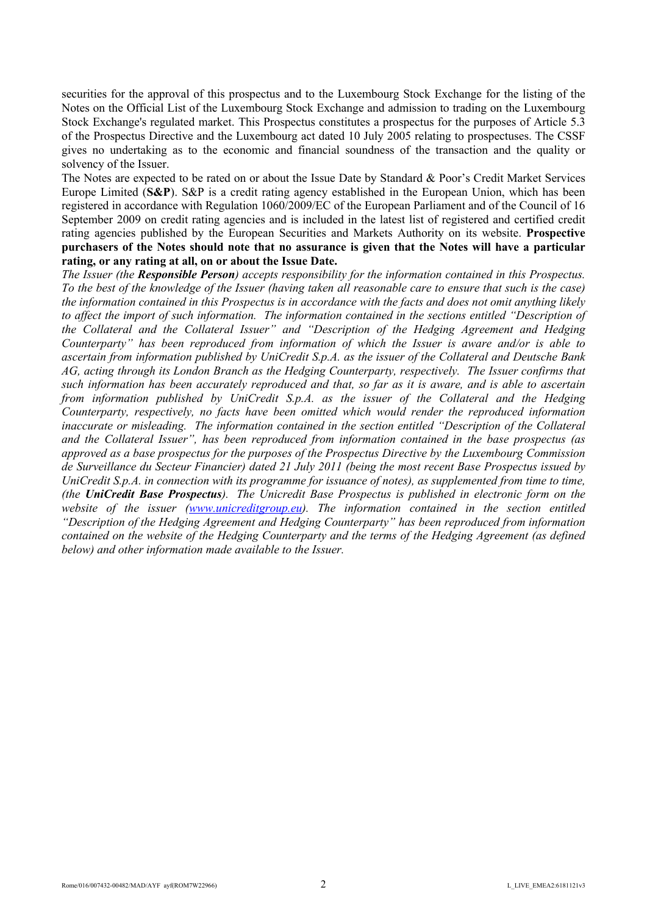securities for the approval of this prospectus and to the Luxembourg Stock Exchange for the listing of the Notes on the Official List of the Luxembourg Stock Exchange and admission to trading on the Luxembourg Stock Exchange's regulated market. This Prospectus constitutes a prospectus for the purposes of Article 5.3 of the Prospectus Directive and the Luxembourg act dated 10 July 2005 relating to prospectuses. The CSSF gives no undertaking as to the economic and financial soundness of the transaction and the quality or solvency of the Issuer.

The Notes are expected to be rated on or about the Issue Date by Standard & Poor's Credit Market Services Europe Limited (**S&P**). S&P is a credit rating agency established in the European Union, which has been registered in accordance with Regulation 1060/2009/EC of the European Parliament and of the Council of 16 September 2009 on credit rating agencies and is included in the latest list of registered and certified credit rating agencies published by the European Securities and Markets Authority on its website. **Prospective purchasers of the Notes should note that no assurance is given that the Notes will have a particular rating, or any rating at all, on or about the Issue Date.**

*The Issuer (the **Responsible Person**) accepts responsibility for the information contained in this Prospectus. To the best of the knowledge of the Issuer (having taken all reasonable care to ensure that such is the case) the information contained in this Prospectus is in accordance with the facts and does not omit anything likely to affect the import of such information. The information contained in the sections entitled "Description of the Collateral and the Collateral Issuer" and "Description of the Hedging Agreement and Hedging Counterparty" has been reproduced from information of which the Issuer is aware and/or is able to ascertain from information published by UniCredit S.p.A. as the issuer of the Collateral and Deutsche Bank AG, acting through its London Branch as the Hedging Counterparty, respectively. The Issuer confirms that such information has been accurately reproduced and that, so far as it is aware, and is able to ascertain from information published by UniCredit S.p.A. as the issuer of the Collateral and the Hedging Counterparty, respectively, no facts have been omitted which would render the reproduced information inaccurate or misleading. The information contained in the section entitled "Description of the Collateral and the Collateral Issuer", has been reproduced from information contained in the base prospectus (as approved as a base prospectus for the purposes of the Prospectus Directive by the Luxembourg Commission de Surveillance du Secteur Financier) dated 21 July 2011 (being the most recent Base Prospectus issued by UniCredit S.p.A. in connection with its programme for issuance of notes), as supplemented from time to time, (the **UniCredit Base Prospectus**). The Unicredit Base Prospectus is published in electronic form on the website of the issuer (www.unicreditgroup.eu). The information contained in the section entitled "Description of the Hedging Agreement and Hedging Counterparty" has been reproduced from information contained on the website of the Hedging Counterparty and the terms of the Hedging Agreement (as defined below) and other information made available to the Issuer.*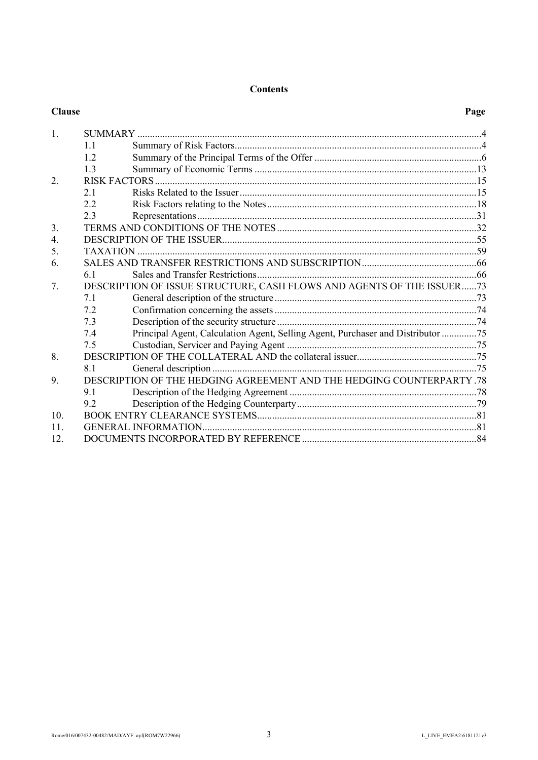**Contents**

| Clause | | | Page |
|---|---|---|---|
| 1. | SUMMARY | | 4 |
| | 1.1 | Summary of Risk Factors | 4 |
| | 1.2 | Summary of the Principal Terms of the Offer | 6 |
| | 1.3 | Summary of Economic Terms | 13 |
| 2. | RISK FACTORS | | 15 |
| | 2.1 | Risks Related to the Issuer | 15 |
| | 2.2 | Risk Factors relating to the Notes | 18 |
| | 2.3 | Representations | 31 |
| 3. | TERMS AND CONDITIONS OF THE NOTES | | 32 |
| 4. | DESCRIPTION OF THE ISSUER | | 55 |
| 5. | TAXATION | | 59 |
| 6. | SALES AND TRANSFER RESTRICTIONS AND SUBSCRIPTION | | 66 |
| | 6.1 | Sales and Transfer Restrictions | 66 |
| 7. | DESCRIPTION OF ISSUE STRUCTURE, CASH FLOWS AND AGENTS OF THE ISSUER | | 73 |
| | 7.1 | General description of the structure | 73 |
| | 7.2 | Confirmation concerning the assets | 74 |
| | 7.3 | Description of the security structure | 74 |
| | 7.4 | Principal Agent, Calculation Agent, Selling Agent, Purchaser and Distributor | 75 |
| | 7.5 | Custodian, Servicer and Paying Agent | 75 |
| 8. | DESCRIPTION OF THE COLLATERAL AND the collateral issuer | | 75 |
| | 8.1 | General description | 75 |
| 9. | DESCRIPTION OF THE HEDGING AGREEMENT AND THE HEDGING COUNTERPARTY | | 78 |
| | 9.1 | Description of the Hedging Agreement | 78 |
| | 9.2 | Description of the Hedging Counterparty | 79 |
| 10. | BOOK ENTRY CLEARANCE SYSTEMS | | 81 |
| 11. | GENERAL INFORMATION | | 81 |
| 12. | DOCUMENTS INCORPORATED BY REFERENCE | | 84 |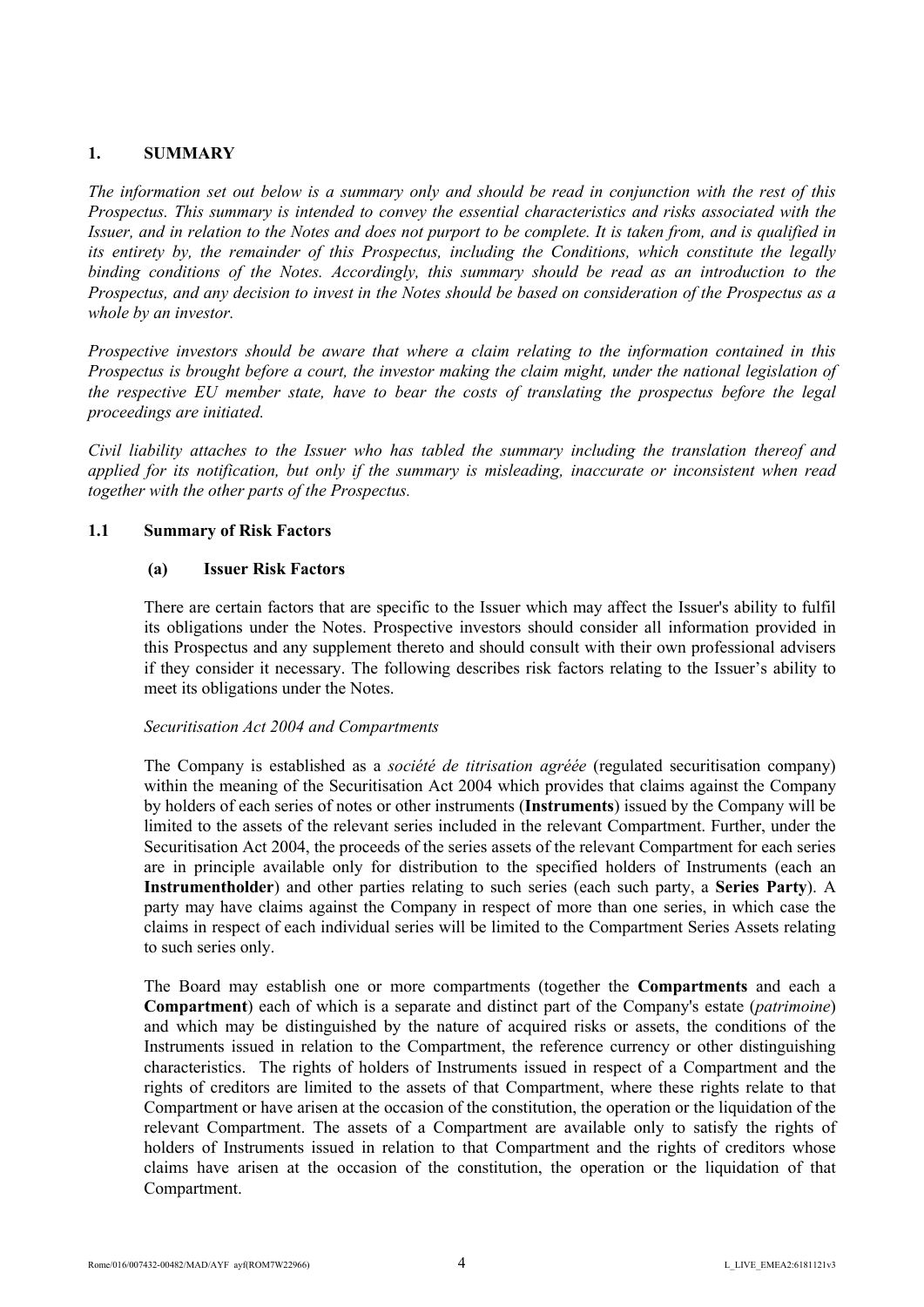## 1. SUMMARY

*The information set out below is a summary only and should be read in conjunction with the rest of this Prospectus. This summary is intended to convey the essential characteristics and risks associated with the Issuer, and in relation to the Notes and does not purport to be complete. It is taken from, and is qualified in its entirety by, the remainder of this Prospectus, including the Conditions, which constitute the legally binding conditions of the Notes. Accordingly, this summary should be read as an introduction to the Prospectus, and any decision to invest in the Notes should be based on consideration of the Prospectus as a whole by an investor.*

*Prospective investors should be aware that where a claim relating to the information contained in this Prospectus is brought before a court, the investor making the claim might, under the national legislation of the respective EU member state, have to bear the costs of translating the prospectus before the legal proceedings are initiated.*

*Civil liability attaches to the Issuer who has tabled the summary including the translation thereof and applied for its notification, but only if the summary is misleading, inaccurate or inconsistent when read together with the other parts of the Prospectus.*

### 1.1 Summary of Risk Factors

#### (a) Issuer Risk Factors

There are certain factors that are specific to the Issuer which may affect the Issuer's ability to fulfil its obligations under the Notes. Prospective investors should consider all information provided in this Prospectus and any supplement thereto and should consult with their own professional advisers if they consider it necessary. The following describes risk factors relating to the Issuer's ability to meet its obligations under the Notes.

*Securitisation Act 2004 and Compartments*

The Company is established as a *société de titrisation agréée* (regulated securitisation company) within the meaning of the Securitisation Act 2004 which provides that claims against the Company by holders of each series of notes or other instruments (**Instruments**) issued by the Company will be limited to the assets of the relevant series included in the relevant Compartment. Further, under the Securitisation Act 2004, the proceeds of the series assets of the relevant Compartment for each series are in principle available only for distribution to the specified holders of Instruments (each an **Instrumentholder**) and other parties relating to such series (each such party, a **Series Party**). A party may have claims against the Company in respect of more than one series, in which case the claims in respect of each individual series will be limited to the Compartment Series Assets relating to such series only.

The Board may establish one or more compartments (together the **Compartments** and each a **Compartment**) each of which is a separate and distinct part of the Company's estate (*patrimoine*) and which may be distinguished by the nature of acquired risks or assets, the conditions of the Instruments issued in relation to the Compartment, the reference currency or other distinguishing characteristics. The rights of holders of Instruments issued in respect of a Compartment and the rights of creditors are limited to the assets of that Compartment, where these rights relate to that Compartment or have arisen at the occasion of the constitution, the operation or the liquidation of the relevant Compartment. The assets of a Compartment are available only to satisfy the rights of holders of Instruments issued in relation to that Compartment and the rights of creditors whose claims have arisen at the occasion of the constitution, the operation or the liquidation of that Compartment.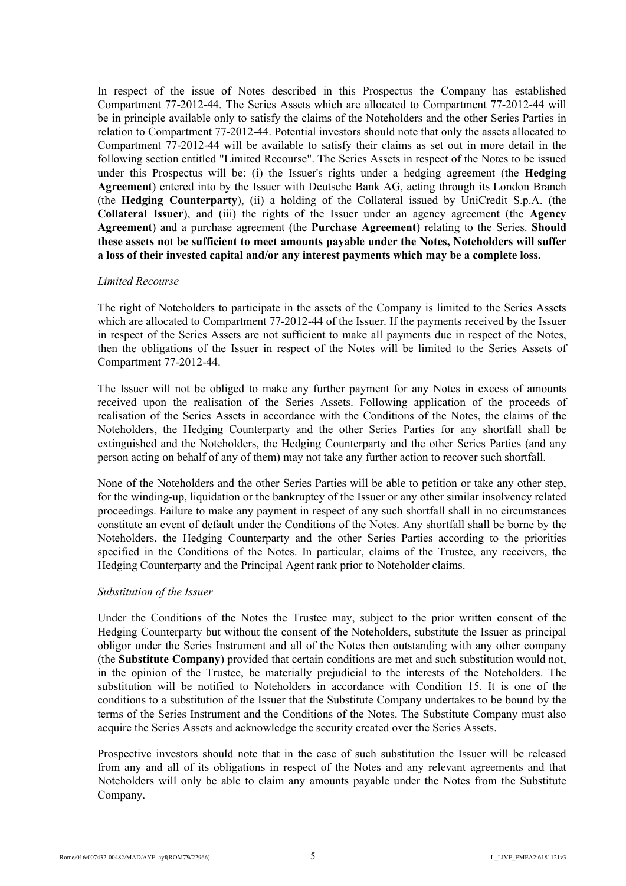In respect of the issue of Notes described in this Prospectus the Company has established Compartment 77-2012-44. The Series Assets which are allocated to Compartment 77-2012-44 will be in principle available only to satisfy the claims of the Noteholders and the other Series Parties in relation to Compartment 77-2012-44. Potential investors should note that only the assets allocated to Compartment 77-2012-44 will be available to satisfy their claims as set out in more detail in the following section entitled "Limited Recourse". The Series Assets in respect of the Notes to be issued under this Prospectus will be: (i) the Issuer's rights under a hedging agreement (the **Hedging Agreement**) entered into by the Issuer with Deutsche Bank AG, acting through its London Branch (the **Hedging Counterparty**), (ii) a holding of the Collateral issued by UniCredit S.p.A. (the **Collateral Issuer**), and (iii) the rights of the Issuer under an agency agreement (the **Agency Agreement**) and a purchase agreement (the **Purchase Agreement**) relating to the Series. **Should these assets not be sufficient to meet amounts payable under the Notes, Noteholders will suffer a loss of their invested capital and/or any interest payments which may be a complete loss.**

*Limited Recourse*

The right of Noteholders to participate in the assets of the Company is limited to the Series Assets which are allocated to Compartment 77-2012-44 of the Issuer. If the payments received by the Issuer in respect of the Series Assets are not sufficient to make all payments due in respect of the Notes, then the obligations of the Issuer in respect of the Notes will be limited to the Series Assets of Compartment 77-2012-44.

The Issuer will not be obliged to make any further payment for any Notes in excess of amounts received upon the realisation of the Series Assets. Following application of the proceeds of realisation of the Series Assets in accordance with the Conditions of the Notes, the claims of the Noteholders, the Hedging Counterparty and the other Series Parties for any shortfall shall be extinguished and the Noteholders, the Hedging Counterparty and the other Series Parties (and any person acting on behalf of any of them) may not take any further action to recover such shortfall.

None of the Noteholders and the other Series Parties will be able to petition or take any other step, for the winding-up, liquidation or the bankruptcy of the Issuer or any other similar insolvency related proceedings. Failure to make any payment in respect of any such shortfall shall in no circumstances constitute an event of default under the Conditions of the Notes. Any shortfall shall be borne by the Noteholders, the Hedging Counterparty and the other Series Parties according to the priorities specified in the Conditions of the Notes. In particular, claims of the Trustee, any receivers, the Hedging Counterparty and the Principal Agent rank prior to Noteholder claims.

*Substitution of the Issuer*

Under the Conditions of the Notes the Trustee may, subject to the prior written consent of the Hedging Counterparty but without the consent of the Noteholders, substitute the Issuer as principal obligor under the Series Instrument and all of the Notes then outstanding with any other company (the **Substitute Company**) provided that certain conditions are met and such substitution would not, in the opinion of the Trustee, be materially prejudicial to the interests of the Noteholders. The substitution will be notified to Noteholders in accordance with Condition 15. It is one of the conditions to a substitution of the Issuer that the Substitute Company undertakes to be bound by the terms of the Series Instrument and the Conditions of the Notes. The Substitute Company must also acquire the Series Assets and acknowledge the security created over the Series Assets.

Prospective investors should note that in the case of such substitution the Issuer will be released from any and all of its obligations in respect of the Notes and any relevant agreements and that Noteholders will only be able to claim any amounts payable under the Notes from the Substitute Company.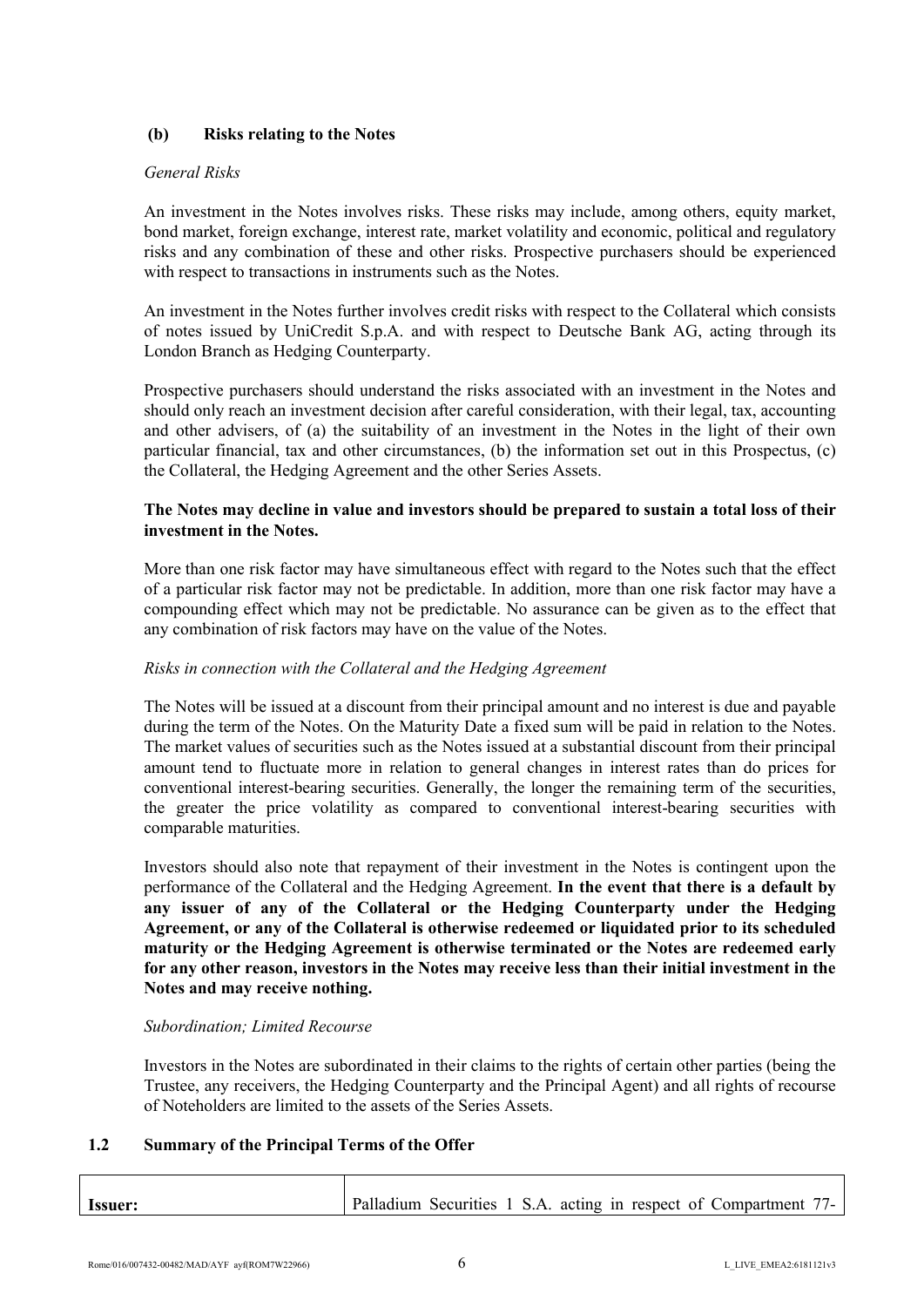### (b) Risks relating to the Notes

*General Risks*

An investment in the Notes involves risks. These risks may include, among others, equity market, bond market, foreign exchange, interest rate, market volatility and economic, political and regulatory risks and any combination of these and other risks. Prospective purchasers should be experienced with respect to transactions in instruments such as the Notes.

An investment in the Notes further involves credit risks with respect to the Collateral which consists of notes issued by UniCredit S.p.A. and with respect to Deutsche Bank AG, acting through its London Branch as Hedging Counterparty.

Prospective purchasers should understand the risks associated with an investment in the Notes and should only reach an investment decision after careful consideration, with their legal, tax, accounting and other advisers, of (a) the suitability of an investment in the Notes in the light of their own particular financial, tax and other circumstances, (b) the information set out in this Prospectus, (c) the Collateral, the Hedging Agreement and the other Series Assets.

**The Notes may decline in value and investors should be prepared to sustain a total loss of their investment in the Notes.**

More than one risk factor may have simultaneous effect with regard to the Notes such that the effect of a particular risk factor may not be predictable. In addition, more than one risk factor may have a compounding effect which may not be predictable. No assurance can be given as to the effect that any combination of risk factors may have on the value of the Notes.

*Risks in connection with the Collateral and the Hedging Agreement*

The Notes will be issued at a discount from their principal amount and no interest is due and payable during the term of the Notes. On the Maturity Date a fixed sum will be paid in relation to the Notes. The market values of securities such as the Notes issued at a substantial discount from their principal amount tend to fluctuate more in relation to general changes in interest rates than do prices for conventional interest-bearing securities. Generally, the longer the remaining term of the securities, the greater the price volatility as compared to conventional interest-bearing securities with comparable maturities.

Investors should also note that repayment of their investment in the Notes is contingent upon the performance of the Collateral and the Hedging Agreement. **In the event that there is a default by any issuer of any of the Collateral or the Hedging Counterparty under the Hedging Agreement, or any of the Collateral is otherwise redeemed or liquidated prior to its scheduled maturity or the Hedging Agreement is otherwise terminated or the Notes are redeemed early for any other reason, investors in the Notes may receive less than their initial investment in the Notes and may receive nothing.**

*Subordination; Limited Recourse*

Investors in the Notes are subordinated in their claims to the rights of certain other parties (being the Trustee, any receivers, the Hedging Counterparty and the Principal Agent) and all rights of recourse of Noteholders are limited to the assets of the Series Assets.

## 1.2 Summary of the Principal Terms of the Offer

| **Issuer:** | Palladium Securities 1 S.A. acting in respect of Compartment 77- |
|---|---|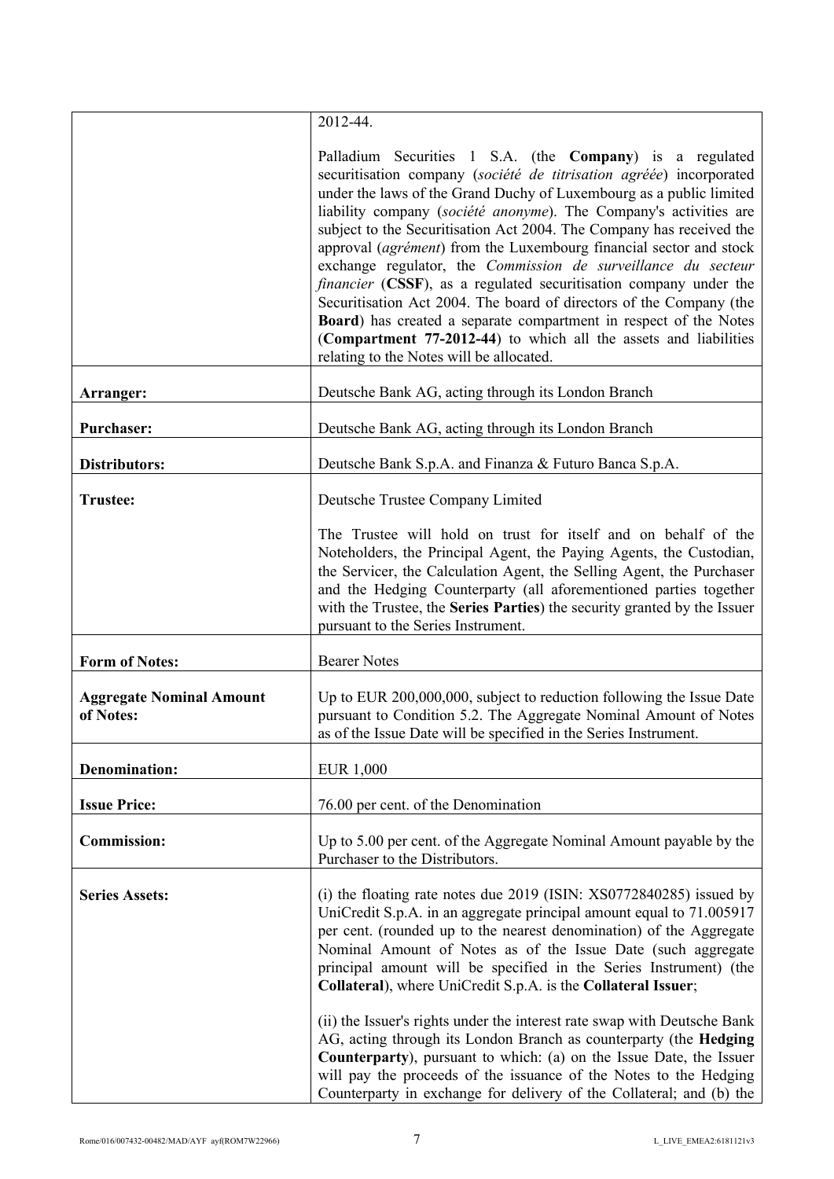| | |
|---|---|
| | 2012-44.<br><br>Palladium Securities 1 S.A. (the **Company**) is a regulated securitisation company (*société de titrisation agréée*) incorporated under the laws of the Grand Duchy of Luxembourg as a public limited liability company (*société anonyme*). The Company's activities are subject to the Securitisation Act 2004. The Company has received the approval (*agrément*) from the Luxembourg financial sector and stock exchange regulator, the *Commission de surveillance du secteur financier* (**CSSF**), as a regulated securitisation company under the Securitisation Act 2004. The board of directors of the Company (the **Board**) has created a separate compartment in respect of the Notes (**Compartment 77-2012-44**) to which all the assets and liabilities relating to the Notes will be allocated. |
| **Arranger:** | Deutsche Bank AG, acting through its London Branch |
| **Purchaser:** | Deutsche Bank AG, acting through its London Branch |
| **Distributors:** | Deutsche Bank S.p.A. and Finanza & Futuro Banca S.p.A. |
| **Trustee:** | Deutsche Trustee Company Limited<br><br>The Trustee will hold on trust for itself and on behalf of the Noteholders, the Principal Agent, the Paying Agents, the Custodian, the Servicer, the Calculation Agent, the Selling Agent, the Purchaser and the Hedging Counterparty (all aforementioned parties together with the Trustee, the **Series Parties**) the security granted by the Issuer pursuant to the Series Instrument. |
| **Form of Notes:** | Bearer Notes |
| **Aggregate Nominal Amount of Notes:** | Up to EUR 200,000,000, subject to reduction following the Issue Date pursuant to Condition 5.2. The Aggregate Nominal Amount of Notes as of the Issue Date will be specified in the Series Instrument. |
| **Denomination:** | EUR 1,000 |
| **Issue Price:** | 76.00 per cent. of the Denomination |
| **Commission:** | Up to 5.00 per cent. of the Aggregate Nominal Amount payable by the Purchaser to the Distributors. |
| **Series Assets:** | (i) the floating rate notes due 2019 (ISIN: XS0772840285) issued by UniCredit S.p.A. in an aggregate principal amount equal to 71.005917 per cent. (rounded up to the nearest denomination) of the Aggregate Nominal Amount of Notes as of the Issue Date (such aggregate principal amount will be specified in the Series Instrument) (the **Collateral**), where UniCredit S.p.A. is the **Collateral Issuer**;<br><br>(ii) the Issuer's rights under the interest rate swap with Deutsche Bank AG, acting through its London Branch as counterparty (the **Hedging Counterparty**), pursuant to which: (a) on the Issue Date, the Issuer will pay the proceeds of the issuance of the Notes to the Hedging Counterparty in exchange for delivery of the Collateral; and (b) the |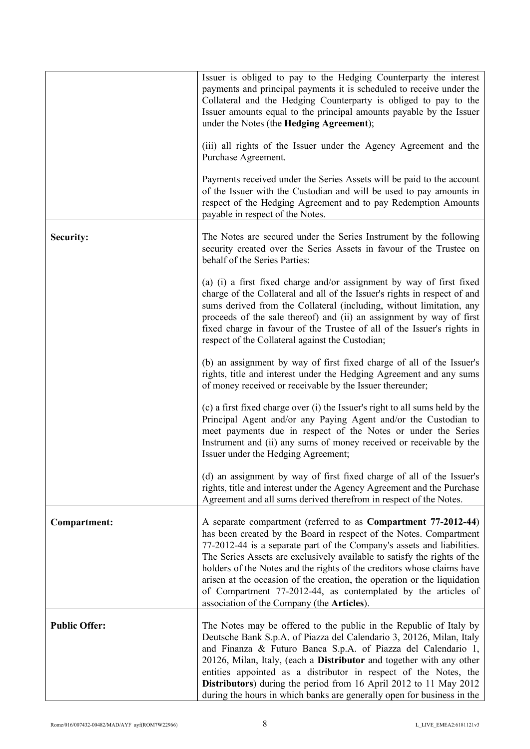| | |
|---|---|
| | Issuer is obliged to pay to the Hedging Counterparty the interest payments and principal payments it is scheduled to receive under the Collateral and the Hedging Counterparty is obliged to pay to the Issuer amounts equal to the principal amounts payable by the Issuer under the Notes (the **Hedging Agreement**);<br><br>(iii) all rights of the Issuer under the Agency Agreement and the Purchase Agreement.<br><br>Payments received under the Series Assets will be paid to the account of the Issuer with the Custodian and will be used to pay amounts in respect of the Hedging Agreement and to pay Redemption Amounts payable in respect of the Notes. |
| **Security:** | The Notes are secured under the Series Instrument by the following security created over the Series Assets in favour of the Trustee on behalf of the Series Parties:<br><br>(a) (i) a first fixed charge and/or assignment by way of first fixed charge of the Collateral and all of the Issuer's rights in respect of and sums derived from the Collateral (including, without limitation, any proceeds of the sale thereof) and (ii) an assignment by way of first fixed charge in favour of the Trustee of all of the Issuer's rights in respect of the Collateral against the Custodian;<br><br>(b) an assignment by way of first fixed charge of all of the Issuer's rights, title and interest under the Hedging Agreement and any sums of money received or receivable by the Issuer thereunder;<br><br>(c) a first fixed charge over (i) the Issuer's right to all sums held by the Principal Agent and/or any Paying Agent and/or the Custodian to meet payments due in respect of the Notes or under the Series Instrument and (ii) any sums of money received or receivable by the Issuer under the Hedging Agreement;<br><br>(d) an assignment by way of first fixed charge of all of the Issuer's rights, title and interest under the Agency Agreement and the Purchase Agreement and all sums derived therefrom in respect of the Notes. |
| **Compartment:** | A separate compartment (referred to as **Compartment 77-2012-44**) has been created by the Board in respect of the Notes. Compartment 77-2012-44 is a separate part of the Company's assets and liabilities. The Series Assets are exclusively available to satisfy the rights of the holders of the Notes and the rights of the creditors whose claims have arisen at the occasion of the creation, the operation or the liquidation of Compartment 77-2012-44, as contemplated by the articles of association of the Company (the **Articles**). |
| **Public Offer:** | The Notes may be offered to the public in the Republic of Italy by Deutsche Bank S.p.A. of Piazza del Calendario 3, 20126, Milan, Italy and Finanza & Futuro Banca S.p.A. of Piazza del Calendario 1, 20126, Milan, Italy, (each a **Distributor** and together with any other entities appointed as a distributor in respect of the Notes, the **Distributors**) during the period from 16 April 2012 to 11 May 2012 during the hours in which banks are generally open for business in the |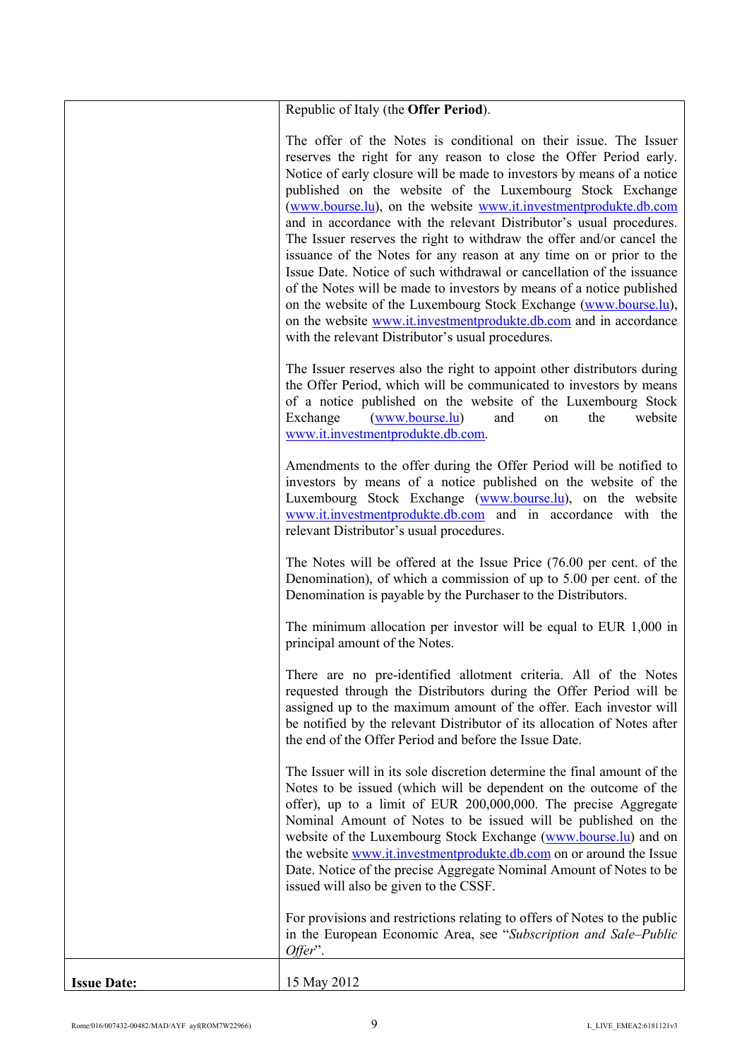| | |
|---|---|
| | Republic of Italy (the **Offer Period**).<br><br>The offer of the Notes is conditional on their issue. The Issuer reserves the right for any reason to close the Offer Period early. Notice of early closure will be made to investors by means of a notice published on the website of the Luxembourg Stock Exchange (www.bourse.lu), on the website www.it.investmentprodukte.db.com and in accordance with the relevant Distributor's usual procedures. The Issuer reserves the right to withdraw the offer and/or cancel the issuance of the Notes for any reason at any time on or prior to the Issue Date. Notice of such withdrawal or cancellation of the issuance of the Notes will be made to investors by means of a notice published on the website of the Luxembourg Stock Exchange (www.bourse.lu), on the website www.it.investmentprodukte.db.com and in accordance with the relevant Distributor's usual procedures.<br><br>The Issuer reserves also the right to appoint other distributors during the Offer Period, which will be communicated to investors by means of a notice published on the website of the Luxembourg Stock Exchange (www.bourse.lu) and on the website www.it.investmentprodukte.db.com.<br><br>Amendments to the offer during the Offer Period will be notified to investors by means of a notice published on the website of the Luxembourg Stock Exchange (www.bourse.lu), on the website www.it.investmentprodukte.db.com and in accordance with the relevant Distributor's usual procedures.<br><br>The Notes will be offered at the Issue Price (76.00 per cent. of the Denomination), of which a commission of up to 5.00 per cent. of the Denomination is payable by the Purchaser to the Distributors.<br><br>The minimum allocation per investor will be equal to EUR 1,000 in principal amount of the Notes.<br><br>There are no pre-identified allotment criteria. All of the Notes requested through the Distributors during the Offer Period will be assigned up to the maximum amount of the offer. Each investor will be notified by the relevant Distributor of its allocation of Notes after the end of the Offer Period and before the Issue Date.<br><br>The Issuer will in its sole discretion determine the final amount of the Notes to be issued (which will be dependent on the outcome of the offer), up to a limit of EUR 200,000,000. The precise Aggregate Nominal Amount of Notes to be issued will be published on the website of the Luxembourg Stock Exchange (www.bourse.lu) and on the website www.it.investmentprodukte.db.com on or around the Issue Date. Notice of the precise Aggregate Nominal Amount of Notes to be issued will also be given to the CSSF.<br><br>For provisions and restrictions relating to offers of Notes to the public in the European Economic Area, see "*Subscription and Sale–Public Offer*". |
| **Issue Date:** | 15 May 2012 |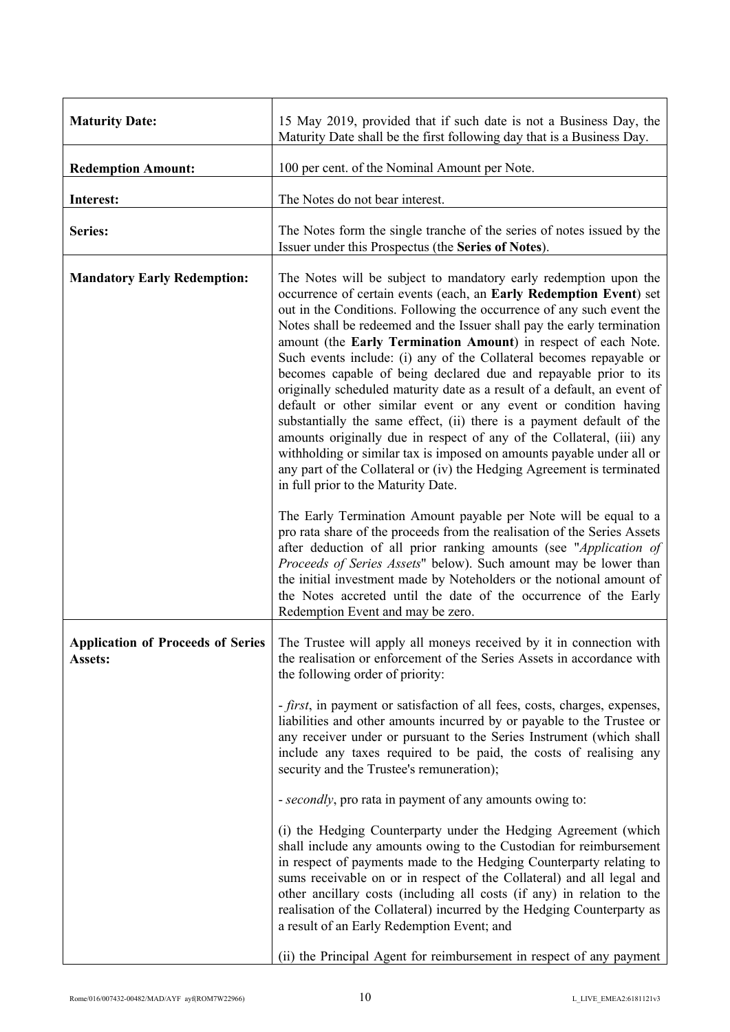| | |
|---|---|
| **Maturity Date:** | 15 May 2019, provided that if such date is not a Business Day, the Maturity Date shall be the first following day that is a Business Day. |
| **Redemption Amount:** | 100 per cent. of the Nominal Amount per Note. |
| **Interest:** | The Notes do not bear interest. |
| **Series:** | The Notes form the single tranche of the series of notes issued by the Issuer under this Prospectus (the **Series of Notes**). |
| **Mandatory Early Redemption:** | The Notes will be subject to mandatory early redemption upon the occurrence of certain events (each, an **Early Redemption Event**) set out in the Conditions. Following the occurrence of any such event the Notes shall be redeemed and the Issuer shall pay the early termination amount (the **Early Termination Amount**) in respect of each Note. Such events include: (i) any of the Collateral becomes repayable or becomes capable of being declared due and repayable prior to its originally scheduled maturity date as a result of a default, an event of default or other similar event or any event or condition having substantially the same effect, (ii) there is a payment default of the amounts originally due in respect of any of the Collateral, (iii) any withholding or similar tax is imposed on amounts payable under all or any part of the Collateral or (iv) the Hedging Agreement is terminated in full prior to the Maturity Date.<br><br>The Early Termination Amount payable per Note will be equal to a pro rata share of the proceeds from the realisation of the Series Assets after deduction of all prior ranking amounts (see "*Application of Proceeds of Series Assets*" below). Such amount may be lower than the initial investment made by Noteholders or the notional amount of the Notes accreted until the date of the occurrence of the Early Redemption Event and may be zero. |
| **Application of Proceeds of Series Assets:** | The Trustee will apply all moneys received by it in connection with the realisation or enforcement of the Series Assets in accordance with the following order of priority:<br><br>- *first*, in payment or satisfaction of all fees, costs, charges, expenses, liabilities and other amounts incurred by or payable to the Trustee or any receiver under or pursuant to the Series Instrument (which shall include any taxes required to be paid, the costs of realising any security and the Trustee's remuneration);<br><br>- *secondly*, pro rata in payment of any amounts owing to:<br><br>(i) the Hedging Counterparty under the Hedging Agreement (which shall include any amounts owing to the Custodian for reimbursement in respect of payments made to the Hedging Counterparty relating to sums receivable on or in respect of the Collateral) and all legal and other ancillary costs (including all costs (if any) in relation to the realisation of the Collateral) incurred by the Hedging Counterparty as a result of an Early Redemption Event; and<br><br>(ii) the Principal Agent for reimbursement in respect of any payment |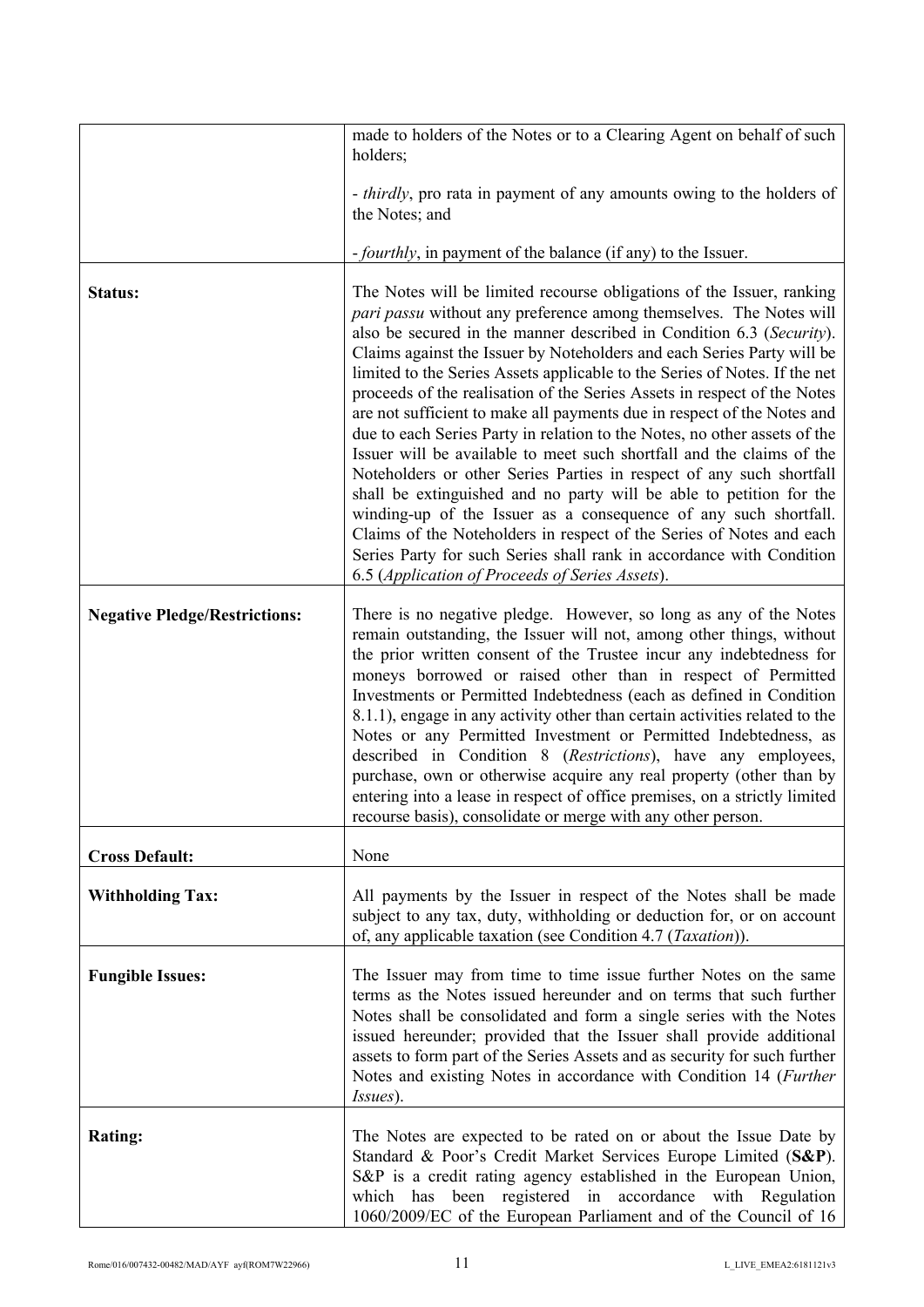| | |
|---|---|
| | made to holders of the Notes or to a Clearing Agent on behalf of such holders;<br><br>- *thirdly*, pro rata in payment of any amounts owing to the holders of the Notes; and<br><br>- *fourthly*, in payment of the balance (if any) to the Issuer. |
| **Status:** | The Notes will be limited recourse obligations of the Issuer, ranking *pari passu* without any preference among themselves. The Notes will also be secured in the manner described in Condition 6.3 (*Security*). Claims against the Issuer by Noteholders and each Series Party will be limited to the Series Assets applicable to the Series of Notes. If the net proceeds of the realisation of the Series Assets in respect of the Notes are not sufficient to make all payments due in respect of the Notes and due to each Series Party in relation to the Notes, no other assets of the Issuer will be available to meet such shortfall and the claims of the Noteholders or other Series Parties in respect of any such shortfall shall be extinguished and no party will be able to petition for the winding-up of the Issuer as a consequence of any such shortfall. Claims of the Noteholders in respect of the Series of Notes and each Series Party for such Series shall rank in accordance with Condition 6.5 (*Application of Proceeds of Series Assets*). |
| **Negative Pledge/Restrictions:** | There is no negative pledge. However, so long as any of the Notes remain outstanding, the Issuer will not, among other things, without the prior written consent of the Trustee incur any indebtedness for moneys borrowed or raised other than in respect of Permitted Investments or Permitted Indebtedness (each as defined in Condition 8.1.1), engage in any activity other than certain activities related to the Notes or any Permitted Investment or Permitted Indebtedness, as described in Condition 8 (*Restrictions*), have any employees, purchase, own or otherwise acquire any real property (other than by entering into a lease in respect of office premises, on a strictly limited recourse basis), consolidate or merge with any other person. |
| **Cross Default:** | None |
| **Withholding Tax:** | All payments by the Issuer in respect of the Notes shall be made subject to any tax, duty, withholding or deduction for, or on account of, any applicable taxation (see Condition 4.7 (*Taxation*)). |
| **Fungible Issues:** | The Issuer may from time to time issue further Notes on the same terms as the Notes issued hereunder and on terms that such further Notes shall be consolidated and form a single series with the Notes issued hereunder; provided that the Issuer shall provide additional assets to form part of the Series Assets and as security for such further Notes and existing Notes in accordance with Condition 14 (*Further Issues*). |
| **Rating:** | The Notes are expected to be rated on or about the Issue Date by Standard & Poor's Credit Market Services Europe Limited (**S&P**). S&P is a credit rating agency established in the European Union, which has been registered in accordance with Regulation 1060/2009/EC of the European Parliament and of the Council of 16 |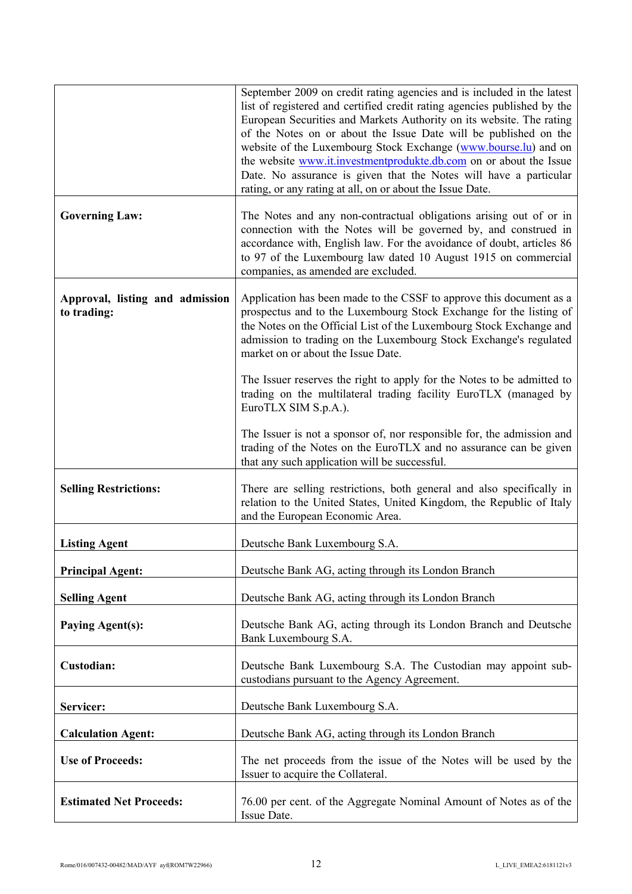| | |
|---|---|
| | September 2009 on credit rating agencies and is included in the latest list of registered and certified credit rating agencies published by the European Securities and Markets Authority on its website. The rating of the Notes on or about the Issue Date will be published on the website of the Luxembourg Stock Exchange (www.bourse.lu) and on the website www.it.investmentprodukte.db.com on or about the Issue Date. No assurance is given that the Notes will have a particular rating, or any rating at all, on or about the Issue Date. |
| **Governing Law:** | The Notes and any non-contractual obligations arising out of or in connection with the Notes will be governed by, and construed in accordance with, English law. For the avoidance of doubt, articles 86 to 97 of the Luxembourg law dated 10 August 1915 on commercial companies, as amended are excluded. |
| **Approval, listing and admission to trading:** | Application has been made to the CSSF to approve this document as a prospectus and to the Luxembourg Stock Exchange for the listing of the Notes on the Official List of the Luxembourg Stock Exchange and admission to trading on the Luxembourg Stock Exchange's regulated market on or about the Issue Date.<br><br>The Issuer reserves the right to apply for the Notes to be admitted to trading on the multilateral trading facility EuroTLX (managed by EuroTLX SIM S.p.A.).<br><br>The Issuer is not a sponsor of, nor responsible for, the admission and trading of the Notes on the EuroTLX and no assurance can be given that any such application will be successful. |
| **Selling Restrictions:** | There are selling restrictions, both general and also specifically in relation to the United States, United Kingdom, the Republic of Italy and the European Economic Area. |
| **Listing Agent** | Deutsche Bank Luxembourg S.A. |
| **Principal Agent:** | Deutsche Bank AG, acting through its London Branch |
| **Selling Agent** | Deutsche Bank AG, acting through its London Branch |
| **Paying Agent(s):** | Deutsche Bank AG, acting through its London Branch and Deutsche Bank Luxembourg S.A. |
| **Custodian:** | Deutsche Bank Luxembourg S.A. The Custodian may appoint sub-custodians pursuant to the Agency Agreement. |
| **Servicer:** | Deutsche Bank Luxembourg S.A. |
| **Calculation Agent:** | Deutsche Bank AG, acting through its London Branch |
| **Use of Proceeds:** | The net proceeds from the issue of the Notes will be used by the Issuer to acquire the Collateral. |
| **Estimated Net Proceeds:** | 76.00 per cent. of the Aggregate Nominal Amount of Notes as of the Issue Date. |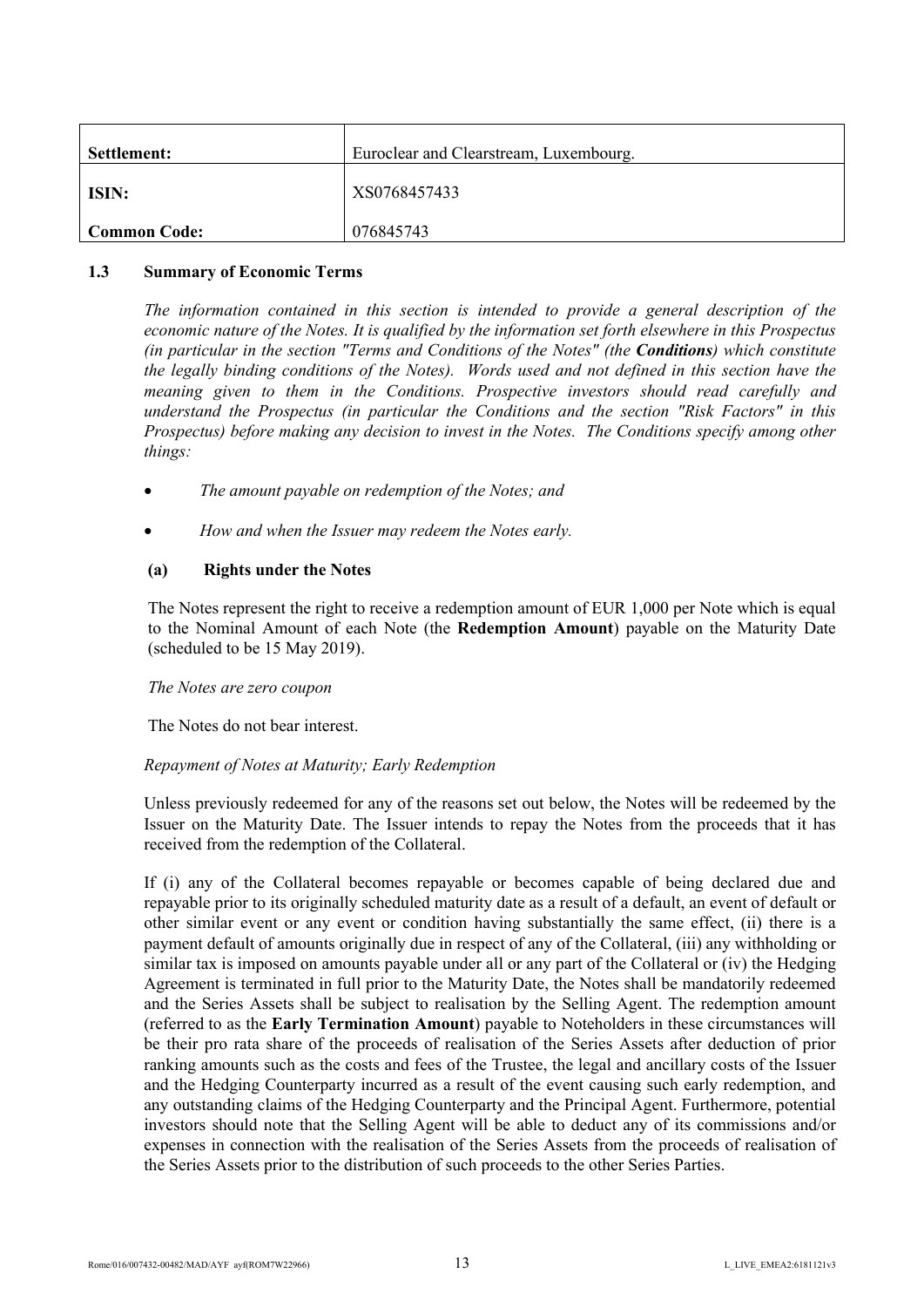| Settlement: | Euroclear and Clearstream, Luxembourg. |
|---|---|
| ISIN: | XS0768457433 |
| Common Code: | 076845743 |

### 1.3 Summary of Economic Terms

*The information contained in this section is intended to provide a general description of the economic nature of the Notes. It is qualified by the information set forth elsewhere in this Prospectus (in particular in the section "Terms and Conditions of the Notes" (the* ***Conditions****) which constitute the legally binding conditions of the Notes). Words used and not defined in this section have the meaning given to them in the Conditions. Prospective investors should read carefully and understand the Prospectus (in particular the Conditions and the section "Risk Factors" in this Prospectus) before making any decision to invest in the Notes. The Conditions specify among other things:*

- *The amount payable on redemption of the Notes; and*
- *How and when the Issuer may redeem the Notes early.*

#### (a) Rights under the Notes

The Notes represent the right to receive a redemption amount of EUR 1,000 per Note which is equal to the Nominal Amount of each Note (the **Redemption Amount**) payable on the Maturity Date (scheduled to be 15 May 2019).

*The Notes are zero coupon*

The Notes do not bear interest.

*Repayment of Notes at Maturity; Early Redemption*

Unless previously redeemed for any of the reasons set out below, the Notes will be redeemed by the Issuer on the Maturity Date. The Issuer intends to repay the Notes from the proceeds that it has received from the redemption of the Collateral.

If (i) any of the Collateral becomes repayable or becomes capable of being declared due and repayable prior to its originally scheduled maturity date as a result of a default, an event of default or other similar event or any event or condition having substantially the same effect, (ii) there is a payment default of amounts originally due in respect of any of the Collateral, (iii) any withholding or similar tax is imposed on amounts payable under all or any part of the Collateral or (iv) the Hedging Agreement is terminated in full prior to the Maturity Date, the Notes shall be mandatorily redeemed and the Series Assets shall be subject to realisation by the Selling Agent. The redemption amount (referred to as the **Early Termination Amount**) payable to Noteholders in these circumstances will be their pro rata share of the proceeds of realisation of the Series Assets after deduction of prior ranking amounts such as the costs and fees of the Trustee, the legal and ancillary costs of the Issuer and the Hedging Counterparty incurred as a result of the event causing such early redemption, and any outstanding claims of the Hedging Counterparty and the Principal Agent. Furthermore, potential investors should note that the Selling Agent will be able to deduct any of its commissions and/or expenses in connection with the realisation of the Series Assets from the proceeds of realisation of the Series Assets prior to the distribution of such proceeds to the other Series Parties.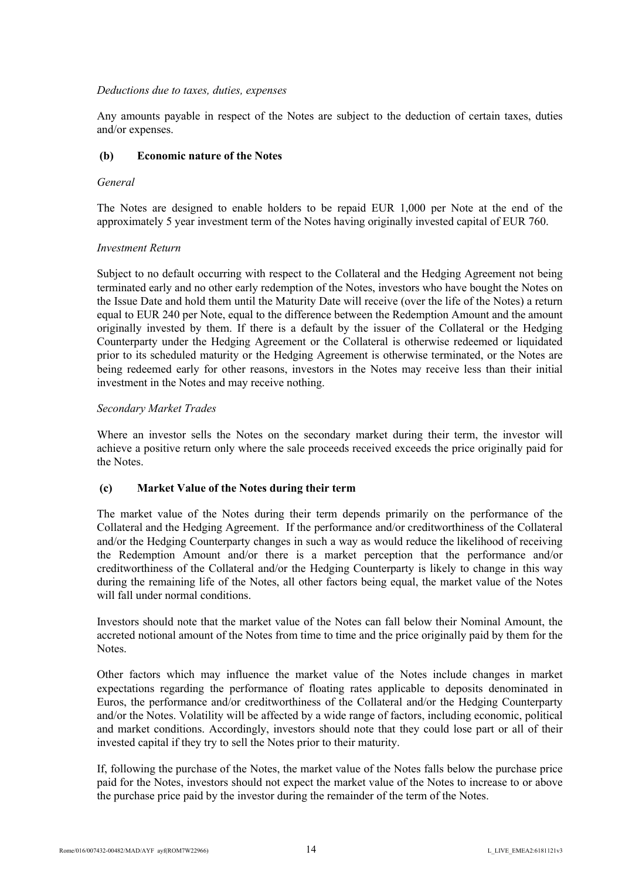*Deductions due to taxes, duties, expenses*

Any amounts payable in respect of the Notes are subject to the deduction of certain taxes, duties and/or expenses.

**(b) Economic nature of the Notes**

*General*

The Notes are designed to enable holders to be repaid EUR 1,000 per Note at the end of the approximately 5 year investment term of the Notes having originally invested capital of EUR 760.

*Investment Return*

Subject to no default occurring with respect to the Collateral and the Hedging Agreement not being terminated early and no other early redemption of the Notes, investors who have bought the Notes on the Issue Date and hold them until the Maturity Date will receive (over the life of the Notes) a return equal to EUR 240 per Note, equal to the difference between the Redemption Amount and the amount originally invested by them. If there is a default by the issuer of the Collateral or the Hedging Counterparty under the Hedging Agreement or the Collateral is otherwise redeemed or liquidated prior to its scheduled maturity or the Hedging Agreement is otherwise terminated, or the Notes are being redeemed early for other reasons, investors in the Notes may receive less than their initial investment in the Notes and may receive nothing.

*Secondary Market Trades*

Where an investor sells the Notes on the secondary market during their term, the investor will achieve a positive return only where the sale proceeds received exceeds the price originally paid for the Notes.

**(c) Market Value of the Notes during their term**

The market value of the Notes during their term depends primarily on the performance of the Collateral and the Hedging Agreement. If the performance and/or creditworthiness of the Collateral and/or the Hedging Counterparty changes in such a way as would reduce the likelihood of receiving the Redemption Amount and/or there is a market perception that the performance and/or creditworthiness of the Collateral and/or the Hedging Counterparty is likely to change in this way during the remaining life of the Notes, all other factors being equal, the market value of the Notes will fall under normal conditions.

Investors should note that the market value of the Notes can fall below their Nominal Amount, the accreted notional amount of the Notes from time to time and the price originally paid by them for the Notes.

Other factors which may influence the market value of the Notes include changes in market expectations regarding the performance of floating rates applicable to deposits denominated in Euros, the performance and/or creditworthiness of the Collateral and/or the Hedging Counterparty and/or the Notes. Volatility will be affected by a wide range of factors, including economic, political and market conditions. Accordingly, investors should note that they could lose part or all of their invested capital if they try to sell the Notes prior to their maturity.

If, following the purchase of the Notes, the market value of the Notes falls below the purchase price paid for the Notes, investors should not expect the market value of the Notes to increase to or above the purchase price paid by the investor during the remainder of the term of the Notes.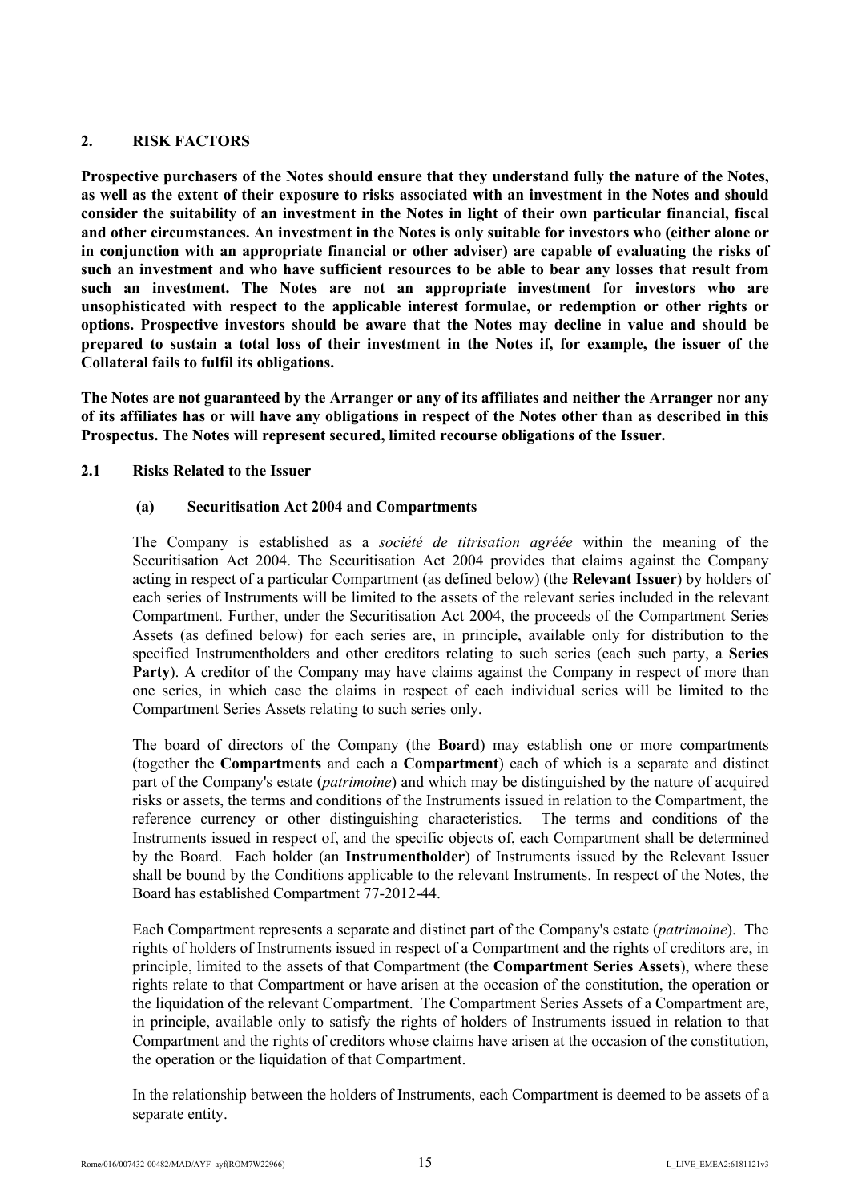## 2. RISK FACTORS

**Prospective purchasers of the Notes should ensure that they understand fully the nature of the Notes, as well as the extent of their exposure to risks associated with an investment in the Notes and should consider the suitability of an investment in the Notes in light of their own particular financial, fiscal and other circumstances. An investment in the Notes is only suitable for investors who (either alone or in conjunction with an appropriate financial or other adviser) are capable of evaluating the risks of such an investment and who have sufficient resources to be able to bear any losses that result from such an investment. The Notes are not an appropriate investment for investors who are unsophisticated with respect to the applicable interest formulae, or redemption or other rights or options. Prospective investors should be aware that the Notes may decline in value and should be prepared to sustain a total loss of their investment in the Notes if, for example, the issuer of the Collateral fails to fulfil its obligations.**

**The Notes are not guaranteed by the Arranger or any of its affiliates and neither the Arranger nor any of its affiliates has or will have any obligations in respect of the Notes other than as described in this Prospectus. The Notes will represent secured, limited recourse obligations of the Issuer.**

### 2.1 Risks Related to the Issuer

#### (a) Securitisation Act 2004 and Compartments

The Company is established as a *société de titrisation agréée* within the meaning of the Securitisation Act 2004. The Securitisation Act 2004 provides that claims against the Company acting in respect of a particular Compartment (as defined below) (the **Relevant Issuer**) by holders of each series of Instruments will be limited to the assets of the relevant series included in the relevant Compartment. Further, under the Securitisation Act 2004, the proceeds of the Compartment Series Assets (as defined below) for each series are, in principle, available only for distribution to the specified Instrumentholders and other creditors relating to such series (each such party, a **Series Party**). A creditor of the Company may have claims against the Company in respect of more than one series, in which case the claims in respect of each individual series will be limited to the Compartment Series Assets relating to such series only.

The board of directors of the Company (the **Board**) may establish one or more compartments (together the **Compartments** and each a **Compartment**) each of which is a separate and distinct part of the Company's estate (*patrimoine*) and which may be distinguished by the nature of acquired risks or assets, the terms and conditions of the Instruments issued in relation to the Compartment, the reference currency or other distinguishing characteristics. The terms and conditions of the Instruments issued in respect of, and the specific objects of, each Compartment shall be determined by the Board. Each holder (an **Instrumentholder**) of Instruments issued by the Relevant Issuer shall be bound by the Conditions applicable to the relevant Instruments. In respect of the Notes, the Board has established Compartment 77-2012-44.

Each Compartment represents a separate and distinct part of the Company's estate (*patrimoine*). The rights of holders of Instruments issued in respect of a Compartment and the rights of creditors are, in principle, limited to the assets of that Compartment (the **Compartment Series Assets**), where these rights relate to that Compartment or have arisen at the occasion of the constitution, the operation or the liquidation of the relevant Compartment. The Compartment Series Assets of a Compartment are, in principle, available only to satisfy the rights of holders of Instruments issued in relation to that Compartment and the rights of creditors whose claims have arisen at the occasion of the constitution, the operation or the liquidation of that Compartment.

In the relationship between the holders of Instruments, each Compartment is deemed to be assets of a separate entity.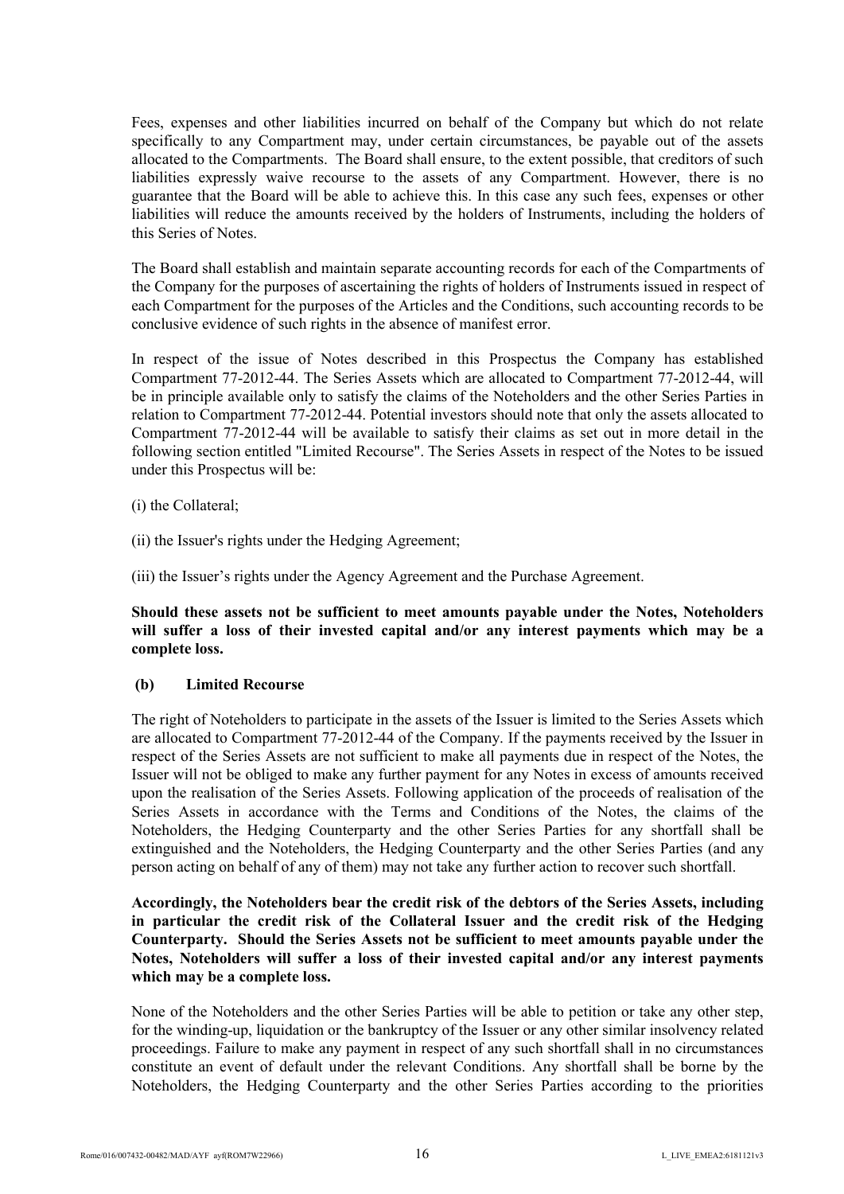Fees, expenses and other liabilities incurred on behalf of the Company but which do not relate specifically to any Compartment may, under certain circumstances, be payable out of the assets allocated to the Compartments. The Board shall ensure, to the extent possible, that creditors of such liabilities expressly waive recourse to the assets of any Compartment. However, there is no guarantee that the Board will be able to achieve this. In this case any such fees, expenses or other liabilities will reduce the amounts received by the holders of Instruments, including the holders of this Series of Notes.

The Board shall establish and maintain separate accounting records for each of the Compartments of the Company for the purposes of ascertaining the rights of holders of Instruments issued in respect of each Compartment for the purposes of the Articles and the Conditions, such accounting records to be conclusive evidence of such rights in the absence of manifest error.

In respect of the issue of Notes described in this Prospectus the Company has established Compartment 77-2012-44. The Series Assets which are allocated to Compartment 77-2012-44, will be in principle available only to satisfy the claims of the Noteholders and the other Series Parties in relation to Compartment 77-2012-44. Potential investors should note that only the assets allocated to Compartment 77-2012-44 will be available to satisfy their claims as set out in more detail in the following section entitled "Limited Recourse". The Series Assets in respect of the Notes to be issued under this Prospectus will be:

(i) the Collateral;

(ii) the Issuer's rights under the Hedging Agreement;

(iii) the Issuer's rights under the Agency Agreement and the Purchase Agreement.

**Should these assets not be sufficient to meet amounts payable under the Notes, Noteholders will suffer a loss of their invested capital and/or any interest payments which may be a complete loss.**

**(b) Limited Recourse**

The right of Noteholders to participate in the assets of the Issuer is limited to the Series Assets which are allocated to Compartment 77-2012-44 of the Company. If the payments received by the Issuer in respect of the Series Assets are not sufficient to make all payments due in respect of the Notes, the Issuer will not be obliged to make any further payment for any Notes in excess of amounts received upon the realisation of the Series Assets. Following application of the proceeds of realisation of the Series Assets in accordance with the Terms and Conditions of the Notes, the claims of the Noteholders, the Hedging Counterparty and the other Series Parties for any shortfall shall be extinguished and the Noteholders, the Hedging Counterparty and the other Series Parties (and any person acting on behalf of any of them) may not take any further action to recover such shortfall.

**Accordingly, the Noteholders bear the credit risk of the debtors of the Series Assets, including in particular the credit risk of the Collateral Issuer and the credit risk of the Hedging Counterparty. Should the Series Assets not be sufficient to meet amounts payable under the Notes, Noteholders will suffer a loss of their invested capital and/or any interest payments which may be a complete loss.**

None of the Noteholders and the other Series Parties will be able to petition or take any other step, for the winding-up, liquidation or the bankruptcy of the Issuer or any other similar insolvency related proceedings. Failure to make any payment in respect of any such shortfall shall in no circumstances constitute an event of default under the relevant Conditions. Any shortfall shall be borne by the Noteholders, the Hedging Counterparty and the other Series Parties according to the priorities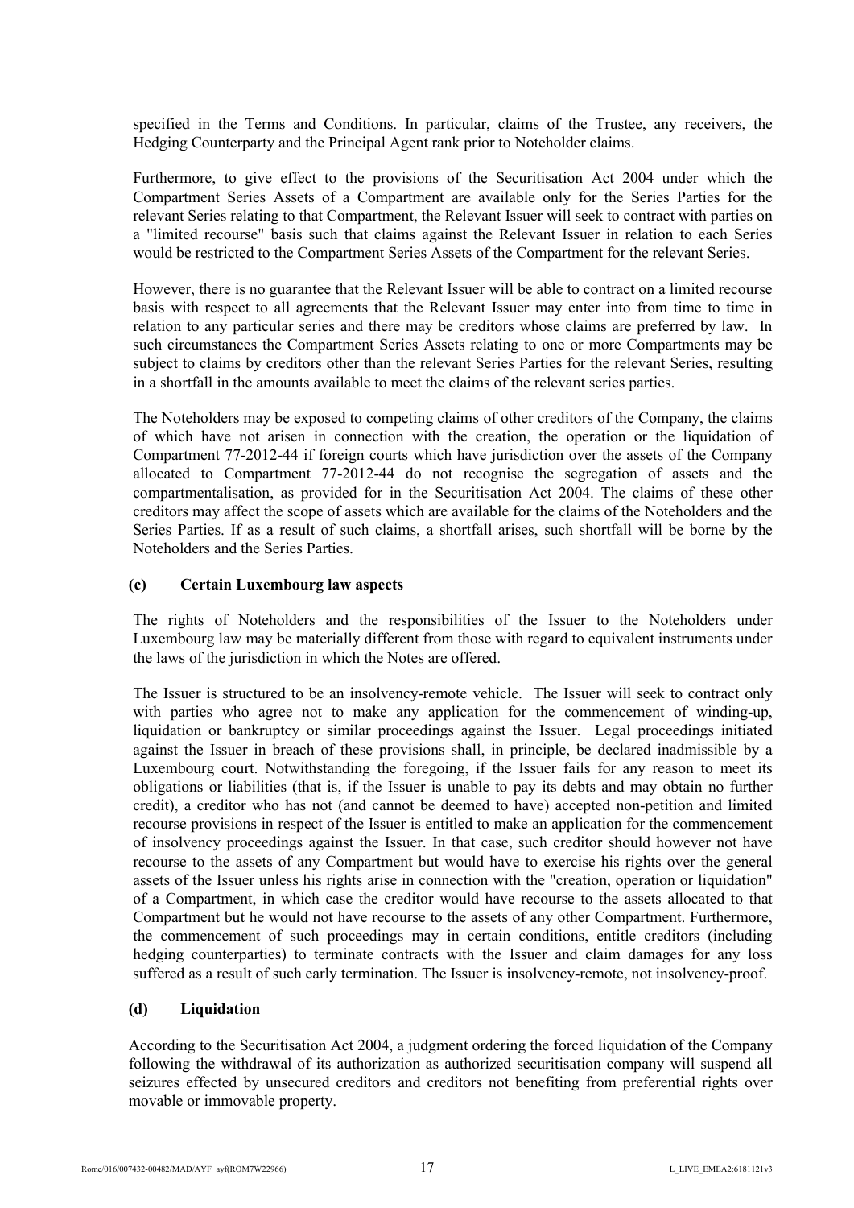specified in the Terms and Conditions. In particular, claims of the Trustee, any receivers, the Hedging Counterparty and the Principal Agent rank prior to Noteholder claims.

Furthermore, to give effect to the provisions of the Securitisation Act 2004 under which the Compartment Series Assets of a Compartment are available only for the Series Parties for the relevant Series relating to that Compartment, the Relevant Issuer will seek to contract with parties on a "limited recourse" basis such that claims against the Relevant Issuer in relation to each Series would be restricted to the Compartment Series Assets of the Compartment for the relevant Series.

However, there is no guarantee that the Relevant Issuer will be able to contract on a limited recourse basis with respect to all agreements that the Relevant Issuer may enter into from time to time in relation to any particular series and there may be creditors whose claims are preferred by law. In such circumstances the Compartment Series Assets relating to one or more Compartments may be subject to claims by creditors other than the relevant Series Parties for the relevant Series, resulting in a shortfall in the amounts available to meet the claims of the relevant series parties.

The Noteholders may be exposed to competing claims of other creditors of the Company, the claims of which have not arisen in connection with the creation, the operation or the liquidation of Compartment 77-2012-44 if foreign courts which have jurisdiction over the assets of the Company allocated to Compartment 77-2012-44 do not recognise the segregation of assets and the compartmentalisation, as provided for in the Securitisation Act 2004. The claims of these other creditors may affect the scope of assets which are available for the claims of the Noteholders and the Series Parties. If as a result of such claims, a shortfall arises, such shortfall will be borne by the Noteholders and the Series Parties.

### (c) Certain Luxembourg law aspects

The rights of Noteholders and the responsibilities of the Issuer to the Noteholders under Luxembourg law may be materially different from those with regard to equivalent instruments under the laws of the jurisdiction in which the Notes are offered.

The Issuer is structured to be an insolvency-remote vehicle. The Issuer will seek to contract only with parties who agree not to make any application for the commencement of winding-up, liquidation or bankruptcy or similar proceedings against the Issuer. Legal proceedings initiated against the Issuer in breach of these provisions shall, in principle, be declared inadmissible by a Luxembourg court. Notwithstanding the foregoing, if the Issuer fails for any reason to meet its obligations or liabilities (that is, if the Issuer is unable to pay its debts and may obtain no further credit), a creditor who has not (and cannot be deemed to have) accepted non-petition and limited recourse provisions in respect of the Issuer is entitled to make an application for the commencement of insolvency proceedings against the Issuer. In that case, such creditor should however not have recourse to the assets of any Compartment but would have to exercise his rights over the general assets of the Issuer unless his rights arise in connection with the "creation, operation or liquidation" of a Compartment, in which case the creditor would have recourse to the assets allocated to that Compartment but he would not have recourse to the assets of any other Compartment. Furthermore, the commencement of such proceedings may in certain conditions, entitle creditors (including hedging counterparties) to terminate contracts with the Issuer and claim damages for any loss suffered as a result of such early termination. The Issuer is insolvency-remote, not insolvency-proof.

### (d) Liquidation

According to the Securitisation Act 2004, a judgment ordering the forced liquidation of the Company following the withdrawal of its authorization as authorized securitisation company will suspend all seizures effected by unsecured creditors and creditors not benefiting from preferential rights over movable or immovable property.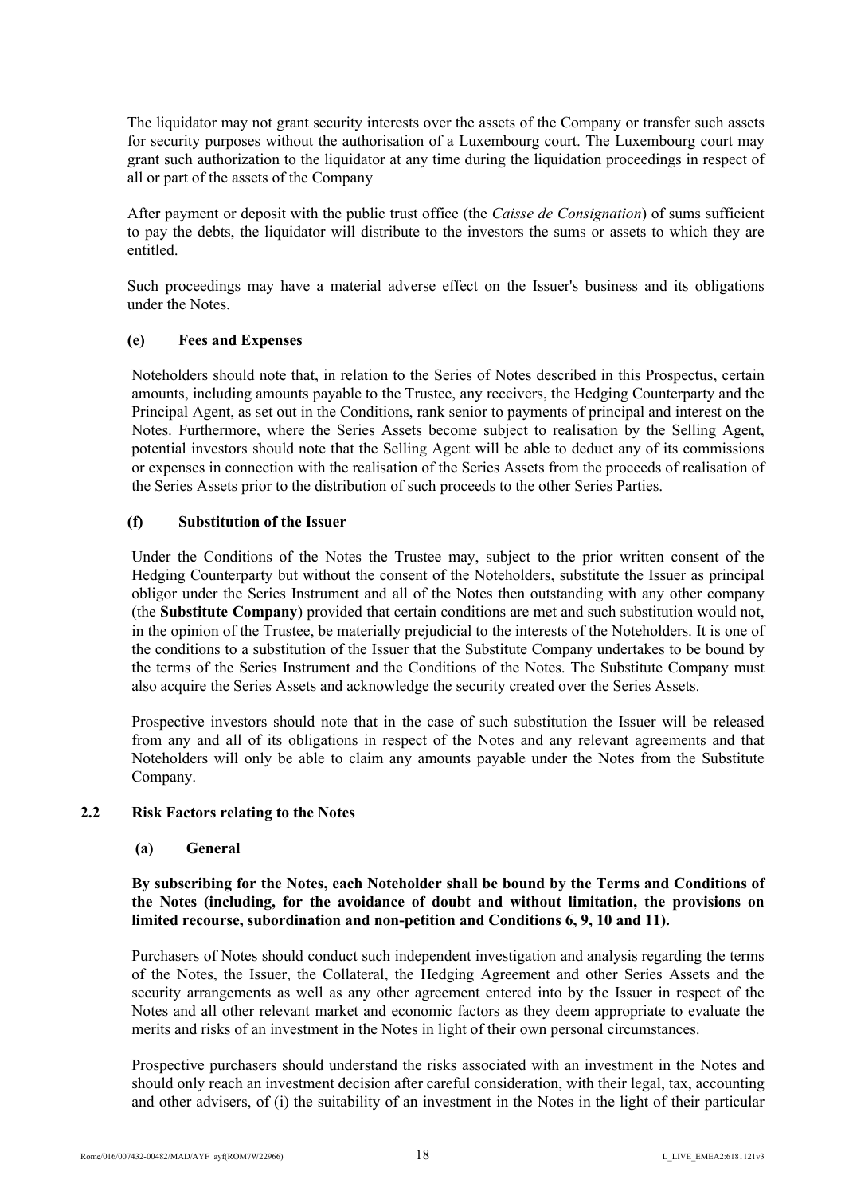The liquidator may not grant security interests over the assets of the Company or transfer such assets for security purposes without the authorisation of a Luxembourg court. The Luxembourg court may grant such authorization to the liquidator at any time during the liquidation proceedings in respect of all or part of the assets of the Company

After payment or deposit with the public trust office (the *Caisse de Consignation*) of sums sufficient to pay the debts, the liquidator will distribute to the investors the sums or assets to which they are entitled.

Such proceedings may have a material adverse effect on the Issuer's business and its obligations under the Notes.

**(e) Fees and Expenses**

Noteholders should note that, in relation to the Series of Notes described in this Prospectus, certain amounts, including amounts payable to the Trustee, any receivers, the Hedging Counterparty and the Principal Agent, as set out in the Conditions, rank senior to payments of principal and interest on the Notes. Furthermore, where the Series Assets become subject to realisation by the Selling Agent, potential investors should note that the Selling Agent will be able to deduct any of its commissions or expenses in connection with the realisation of the Series Assets from the proceeds of realisation of the Series Assets prior to the distribution of such proceeds to the other Series Parties.

**(f) Substitution of the Issuer**

Under the Conditions of the Notes the Trustee may, subject to the prior written consent of the Hedging Counterparty but without the consent of the Noteholders, substitute the Issuer as principal obligor under the Series Instrument and all of the Notes then outstanding with any other company (the **Substitute Company**) provided that certain conditions are met and such substitution would not, in the opinion of the Trustee, be materially prejudicial to the interests of the Noteholders. It is one of the conditions to a substitution of the Issuer that the Substitute Company undertakes to be bound by the terms of the Series Instrument and the Conditions of the Notes. The Substitute Company must also acquire the Series Assets and acknowledge the security created over the Series Assets.

Prospective investors should note that in the case of such substitution the Issuer will be released from any and all of its obligations in respect of the Notes and any relevant agreements and that Noteholders will only be able to claim any amounts payable under the Notes from the Substitute Company.

## 2.2 Risk Factors relating to the Notes

**(a) General**

**By subscribing for the Notes, each Noteholder shall be bound by the Terms and Conditions of the Notes (including, for the avoidance of doubt and without limitation, the provisions on limited recourse, subordination and non-petition and Conditions 6, 9, 10 and 11).**

Purchasers of Notes should conduct such independent investigation and analysis regarding the terms of the Notes, the Issuer, the Collateral, the Hedging Agreement and other Series Assets and the security arrangements as well as any other agreement entered into by the Issuer in respect of the Notes and all other relevant market and economic factors as they deem appropriate to evaluate the merits and risks of an investment in the Notes in light of their own personal circumstances.

Prospective purchasers should understand the risks associated with an investment in the Notes and should only reach an investment decision after careful consideration, with their legal, tax, accounting and other advisers, of (i) the suitability of an investment in the Notes in the light of their particular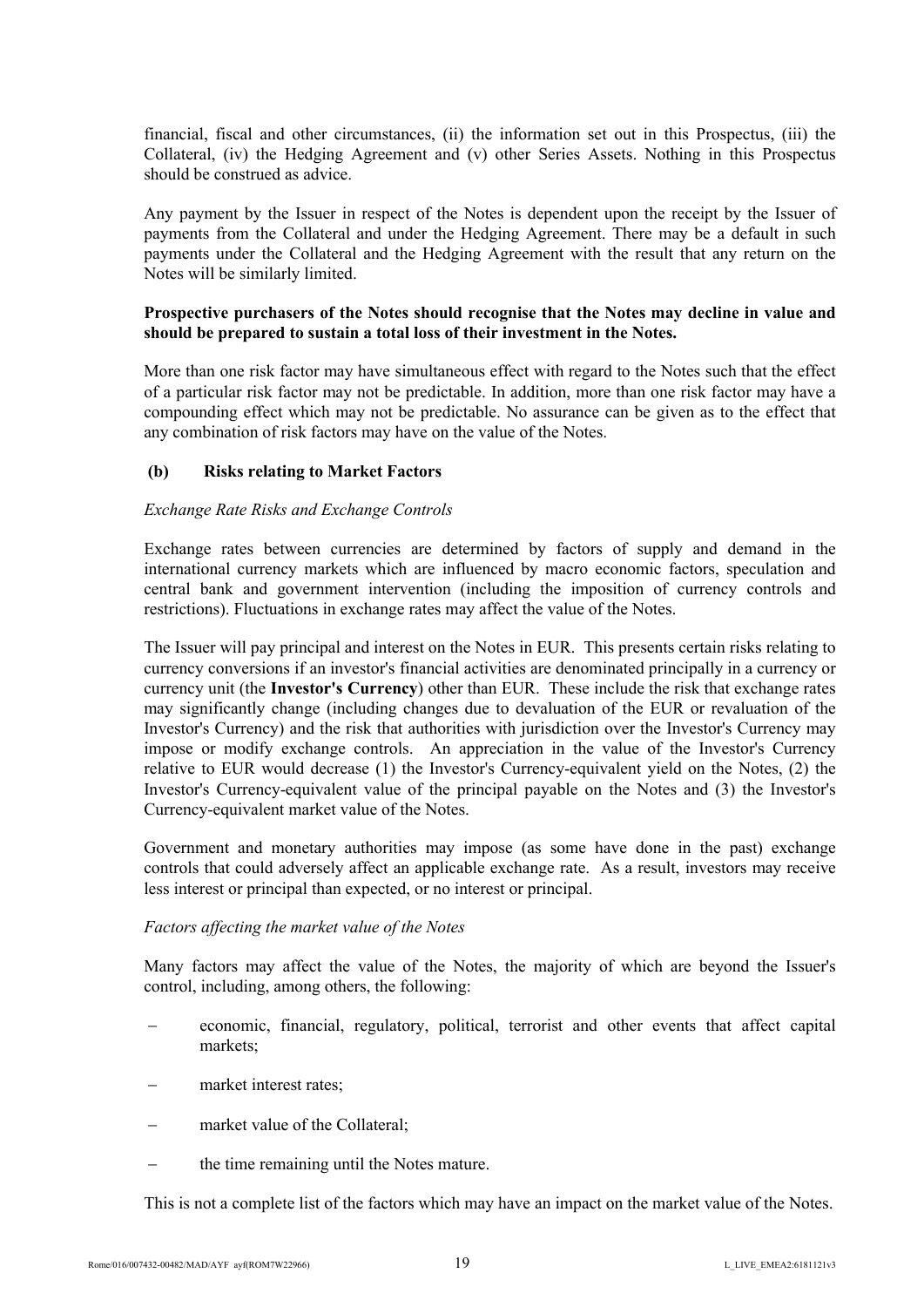financial, fiscal and other circumstances, (ii) the information set out in this Prospectus, (iii) the Collateral, (iv) the Hedging Agreement and (v) other Series Assets. Nothing in this Prospectus should be construed as advice.

Any payment by the Issuer in respect of the Notes is dependent upon the receipt by the Issuer of payments from the Collateral and under the Hedging Agreement. There may be a default in such payments under the Collateral and the Hedging Agreement with the result that any return on the Notes will be similarly limited.

**Prospective purchasers of the Notes should recognise that the Notes may decline in value and should be prepared to sustain a total loss of their investment in the Notes.**

More than one risk factor may have simultaneous effect with regard to the Notes such that the effect of a particular risk factor may not be predictable. In addition, more than one risk factor may have a compounding effect which may not be predictable. No assurance can be given as to the effect that any combination of risk factors may have on the value of the Notes.

### (b) Risks relating to Market Factors

*Exchange Rate Risks and Exchange Controls*

Exchange rates between currencies are determined by factors of supply and demand in the international currency markets which are influenced by macro economic factors, speculation and central bank and government intervention (including the imposition of currency controls and restrictions). Fluctuations in exchange rates may affect the value of the Notes.

The Issuer will pay principal and interest on the Notes in EUR. This presents certain risks relating to currency conversions if an investor's financial activities are denominated principally in a currency or currency unit (the **Investor's Currency**) other than EUR. These include the risk that exchange rates may significantly change (including changes due to devaluation of the EUR or revaluation of the Investor's Currency) and the risk that authorities with jurisdiction over the Investor's Currency may impose or modify exchange controls. An appreciation in the value of the Investor's Currency relative to EUR would decrease (1) the Investor's Currency-equivalent yield on the Notes, (2) the Investor's Currency-equivalent value of the principal payable on the Notes and (3) the Investor's Currency-equivalent market value of the Notes.

Government and monetary authorities may impose (as some have done in the past) exchange controls that could adversely affect an applicable exchange rate. As a result, investors may receive less interest or principal than expected, or no interest or principal.

*Factors affecting the market value of the Notes*

Many factors may affect the value of the Notes, the majority of which are beyond the Issuer's control, including, among others, the following:

- economic, financial, regulatory, political, terrorist and other events that affect capital markets;
- market interest rates;
- market value of the Collateral;
- the time remaining until the Notes mature.

This is not a complete list of the factors which may have an impact on the market value of the Notes.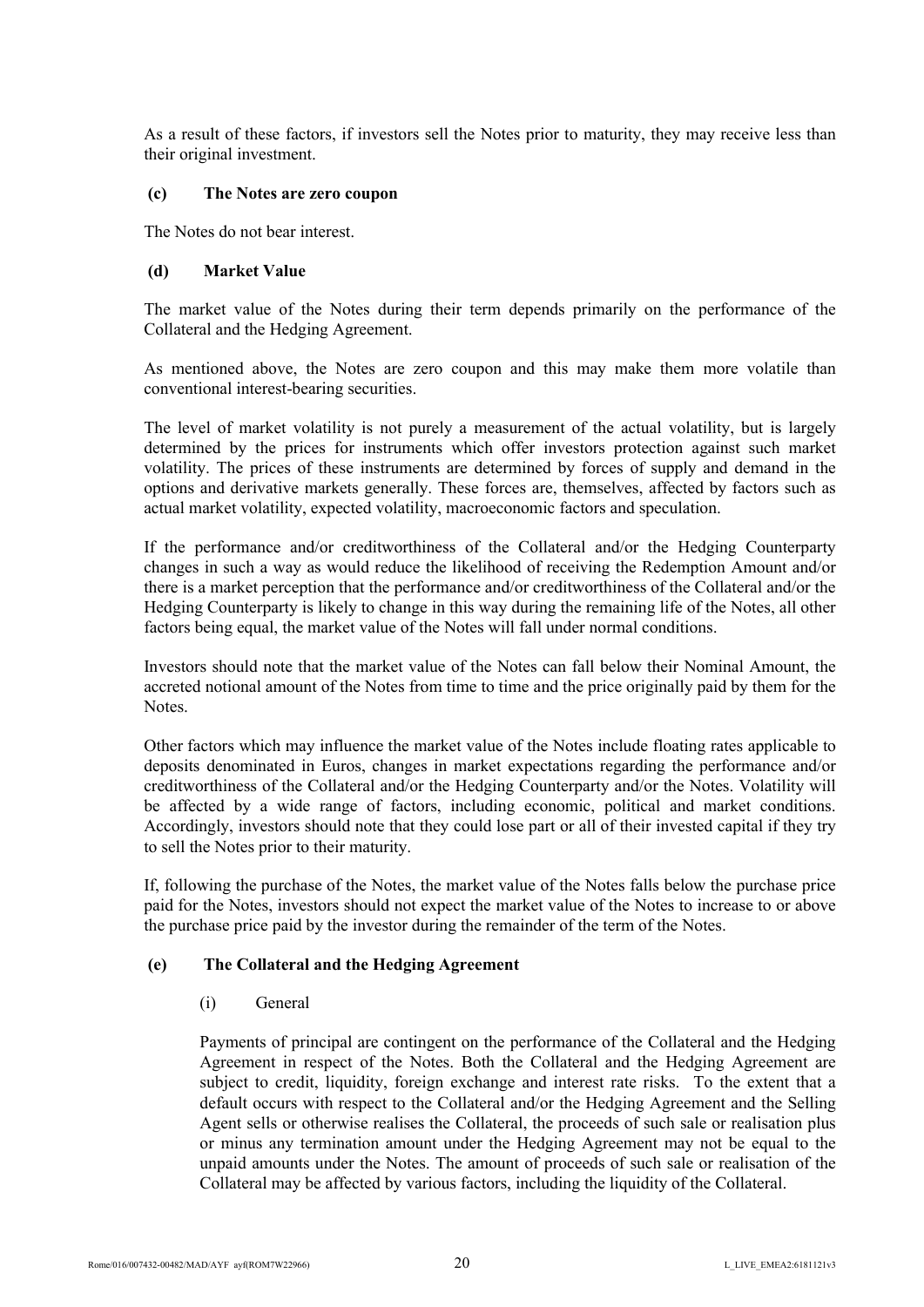As a result of these factors, if investors sell the Notes prior to maturity, they may receive less than their original investment.

### (c) The Notes are zero coupon

The Notes do not bear interest.

### (d) Market Value

The market value of the Notes during their term depends primarily on the performance of the Collateral and the Hedging Agreement.

As mentioned above, the Notes are zero coupon and this may make them more volatile than conventional interest-bearing securities.

The level of market volatility is not purely a measurement of the actual volatility, but is largely determined by the prices for instruments which offer investors protection against such market volatility. The prices of these instruments are determined by forces of supply and demand in the options and derivative markets generally. These forces are, themselves, affected by factors such as actual market volatility, expected volatility, macroeconomic factors and speculation.

If the performance and/or creditworthiness of the Collateral and/or the Hedging Counterparty changes in such a way as would reduce the likelihood of receiving the Redemption Amount and/or there is a market perception that the performance and/or creditworthiness of the Collateral and/or the Hedging Counterparty is likely to change in this way during the remaining life of the Notes, all other factors being equal, the market value of the Notes will fall under normal conditions.

Investors should note that the market value of the Notes can fall below their Nominal Amount, the accreted notional amount of the Notes from time to time and the price originally paid by them for the Notes.

Other factors which may influence the market value of the Notes include floating rates applicable to deposits denominated in Euros, changes in market expectations regarding the performance and/or creditworthiness of the Collateral and/or the Hedging Counterparty and/or the Notes. Volatility will be affected by a wide range of factors, including economic, political and market conditions. Accordingly, investors should note that they could lose part or all of their invested capital if they try to sell the Notes prior to their maturity.

If, following the purchase of the Notes, the market value of the Notes falls below the purchase price paid for the Notes, investors should not expect the market value of the Notes to increase to or above the purchase price paid by the investor during the remainder of the term of the Notes.

### (e) The Collateral and the Hedging Agreement

(i) General

Payments of principal are contingent on the performance of the Collateral and the Hedging Agreement in respect of the Notes. Both the Collateral and the Hedging Agreement are subject to credit, liquidity, foreign exchange and interest rate risks. To the extent that a default occurs with respect to the Collateral and/or the Hedging Agreement and the Selling Agent sells or otherwise realises the Collateral, the proceeds of such sale or realisation plus or minus any termination amount under the Hedging Agreement may not be equal to the unpaid amounts under the Notes. The amount of proceeds of such sale or realisation of the Collateral may be affected by various factors, including the liquidity of the Collateral.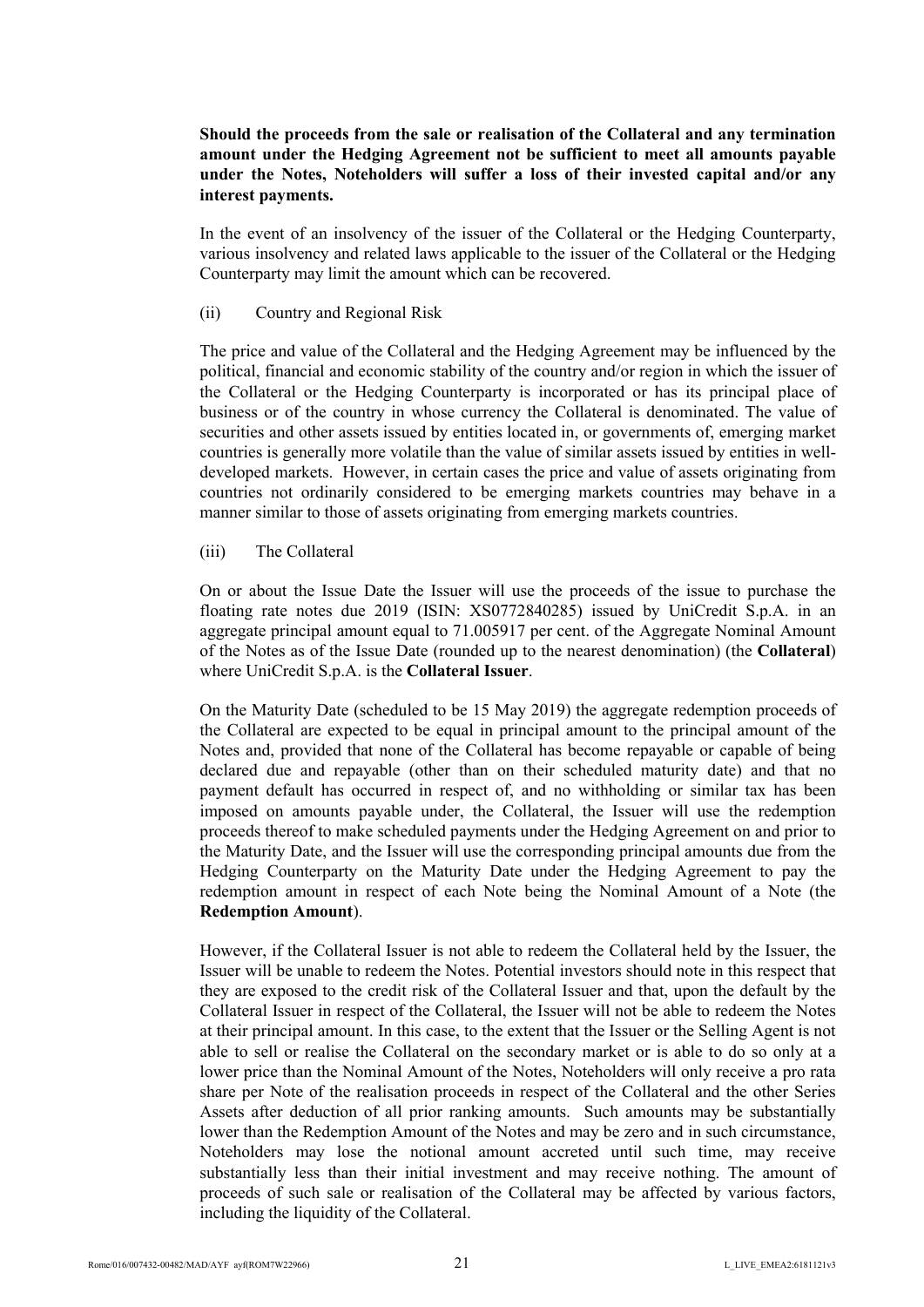**Should the proceeds from the sale or realisation of the Collateral and any termination amount under the Hedging Agreement not be sufficient to meet all amounts payable under the Notes, Noteholders will suffer a loss of their invested capital and/or any interest payments.**

In the event of an insolvency of the issuer of the Collateral or the Hedging Counterparty, various insolvency and related laws applicable to the issuer of the Collateral or the Hedging Counterparty may limit the amount which can be recovered.

(ii) Country and Regional Risk

The price and value of the Collateral and the Hedging Agreement may be influenced by the political, financial and economic stability of the country and/or region in which the issuer of the Collateral or the Hedging Counterparty is incorporated or has its principal place of business or of the country in whose currency the Collateral is denominated. The value of securities and other assets issued by entities located in, or governments of, emerging market countries is generally more volatile than the value of similar assets issued by entities in well-developed markets. However, in certain cases the price and value of assets originating from countries not ordinarily considered to be emerging markets countries may behave in a manner similar to those of assets originating from emerging markets countries.

(iii) The Collateral

On or about the Issue Date the Issuer will use the proceeds of the issue to purchase the floating rate notes due 2019 (ISIN: XS0772840285) issued by UniCredit S.p.A. in an aggregate principal amount equal to 71.005917 per cent. of the Aggregate Nominal Amount of the Notes as of the Issue Date (rounded up to the nearest denomination) (the **Collateral**) where UniCredit S.p.A. is the **Collateral Issuer**.

On the Maturity Date (scheduled to be 15 May 2019) the aggregate redemption proceeds of the Collateral are expected to be equal in principal amount to the principal amount of the Notes and, provided that none of the Collateral has become repayable or capable of being declared due and repayable (other than on their scheduled maturity date) and that no payment default has occurred in respect of, and no withholding or similar tax has been imposed on amounts payable under, the Collateral, the Issuer will use the redemption proceeds thereof to make scheduled payments under the Hedging Agreement on and prior to the Maturity Date, and the Issuer will use the corresponding principal amounts due from the Hedging Counterparty on the Maturity Date under the Hedging Agreement to pay the redemption amount in respect of each Note being the Nominal Amount of a Note (the **Redemption Amount**).

However, if the Collateral Issuer is not able to redeem the Collateral held by the Issuer, the Issuer will be unable to redeem the Notes. Potential investors should note in this respect that they are exposed to the credit risk of the Collateral Issuer and that, upon the default by the Collateral Issuer in respect of the Collateral, the Issuer will not be able to redeem the Notes at their principal amount. In this case, to the extent that the Issuer or the Selling Agent is not able to sell or realise the Collateral on the secondary market or is able to do so only at a lower price than the Nominal Amount of the Notes, Noteholders will only receive a pro rata share per Note of the realisation proceeds in respect of the Collateral and the other Series Assets after deduction of all prior ranking amounts. Such amounts may be substantially lower than the Redemption Amount of the Notes and may be zero and in such circumstance, Noteholders may lose the notional amount accreted until such time, may receive substantially less than their initial investment and may receive nothing. The amount of proceeds of such sale or realisation of the Collateral may be affected by various factors, including the liquidity of the Collateral.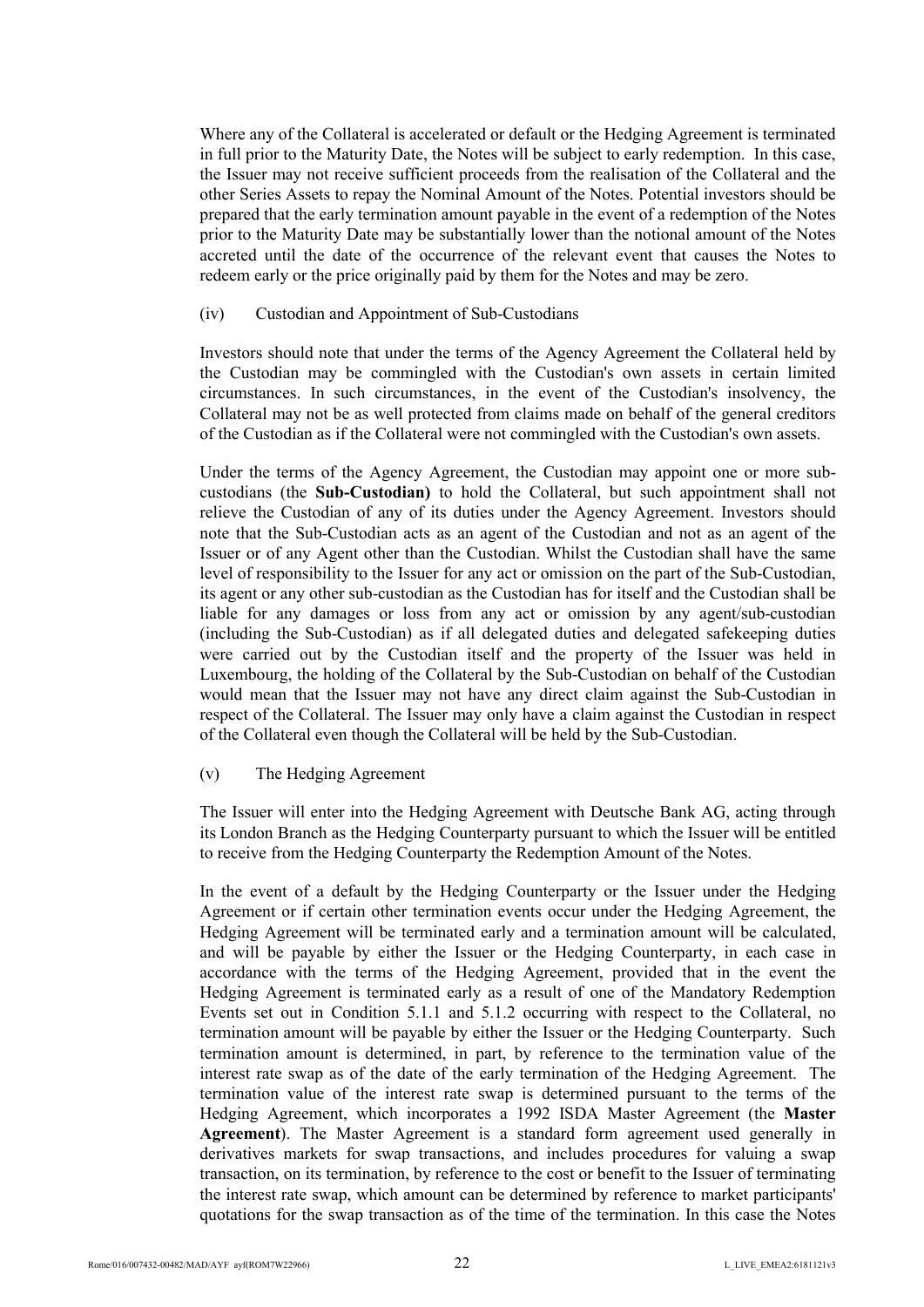Where any of the Collateral is accelerated or default or the Hedging Agreement is terminated in full prior to the Maturity Date, the Notes will be subject to early redemption. In this case, the Issuer may not receive sufficient proceeds from the realisation of the Collateral and the other Series Assets to repay the Nominal Amount of the Notes. Potential investors should be prepared that the early termination amount payable in the event of a redemption of the Notes prior to the Maturity Date may be substantially lower than the notional amount of the Notes accreted until the date of the occurrence of the relevant event that causes the Notes to redeem early or the price originally paid by them for the Notes and may be zero.

(iv) Custodian and Appointment of Sub-Custodians

Investors should note that under the terms of the Agency Agreement the Collateral held by the Custodian may be commingled with the Custodian's own assets in certain limited circumstances. In such circumstances, in the event of the Custodian's insolvency, the Collateral may not be as well protected from claims made on behalf of the general creditors of the Custodian as if the Collateral were not commingled with the Custodian's own assets.

Under the terms of the Agency Agreement, the Custodian may appoint one or more sub-custodians (the **Sub-Custodian)** to hold the Collateral, but such appointment shall not relieve the Custodian of any of its duties under the Agency Agreement. Investors should note that the Sub-Custodian acts as an agent of the Custodian and not as an agent of the Issuer or of any Agent other than the Custodian. Whilst the Custodian shall have the same level of responsibility to the Issuer for any act or omission on the part of the Sub-Custodian, its agent or any other sub-custodian as the Custodian has for itself and the Custodian shall be liable for any damages or loss from any act or omission by any agent/sub-custodian (including the Sub-Custodian) as if all delegated duties and delegated safekeeping duties were carried out by the Custodian itself and the property of the Issuer was held in Luxembourg, the holding of the Collateral by the Sub-Custodian on behalf of the Custodian would mean that the Issuer may not have any direct claim against the Sub-Custodian in respect of the Collateral. The Issuer may only have a claim against the Custodian in respect of the Collateral even though the Collateral will be held by the Sub-Custodian.

(v) The Hedging Agreement

The Issuer will enter into the Hedging Agreement with Deutsche Bank AG, acting through its London Branch as the Hedging Counterparty pursuant to which the Issuer will be entitled to receive from the Hedging Counterparty the Redemption Amount of the Notes.

In the event of a default by the Hedging Counterparty or the Issuer under the Hedging Agreement or if certain other termination events occur under the Hedging Agreement, the Hedging Agreement will be terminated early and a termination amount will be calculated, and will be payable by either the Issuer or the Hedging Counterparty, in each case in accordance with the terms of the Hedging Agreement, provided that in the event the Hedging Agreement is terminated early as a result of one of the Mandatory Redemption Events set out in Condition 5.1.1 and 5.1.2 occurring with respect to the Collateral, no termination amount will be payable by either the Issuer or the Hedging Counterparty. Such termination amount is determined, in part, by reference to the termination value of the interest rate swap as of the date of the early termination of the Hedging Agreement. The termination value of the interest rate swap is determined pursuant to the terms of the Hedging Agreement, which incorporates a 1992 ISDA Master Agreement (the **Master Agreement**). The Master Agreement is a standard form agreement used generally in derivatives markets for swap transactions, and includes procedures for valuing a swap transaction, on its termination, by reference to the cost or benefit to the Issuer of terminating the interest rate swap, which amount can be determined by reference to market participants' quotations for the swap transaction as of the time of the termination. In this case the Notes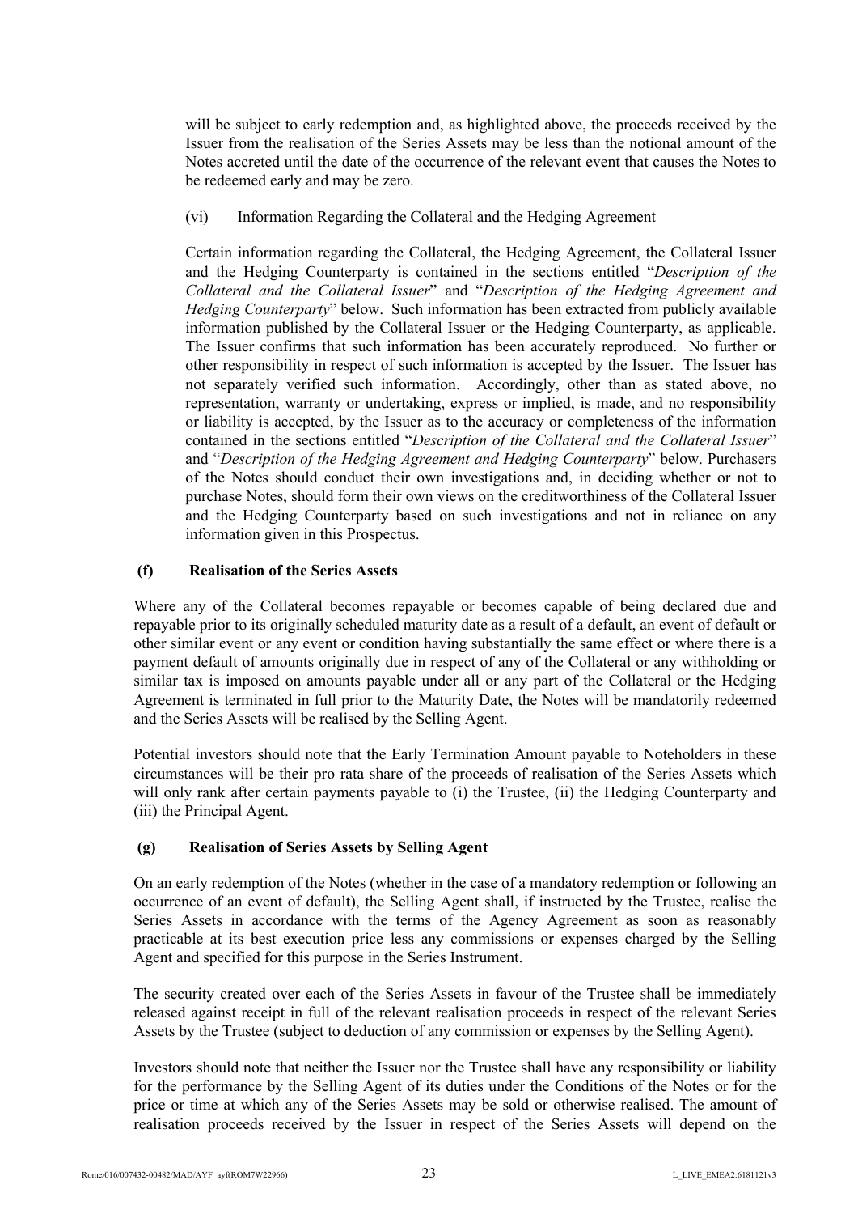will be subject to early redemption and, as highlighted above, the proceeds received by the Issuer from the realisation of the Series Assets may be less than the notional amount of the Notes accreted until the date of the occurrence of the relevant event that causes the Notes to be redeemed early and may be zero.

(vi) Information Regarding the Collateral and the Hedging Agreement

Certain information regarding the Collateral, the Hedging Agreement, the Collateral Issuer and the Hedging Counterparty is contained in the sections entitled "*Description of the Collateral and the Collateral Issuer*" and "*Description of the Hedging Agreement and Hedging Counterparty*" below. Such information has been extracted from publicly available information published by the Collateral Issuer or the Hedging Counterparty, as applicable. The Issuer confirms that such information has been accurately reproduced. No further or other responsibility in respect of such information is accepted by the Issuer. The Issuer has not separately verified such information. Accordingly, other than as stated above, no representation, warranty or undertaking, express or implied, is made, and no responsibility or liability is accepted, by the Issuer as to the accuracy or completeness of the information contained in the sections entitled "*Description of the Collateral and the Collateral Issuer*" and "*Description of the Hedging Agreement and Hedging Counterparty*" below. Purchasers of the Notes should conduct their own investigations and, in deciding whether or not to purchase Notes, should form their own views on the creditworthiness of the Collateral Issuer and the Hedging Counterparty based on such investigations and not in reliance on any information given in this Prospectus.

### (f) Realisation of the Series Assets

Where any of the Collateral becomes repayable or becomes capable of being declared due and repayable prior to its originally scheduled maturity date as a result of a default, an event of default or other similar event or any event or condition having substantially the same effect or where there is a payment default of amounts originally due in respect of any of the Collateral or any withholding or similar tax is imposed on amounts payable under all or any part of the Collateral or the Hedging Agreement is terminated in full prior to the Maturity Date, the Notes will be mandatorily redeemed and the Series Assets will be realised by the Selling Agent.

Potential investors should note that the Early Termination Amount payable to Noteholders in these circumstances will be their pro rata share of the proceeds of realisation of the Series Assets which will only rank after certain payments payable to (i) the Trustee, (ii) the Hedging Counterparty and (iii) the Principal Agent.

### (g) Realisation of Series Assets by Selling Agent

On an early redemption of the Notes (whether in the case of a mandatory redemption or following an occurrence of an event of default), the Selling Agent shall, if instructed by the Trustee, realise the Series Assets in accordance with the terms of the Agency Agreement as soon as reasonably practicable at its best execution price less any commissions or expenses charged by the Selling Agent and specified for this purpose in the Series Instrument.

The security created over each of the Series Assets in favour of the Trustee shall be immediately released against receipt in full of the relevant realisation proceeds in respect of the relevant Series Assets by the Trustee (subject to deduction of any commission or expenses by the Selling Agent).

Investors should note that neither the Issuer nor the Trustee shall have any responsibility or liability for the performance by the Selling Agent of its duties under the Conditions of the Notes or for the price or time at which any of the Series Assets may be sold or otherwise realised. The amount of realisation proceeds received by the Issuer in respect of the Series Assets will depend on the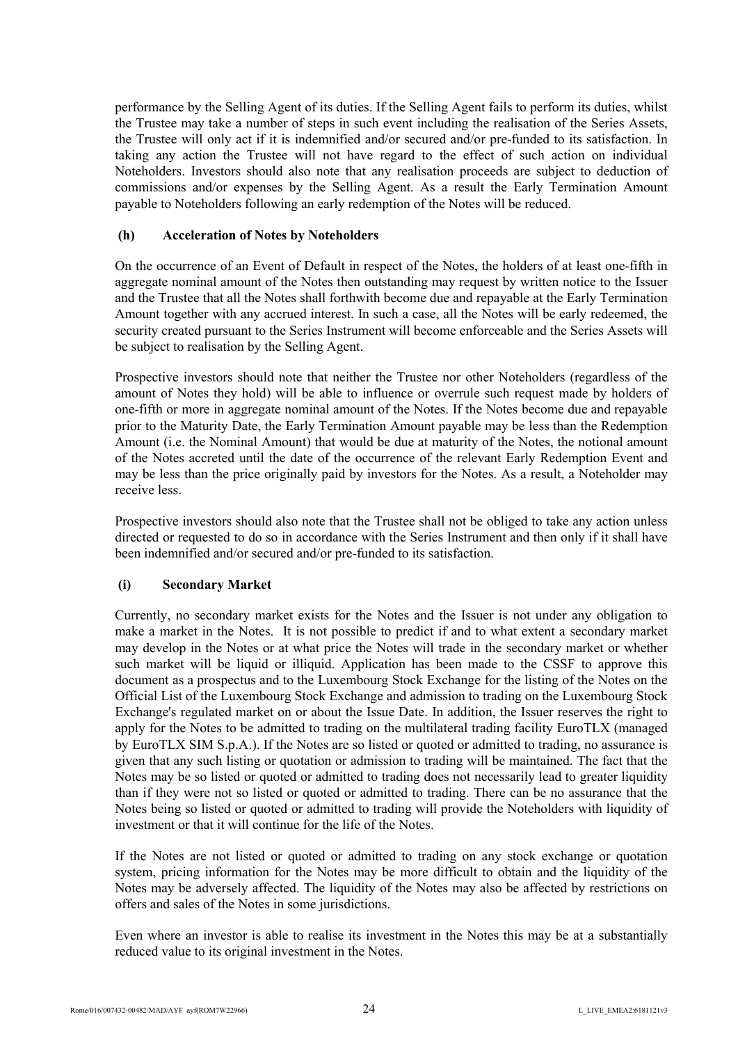performance by the Selling Agent of its duties. If the Selling Agent fails to perform its duties, whilst the Trustee may take a number of steps in such event including the realisation of the Series Assets, the Trustee will only act if it is indemnified and/or secured and/or pre-funded to its satisfaction. In taking any action the Trustee will not have regard to the effect of such action on individual Noteholders. Investors should also note that any realisation proceeds are subject to deduction of commissions and/or expenses by the Selling Agent. As a result the Early Termination Amount payable to Noteholders following an early redemption of the Notes will be reduced.

**(h) Acceleration of Notes by Noteholders**

On the occurrence of an Event of Default in respect of the Notes, the holders of at least one-fifth in aggregate nominal amount of the Notes then outstanding may request by written notice to the Issuer and the Trustee that all the Notes shall forthwith become due and repayable at the Early Termination Amount together with any accrued interest. In such a case, all the Notes will be early redeemed, the security created pursuant to the Series Instrument will become enforceable and the Series Assets will be subject to realisation by the Selling Agent.

Prospective investors should note that neither the Trustee nor other Noteholders (regardless of the amount of Notes they hold) will be able to influence or overrule such request made by holders of one-fifth or more in aggregate nominal amount of the Notes. If the Notes become due and repayable prior to the Maturity Date, the Early Termination Amount payable may be less than the Redemption Amount (i.e. the Nominal Amount) that would be due at maturity of the Notes, the notional amount of the Notes accreted until the date of the occurrence of the relevant Early Redemption Event and may be less than the price originally paid by investors for the Notes. As a result, a Noteholder may receive less.

Prospective investors should also note that the Trustee shall not be obliged to take any action unless directed or requested to do so in accordance with the Series Instrument and then only if it shall have been indemnified and/or secured and/or pre-funded to its satisfaction.

**(i) Secondary Market**

Currently, no secondary market exists for the Notes and the Issuer is not under any obligation to make a market in the Notes. It is not possible to predict if and to what extent a secondary market may develop in the Notes or at what price the Notes will trade in the secondary market or whether such market will be liquid or illiquid. Application has been made to the CSSF to approve this document as a prospectus and to the Luxembourg Stock Exchange for the listing of the Notes on the Official List of the Luxembourg Stock Exchange and admission to trading on the Luxembourg Stock Exchange's regulated market on or about the Issue Date. In addition, the Issuer reserves the right to apply for the Notes to be admitted to trading on the multilateral trading facility EuroTLX (managed by EuroTLX SIM S.p.A.). If the Notes are so listed or quoted or admitted to trading, no assurance is given that any such listing or quotation or admission to trading will be maintained. The fact that the Notes may be so listed or quoted or admitted to trading does not necessarily lead to greater liquidity than if they were not so listed or quoted or admitted to trading. There can be no assurance that the Notes being so listed or quoted or admitted to trading will provide the Noteholders with liquidity of investment or that it will continue for the life of the Notes.

If the Notes are not listed or quoted or admitted to trading on any stock exchange or quotation system, pricing information for the Notes may be more difficult to obtain and the liquidity of the Notes may be adversely affected. The liquidity of the Notes may also be affected by restrictions on offers and sales of the Notes in some jurisdictions.

Even where an investor is able to realise its investment in the Notes this may be at a substantially reduced value to its original investment in the Notes.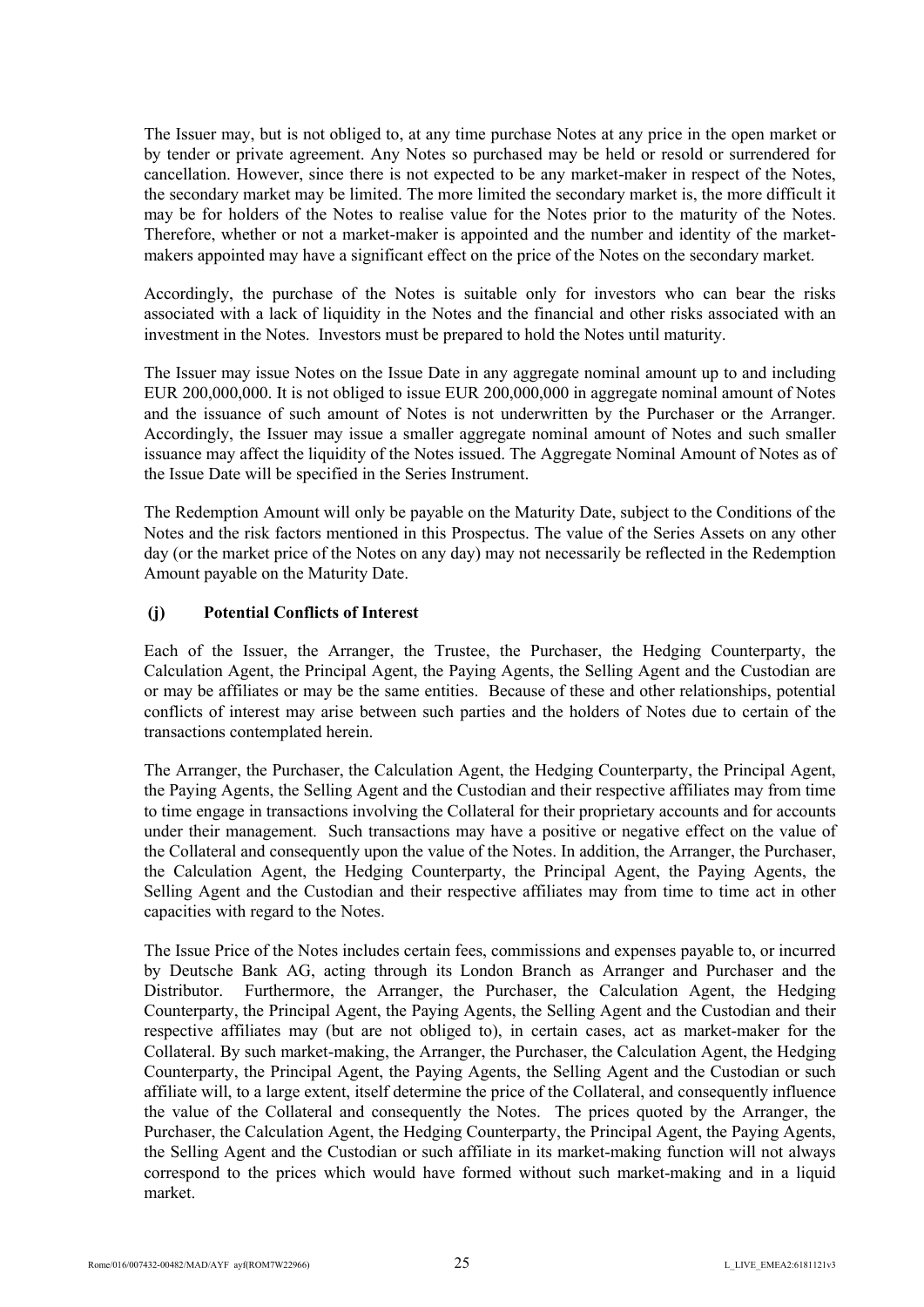The Issuer may, but is not obliged to, at any time purchase Notes at any price in the open market or by tender or private agreement. Any Notes so purchased may be held or resold or surrendered for cancellation. However, since there is not expected to be any market-maker in respect of the Notes, the secondary market may be limited. The more limited the secondary market is, the more difficult it may be for holders of the Notes to realise value for the Notes prior to the maturity of the Notes. Therefore, whether or not a market-maker is appointed and the number and identity of the market-makers appointed may have a significant effect on the price of the Notes on the secondary market.

Accordingly, the purchase of the Notes is suitable only for investors who can bear the risks associated with a lack of liquidity in the Notes and the financial and other risks associated with an investment in the Notes. Investors must be prepared to hold the Notes until maturity.

The Issuer may issue Notes on the Issue Date in any aggregate nominal amount up to and including EUR 200,000,000. It is not obliged to issue EUR 200,000,000 in aggregate nominal amount of Notes and the issuance of such amount of Notes is not underwritten by the Purchaser or the Arranger. Accordingly, the Issuer may issue a smaller aggregate nominal amount of Notes and such smaller issuance may affect the liquidity of the Notes issued. The Aggregate Nominal Amount of Notes as of the Issue Date will be specified in the Series Instrument.

The Redemption Amount will only be payable on the Maturity Date, subject to the Conditions of the Notes and the risk factors mentioned in this Prospectus. The value of the Series Assets on any other day (or the market price of the Notes on any day) may not necessarily be reflected in the Redemption Amount payable on the Maturity Date.

### (j) Potential Conflicts of Interest

Each of the Issuer, the Arranger, the Trustee, the Purchaser, the Hedging Counterparty, the Calculation Agent, the Principal Agent, the Paying Agents, the Selling Agent and the Custodian are or may be affiliates or may be the same entities. Because of these and other relationships, potential conflicts of interest may arise between such parties and the holders of Notes due to certain of the transactions contemplated herein.

The Arranger, the Purchaser, the Calculation Agent, the Hedging Counterparty, the Principal Agent, the Paying Agents, the Selling Agent and the Custodian and their respective affiliates may from time to time engage in transactions involving the Collateral for their proprietary accounts and for accounts under their management. Such transactions may have a positive or negative effect on the value of the Collateral and consequently upon the value of the Notes. In addition, the Arranger, the Purchaser, the Calculation Agent, the Hedging Counterparty, the Principal Agent, the Paying Agents, the Selling Agent and the Custodian and their respective affiliates may from time to time act in other capacities with regard to the Notes.

The Issue Price of the Notes includes certain fees, commissions and expenses payable to, or incurred by Deutsche Bank AG, acting through its London Branch as Arranger and Purchaser and the Distributor. Furthermore, the Arranger, the Purchaser, the Calculation Agent, the Hedging Counterparty, the Principal Agent, the Paying Agents, the Selling Agent and the Custodian and their respective affiliates may (but are not obliged to), in certain cases, act as market-maker for the Collateral. By such market-making, the Arranger, the Purchaser, the Calculation Agent, the Hedging Counterparty, the Principal Agent, the Paying Agents, the Selling Agent and the Custodian or such affiliate will, to a large extent, itself determine the price of the Collateral, and consequently influence the value of the Collateral and consequently the Notes. The prices quoted by the Arranger, the Purchaser, the Calculation Agent, the Hedging Counterparty, the Principal Agent, the Paying Agents, the Selling Agent and the Custodian or such affiliate in its market-making function will not always correspond to the prices which would have formed without such market-making and in a liquid market.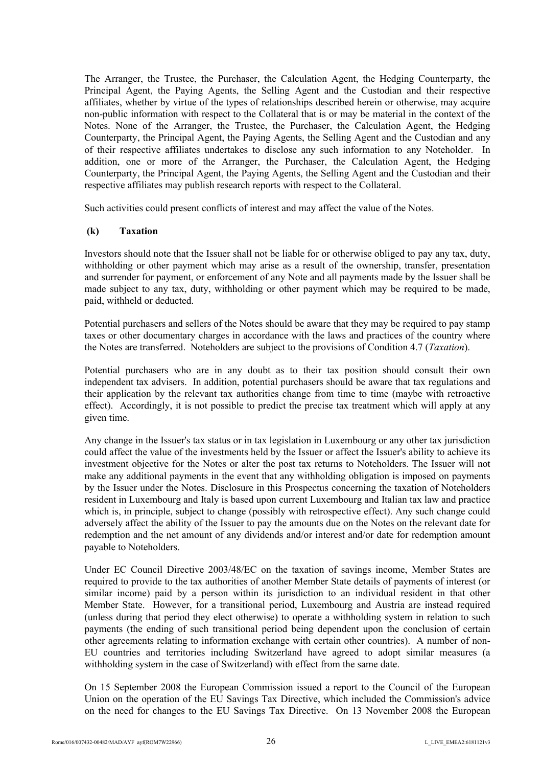The Arranger, the Trustee, the Purchaser, the Calculation Agent, the Hedging Counterparty, the Principal Agent, the Paying Agents, the Selling Agent and the Custodian and their respective affiliates, whether by virtue of the types of relationships described herein or otherwise, may acquire non-public information with respect to the Collateral that is or may be material in the context of the Notes. None of the Arranger, the Trustee, the Purchaser, the Calculation Agent, the Hedging Counterparty, the Principal Agent, the Paying Agents, the Selling Agent and the Custodian and any of their respective affiliates undertakes to disclose any such information to any Noteholder. In addition, one or more of the Arranger, the Purchaser, the Calculation Agent, the Hedging Counterparty, the Principal Agent, the Paying Agents, the Selling Agent and the Custodian and their respective affiliates may publish research reports with respect to the Collateral.

Such activities could present conflicts of interest and may affect the value of the Notes.

**(k) Taxation**

Investors should note that the Issuer shall not be liable for or otherwise obliged to pay any tax, duty, withholding or other payment which may arise as a result of the ownership, transfer, presentation and surrender for payment, or enforcement of any Note and all payments made by the Issuer shall be made subject to any tax, duty, withholding or other payment which may be required to be made, paid, withheld or deducted.

Potential purchasers and sellers of the Notes should be aware that they may be required to pay stamp taxes or other documentary charges in accordance with the laws and practices of the country where the Notes are transferred. Noteholders are subject to the provisions of Condition 4.7 (*Taxation*).

Potential purchasers who are in any doubt as to their tax position should consult their own independent tax advisers. In addition, potential purchasers should be aware that tax regulations and their application by the relevant tax authorities change from time to time (maybe with retroactive effect). Accordingly, it is not possible to predict the precise tax treatment which will apply at any given time.

Any change in the Issuer's tax status or in tax legislation in Luxembourg or any other tax jurisdiction could affect the value of the investments held by the Issuer or affect the Issuer's ability to achieve its investment objective for the Notes or alter the post tax returns to Noteholders. The Issuer will not make any additional payments in the event that any withholding obligation is imposed on payments by the Issuer under the Notes. Disclosure in this Prospectus concerning the taxation of Noteholders resident in Luxembourg and Italy is based upon current Luxembourg and Italian tax law and practice which is, in principle, subject to change (possibly with retrospective effect). Any such change could adversely affect the ability of the Issuer to pay the amounts due on the Notes on the relevant date for redemption and the net amount of any dividends and/or interest and/or date for redemption amount payable to Noteholders.

Under EC Council Directive 2003/48/EC on the taxation of savings income, Member States are required to provide to the tax authorities of another Member State details of payments of interest (or similar income) paid by a person within its jurisdiction to an individual resident in that other Member State. However, for a transitional period, Luxembourg and Austria are instead required (unless during that period they elect otherwise) to operate a withholding system in relation to such payments (the ending of such transitional period being dependent upon the conclusion of certain other agreements relating to information exchange with certain other countries). A number of non-EU countries and territories including Switzerland have agreed to adopt similar measures (a withholding system in the case of Switzerland) with effect from the same date.

On 15 September 2008 the European Commission issued a report to the Council of the European Union on the operation of the EU Savings Tax Directive, which included the Commission's advice on the need for changes to the EU Savings Tax Directive. On 13 November 2008 the European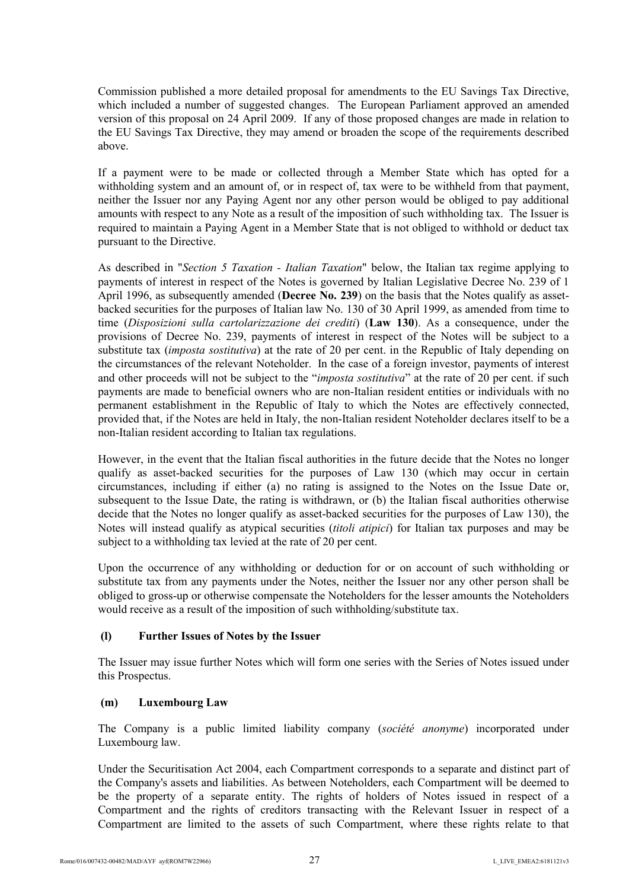Commission published a more detailed proposal for amendments to the EU Savings Tax Directive, which included a number of suggested changes. The European Parliament approved an amended version of this proposal on 24 April 2009. If any of those proposed changes are made in relation to the EU Savings Tax Directive, they may amend or broaden the scope of the requirements described above.

If a payment were to be made or collected through a Member State which has opted for a withholding system and an amount of, or in respect of, tax were to be withheld from that payment, neither the Issuer nor any Paying Agent nor any other person would be obliged to pay additional amounts with respect to any Note as a result of the imposition of such withholding tax. The Issuer is required to maintain a Paying Agent in a Member State that is not obliged to withhold or deduct tax pursuant to the Directive.

As described in "*Section 5 Taxation - Italian Taxation*" below, the Italian tax regime applying to payments of interest in respect of the Notes is governed by Italian Legislative Decree No. 239 of 1 April 1996, as subsequently amended (**Decree No. 239**) on the basis that the Notes qualify as asset-backed securities for the purposes of Italian law No. 130 of 30 April 1999, as amended from time to time (*Disposizioni sulla cartolarizzazione dei crediti*) (**Law 130**). As a consequence, under the provisions of Decree No. 239, payments of interest in respect of the Notes will be subject to a substitute tax (*imposta sostitutiva*) at the rate of 20 per cent. in the Republic of Italy depending on the circumstances of the relevant Noteholder. In the case of a foreign investor, payments of interest and other proceeds will not be subject to the "*imposta sostitutiva*" at the rate of 20 per cent. if such payments are made to beneficial owners who are non-Italian resident entities or individuals with no permanent establishment in the Republic of Italy to which the Notes are effectively connected, provided that, if the Notes are held in Italy, the non-Italian resident Noteholder declares itself to be a non-Italian resident according to Italian tax regulations.

However, in the event that the Italian fiscal authorities in the future decide that the Notes no longer qualify as asset-backed securities for the purposes of Law 130 (which may occur in certain circumstances, including if either (a) no rating is assigned to the Notes on the Issue Date or, subsequent to the Issue Date, the rating is withdrawn, or (b) the Italian fiscal authorities otherwise decide that the Notes no longer qualify as asset-backed securities for the purposes of Law 130), the Notes will instead qualify as atypical securities (*titoli atipici*) for Italian tax purposes and may be subject to a withholding tax levied at the rate of 20 per cent.

Upon the occurrence of any withholding or deduction for or on account of such withholding or substitute tax from any payments under the Notes, neither the Issuer nor any other person shall be obliged to gross-up or otherwise compensate the Noteholders for the lesser amounts the Noteholders would receive as a result of the imposition of such withholding/substitute tax.

### (l) Further Issues of Notes by the Issuer

The Issuer may issue further Notes which will form one series with the Series of Notes issued under this Prospectus.

### (m) Luxembourg Law

The Company is a public limited liability company (*société anonyme*) incorporated under Luxembourg law.

Under the Securitisation Act 2004, each Compartment corresponds to a separate and distinct part of the Company's assets and liabilities. As between Noteholders, each Compartment will be deemed to be the property of a separate entity. The rights of holders of Notes issued in respect of a Compartment and the rights of creditors transacting with the Relevant Issuer in respect of a Compartment are limited to the assets of such Compartment, where these rights relate to that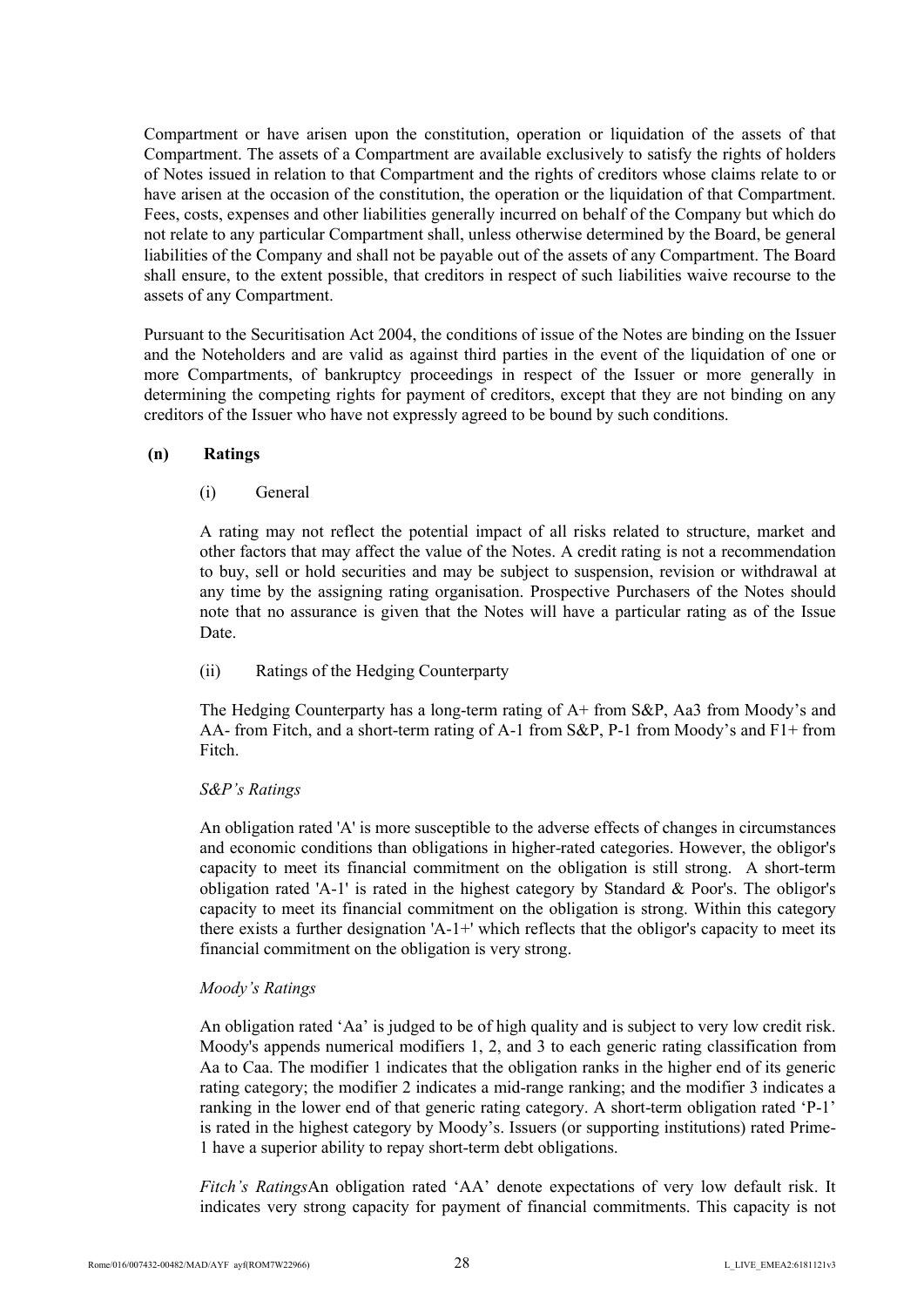Compartment or have arisen upon the constitution, operation or liquidation of the assets of that Compartment. The assets of a Compartment are available exclusively to satisfy the rights of holders of Notes issued in relation to that Compartment and the rights of creditors whose claims relate to or have arisen at the occasion of the constitution, the operation or the liquidation of that Compartment. Fees, costs, expenses and other liabilities generally incurred on behalf of the Company but which do not relate to any particular Compartment shall, unless otherwise determined by the Board, be general liabilities of the Company and shall not be payable out of the assets of any Compartment. The Board shall ensure, to the extent possible, that creditors in respect of such liabilities waive recourse to the assets of any Compartment.

Pursuant to the Securitisation Act 2004, the conditions of issue of the Notes are binding on the Issuer and the Noteholders and are valid as against third parties in the event of the liquidation of one or more Compartments, of bankruptcy proceedings in respect of the Issuer or more generally in determining the competing rights for payment of creditors, except that they are not binding on any creditors of the Issuer who have not expressly agreed to be bound by such conditions.

**(n) Ratings**

(i) General

A rating may not reflect the potential impact of all risks related to structure, market and other factors that may affect the value of the Notes. A credit rating is not a recommendation to buy, sell or hold securities and may be subject to suspension, revision or withdrawal at any time by the assigning rating organisation. Prospective Purchasers of the Notes should note that no assurance is given that the Notes will have a particular rating as of the Issue Date.

(ii) Ratings of the Hedging Counterparty

The Hedging Counterparty has a long-term rating of A+ from S&P, Aa3 from Moody's and AA- from Fitch, and a short-term rating of A-1 from S&P, P-1 from Moody's and F1+ from Fitch.

*S&P's Ratings*

An obligation rated 'A' is more susceptible to the adverse effects of changes in circumstances and economic conditions than obligations in higher-rated categories. However, the obligor's capacity to meet its financial commitment on the obligation is still strong. A short-term obligation rated 'A-1' is rated in the highest category by Standard & Poor's. The obligor's capacity to meet its financial commitment on the obligation is strong. Within this category there exists a further designation 'A-1+' which reflects that the obligor's capacity to meet its financial commitment on the obligation is very strong.

*Moody's Ratings*

An obligation rated 'Aa' is judged to be of high quality and is subject to very low credit risk. Moody's appends numerical modifiers 1, 2, and 3 to each generic rating classification from Aa to Caa. The modifier 1 indicates that the obligation ranks in the higher end of its generic rating category; the modifier 2 indicates a mid-range ranking; and the modifier 3 indicates a ranking in the lower end of that generic rating category. A short-term obligation rated 'P-1' is rated in the highest category by Moody's. Issuers (or supporting institutions) rated Prime-1 have a superior ability to repay short-term debt obligations.

*Fitch's Ratings*An obligation rated 'AA' denote expectations of very low default risk. It indicates very strong capacity for payment of financial commitments. This capacity is not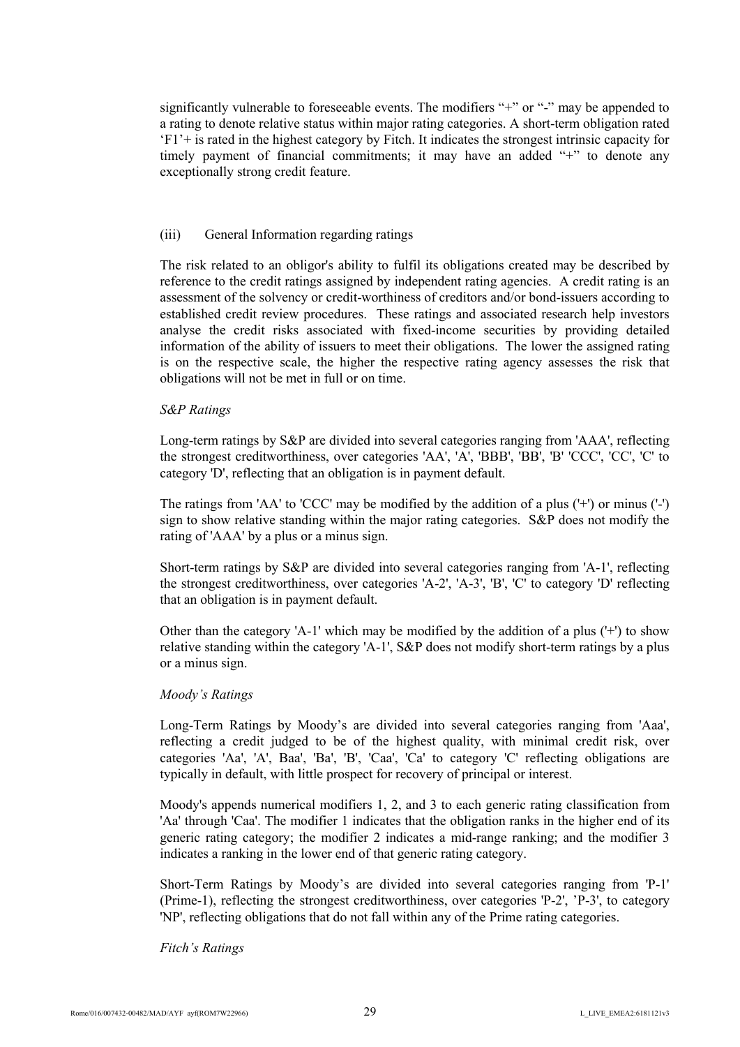significantly vulnerable to foreseeable events. The modifiers "+" or "-" may be appended to a rating to denote relative status within major rating categories. A short-term obligation rated 'F1'+ is rated in the highest category by Fitch. It indicates the strongest intrinsic capacity for timely payment of financial commitments; it may have an added "+" to denote any exceptionally strong credit feature.

(iii) General Information regarding ratings

The risk related to an obligor's ability to fulfil its obligations created may be described by reference to the credit ratings assigned by independent rating agencies. A credit rating is an assessment of the solvency or credit-worthiness of creditors and/or bond-issuers according to established credit review procedures. These ratings and associated research help investors analyse the credit risks associated with fixed-income securities by providing detailed information of the ability of issuers to meet their obligations. The lower the assigned rating is on the respective scale, the higher the respective rating agency assesses the risk that obligations will not be met in full or on time.

*S&P Ratings*

Long-term ratings by S&P are divided into several categories ranging from 'AAA', reflecting the strongest creditworthiness, over categories 'AA', 'A', 'BBB', 'BB', 'B' 'CCC', 'CC', 'C' to category 'D', reflecting that an obligation is in payment default.

The ratings from 'AA' to 'CCC' may be modified by the addition of a plus ('+') or minus ('-') sign to show relative standing within the major rating categories. S&P does not modify the rating of 'AAA' by a plus or a minus sign.

Short-term ratings by S&P are divided into several categories ranging from 'A-1', reflecting the strongest creditworthiness, over categories 'A-2', 'A-3', 'B', 'C' to category 'D' reflecting that an obligation is in payment default.

Other than the category 'A-1' which may be modified by the addition of a plus ('+') to show relative standing within the category 'A-1', S&P does not modify short-term ratings by a plus or a minus sign.

*Moody's Ratings*

Long-Term Ratings by Moody's are divided into several categories ranging from 'Aaa', reflecting a credit judged to be of the highest quality, with minimal credit risk, over categories 'Aa', 'A', Baa', 'Ba', 'B', 'Caa', 'Ca' to category 'C' reflecting obligations are typically in default, with little prospect for recovery of principal or interest.

Moody's appends numerical modifiers 1, 2, and 3 to each generic rating classification from 'Aa' through 'Caa'. The modifier 1 indicates that the obligation ranks in the higher end of its generic rating category; the modifier 2 indicates a mid-range ranking; and the modifier 3 indicates a ranking in the lower end of that generic rating category.

Short-Term Ratings by Moody's are divided into several categories ranging from 'P-1' (Prime-1), reflecting the strongest creditworthiness, over categories 'P-2', 'P-3', to category 'NP', reflecting obligations that do not fall within any of the Prime rating categories.

*Fitch's Ratings*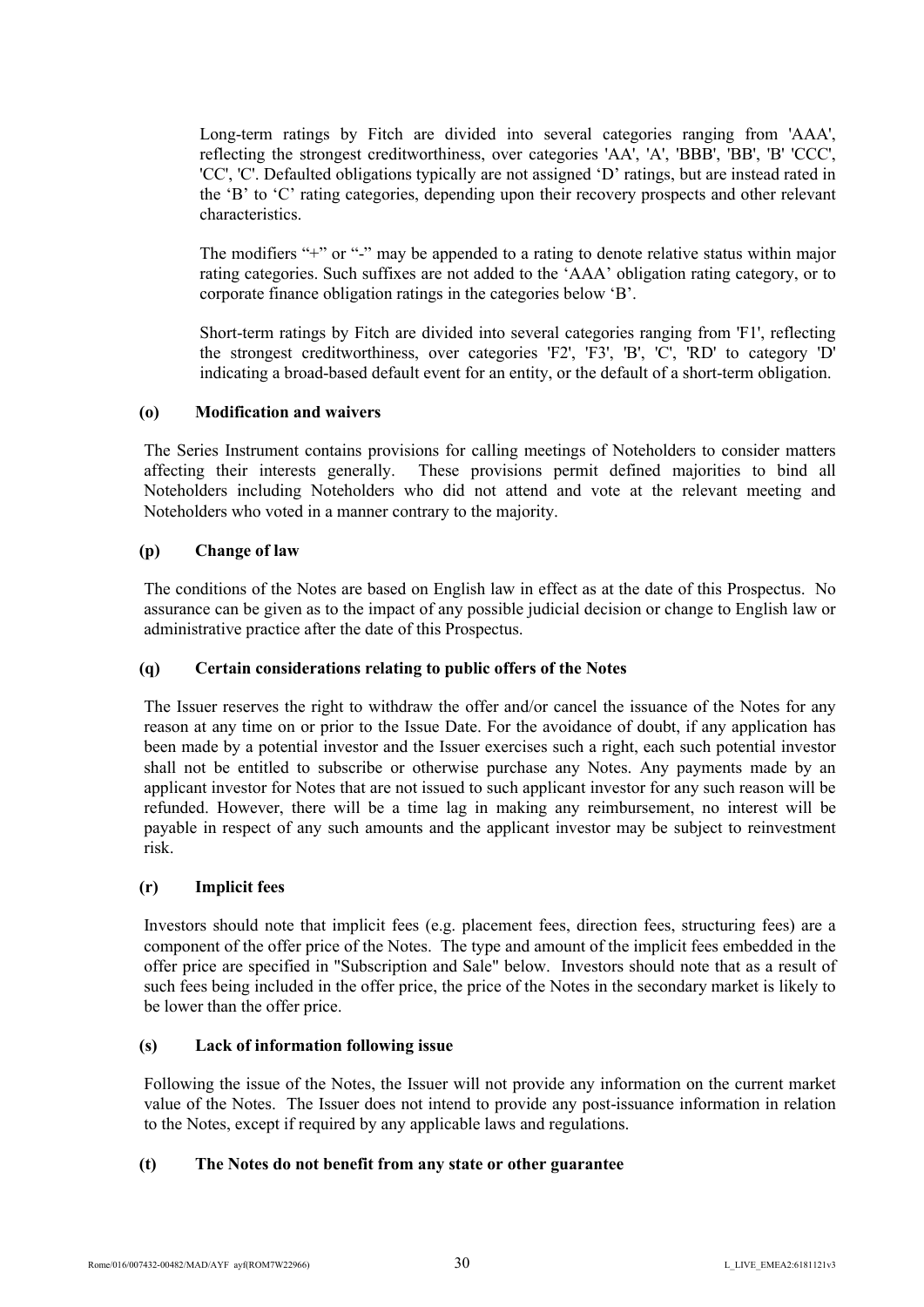Long-term ratings by Fitch are divided into several categories ranging from 'AAA', reflecting the strongest creditworthiness, over categories 'AA', 'A', 'BBB', 'BB', 'B' 'CCC', 'CC', 'C'. Defaulted obligations typically are not assigned 'D' ratings, but are instead rated in the 'B' to 'C' rating categories, depending upon their recovery prospects and other relevant characteristics.

The modifiers "+" or "-" may be appended to a rating to denote relative status within major rating categories. Such suffixes are not added to the 'AAA' obligation rating category, or to corporate finance obligation ratings in the categories below 'B'.

Short-term ratings by Fitch are divided into several categories ranging from 'F1', reflecting the strongest creditworthiness, over categories 'F2', 'F3', 'B', 'C', 'RD' to category 'D' indicating a broad-based default event for an entity, or the default of a short-term obligation.

**(o) Modification and waivers**

The Series Instrument contains provisions for calling meetings of Noteholders to consider matters affecting their interests generally. These provisions permit defined majorities to bind all Noteholders including Noteholders who did not attend and vote at the relevant meeting and Noteholders who voted in a manner contrary to the majority.

**(p) Change of law**

The conditions of the Notes are based on English law in effect as at the date of this Prospectus. No assurance can be given as to the impact of any possible judicial decision or change to English law or administrative practice after the date of this Prospectus.

**(q) Certain considerations relating to public offers of the Notes**

The Issuer reserves the right to withdraw the offer and/or cancel the issuance of the Notes for any reason at any time on or prior to the Issue Date. For the avoidance of doubt, if any application has been made by a potential investor and the Issuer exercises such a right, each such potential investor shall not be entitled to subscribe or otherwise purchase any Notes. Any payments made by an applicant investor for Notes that are not issued to such applicant investor for any such reason will be refunded. However, there will be a time lag in making any reimbursement, no interest will be payable in respect of any such amounts and the applicant investor may be subject to reinvestment risk.

**(r) Implicit fees**

Investors should note that implicit fees (e.g. placement fees, direction fees, structuring fees) are a component of the offer price of the Notes. The type and amount of the implicit fees embedded in the offer price are specified in "Subscription and Sale" below. Investors should note that as a result of such fees being included in the offer price, the price of the Notes in the secondary market is likely to be lower than the offer price.

**(s) Lack of information following issue**

Following the issue of the Notes, the Issuer will not provide any information on the current market value of the Notes. The Issuer does not intend to provide any post-issuance information in relation to the Notes, except if required by any applicable laws and regulations.

**(t) The Notes do not benefit from any state or other guarantee**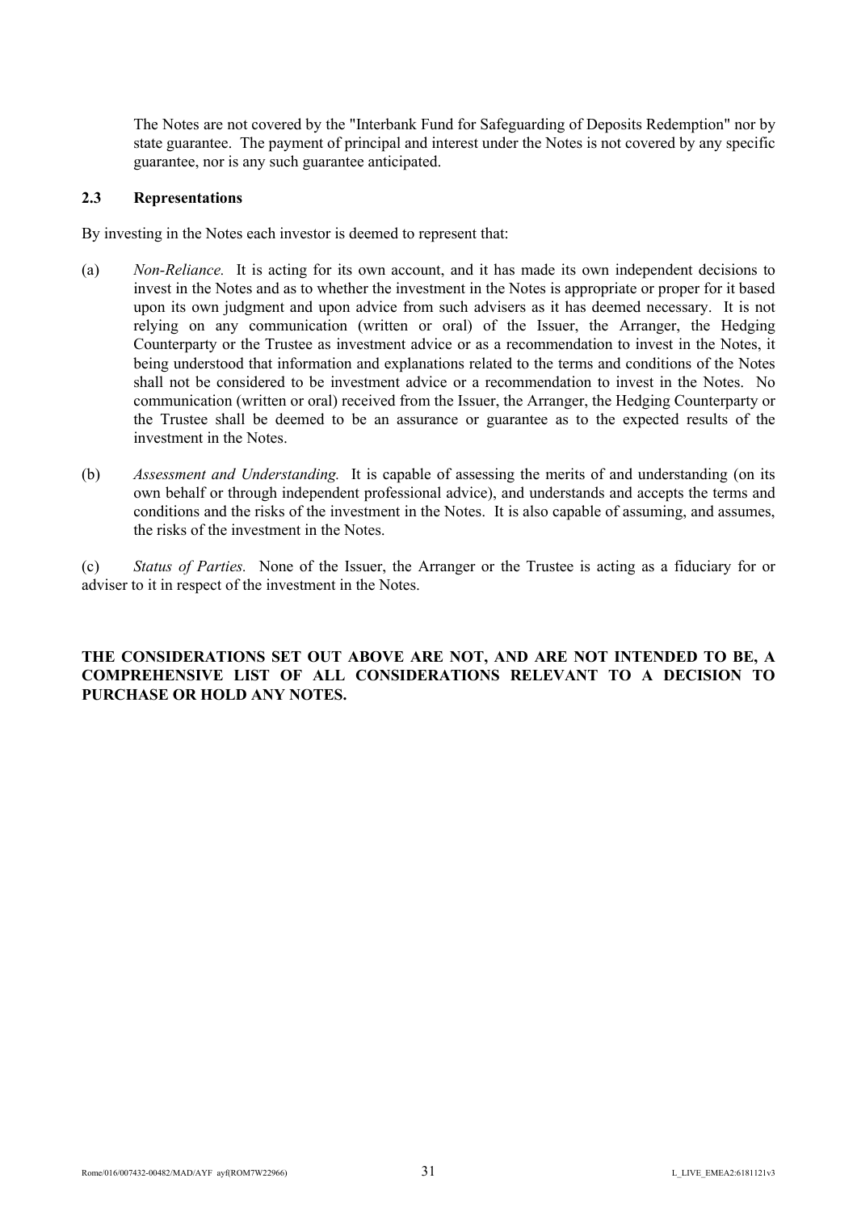The Notes are not covered by the "Interbank Fund for Safeguarding of Deposits Redemption" nor by state guarantee. The payment of principal and interest under the Notes is not covered by any specific guarantee, nor is any such guarantee anticipated.

### 2.3 Representations

By investing in the Notes each investor is deemed to represent that:

(a) *Non-Reliance.* It is acting for its own account, and it has made its own independent decisions to invest in the Notes and as to whether the investment in the Notes is appropriate or proper for it based upon its own judgment and upon advice from such advisers as it has deemed necessary. It is not relying on any communication (written or oral) of the Issuer, the Arranger, the Hedging Counterparty or the Trustee as investment advice or as a recommendation to invest in the Notes, it being understood that information and explanations related to the terms and conditions of the Notes shall not be considered to be investment advice or a recommendation to invest in the Notes. No communication (written or oral) received from the Issuer, the Arranger, the Hedging Counterparty or the Trustee shall be deemed to be an assurance or guarantee as to the expected results of the investment in the Notes.

(b) *Assessment and Understanding.* It is capable of assessing the merits of and understanding (on its own behalf or through independent professional advice), and understands and accepts the terms and conditions and the risks of the investment in the Notes. It is also capable of assuming, and assumes, the risks of the investment in the Notes.

(c) *Status of Parties.* None of the Issuer, the Arranger or the Trustee is acting as a fiduciary for or adviser to it in respect of the investment in the Notes.

**THE CONSIDERATIONS SET OUT ABOVE ARE NOT, AND ARE NOT INTENDED TO BE, A COMPREHENSIVE LIST OF ALL CONSIDERATIONS RELEVANT TO A DECISION TO PURCHASE OR HOLD ANY NOTES.**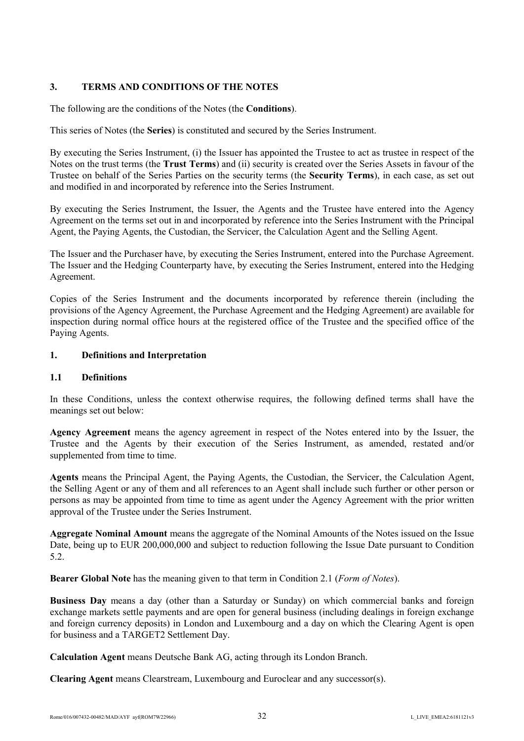## 3. TERMS AND CONDITIONS OF THE NOTES

The following are the conditions of the Notes (the **Conditions**).

This series of Notes (the **Series**) is constituted and secured by the Series Instrument.

By executing the Series Instrument, (i) the Issuer has appointed the Trustee to act as trustee in respect of the Notes on the trust terms (the **Trust Terms**) and (ii) security is created over the Series Assets in favour of the Trustee on behalf of the Series Parties on the security terms (the **Security Terms**), in each case, as set out and modified in and incorporated by reference into the Series Instrument.

By executing the Series Instrument, the Issuer, the Agents and the Trustee have entered into the Agency Agreement on the terms set out in and incorporated by reference into the Series Instrument with the Principal Agent, the Paying Agents, the Custodian, the Servicer, the Calculation Agent and the Selling Agent.

The Issuer and the Purchaser have, by executing the Series Instrument, entered into the Purchase Agreement. The Issuer and the Hedging Counterparty have, by executing the Series Instrument, entered into the Hedging Agreement.

Copies of the Series Instrument and the documents incorporated by reference therein (including the provisions of the Agency Agreement, the Purchase Agreement and the Hedging Agreement) are available for inspection during normal office hours at the registered office of the Trustee and the specified office of the Paying Agents.

### 1. Definitions and Interpretation

#### 1.1 Definitions

In these Conditions, unless the context otherwise requires, the following defined terms shall have the meanings set out below:

**Agency Agreement** means the agency agreement in respect of the Notes entered into by the Issuer, the Trustee and the Agents by their execution of the Series Instrument, as amended, restated and/or supplemented from time to time.

**Agents** means the Principal Agent, the Paying Agents, the Custodian, the Servicer, the Calculation Agent, the Selling Agent or any of them and all references to an Agent shall include such further or other person or persons as may be appointed from time to time as agent under the Agency Agreement with the prior written approval of the Trustee under the Series Instrument.

**Aggregate Nominal Amount** means the aggregate of the Nominal Amounts of the Notes issued on the Issue Date, being up to EUR 200,000,000 and subject to reduction following the Issue Date pursuant to Condition 5.2.

**Bearer Global Note** has the meaning given to that term in Condition 2.1 (*Form of Notes*).

**Business Day** means a day (other than a Saturday or Sunday) on which commercial banks and foreign exchange markets settle payments and are open for general business (including dealings in foreign exchange and foreign currency deposits) in London and Luxembourg and a day on which the Clearing Agent is open for business and a TARGET2 Settlement Day.

**Calculation Agent** means Deutsche Bank AG, acting through its London Branch.

**Clearing Agent** means Clearstream, Luxembourg and Euroclear and any successor(s).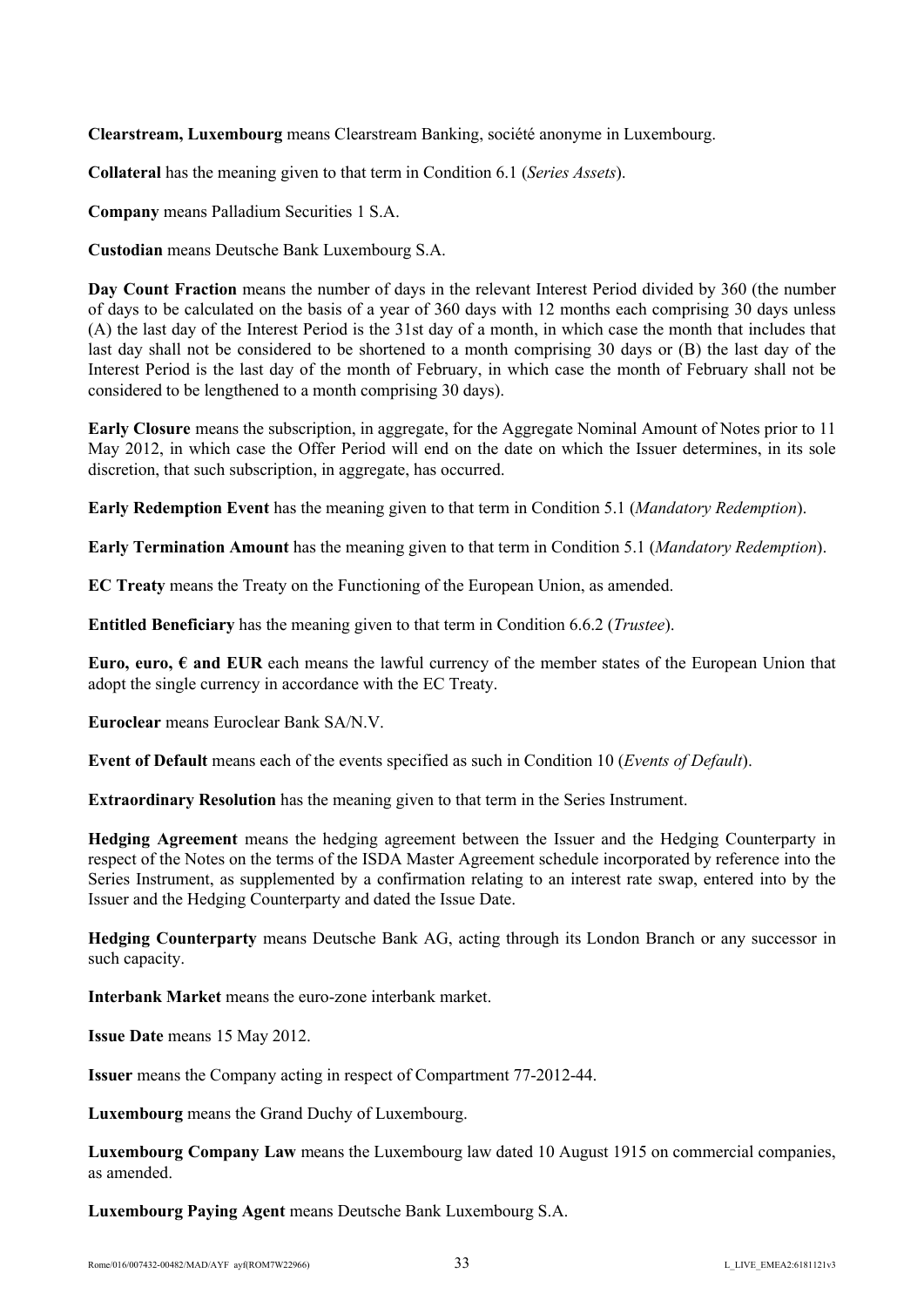**Clearstream, Luxembourg** means Clearstream Banking, société anonyme in Luxembourg.

**Collateral** has the meaning given to that term in Condition 6.1 (*Series Assets*).

**Company** means Palladium Securities 1 S.A.

**Custodian** means Deutsche Bank Luxembourg S.A.

**Day Count Fraction** means the number of days in the relevant Interest Period divided by 360 (the number of days to be calculated on the basis of a year of 360 days with 12 months each comprising 30 days unless (A) the last day of the Interest Period is the 31st day of a month, in which case the month that includes that last day shall not be considered to be shortened to a month comprising 30 days or (B) the last day of the Interest Period is the last day of the month of February, in which case the month of February shall not be considered to be lengthened to a month comprising 30 days).

**Early Closure** means the subscription, in aggregate, for the Aggregate Nominal Amount of Notes prior to 11 May 2012, in which case the Offer Period will end on the date on which the Issuer determines, in its sole discretion, that such subscription, in aggregate, has occurred.

**Early Redemption Event** has the meaning given to that term in Condition 5.1 (*Mandatory Redemption*).

**Early Termination Amount** has the meaning given to that term in Condition 5.1 (*Mandatory Redemption*).

**EC Treaty** means the Treaty on the Functioning of the European Union, as amended.

**Entitled Beneficiary** has the meaning given to that term in Condition 6.6.2 (*Trustee*).

**Euro, euro, € and EUR** each means the lawful currency of the member states of the European Union that adopt the single currency in accordance with the EC Treaty.

**Euroclear** means Euroclear Bank SA/N.V.

**Event of Default** means each of the events specified as such in Condition 10 (*Events of Default*).

**Extraordinary Resolution** has the meaning given to that term in the Series Instrument.

**Hedging Agreement** means the hedging agreement between the Issuer and the Hedging Counterparty in respect of the Notes on the terms of the ISDA Master Agreement schedule incorporated by reference into the Series Instrument, as supplemented by a confirmation relating to an interest rate swap, entered into by the Issuer and the Hedging Counterparty and dated the Issue Date.

**Hedging Counterparty** means Deutsche Bank AG, acting through its London Branch or any successor in such capacity.

**Interbank Market** means the euro-zone interbank market.

**Issue Date** means 15 May 2012.

**Issuer** means the Company acting in respect of Compartment 77-2012-44.

**Luxembourg** means the Grand Duchy of Luxembourg.

**Luxembourg Company Law** means the Luxembourg law dated 10 August 1915 on commercial companies, as amended.

**Luxembourg Paying Agent** means Deutsche Bank Luxembourg S.A.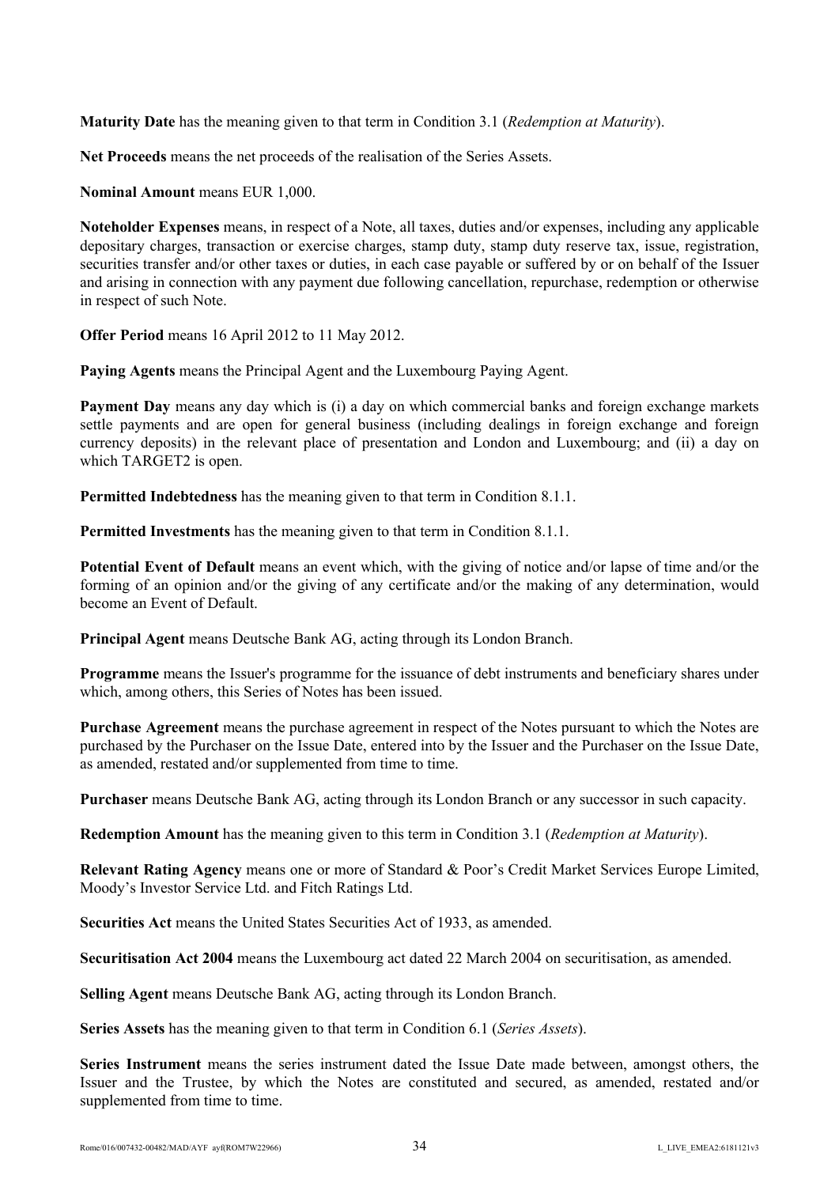**Maturity Date** has the meaning given to that term in Condition 3.1 (*Redemption at Maturity*).

**Net Proceeds** means the net proceeds of the realisation of the Series Assets.

**Nominal Amount** means EUR 1,000.

**Noteholder Expenses** means, in respect of a Note, all taxes, duties and/or expenses, including any applicable depositary charges, transaction or exercise charges, stamp duty, stamp duty reserve tax, issue, registration, securities transfer and/or other taxes or duties, in each case payable or suffered by or on behalf of the Issuer and arising in connection with any payment due following cancellation, repurchase, redemption or otherwise in respect of such Note.

**Offer Period** means 16 April 2012 to 11 May 2012.

**Paying Agents** means the Principal Agent and the Luxembourg Paying Agent.

**Payment Day** means any day which is (i) a day on which commercial banks and foreign exchange markets settle payments and are open for general business (including dealings in foreign exchange and foreign currency deposits) in the relevant place of presentation and London and Luxembourg; and (ii) a day on which TARGET2 is open.

**Permitted Indebtedness** has the meaning given to that term in Condition 8.1.1.

**Permitted Investments** has the meaning given to that term in Condition 8.1.1.

**Potential Event of Default** means an event which, with the giving of notice and/or lapse of time and/or the forming of an opinion and/or the giving of any certificate and/or the making of any determination, would become an Event of Default.

**Principal Agent** means Deutsche Bank AG, acting through its London Branch.

**Programme** means the Issuer's programme for the issuance of debt instruments and beneficiary shares under which, among others, this Series of Notes has been issued.

**Purchase Agreement** means the purchase agreement in respect of the Notes pursuant to which the Notes are purchased by the Purchaser on the Issue Date, entered into by the Issuer and the Purchaser on the Issue Date, as amended, restated and/or supplemented from time to time.

**Purchaser** means Deutsche Bank AG, acting through its London Branch or any successor in such capacity.

**Redemption Amount** has the meaning given to this term in Condition 3.1 (*Redemption at Maturity*).

**Relevant Rating Agency** means one or more of Standard & Poor's Credit Market Services Europe Limited, Moody's Investor Service Ltd. and Fitch Ratings Ltd.

**Securities Act** means the United States Securities Act of 1933, as amended.

**Securitisation Act 2004** means the Luxembourg act dated 22 March 2004 on securitisation, as amended.

**Selling Agent** means Deutsche Bank AG, acting through its London Branch.

**Series Assets** has the meaning given to that term in Condition 6.1 (*Series Assets*).

**Series Instrument** means the series instrument dated the Issue Date made between, amongst others, the Issuer and the Trustee, by which the Notes are constituted and secured, as amended, restated and/or supplemented from time to time.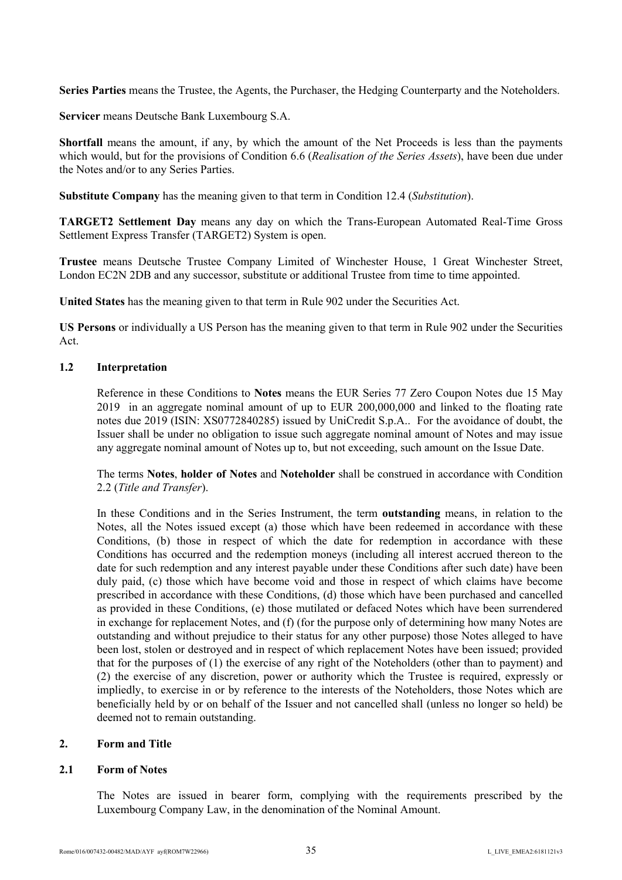**Series Parties** means the Trustee, the Agents, the Purchaser, the Hedging Counterparty and the Noteholders.

**Servicer** means Deutsche Bank Luxembourg S.A.

**Shortfall** means the amount, if any, by which the amount of the Net Proceeds is less than the payments which would, but for the provisions of Condition 6.6 (*Realisation of the Series Assets*), have been due under the Notes and/or to any Series Parties.

**Substitute Company** has the meaning given to that term in Condition 12.4 (*Substitution*).

**TARGET2 Settlement Day** means any day on which the Trans-European Automated Real-Time Gross Settlement Express Transfer (TARGET2) System is open.

**Trustee** means Deutsche Trustee Company Limited of Winchester House, 1 Great Winchester Street, London EC2N 2DB and any successor, substitute or additional Trustee from time to time appointed.

**United States** has the meaning given to that term in Rule 902 under the Securities Act.

**US Persons** or individually a US Person has the meaning given to that term in Rule 902 under the Securities Act.

### 1.2 Interpretation

Reference in these Conditions to **Notes** means the EUR Series 77 Zero Coupon Notes due 15 May 2019 in an aggregate nominal amount of up to EUR 200,000,000 and linked to the floating rate notes due 2019 (ISIN: XS0772840285) issued by UniCredit S.p.A.. For the avoidance of doubt, the Issuer shall be under no obligation to issue such aggregate nominal amount of Notes and may issue any aggregate nominal amount of Notes up to, but not exceeding, such amount on the Issue Date.

The terms **Notes**, **holder of Notes** and **Noteholder** shall be construed in accordance with Condition 2.2 (*Title and Transfer*).

In these Conditions and in the Series Instrument, the term **outstanding** means, in relation to the Notes, all the Notes issued except (a) those which have been redeemed in accordance with these Conditions, (b) those in respect of which the date for redemption in accordance with these Conditions has occurred and the redemption moneys (including all interest accrued thereon to the date for such redemption and any interest payable under these Conditions after such date) have been duly paid, (c) those which have become void and those in respect of which claims have become prescribed in accordance with these Conditions, (d) those which have been purchased and cancelled as provided in these Conditions, (e) those mutilated or defaced Notes which have been surrendered in exchange for replacement Notes, and (f) (for the purpose only of determining how many Notes are outstanding and without prejudice to their status for any other purpose) those Notes alleged to have been lost, stolen or destroyed and in respect of which replacement Notes have been issued; provided that for the purposes of (1) the exercise of any right of the Noteholders (other than to payment) and (2) the exercise of any discretion, power or authority which the Trustee is required, expressly or impliedly, to exercise in or by reference to the interests of the Noteholders, those Notes which are beneficially held by or on behalf of the Issuer and not cancelled shall (unless no longer so held) be deemed not to remain outstanding.

## 2. Form and Title

### 2.1 Form of Notes

The Notes are issued in bearer form, complying with the requirements prescribed by the Luxembourg Company Law, in the denomination of the Nominal Amount.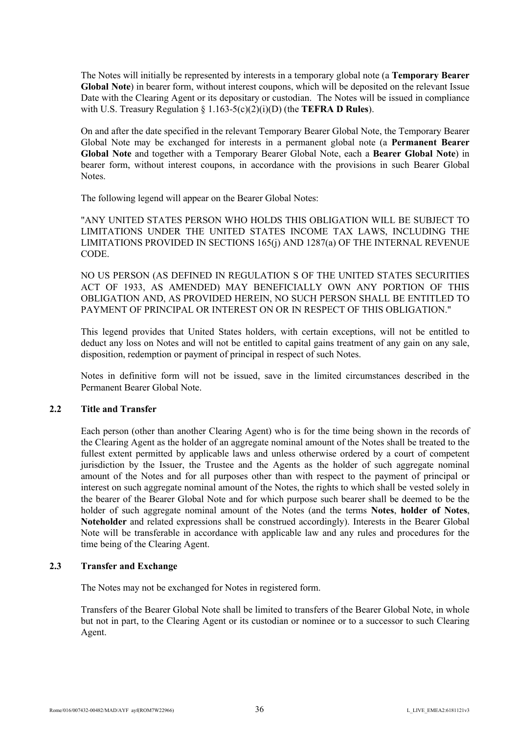The Notes will initially be represented by interests in a temporary global note (a **Temporary Bearer Global Note**) in bearer form, without interest coupons, which will be deposited on the relevant Issue Date with the Clearing Agent or its depositary or custodian. The Notes will be issued in compliance with U.S. Treasury Regulation § 1.163-5(c)(2)(i)(D) (the **TEFRA D Rules**).

On and after the date specified in the relevant Temporary Bearer Global Note, the Temporary Bearer Global Note may be exchanged for interests in a permanent global note (a **Permanent Bearer Global Note** and together with a Temporary Bearer Global Note, each a **Bearer Global Note**) in bearer form, without interest coupons, in accordance with the provisions in such Bearer Global Notes.

The following legend will appear on the Bearer Global Notes:

"ANY UNITED STATES PERSON WHO HOLDS THIS OBLIGATION WILL BE SUBJECT TO LIMITATIONS UNDER THE UNITED STATES INCOME TAX LAWS, INCLUDING THE LIMITATIONS PROVIDED IN SECTIONS 165(j) AND 1287(a) OF THE INTERNAL REVENUE CODE.

NO US PERSON (AS DEFINED IN REGULATION S OF THE UNITED STATES SECURITIES ACT OF 1933, AS AMENDED) MAY BENEFICIALLY OWN ANY PORTION OF THIS OBLIGATION AND, AS PROVIDED HEREIN, NO SUCH PERSON SHALL BE ENTITLED TO PAYMENT OF PRINCIPAL OR INTEREST ON OR IN RESPECT OF THIS OBLIGATION."

This legend provides that United States holders, with certain exceptions, will not be entitled to deduct any loss on Notes and will not be entitled to capital gains treatment of any gain on any sale, disposition, redemption or payment of principal in respect of such Notes.

Notes in definitive form will not be issued, save in the limited circumstances described in the Permanent Bearer Global Note.

### 2.2 Title and Transfer

Each person (other than another Clearing Agent) who is for the time being shown in the records of the Clearing Agent as the holder of an aggregate nominal amount of the Notes shall be treated to the fullest extent permitted by applicable laws and unless otherwise ordered by a court of competent jurisdiction by the Issuer, the Trustee and the Agents as the holder of such aggregate nominal amount of the Notes and for all purposes other than with respect to the payment of principal or interest on such aggregate nominal amount of the Notes, the rights to which shall be vested solely in the bearer of the Bearer Global Note and for which purpose such bearer shall be deemed to be the holder of such aggregate nominal amount of the Notes (and the terms **Notes**, **holder of Notes**, **Noteholder** and related expressions shall be construed accordingly). Interests in the Bearer Global Note will be transferable in accordance with applicable law and any rules and procedures for the time being of the Clearing Agent.

### 2.3 Transfer and Exchange

The Notes may not be exchanged for Notes in registered form.

Transfers of the Bearer Global Note shall be limited to transfers of the Bearer Global Note, in whole but not in part, to the Clearing Agent or its custodian or nominee or to a successor to such Clearing Agent.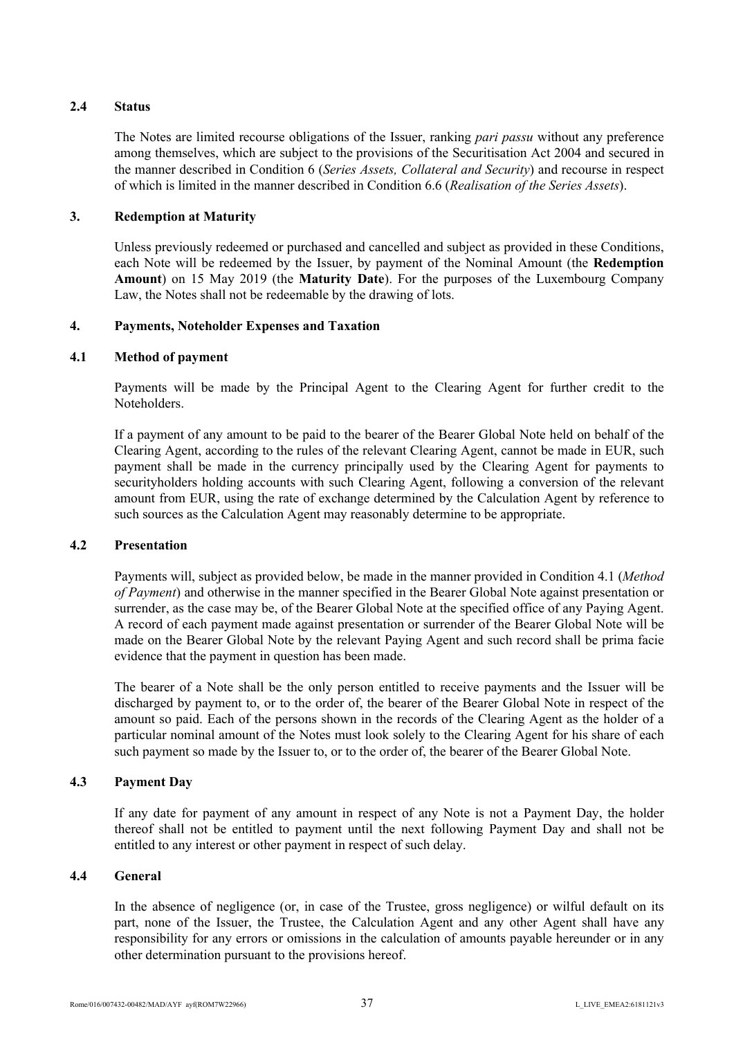### 2.4 Status

The Notes are limited recourse obligations of the Issuer, ranking *pari passu* without any preference among themselves, which are subject to the provisions of the Securitisation Act 2004 and secured in the manner described in Condition 6 (*Series Assets, Collateral and Security*) and recourse in respect of which is limited in the manner described in Condition 6.6 (*Realisation of the Series Assets*).

## 3. Redemption at Maturity

Unless previously redeemed or purchased and cancelled and subject as provided in these Conditions, each Note will be redeemed by the Issuer, by payment of the Nominal Amount (the **Redemption Amount**) on 15 May 2019 (the **Maturity Date**). For the purposes of the Luxembourg Company Law, the Notes shall not be redeemable by the drawing of lots.

## 4. Payments, Noteholder Expenses and Taxation

### 4.1 Method of payment

Payments will be made by the Principal Agent to the Clearing Agent for further credit to the Noteholders.

If a payment of any amount to be paid to the bearer of the Bearer Global Note held on behalf of the Clearing Agent, according to the rules of the relevant Clearing Agent, cannot be made in EUR, such payment shall be made in the currency principally used by the Clearing Agent for payments to securityholders holding accounts with such Clearing Agent, following a conversion of the relevant amount from EUR, using the rate of exchange determined by the Calculation Agent by reference to such sources as the Calculation Agent may reasonably determine to be appropriate.

### 4.2 Presentation

Payments will, subject as provided below, be made in the manner provided in Condition 4.1 (*Method of Payment*) and otherwise in the manner specified in the Bearer Global Note against presentation or surrender, as the case may be, of the Bearer Global Note at the specified office of any Paying Agent. A record of each payment made against presentation or surrender of the Bearer Global Note will be made on the Bearer Global Note by the relevant Paying Agent and such record shall be prima facie evidence that the payment in question has been made.

The bearer of a Note shall be the only person entitled to receive payments and the Issuer will be discharged by payment to, or to the order of, the bearer of the Bearer Global Note in respect of the amount so paid. Each of the persons shown in the records of the Clearing Agent as the holder of a particular nominal amount of the Notes must look solely to the Clearing Agent for his share of each such payment so made by the Issuer to, or to the order of, the bearer of the Bearer Global Note.

### 4.3 Payment Day

If any date for payment of any amount in respect of any Note is not a Payment Day, the holder thereof shall not be entitled to payment until the next following Payment Day and shall not be entitled to any interest or other payment in respect of such delay.

### 4.4 General

In the absence of negligence (or, in case of the Trustee, gross negligence) or wilful default on its part, none of the Issuer, the Trustee, the Calculation Agent and any other Agent shall have any responsibility for any errors or omissions in the calculation of amounts payable hereunder or in any other determination pursuant to the provisions hereof.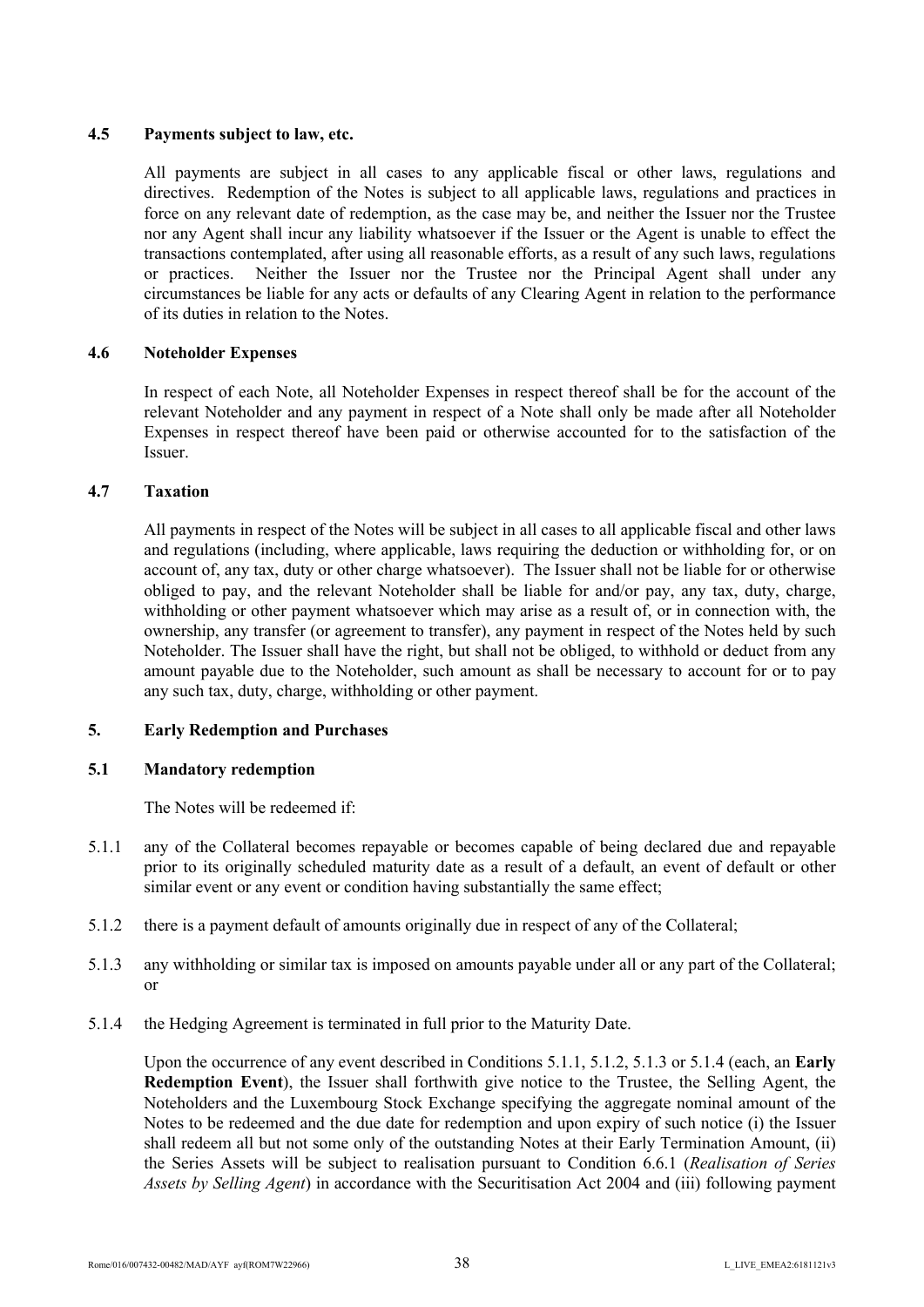### 4.5 Payments subject to law, etc.

All payments are subject in all cases to any applicable fiscal or other laws, regulations and directives. Redemption of the Notes is subject to all applicable laws, regulations and practices in force on any relevant date of redemption, as the case may be, and neither the Issuer nor the Trustee nor any Agent shall incur any liability whatsoever if the Issuer or the Agent is unable to effect the transactions contemplated, after using all reasonable efforts, as a result of any such laws, regulations or practices. Neither the Issuer nor the Trustee nor the Principal Agent shall under any circumstances be liable for any acts or defaults of any Clearing Agent in relation to the performance of its duties in relation to the Notes.

### 4.6 Noteholder Expenses

In respect of each Note, all Noteholder Expenses in respect thereof shall be for the account of the relevant Noteholder and any payment in respect of a Note shall only be made after all Noteholder Expenses in respect thereof have been paid or otherwise accounted for to the satisfaction of the Issuer.

### 4.7 Taxation

All payments in respect of the Notes will be subject in all cases to all applicable fiscal and other laws and regulations (including, where applicable, laws requiring the deduction or withholding for, or on account of, any tax, duty or other charge whatsoever). The Issuer shall not be liable for or otherwise obliged to pay, and the relevant Noteholder shall be liable for and/or pay, any tax, duty, charge, withholding or other payment whatsoever which may arise as a result of, or in connection with, the ownership, any transfer (or agreement to transfer), any payment in respect of the Notes held by such Noteholder. The Issuer shall have the right, but shall not be obliged, to withhold or deduct from any amount payable due to the Noteholder, such amount as shall be necessary to account for or to pay any such tax, duty, charge, withholding or other payment.

## 5. Early Redemption and Purchases

### 5.1 Mandatory redemption

The Notes will be redeemed if:

5.1.1 any of the Collateral becomes repayable or becomes capable of being declared due and repayable prior to its originally scheduled maturity date as a result of a default, an event of default or other similar event or any event or condition having substantially the same effect;

5.1.2 there is a payment default of amounts originally due in respect of any of the Collateral;

5.1.3 any withholding or similar tax is imposed on amounts payable under all or any part of the Collateral; or

5.1.4 the Hedging Agreement is terminated in full prior to the Maturity Date.

Upon the occurrence of any event described in Conditions 5.1.1, 5.1.2, 5.1.3 or 5.1.4 (each, an **Early Redemption Event**), the Issuer shall forthwith give notice to the Trustee, the Selling Agent, the Noteholders and the Luxembourg Stock Exchange specifying the aggregate nominal amount of the Notes to be redeemed and the due date for redemption and upon expiry of such notice (i) the Issuer shall redeem all but not some only of the outstanding Notes at their Early Termination Amount, (ii) the Series Assets will be subject to realisation pursuant to Condition 6.6.1 (*Realisation of Series Assets by Selling Agent*) in accordance with the Securitisation Act 2004 and (iii) following payment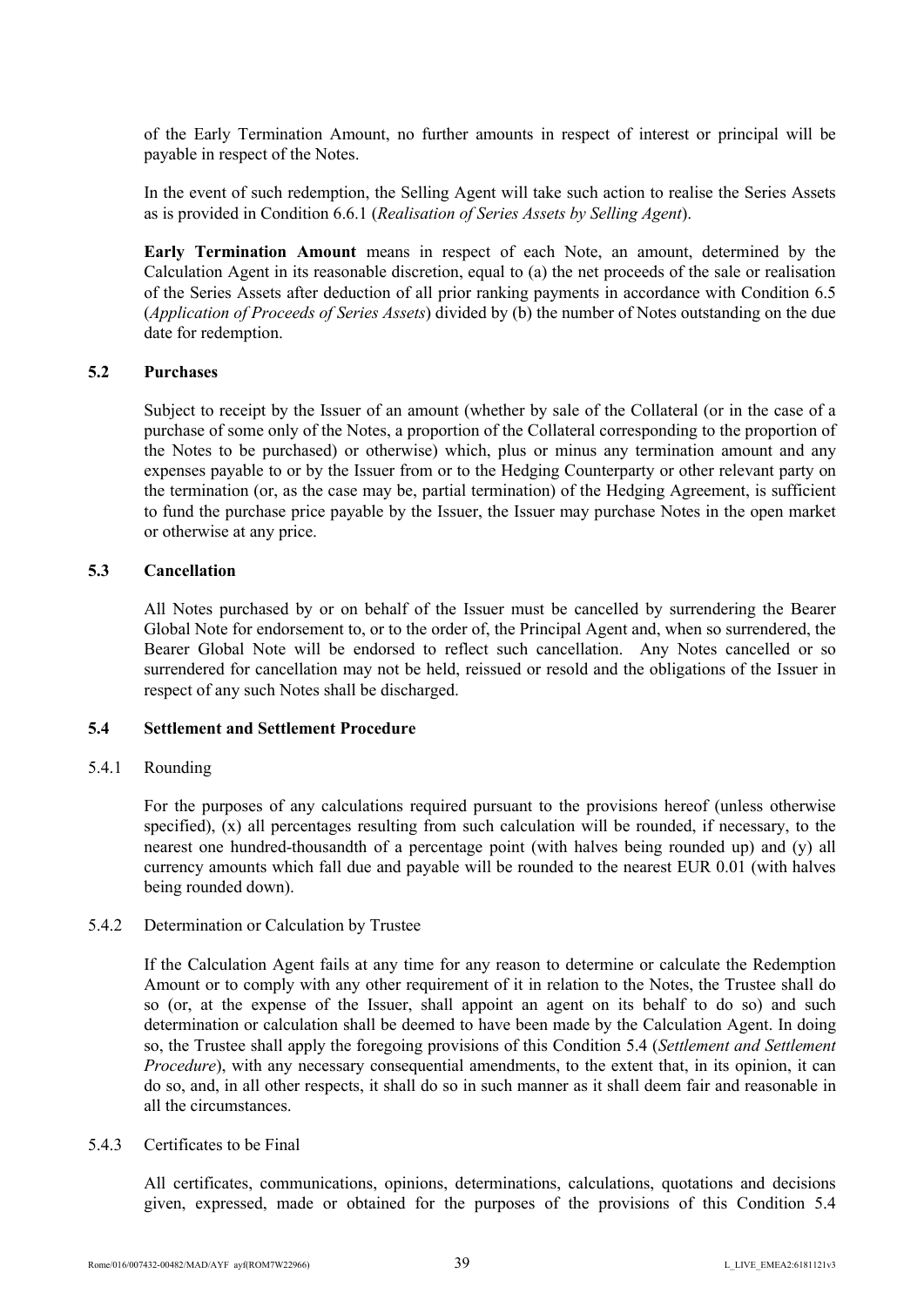of the Early Termination Amount, no further amounts in respect of interest or principal will be payable in respect of the Notes.

In the event of such redemption, the Selling Agent will take such action to realise the Series Assets as is provided in Condition 6.6.1 (*Realisation of Series Assets by Selling Agent*).

**Early Termination Amount** means in respect of each Note, an amount, determined by the Calculation Agent in its reasonable discretion, equal to (a) the net proceeds of the sale or realisation of the Series Assets after deduction of all prior ranking payments in accordance with Condition 6.5 (*Application of Proceeds of Series Assets*) divided by (b) the number of Notes outstanding on the due date for redemption.

### 5.2 Purchases

Subject to receipt by the Issuer of an amount (whether by sale of the Collateral (or in the case of a purchase of some only of the Notes, a proportion of the Collateral corresponding to the proportion of the Notes to be purchased) or otherwise) which, plus or minus any termination amount and any expenses payable to or by the Issuer from or to the Hedging Counterparty or other relevant party on the termination (or, as the case may be, partial termination) of the Hedging Agreement, is sufficient to fund the purchase price payable by the Issuer, the Issuer may purchase Notes in the open market or otherwise at any price.

### 5.3 Cancellation

All Notes purchased by or on behalf of the Issuer must be cancelled by surrendering the Bearer Global Note for endorsement to, or to the order of, the Principal Agent and, when so surrendered, the Bearer Global Note will be endorsed to reflect such cancellation. Any Notes cancelled or so surrendered for cancellation may not be held, reissued or resold and the obligations of the Issuer in respect of any such Notes shall be discharged.

### 5.4 Settlement and Settlement Procedure

5.4.1 Rounding

For the purposes of any calculations required pursuant to the provisions hereof (unless otherwise specified), (x) all percentages resulting from such calculation will be rounded, if necessary, to the nearest one hundred-thousandth of a percentage point (with halves being rounded up) and (y) all currency amounts which fall due and payable will be rounded to the nearest EUR 0.01 (with halves being rounded down).

5.4.2 Determination or Calculation by Trustee

If the Calculation Agent fails at any time for any reason to determine or calculate the Redemption Amount or to comply with any other requirement of it in relation to the Notes, the Trustee shall do so (or, at the expense of the Issuer, shall appoint an agent on its behalf to do so) and such determination or calculation shall be deemed to have been made by the Calculation Agent. In doing so, the Trustee shall apply the foregoing provisions of this Condition 5.4 (*Settlement and Settlement Procedure*), with any necessary consequential amendments, to the extent that, in its opinion, it can do so, and, in all other respects, it shall do so in such manner as it shall deem fair and reasonable in all the circumstances.

5.4.3 Certificates to be Final

All certificates, communications, opinions, determinations, calculations, quotations and decisions given, expressed, made or obtained for the purposes of the provisions of this Condition 5.4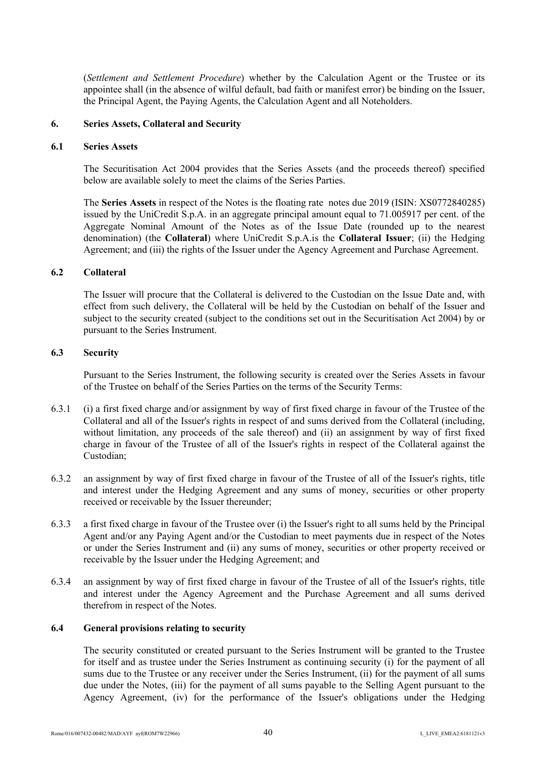(*Settlement and Settlement Procedure*) whether by the Calculation Agent or the Trustee or its appointee shall (in the absence of wilful default, bad faith or manifest error) be binding on the Issuer, the Principal Agent, the Paying Agents, the Calculation Agent and all Noteholders.

## 6. Series Assets, Collateral and Security

### 6.1 Series Assets

The Securitisation Act 2004 provides that the Series Assets (and the proceeds thereof) specified below are available solely to meet the claims of the Series Parties.

The **Series Assets** in respect of the Notes is the floating rate notes due 2019 (ISIN: XS0772840285) issued by the UniCredit S.p.A. in an aggregate principal amount equal to 71.005917 per cent. of the Aggregate Nominal Amount of the Notes as of the Issue Date (rounded up to the nearest denomination) (the **Collateral**) where UniCredit S.p.A.is the **Collateral Issuer**; (ii) the Hedging Agreement; and (iii) the rights of the Issuer under the Agency Agreement and Purchase Agreement.

### 6.2 Collateral

The Issuer will procure that the Collateral is delivered to the Custodian on the Issue Date and, with effect from such delivery, the Collateral will be held by the Custodian on behalf of the Issuer and subject to the security created (subject to the conditions set out in the Securitisation Act 2004) by or pursuant to the Series Instrument.

### 6.3 Security

Pursuant to the Series Instrument, the following security is created over the Series Assets in favour of the Trustee on behalf of the Series Parties on the terms of the Security Terms:

6.3.1 (i) a first fixed charge and/or assignment by way of first fixed charge in favour of the Trustee of the Collateral and all of the Issuer's rights in respect of and sums derived from the Collateral (including, without limitation, any proceeds of the sale thereof) and (ii) an assignment by way of first fixed charge in favour of the Trustee of all of the Issuer's rights in respect of the Collateral against the Custodian;

6.3.2 an assignment by way of first fixed charge in favour of the Trustee of all of the Issuer's rights, title and interest under the Hedging Agreement and any sums of money, securities or other property received or receivable by the Issuer thereunder;

6.3.3 a first fixed charge in favour of the Trustee over (i) the Issuer's right to all sums held by the Principal Agent and/or any Paying Agent and/or the Custodian to meet payments due in respect of the Notes or under the Series Instrument and (ii) any sums of money, securities or other property received or receivable by the Issuer under the Hedging Agreement; and

6.3.4 an assignment by way of first fixed charge in favour of the Trustee of all of the Issuer's rights, title and interest under the Agency Agreement and the Purchase Agreement and all sums derived therefrom in respect of the Notes.

### 6.4 General provisions relating to security

The security constituted or created pursuant to the Series Instrument will be granted to the Trustee for itself and as trustee under the Series Instrument as continuing security (i) for the payment of all sums due to the Trustee or any receiver under the Series Instrument, (ii) for the payment of all sums due under the Notes, (iii) for the payment of all sums payable to the Selling Agent pursuant to the Agency Agreement, (iv) for the performance of the Issuer's obligations under the Hedging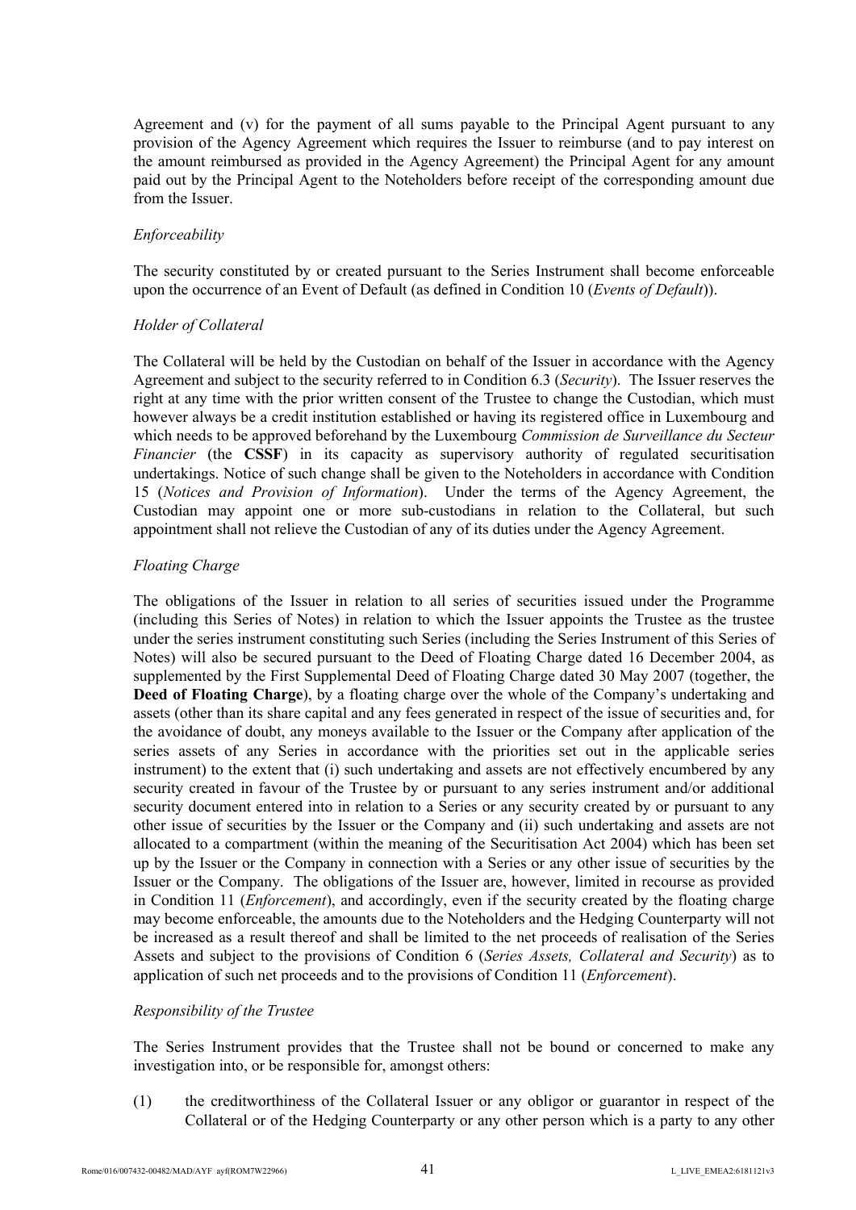Agreement and (v) for the payment of all sums payable to the Principal Agent pursuant to any provision of the Agency Agreement which requires the Issuer to reimburse (and to pay interest on the amount reimbursed as provided in the Agency Agreement) the Principal Agent for any amount paid out by the Principal Agent to the Noteholders before receipt of the corresponding amount due from the Issuer.

*Enforceability*

The security constituted by or created pursuant to the Series Instrument shall become enforceable upon the occurrence of an Event of Default (as defined in Condition 10 (*Events of Default*)).

*Holder of Collateral*

The Collateral will be held by the Custodian on behalf of the Issuer in accordance with the Agency Agreement and subject to the security referred to in Condition 6.3 (*Security*). The Issuer reserves the right at any time with the prior written consent of the Trustee to change the Custodian, which must however always be a credit institution established or having its registered office in Luxembourg and which needs to be approved beforehand by the Luxembourg *Commission de Surveillance du Secteur Financier* (the **CSSF**) in its capacity as supervisory authority of regulated securitisation undertakings. Notice of such change shall be given to the Noteholders in accordance with Condition 15 (*Notices and Provision of Information*). Under the terms of the Agency Agreement, the Custodian may appoint one or more sub-custodians in relation to the Collateral, but such appointment shall not relieve the Custodian of any of its duties under the Agency Agreement.

*Floating Charge*

The obligations of the Issuer in relation to all series of securities issued under the Programme (including this Series of Notes) in relation to which the Issuer appoints the Trustee as the trustee under the series instrument constituting such Series (including the Series Instrument of this Series of Notes) will also be secured pursuant to the Deed of Floating Charge dated 16 December 2004, as supplemented by the First Supplemental Deed of Floating Charge dated 30 May 2007 (together, the **Deed of Floating Charge**), by a floating charge over the whole of the Company's undertaking and assets (other than its share capital and any fees generated in respect of the issue of securities and, for the avoidance of doubt, any moneys available to the Issuer or the Company after application of the series assets of any Series in accordance with the priorities set out in the applicable series instrument) to the extent that (i) such undertaking and assets are not effectively encumbered by any security created in favour of the Trustee by or pursuant to any series instrument and/or additional security document entered into in relation to a Series or any security created by or pursuant to any other issue of securities by the Issuer or the Company and (ii) such undertaking and assets are not allocated to a compartment (within the meaning of the Securitisation Act 2004) which has been set up by the Issuer or the Company in connection with a Series or any other issue of securities by the Issuer or the Company. The obligations of the Issuer are, however, limited in recourse as provided in Condition 11 (*Enforcement*), and accordingly, even if the security created by the floating charge may become enforceable, the amounts due to the Noteholders and the Hedging Counterparty will not be increased as a result thereof and shall be limited to the net proceeds of realisation of the Series Assets and subject to the provisions of Condition 6 (*Series Assets, Collateral and Security*) as to application of such net proceeds and to the provisions of Condition 11 (*Enforcement*).

*Responsibility of the Trustee*

The Series Instrument provides that the Trustee shall not be bound or concerned to make any investigation into, or be responsible for, amongst others:

(1) the creditworthiness of the Collateral Issuer or any obligor or guarantor in respect of the Collateral or of the Hedging Counterparty or any other person which is a party to any other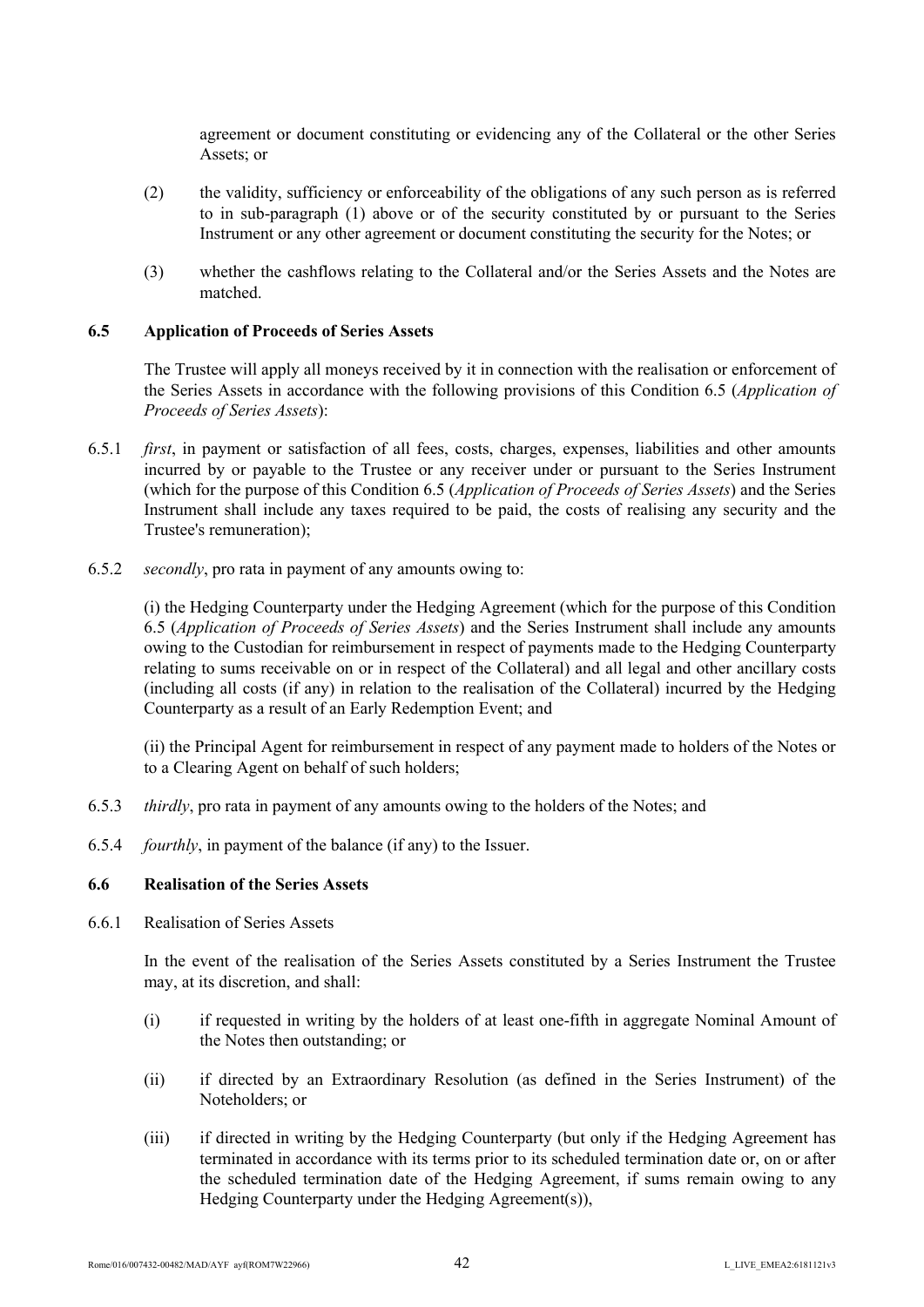agreement or document constituting or evidencing any of the Collateral or the other Series Assets; or

(2) the validity, sufficiency or enforceability of the obligations of any such person as is referred to in sub-paragraph (1) above or of the security constituted by or pursuant to the Series Instrument or any other agreement or document constituting the security for the Notes; or

(3) whether the cashflows relating to the Collateral and/or the Series Assets and the Notes are matched.

### 6.5 Application of Proceeds of Series Assets

The Trustee will apply all moneys received by it in connection with the realisation or enforcement of the Series Assets in accordance with the following provisions of this Condition 6.5 (*Application of Proceeds of Series Assets*):

6.5.1 *first*, in payment or satisfaction of all fees, costs, charges, expenses, liabilities and other amounts incurred by or payable to the Trustee or any receiver under or pursuant to the Series Instrument (which for the purpose of this Condition 6.5 (*Application of Proceeds of Series Assets*) and the Series Instrument shall include any taxes required to be paid, the costs of realising any security and the Trustee's remuneration);

6.5.2 *secondly*, pro rata in payment of any amounts owing to:

(i) the Hedging Counterparty under the Hedging Agreement (which for the purpose of this Condition 6.5 (*Application of Proceeds of Series Assets*) and the Series Instrument shall include any amounts owing to the Custodian for reimbursement in respect of payments made to the Hedging Counterparty relating to sums receivable on or in respect of the Collateral) and all legal and other ancillary costs (including all costs (if any) in relation to the realisation of the Collateral) incurred by the Hedging Counterparty as a result of an Early Redemption Event; and

(ii) the Principal Agent for reimbursement in respect of any payment made to holders of the Notes or to a Clearing Agent on behalf of such holders;

6.5.3 *thirdly*, pro rata in payment of any amounts owing to the holders of the Notes; and

6.5.4 *fourthly*, in payment of the balance (if any) to the Issuer.

### 6.6 Realisation of the Series Assets

6.6.1 Realisation of Series Assets

In the event of the realisation of the Series Assets constituted by a Series Instrument the Trustee may, at its discretion, and shall:

(i) if requested in writing by the holders of at least one-fifth in aggregate Nominal Amount of the Notes then outstanding; or

(ii) if directed by an Extraordinary Resolution (as defined in the Series Instrument) of the Noteholders; or

(iii) if directed in writing by the Hedging Counterparty (but only if the Hedging Agreement has terminated in accordance with its terms prior to its scheduled termination date or, on or after the scheduled termination date of the Hedging Agreement, if sums remain owing to any Hedging Counterparty under the Hedging Agreement(s)),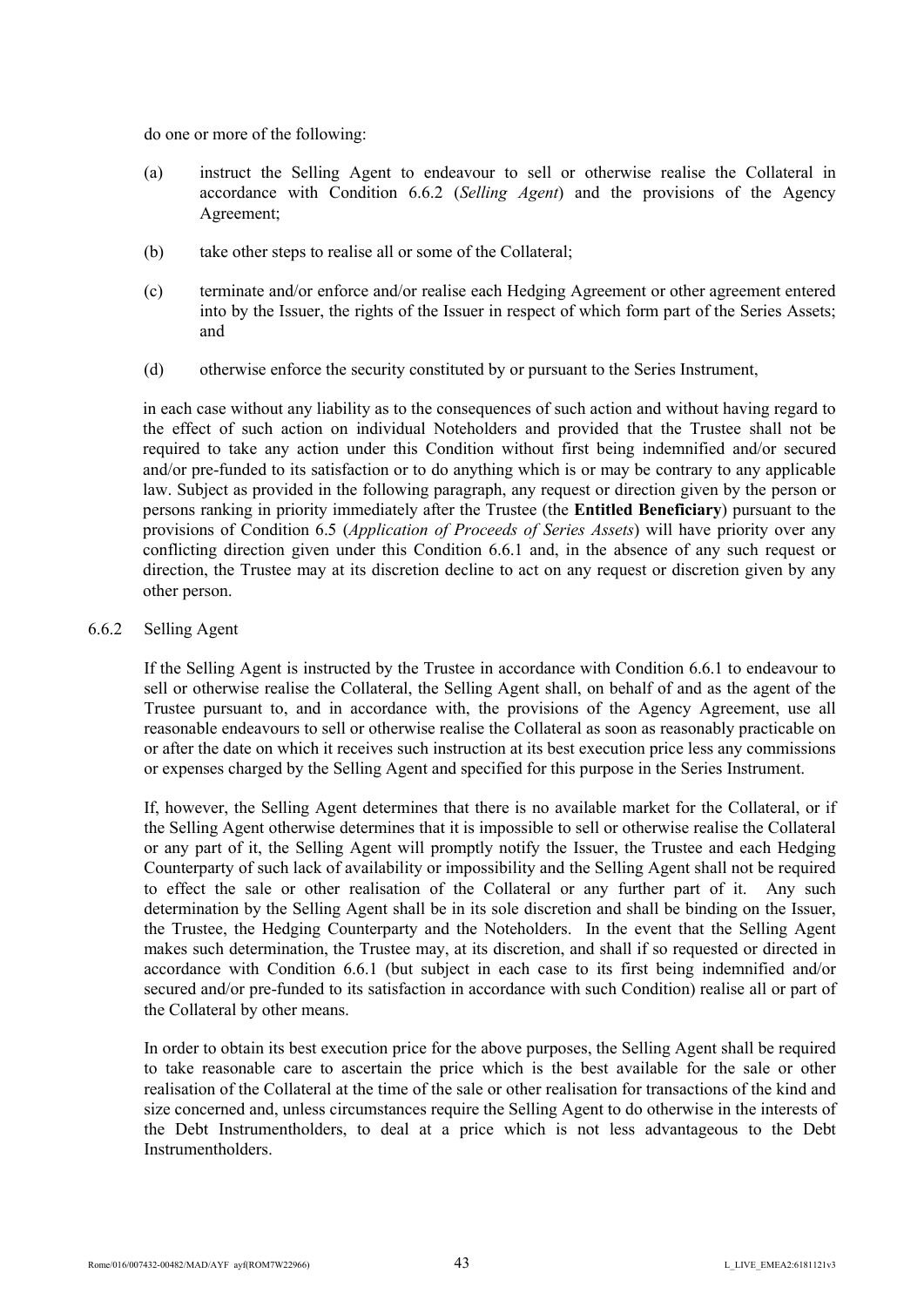do one or more of the following:

(a) instruct the Selling Agent to endeavour to sell or otherwise realise the Collateral in accordance with Condition 6.6.2 (*Selling Agent*) and the provisions of the Agency Agreement;

(b) take other steps to realise all or some of the Collateral;

(c) terminate and/or enforce and/or realise each Hedging Agreement or other agreement entered into by the Issuer, the rights of the Issuer in respect of which form part of the Series Assets; and

(d) otherwise enforce the security constituted by or pursuant to the Series Instrument,

in each case without any liability as to the consequences of such action and without having regard to the effect of such action on individual Noteholders and provided that the Trustee shall not be required to take any action under this Condition without first being indemnified and/or secured and/or pre-funded to its satisfaction or to do anything which is or may be contrary to any applicable law. Subject as provided in the following paragraph, any request or direction given by the person or persons ranking in priority immediately after the Trustee (the **Entitled Beneficiary**) pursuant to the provisions of Condition 6.5 (*Application of Proceeds of Series Assets*) will have priority over any conflicting direction given under this Condition 6.6.1 and, in the absence of any such request or direction, the Trustee may at its discretion decline to act on any request or discretion given by any other person.

6.6.2 Selling Agent

If the Selling Agent is instructed by the Trustee in accordance with Condition 6.6.1 to endeavour to sell or otherwise realise the Collateral, the Selling Agent shall, on behalf of and as the agent of the Trustee pursuant to, and in accordance with, the provisions of the Agency Agreement, use all reasonable endeavours to sell or otherwise realise the Collateral as soon as reasonably practicable on or after the date on which it receives such instruction at its best execution price less any commissions or expenses charged by the Selling Agent and specified for this purpose in the Series Instrument.

If, however, the Selling Agent determines that there is no available market for the Collateral, or if the Selling Agent otherwise determines that it is impossible to sell or otherwise realise the Collateral or any part of it, the Selling Agent will promptly notify the Issuer, the Trustee and each Hedging Counterparty of such lack of availability or impossibility and the Selling Agent shall not be required to effect the sale or other realisation of the Collateral or any further part of it. Any such determination by the Selling Agent shall be in its sole discretion and shall be binding on the Issuer, the Trustee, the Hedging Counterparty and the Noteholders. In the event that the Selling Agent makes such determination, the Trustee may, at its discretion, and shall if so requested or directed in accordance with Condition 6.6.1 (but subject in each case to its first being indemnified and/or secured and/or pre-funded to its satisfaction in accordance with such Condition) realise all or part of the Collateral by other means.

In order to obtain its best execution price for the above purposes, the Selling Agent shall be required to take reasonable care to ascertain the price which is the best available for the sale or other realisation of the Collateral at the time of the sale or other realisation for transactions of the kind and size concerned and, unless circumstances require the Selling Agent to do otherwise in the interests of the Debt Instrumentholders, to deal at a price which is not less advantageous to the Debt Instrumentholders.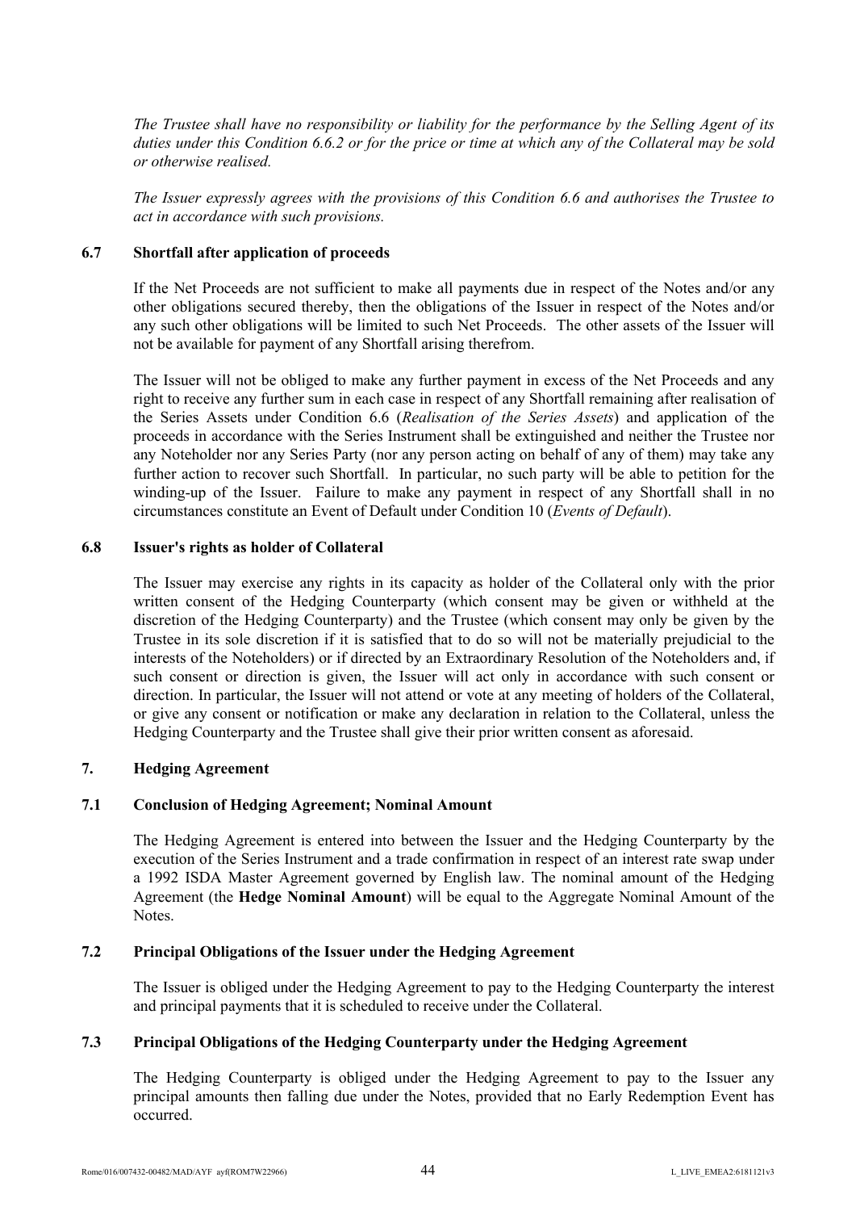*The Trustee shall have no responsibility or liability for the performance by the Selling Agent of its duties under this Condition 6.6.2 or for the price or time at which any of the Collateral may be sold or otherwise realised.*

*The Issuer expressly agrees with the provisions of this Condition 6.6 and authorises the Trustee to act in accordance with such provisions.*

### 6.7 Shortfall after application of proceeds

If the Net Proceeds are not sufficient to make all payments due in respect of the Notes and/or any other obligations secured thereby, then the obligations of the Issuer in respect of the Notes and/or any such other obligations will be limited to such Net Proceeds. The other assets of the Issuer will not be available for payment of any Shortfall arising therefrom.

The Issuer will not be obliged to make any further payment in excess of the Net Proceeds and any right to receive any further sum in each case in respect of any Shortfall remaining after realisation of the Series Assets under Condition 6.6 (*Realisation of the Series Assets*) and application of the proceeds in accordance with the Series Instrument shall be extinguished and neither the Trustee nor any Noteholder nor any Series Party (nor any person acting on behalf of any of them) may take any further action to recover such Shortfall. In particular, no such party will be able to petition for the winding-up of the Issuer. Failure to make any payment in respect of any Shortfall shall in no circumstances constitute an Event of Default under Condition 10 (*Events of Default*).

### 6.8 Issuer's rights as holder of Collateral

The Issuer may exercise any rights in its capacity as holder of the Collateral only with the prior written consent of the Hedging Counterparty (which consent may be given or withheld at the discretion of the Hedging Counterparty) and the Trustee (which consent may only be given by the Trustee in its sole discretion if it is satisfied that to do so will not be materially prejudicial to the interests of the Noteholders) or if directed by an Extraordinary Resolution of the Noteholders and, if such consent or direction is given, the Issuer will act only in accordance with such consent or direction. In particular, the Issuer will not attend or vote at any meeting of holders of the Collateral, or give any consent or notification or make any declaration in relation to the Collateral, unless the Hedging Counterparty and the Trustee shall give their prior written consent as aforesaid.

## 7. Hedging Agreement

### 7.1 Conclusion of Hedging Agreement; Nominal Amount

The Hedging Agreement is entered into between the Issuer and the Hedging Counterparty by the execution of the Series Instrument and a trade confirmation in respect of an interest rate swap under a 1992 ISDA Master Agreement governed by English law. The nominal amount of the Hedging Agreement (the **Hedge Nominal Amount**) will be equal to the Aggregate Nominal Amount of the Notes.

### 7.2 Principal Obligations of the Issuer under the Hedging Agreement

The Issuer is obliged under the Hedging Agreement to pay to the Hedging Counterparty the interest and principal payments that it is scheduled to receive under the Collateral.

### 7.3 Principal Obligations of the Hedging Counterparty under the Hedging Agreement

The Hedging Counterparty is obliged under the Hedging Agreement to pay to the Issuer any principal amounts then falling due under the Notes, provided that no Early Redemption Event has occurred.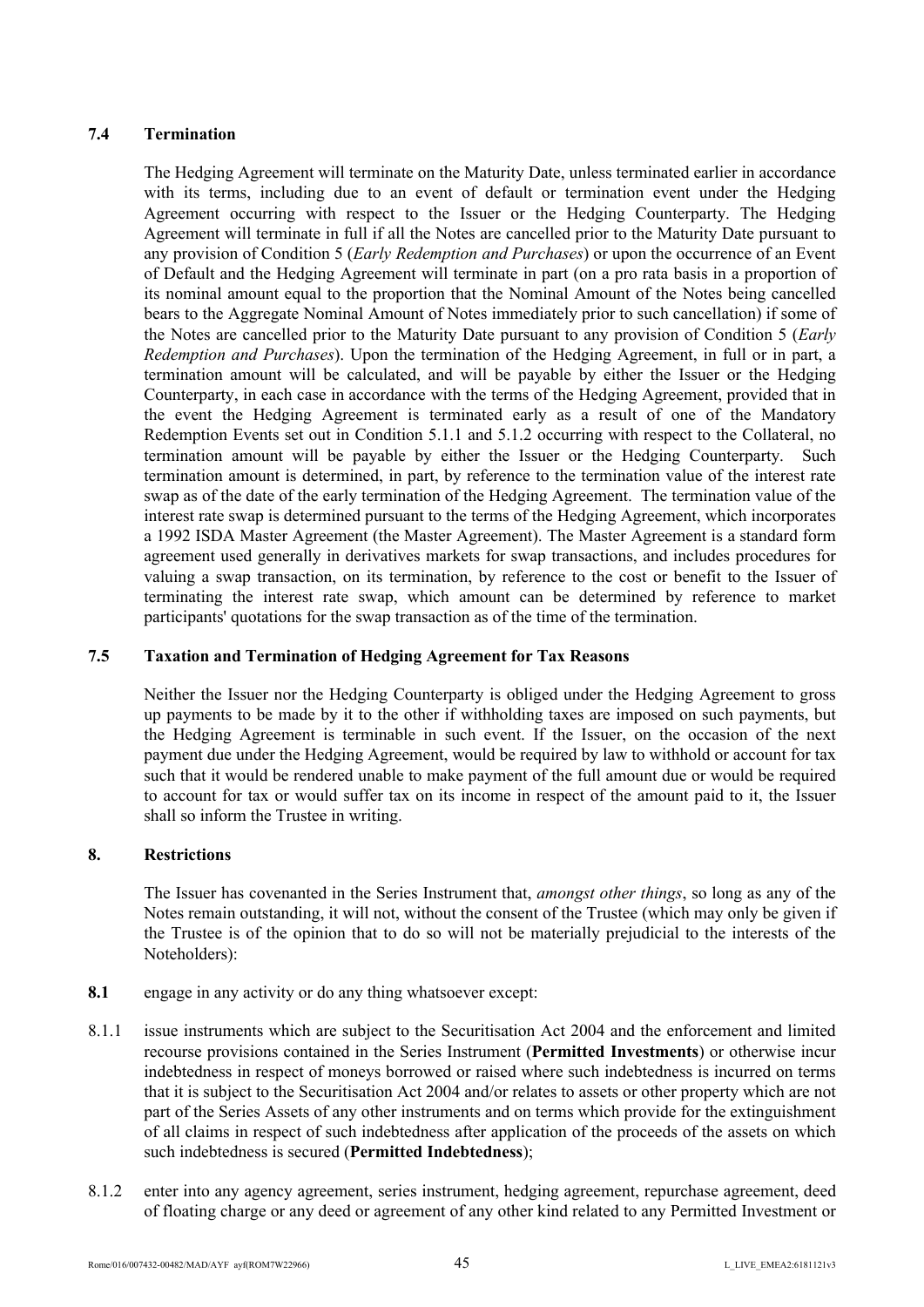### 7.4 Termination

The Hedging Agreement will terminate on the Maturity Date, unless terminated earlier in accordance with its terms, including due to an event of default or termination event under the Hedging Agreement occurring with respect to the Issuer or the Hedging Counterparty. The Hedging Agreement will terminate in full if all the Notes are cancelled prior to the Maturity Date pursuant to any provision of Condition 5 (*Early Redemption and Purchases*) or upon the occurrence of an Event of Default and the Hedging Agreement will terminate in part (on a pro rata basis in a proportion of its nominal amount equal to the proportion that the Nominal Amount of the Notes being cancelled bears to the Aggregate Nominal Amount of Notes immediately prior to such cancellation) if some of the Notes are cancelled prior to the Maturity Date pursuant to any provision of Condition 5 (*Early Redemption and Purchases*). Upon the termination of the Hedging Agreement, in full or in part, a termination amount will be calculated, and will be payable by either the Issuer or the Hedging Counterparty, in each case in accordance with the terms of the Hedging Agreement, provided that in the event the Hedging Agreement is terminated early as a result of one of the Mandatory Redemption Events set out in Condition 5.1.1 and 5.1.2 occurring with respect to the Collateral, no termination amount will be payable by either the Issuer or the Hedging Counterparty. Such termination amount is determined, in part, by reference to the termination value of the interest rate swap as of the date of the early termination of the Hedging Agreement. The termination value of the interest rate swap is determined pursuant to the terms of the Hedging Agreement, which incorporates a 1992 ISDA Master Agreement (the Master Agreement). The Master Agreement is a standard form agreement used generally in derivatives markets for swap transactions, and includes procedures for valuing a swap transaction, on its termination, by reference to the cost or benefit to the Issuer of terminating the interest rate swap, which amount can be determined by reference to market participants' quotations for the swap transaction as of the time of the termination.

### 7.5 Taxation and Termination of Hedging Agreement for Tax Reasons

Neither the Issuer nor the Hedging Counterparty is obliged under the Hedging Agreement to gross up payments to be made by it to the other if withholding taxes are imposed on such payments, but the Hedging Agreement is terminable in such event. If the Issuer, on the occasion of the next payment due under the Hedging Agreement, would be required by law to withhold or account for tax such that it would be rendered unable to make payment of the full amount due or would be required to account for tax or would suffer tax on its income in respect of the amount paid to it, the Issuer shall so inform the Trustee in writing.

## 8. Restrictions

The Issuer has covenanted in the Series Instrument that, *amongst other things*, so long as any of the Notes remain outstanding, it will not, without the consent of the Trustee (which may only be given if the Trustee is of the opinion that to do so will not be materially prejudicial to the interests of the Noteholders):

**8.1** engage in any activity or do any thing whatsoever except:

8.1.1 issue instruments which are subject to the Securitisation Act 2004 and the enforcement and limited recourse provisions contained in the Series Instrument (**Permitted Investments**) or otherwise incur indebtedness in respect of moneys borrowed or raised where such indebtedness is incurred on terms that it is subject to the Securitisation Act 2004 and/or relates to assets or other property which are not part of the Series Assets of any other instruments and on terms which provide for the extinguishment of all claims in respect of such indebtedness after application of the proceeds of the assets on which such indebtedness is secured (**Permitted Indebtedness**);

8.1.2 enter into any agency agreement, series instrument, hedging agreement, repurchase agreement, deed of floating charge or any deed or agreement of any other kind related to any Permitted Investment or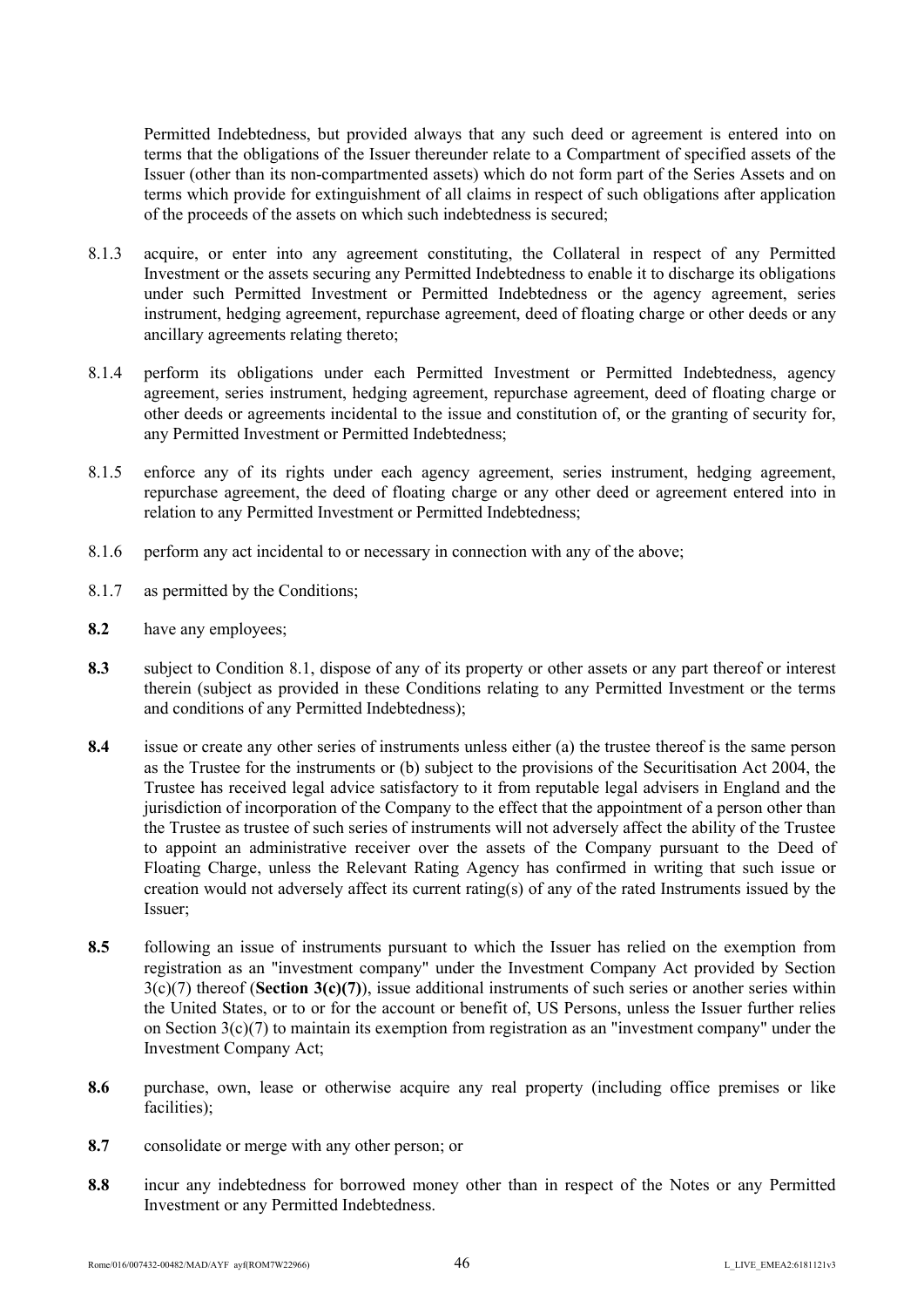Permitted Indebtedness, but provided always that any such deed or agreement is entered into on terms that the obligations of the Issuer thereunder relate to a Compartment of specified assets of the Issuer (other than its non-compartmented assets) which do not form part of the Series Assets and on terms which provide for extinguishment of all claims in respect of such obligations after application of the proceeds of the assets on which such indebtedness is secured;

8.1.3 acquire, or enter into any agreement constituting, the Collateral in respect of any Permitted Investment or the assets securing any Permitted Indebtedness to enable it to discharge its obligations under such Permitted Investment or Permitted Indebtedness or the agency agreement, series instrument, hedging agreement, repurchase agreement, deed of floating charge or other deeds or any ancillary agreements relating thereto;

8.1.4 perform its obligations under each Permitted Investment or Permitted Indebtedness, agency agreement, series instrument, hedging agreement, repurchase agreement, deed of floating charge or other deeds or agreements incidental to the issue and constitution of, or the granting of security for, any Permitted Investment or Permitted Indebtedness;

8.1.5 enforce any of its rights under each agency agreement, series instrument, hedging agreement, repurchase agreement, the deed of floating charge or any other deed or agreement entered into in relation to any Permitted Investment or Permitted Indebtedness;

8.1.6 perform any act incidental to or necessary in connection with any of the above;

8.1.7 as permitted by the Conditions;

**8.2** have any employees;

**8.3** subject to Condition 8.1, dispose of any of its property or other assets or any part thereof or interest therein (subject as provided in these Conditions relating to any Permitted Investment or the terms and conditions of any Permitted Indebtedness);

**8.4** issue or create any other series of instruments unless either (a) the trustee thereof is the same person as the Trustee for the instruments or (b) subject to the provisions of the Securitisation Act 2004, the Trustee has received legal advice satisfactory to it from reputable legal advisers in England and the jurisdiction of incorporation of the Company to the effect that the appointment of a person other than the Trustee as trustee of such series of instruments will not adversely affect the ability of the Trustee to appoint an administrative receiver over the assets of the Company pursuant to the Deed of Floating Charge, unless the Relevant Rating Agency has confirmed in writing that such issue or creation would not adversely affect its current rating(s) of any of the rated Instruments issued by the Issuer;

**8.5** following an issue of instruments pursuant to which the Issuer has relied on the exemption from registration as an "investment company" under the Investment Company Act provided by Section 3(c)(7) thereof (**Section 3(c)(7)**), issue additional instruments of such series or another series within the United States, or to or for the account or benefit of, US Persons, unless the Issuer further relies on Section 3(c)(7) to maintain its exemption from registration as an "investment company" under the Investment Company Act;

**8.6** purchase, own, lease or otherwise acquire any real property (including office premises or like facilities);

**8.7** consolidate or merge with any other person; or

**8.8** incur any indebtedness for borrowed money other than in respect of the Notes or any Permitted Investment or any Permitted Indebtedness.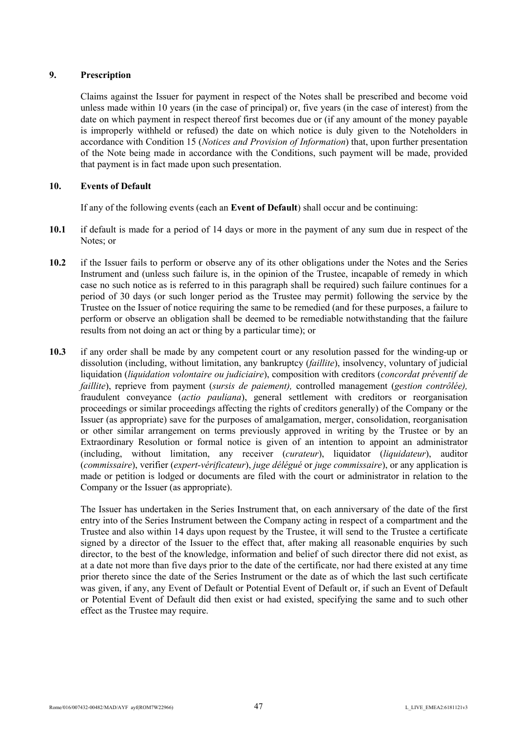## 9. Prescription

Claims against the Issuer for payment in respect of the Notes shall be prescribed and become void unless made within 10 years (in the case of principal) or, five years (in the case of interest) from the date on which payment in respect thereof first becomes due or (if any amount of the money payable is improperly withheld or refused) the date on which notice is duly given to the Noteholders in accordance with Condition 15 (*Notices and Provision of Information*) that, upon further presentation of the Note being made in accordance with the Conditions, such payment will be made, provided that payment is in fact made upon such presentation.

## 10. Events of Default

If any of the following events (each an **Event of Default**) shall occur and be continuing:

**10.1** if default is made for a period of 14 days or more in the payment of any sum due in respect of the Notes; or

**10.2** if the Issuer fails to perform or observe any of its other obligations under the Notes and the Series Instrument and (unless such failure is, in the opinion of the Trustee, incapable of remedy in which case no such notice as is referred to in this paragraph shall be required) such failure continues for a period of 30 days (or such longer period as the Trustee may permit) following the service by the Trustee on the Issuer of notice requiring the same to be remedied (and for these purposes, a failure to perform or observe an obligation shall be deemed to be remediable notwithstanding that the failure results from not doing an act or thing by a particular time); or

**10.3** if any order shall be made by any competent court or any resolution passed for the winding-up or dissolution (including, without limitation, any bankruptcy (*faillite*), insolvency, voluntary of judicial liquidation (*liquidation volontaire ou judiciaire*), composition with creditors (*concordat préventif de faillite*), reprieve from payment (*sursis de paiement),* controlled management (*gestion contrôlée),* fraudulent conveyance (*actio pauliana*), general settlement with creditors or reorganisation proceedings or similar proceedings affecting the rights of creditors generally) of the Company or the Issuer (as appropriate) save for the purposes of amalgamation, merger, consolidation, reorganisation or other similar arrangement on terms previously approved in writing by the Trustee or by an Extraordinary Resolution or formal notice is given of an intention to appoint an administrator (including, without limitation, any receiver (*curateur*), liquidator (*liquidateur*), auditor (*commissaire*), verifier (*expert-vérificateur*), *juge délégué* or *juge commissaire*), or any application is made or petition is lodged or documents are filed with the court or administrator in relation to the Company or the Issuer (as appropriate).

The Issuer has undertaken in the Series Instrument that, on each anniversary of the date of the first entry into of the Series Instrument between the Company acting in respect of a compartment and the Trustee and also within 14 days upon request by the Trustee, it will send to the Trustee a certificate signed by a director of the Issuer to the effect that, after making all reasonable enquiries by such director, to the best of the knowledge, information and belief of such director there did not exist, as at a date not more than five days prior to the date of the certificate, nor had there existed at any time prior thereto since the date of the Series Instrument or the date as of which the last such certificate was given, if any, any Event of Default or Potential Event of Default or, if such an Event of Default or Potential Event of Default did then exist or had existed, specifying the same and to such other effect as the Trustee may require.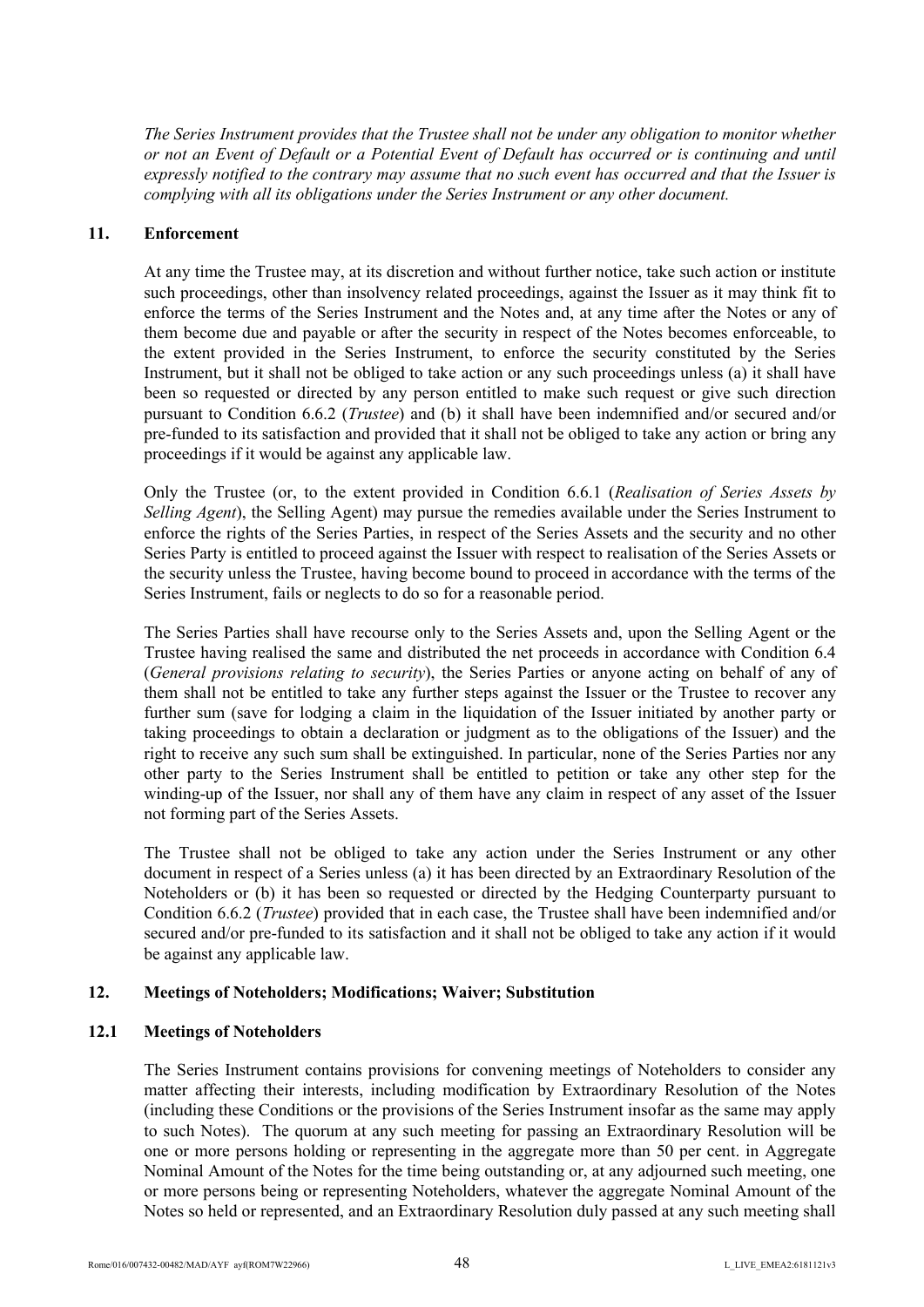*The Series Instrument provides that the Trustee shall not be under any obligation to monitor whether or not an Event of Default or a Potential Event of Default has occurred or is continuing and until expressly notified to the contrary may assume that no such event has occurred and that the Issuer is complying with all its obligations under the Series Instrument or any other document.*

## 11. Enforcement

At any time the Trustee may, at its discretion and without further notice, take such action or institute such proceedings, other than insolvency related proceedings, against the Issuer as it may think fit to enforce the terms of the Series Instrument and the Notes and, at any time after the Notes or any of them become due and payable or after the security in respect of the Notes becomes enforceable, to the extent provided in the Series Instrument, to enforce the security constituted by the Series Instrument, but it shall not be obliged to take action or any such proceedings unless (a) it shall have been so requested or directed by any person entitled to make such request or give such direction pursuant to Condition 6.6.2 (*Trustee*) and (b) it shall have been indemnified and/or secured and/or pre-funded to its satisfaction and provided that it shall not be obliged to take any action or bring any proceedings if it would be against any applicable law.

Only the Trustee (or, to the extent provided in Condition 6.6.1 (*Realisation of Series Assets by Selling Agent*), the Selling Agent) may pursue the remedies available under the Series Instrument to enforce the rights of the Series Parties, in respect of the Series Assets and the security and no other Series Party is entitled to proceed against the Issuer with respect to realisation of the Series Assets or the security unless the Trustee, having become bound to proceed in accordance with the terms of the Series Instrument, fails or neglects to do so for a reasonable period.

The Series Parties shall have recourse only to the Series Assets and, upon the Selling Agent or the Trustee having realised the same and distributed the net proceeds in accordance with Condition 6.4 (*General provisions relating to security*), the Series Parties or anyone acting on behalf of any of them shall not be entitled to take any further steps against the Issuer or the Trustee to recover any further sum (save for lodging a claim in the liquidation of the Issuer initiated by another party or taking proceedings to obtain a declaration or judgment as to the obligations of the Issuer) and the right to receive any such sum shall be extinguished. In particular, none of the Series Parties nor any other party to the Series Instrument shall be entitled to petition or take any other step for the winding-up of the Issuer, nor shall any of them have any claim in respect of any asset of the Issuer not forming part of the Series Assets.

The Trustee shall not be obliged to take any action under the Series Instrument or any other document in respect of a Series unless (a) it has been directed by an Extraordinary Resolution of the Noteholders or (b) it has been so requested or directed by the Hedging Counterparty pursuant to Condition 6.6.2 (*Trustee*) provided that in each case, the Trustee shall have been indemnified and/or secured and/or pre-funded to its satisfaction and it shall not be obliged to take any action if it would be against any applicable law.

## 12. Meetings of Noteholders; Modifications; Waiver; Substitution

### 12.1 Meetings of Noteholders

The Series Instrument contains provisions for convening meetings of Noteholders to consider any matter affecting their interests, including modification by Extraordinary Resolution of the Notes (including these Conditions or the provisions of the Series Instrument insofar as the same may apply to such Notes). The quorum at any such meeting for passing an Extraordinary Resolution will be one or more persons holding or representing in the aggregate more than 50 per cent. in Aggregate Nominal Amount of the Notes for the time being outstanding or, at any adjourned such meeting, one or more persons being or representing Noteholders, whatever the aggregate Nominal Amount of the Notes so held or represented, and an Extraordinary Resolution duly passed at any such meeting shall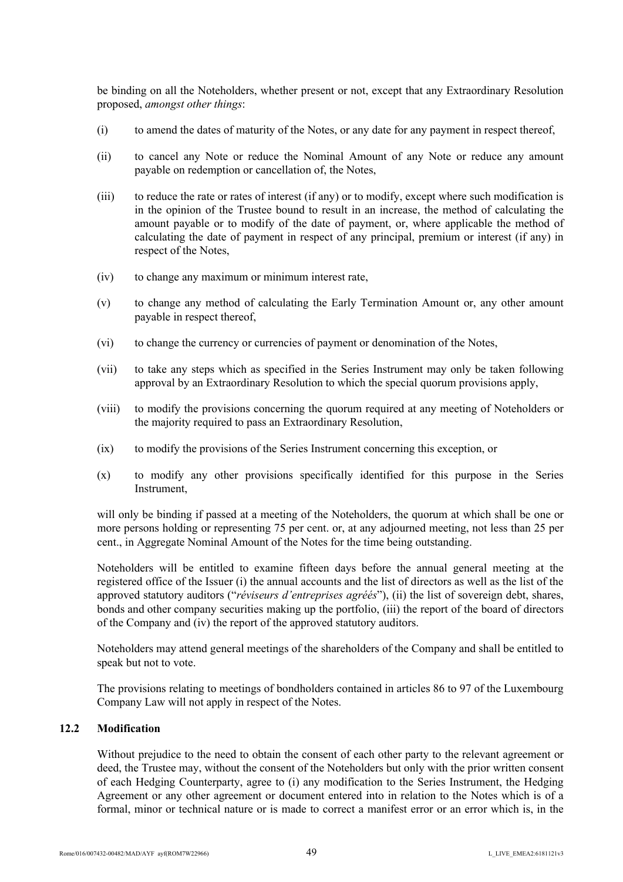be binding on all the Noteholders, whether present or not, except that any Extraordinary Resolution proposed, *amongst other things*:

(i) to amend the dates of maturity of the Notes, or any date for any payment in respect thereof,

(ii) to cancel any Note or reduce the Nominal Amount of any Note or reduce any amount payable on redemption or cancellation of, the Notes,

(iii) to reduce the rate or rates of interest (if any) or to modify, except where such modification is in the opinion of the Trustee bound to result in an increase, the method of calculating the amount payable or to modify of the date of payment, or, where applicable the method of calculating the date of payment in respect of any principal, premium or interest (if any) in respect of the Notes,

(iv) to change any maximum or minimum interest rate,

(v) to change any method of calculating the Early Termination Amount or, any other amount payable in respect thereof,

(vi) to change the currency or currencies of payment or denomination of the Notes,

(vii) to take any steps which as specified in the Series Instrument may only be taken following approval by an Extraordinary Resolution to which the special quorum provisions apply,

(viii) to modify the provisions concerning the quorum required at any meeting of Noteholders or the majority required to pass an Extraordinary Resolution,

(ix) to modify the provisions of the Series Instrument concerning this exception, or

(x) to modify any other provisions specifically identified for this purpose in the Series Instrument,

will only be binding if passed at a meeting of the Noteholders, the quorum at which shall be one or more persons holding or representing 75 per cent. or, at any adjourned meeting, not less than 25 per cent., in Aggregate Nominal Amount of the Notes for the time being outstanding.

Noteholders will be entitled to examine fifteen days before the annual general meeting at the registered office of the Issuer (i) the annual accounts and the list of directors as well as the list of the approved statutory auditors ("*réviseurs d'entreprises agréés*"), (ii) the list of sovereign debt, shares, bonds and other company securities making up the portfolio, (iii) the report of the board of directors of the Company and (iv) the report of the approved statutory auditors.

Noteholders may attend general meetings of the shareholders of the Company and shall be entitled to speak but not to vote.

The provisions relating to meetings of bondholders contained in articles 86 to 97 of the Luxembourg Company Law will not apply in respect of the Notes.

### 12.2 Modification

Without prejudice to the need to obtain the consent of each other party to the relevant agreement or deed, the Trustee may, without the consent of the Noteholders but only with the prior written consent of each Hedging Counterparty, agree to (i) any modification to the Series Instrument, the Hedging Agreement or any other agreement or document entered into in relation to the Notes which is of a formal, minor or technical nature or is made to correct a manifest error or an error which is, in the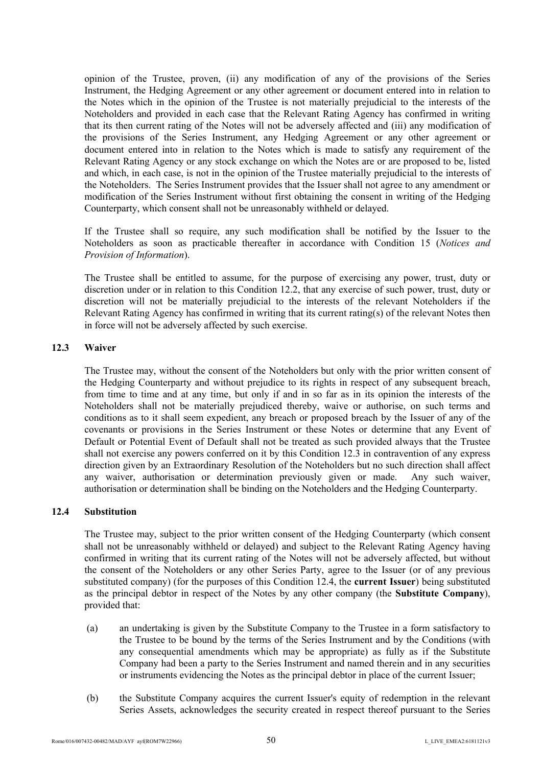opinion of the Trustee, proven, (ii) any modification of any of the provisions of the Series Instrument, the Hedging Agreement or any other agreement or document entered into in relation to the Notes which in the opinion of the Trustee is not materially prejudicial to the interests of the Noteholders and provided in each case that the Relevant Rating Agency has confirmed in writing that its then current rating of the Notes will not be adversely affected and (iii) any modification of the provisions of the Series Instrument, any Hedging Agreement or any other agreement or document entered into in relation to the Notes which is made to satisfy any requirement of the Relevant Rating Agency or any stock exchange on which the Notes are or are proposed to be, listed and which, in each case, is not in the opinion of the Trustee materially prejudicial to the interests of the Noteholders. The Series Instrument provides that the Issuer shall not agree to any amendment or modification of the Series Instrument without first obtaining the consent in writing of the Hedging Counterparty, which consent shall not be unreasonably withheld or delayed.

If the Trustee shall so require, any such modification shall be notified by the Issuer to the Noteholders as soon as practicable thereafter in accordance with Condition 15 (*Notices and Provision of Information*).

The Trustee shall be entitled to assume, for the purpose of exercising any power, trust, duty or discretion under or in relation to this Condition 12.2, that any exercise of such power, trust, duty or discretion will not be materially prejudicial to the interests of the relevant Noteholders if the Relevant Rating Agency has confirmed in writing that its current rating(s) of the relevant Notes then in force will not be adversely affected by such exercise.

### 12.3 Waiver

The Trustee may, without the consent of the Noteholders but only with the prior written consent of the Hedging Counterparty and without prejudice to its rights in respect of any subsequent breach, from time to time and at any time, but only if and in so far as in its opinion the interests of the Noteholders shall not be materially prejudiced thereby, waive or authorise, on such terms and conditions as to it shall seem expedient, any breach or proposed breach by the Issuer of any of the covenants or provisions in the Series Instrument or these Notes or determine that any Event of Default or Potential Event of Default shall not be treated as such provided always that the Trustee shall not exercise any powers conferred on it by this Condition 12.3 in contravention of any express direction given by an Extraordinary Resolution of the Noteholders but no such direction shall affect any waiver, authorisation or determination previously given or made. Any such waiver, authorisation or determination shall be binding on the Noteholders and the Hedging Counterparty.

### 12.4 Substitution

The Trustee may, subject to the prior written consent of the Hedging Counterparty (which consent shall not be unreasonably withheld or delayed) and subject to the Relevant Rating Agency having confirmed in writing that its current rating of the Notes will not be adversely affected, but without the consent of the Noteholders or any other Series Party, agree to the Issuer (or of any previous substituted company) (for the purposes of this Condition 12.4, the **current Issuer**) being substituted as the principal debtor in respect of the Notes by any other company (the **Substitute Company**), provided that:

(a) an undertaking is given by the Substitute Company to the Trustee in a form satisfactory to the Trustee to be bound by the terms of the Series Instrument and by the Conditions (with any consequential amendments which may be appropriate) as fully as if the Substitute Company had been a party to the Series Instrument and named therein and in any securities or instruments evidencing the Notes as the principal debtor in place of the current Issuer;

(b) the Substitute Company acquires the current Issuer's equity of redemption in the relevant Series Assets, acknowledges the security created in respect thereof pursuant to the Series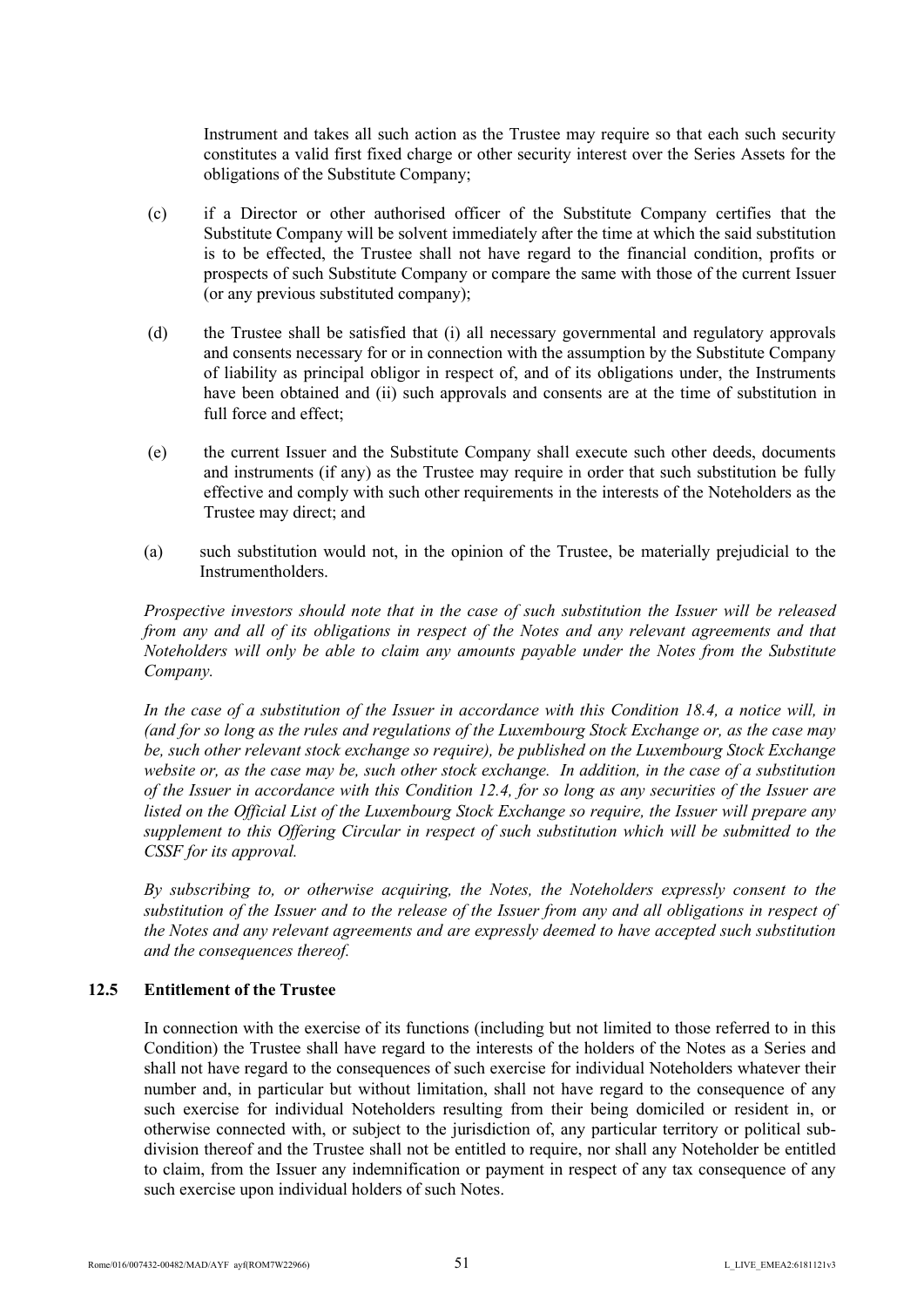Instrument and takes all such action as the Trustee may require so that each such security constitutes a valid first fixed charge or other security interest over the Series Assets for the obligations of the Substitute Company;

(c) if a Director or other authorised officer of the Substitute Company certifies that the Substitute Company will be solvent immediately after the time at which the said substitution is to be effected, the Trustee shall not have regard to the financial condition, profits or prospects of such Substitute Company or compare the same with those of the current Issuer (or any previous substituted company);

(d) the Trustee shall be satisfied that (i) all necessary governmental and regulatory approvals and consents necessary for or in connection with the assumption by the Substitute Company of liability as principal obligor in respect of, and of its obligations under, the Instruments have been obtained and (ii) such approvals and consents are at the time of substitution in full force and effect;

(e) the current Issuer and the Substitute Company shall execute such other deeds, documents and instruments (if any) as the Trustee may require in order that such substitution be fully effective and comply with such other requirements in the interests of the Noteholders as the Trustee may direct; and

(a) such substitution would not, in the opinion of the Trustee, be materially prejudicial to the Instrumentholders.

*Prospective investors should note that in the case of such substitution the Issuer will be released from any and all of its obligations in respect of the Notes and any relevant agreements and that Noteholders will only be able to claim any amounts payable under the Notes from the Substitute Company.*

*In the case of a substitution of the Issuer in accordance with this Condition 18.4, a notice will, in (and for so long as the rules and regulations of the Luxembourg Stock Exchange or, as the case may be, such other relevant stock exchange so require), be published on the Luxembourg Stock Exchange website or, as the case may be, such other stock exchange. In addition, in the case of a substitution of the Issuer in accordance with this Condition 12.4, for so long as any securities of the Issuer are listed on the Official List of the Luxembourg Stock Exchange so require, the Issuer will prepare any supplement to this Offering Circular in respect of such substitution which will be submitted to the CSSF for its approval.*

*By subscribing to, or otherwise acquiring, the Notes, the Noteholders expressly consent to the substitution of the Issuer and to the release of the Issuer from any and all obligations in respect of the Notes and any relevant agreements and are expressly deemed to have accepted such substitution and the consequences thereof.*

### 12.5 Entitlement of the Trustee

In connection with the exercise of its functions (including but not limited to those referred to in this Condition) the Trustee shall have regard to the interests of the holders of the Notes as a Series and shall not have regard to the consequences of such exercise for individual Noteholders whatever their number and, in particular but without limitation, shall not have regard to the consequence of any such exercise for individual Noteholders resulting from their being domiciled or resident in, or otherwise connected with, or subject to the jurisdiction of, any particular territory or political sub-division thereof and the Trustee shall not be entitled to require, nor shall any Noteholder be entitled to claim, from the Issuer any indemnification or payment in respect of any tax consequence of any such exercise upon individual holders of such Notes.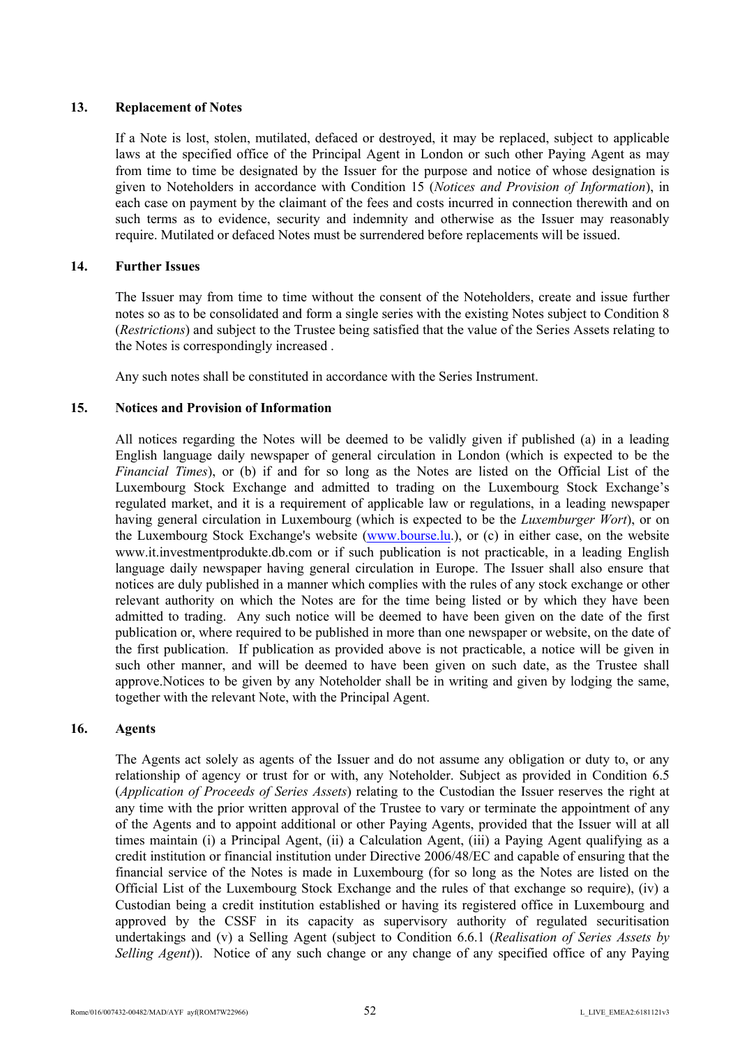## 13. Replacement of Notes

If a Note is lost, stolen, mutilated, defaced or destroyed, it may be replaced, subject to applicable laws at the specified office of the Principal Agent in London or such other Paying Agent as may from time to time be designated by the Issuer for the purpose and notice of whose designation is given to Noteholders in accordance with Condition 15 (*Notices and Provision of Information*), in each case on payment by the claimant of the fees and costs incurred in connection therewith and on such terms as to evidence, security and indemnity and otherwise as the Issuer may reasonably require. Mutilated or defaced Notes must be surrendered before replacements will be issued.

## 14. Further Issues

The Issuer may from time to time without the consent of the Noteholders, create and issue further notes so as to be consolidated and form a single series with the existing Notes subject to Condition 8 (*Restrictions*) and subject to the Trustee being satisfied that the value of the Series Assets relating to the Notes is correspondingly increased .

Any such notes shall be constituted in accordance with the Series Instrument.

## 15. Notices and Provision of Information

All notices regarding the Notes will be deemed to be validly given if published (a) in a leading English language daily newspaper of general circulation in London (which is expected to be the *Financial Times*), or (b) if and for so long as the Notes are listed on the Official List of the Luxembourg Stock Exchange and admitted to trading on the Luxembourg Stock Exchange's regulated market, and it is a requirement of applicable law or regulations, in a leading newspaper having general circulation in Luxembourg (which is expected to be the *Luxemburger Wort*), or on the Luxembourg Stock Exchange's website (www.bourse.lu.), or (c) in either case, on the website www.it.investmentprodukte.db.com or if such publication is not practicable, in a leading English language daily newspaper having general circulation in Europe. The Issuer shall also ensure that notices are duly published in a manner which complies with the rules of any stock exchange or other relevant authority on which the Notes are for the time being listed or by which they have been admitted to trading. Any such notice will be deemed to have been given on the date of the first publication or, where required to be published in more than one newspaper or website, on the date of the first publication. If publication as provided above is not practicable, a notice will be given in such other manner, and will be deemed to have been given on such date, as the Trustee shall approve.Notices to be given by any Noteholder shall be in writing and given by lodging the same, together with the relevant Note, with the Principal Agent.

## 16. Agents

The Agents act solely as agents of the Issuer and do not assume any obligation or duty to, or any relationship of agency or trust for or with, any Noteholder. Subject as provided in Condition 6.5 (*Application of Proceeds of Series Assets*) relating to the Custodian the Issuer reserves the right at any time with the prior written approval of the Trustee to vary or terminate the appointment of any of the Agents and to appoint additional or other Paying Agents, provided that the Issuer will at all times maintain (i) a Principal Agent, (ii) a Calculation Agent, (iii) a Paying Agent qualifying as a credit institution or financial institution under Directive 2006/48/EC and capable of ensuring that the financial service of the Notes is made in Luxembourg (for so long as the Notes are listed on the Official List of the Luxembourg Stock Exchange and the rules of that exchange so require), (iv) a Custodian being a credit institution established or having its registered office in Luxembourg and approved by the CSSF in its capacity as supervisory authority of regulated securitisation undertakings and (v) a Selling Agent (subject to Condition 6.6.1 (*Realisation of Series Assets by Selling Agent*)). Notice of any such change or any change of any specified office of any Paying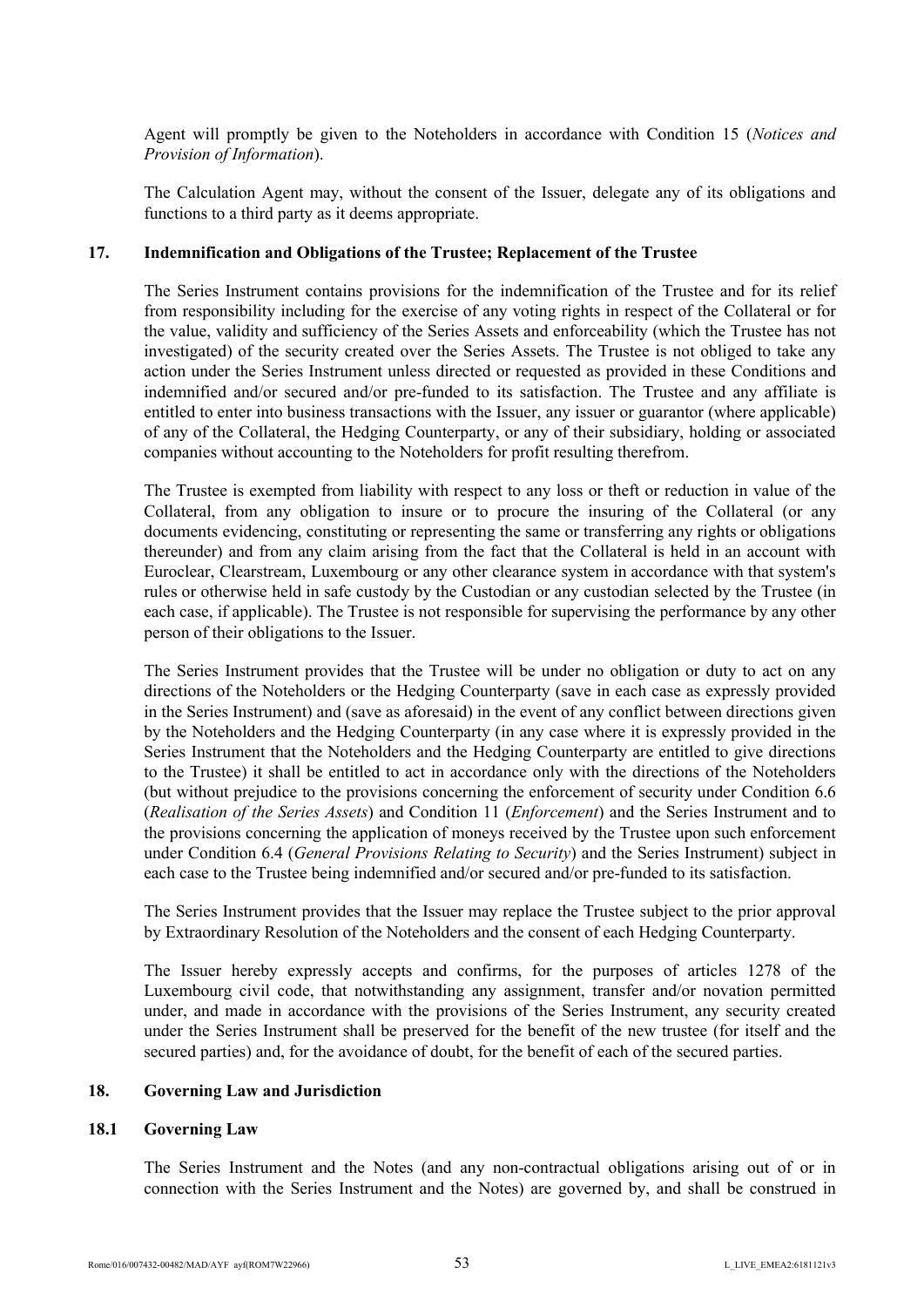Agent will promptly be given to the Noteholders in accordance with Condition 15 (*Notices and Provision of Information*).

The Calculation Agent may, without the consent of the Issuer, delegate any of its obligations and functions to a third party as it deems appropriate.

## 17. Indemnification and Obligations of the Trustee; Replacement of the Trustee

The Series Instrument contains provisions for the indemnification of the Trustee and for its relief from responsibility including for the exercise of any voting rights in respect of the Collateral or for the value, validity and sufficiency of the Series Assets and enforceability (which the Trustee has not investigated) of the security created over the Series Assets. The Trustee is not obliged to take any action under the Series Instrument unless directed or requested as provided in these Conditions and indemnified and/or secured and/or pre-funded to its satisfaction. The Trustee and any affiliate is entitled to enter into business transactions with the Issuer, any issuer or guarantor (where applicable) of any of the Collateral, the Hedging Counterparty, or any of their subsidiary, holding or associated companies without accounting to the Noteholders for profit resulting therefrom.

The Trustee is exempted from liability with respect to any loss or theft or reduction in value of the Collateral, from any obligation to insure or to procure the insuring of the Collateral (or any documents evidencing, constituting or representing the same or transferring any rights or obligations thereunder) and from any claim arising from the fact that the Collateral is held in an account with Euroclear, Clearstream, Luxembourg or any other clearance system in accordance with that system's rules or otherwise held in safe custody by the Custodian or any custodian selected by the Trustee (in each case, if applicable). The Trustee is not responsible for supervising the performance by any other person of their obligations to the Issuer.

The Series Instrument provides that the Trustee will be under no obligation or duty to act on any directions of the Noteholders or the Hedging Counterparty (save in each case as expressly provided in the Series Instrument) and (save as aforesaid) in the event of any conflict between directions given by the Noteholders and the Hedging Counterparty (in any case where it is expressly provided in the Series Instrument that the Noteholders and the Hedging Counterparty are entitled to give directions to the Trustee) it shall be entitled to act in accordance only with the directions of the Noteholders (but without prejudice to the provisions concerning the enforcement of security under Condition 6.6 (*Realisation of the Series Assets*) and Condition 11 (*Enforcement*) and the Series Instrument and to the provisions concerning the application of moneys received by the Trustee upon such enforcement under Condition 6.4 (*General Provisions Relating to Security*) and the Series Instrument) subject in each case to the Trustee being indemnified and/or secured and/or pre-funded to its satisfaction.

The Series Instrument provides that the Issuer may replace the Trustee subject to the prior approval by Extraordinary Resolution of the Noteholders and the consent of each Hedging Counterparty.

The Issuer hereby expressly accepts and confirms, for the purposes of articles 1278 of the Luxembourg civil code, that notwithstanding any assignment, transfer and/or novation permitted under, and made in accordance with the provisions of the Series Instrument, any security created under the Series Instrument shall be preserved for the benefit of the new trustee (for itself and the secured parties) and, for the avoidance of doubt, for the benefit of each of the secured parties.

## 18. Governing Law and Jurisdiction

### 18.1 Governing Law

The Series Instrument and the Notes (and any non-contractual obligations arising out of or in connection with the Series Instrument and the Notes) are governed by, and shall be construed in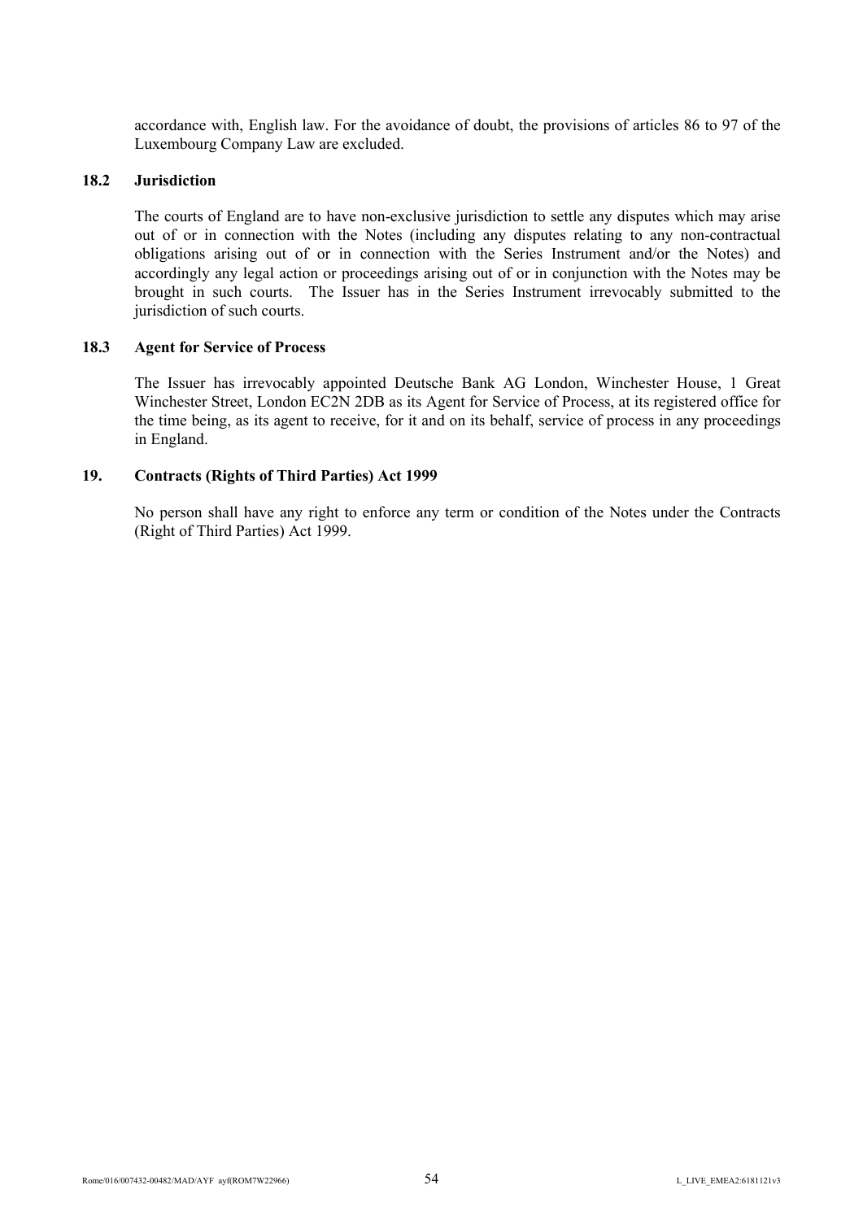accordance with, English law. For the avoidance of doubt, the provisions of articles 86 to 97 of the Luxembourg Company Law are excluded.

### 18.2 Jurisdiction

The courts of England are to have non-exclusive jurisdiction to settle any disputes which may arise out of or in connection with the Notes (including any disputes relating to any non-contractual obligations arising out of or in connection with the Series Instrument and/or the Notes) and accordingly any legal action or proceedings arising out of or in conjunction with the Notes may be brought in such courts. The Issuer has in the Series Instrument irrevocably submitted to the jurisdiction of such courts.

### 18.3 Agent for Service of Process

The Issuer has irrevocably appointed Deutsche Bank AG London, Winchester House, 1 Great Winchester Street, London EC2N 2DB as its Agent for Service of Process, at its registered office for the time being, as its agent to receive, for it and on its behalf, service of process in any proceedings in England.

## 19. Contracts (Rights of Third Parties) Act 1999

No person shall have any right to enforce any term or condition of the Notes under the Contracts (Right of Third Parties) Act 1999.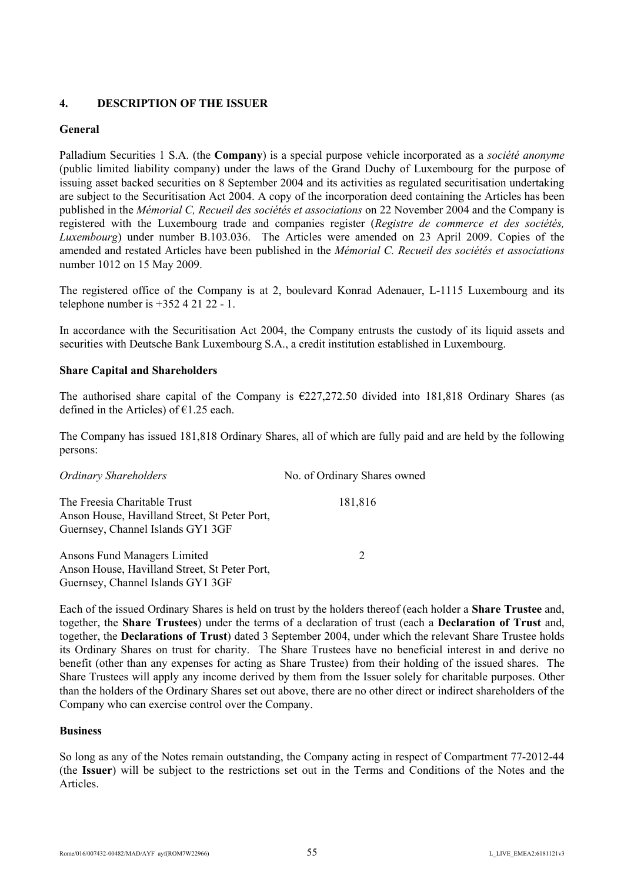## 4. DESCRIPTION OF THE ISSUER

### General

Palladium Securities 1 S.A. (the **Company**) is a special purpose vehicle incorporated as a *société anonyme* (public limited liability company) under the laws of the Grand Duchy of Luxembourg for the purpose of issuing asset backed securities on 8 September 2004 and its activities as regulated securitisation undertaking are subject to the Securitisation Act 2004. A copy of the incorporation deed containing the Articles has been published in the *Mémorial C, Recueil des sociétés et associations* on 22 November 2004 and the Company is registered with the Luxembourg trade and companies register (*Registre de commerce et des sociétés, Luxembourg*) under number B.103.036. The Articles were amended on 23 April 2009. Copies of the amended and restated Articles have been published in the *Mémorial C. Recueil des sociétés et associations* number 1012 on 15 May 2009.

The registered office of the Company is at 2, boulevard Konrad Adenauer, L-1115 Luxembourg and its telephone number is +352 4 21 22 - 1.

In accordance with the Securitisation Act 2004, the Company entrusts the custody of its liquid assets and securities with Deutsche Bank Luxembourg S.A., a credit institution established in Luxembourg.

### Share Capital and Shareholders

The authorised share capital of the Company is €227,272.50 divided into 181,818 Ordinary Shares (as defined in the Articles) of €1.25 each.

The Company has issued 181,818 Ordinary Shares, all of which are fully paid and are held by the following persons:

| *Ordinary Shareholders* | No. of Ordinary Shares owned |
|---|---|
| The Freesia Charitable Trust<br>Anson House, Havilland Street, St Peter Port,<br>Guernsey, Channel Islands GY1 3GF | 181,816 |
| Ansons Fund Managers Limited<br>Anson House, Havilland Street, St Peter Port,<br>Guernsey, Channel Islands GY1 3GF | 2 |

Each of the issued Ordinary Shares is held on trust by the holders thereof (each holder a **Share Trustee** and, together, the **Share Trustees**) under the terms of a declaration of trust (each a **Declaration of Trust** and, together, the **Declarations of Trust**) dated 3 September 2004, under which the relevant Share Trustee holds its Ordinary Shares on trust for charity. The Share Trustees have no beneficial interest in and derive no benefit (other than any expenses for acting as Share Trustee) from their holding of the issued shares. The Share Trustees will apply any income derived by them from the Issuer solely for charitable purposes. Other than the holders of the Ordinary Shares set out above, there are no other direct or indirect shareholders of the Company who can exercise control over the Company.

### Business

So long as any of the Notes remain outstanding, the Company acting in respect of Compartment 77-2012-44 (the **Issuer**) will be subject to the restrictions set out in the Terms and Conditions of the Notes and the Articles.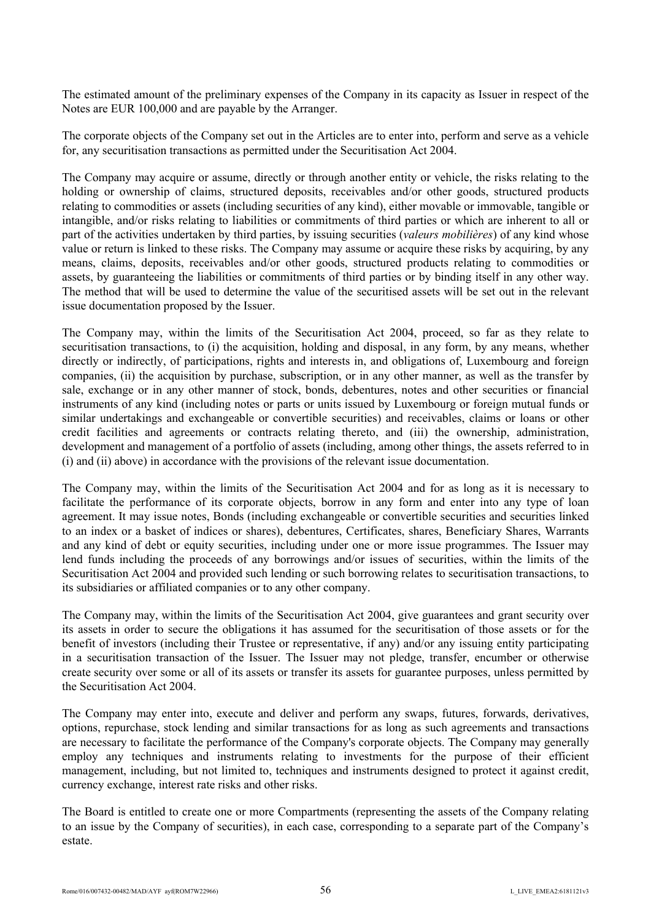The estimated amount of the preliminary expenses of the Company in its capacity as Issuer in respect of the Notes are EUR 100,000 and are payable by the Arranger.

The corporate objects of the Company set out in the Articles are to enter into, perform and serve as a vehicle for, any securitisation transactions as permitted under the Securitisation Act 2004.

The Company may acquire or assume, directly or through another entity or vehicle, the risks relating to the holding or ownership of claims, structured deposits, receivables and/or other goods, structured products relating to commodities or assets (including securities of any kind), either movable or immovable, tangible or intangible, and/or risks relating to liabilities or commitments of third parties or which are inherent to all or part of the activities undertaken by third parties, by issuing securities (*valeurs mobilières*) of any kind whose value or return is linked to these risks. The Company may assume or acquire these risks by acquiring, by any means, claims, deposits, receivables and/or other goods, structured products relating to commodities or assets, by guaranteeing the liabilities or commitments of third parties or by binding itself in any other way. The method that will be used to determine the value of the securitised assets will be set out in the relevant issue documentation proposed by the Issuer.

The Company may, within the limits of the Securitisation Act 2004, proceed, so far as they relate to securitisation transactions, to (i) the acquisition, holding and disposal, in any form, by any means, whether directly or indirectly, of participations, rights and interests in, and obligations of, Luxembourg and foreign companies, (ii) the acquisition by purchase, subscription, or in any other manner, as well as the transfer by sale, exchange or in any other manner of stock, bonds, debentures, notes and other securities or financial instruments of any kind (including notes or parts or units issued by Luxembourg or foreign mutual funds or similar undertakings and exchangeable or convertible securities) and receivables, claims or loans or other credit facilities and agreements or contracts relating thereto, and (iii) the ownership, administration, development and management of a portfolio of assets (including, among other things, the assets referred to in (i) and (ii) above) in accordance with the provisions of the relevant issue documentation.

The Company may, within the limits of the Securitisation Act 2004 and for as long as it is necessary to facilitate the performance of its corporate objects, borrow in any form and enter into any type of loan agreement. It may issue notes, Bonds (including exchangeable or convertible securities and securities linked to an index or a basket of indices or shares), debentures, Certificates, shares, Beneficiary Shares, Warrants and any kind of debt or equity securities, including under one or more issue programmes. The Issuer may lend funds including the proceeds of any borrowings and/or issues of securities, within the limits of the Securitisation Act 2004 and provided such lending or such borrowing relates to securitisation transactions, to its subsidiaries or affiliated companies or to any other company.

The Company may, within the limits of the Securitisation Act 2004, give guarantees and grant security over its assets in order to secure the obligations it has assumed for the securitisation of those assets or for the benefit of investors (including their Trustee or representative, if any) and/or any issuing entity participating in a securitisation transaction of the Issuer. The Issuer may not pledge, transfer, encumber or otherwise create security over some or all of its assets or transfer its assets for guarantee purposes, unless permitted by the Securitisation Act 2004.

The Company may enter into, execute and deliver and perform any swaps, futures, forwards, derivatives, options, repurchase, stock lending and similar transactions for as long as such agreements and transactions are necessary to facilitate the performance of the Company's corporate objects. The Company may generally employ any techniques and instruments relating to investments for the purpose of their efficient management, including, but not limited to, techniques and instruments designed to protect it against credit, currency exchange, interest rate risks and other risks.

The Board is entitled to create one or more Compartments (representing the assets of the Company relating to an issue by the Company of securities), in each case, corresponding to a separate part of the Company's estate.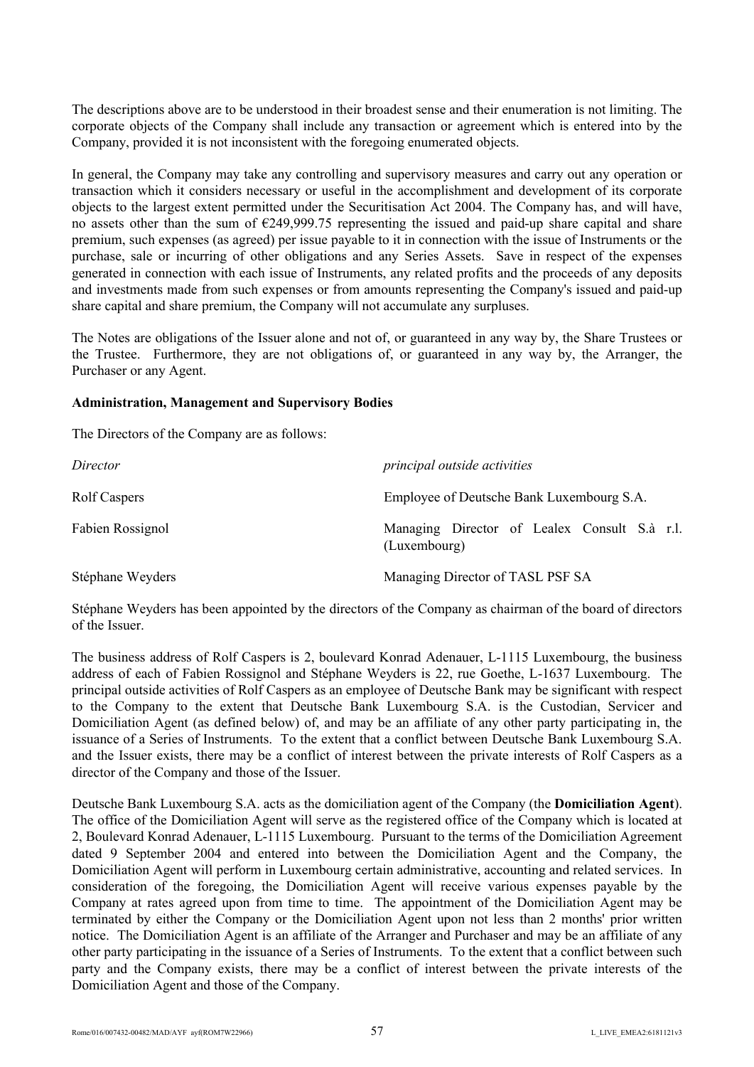The descriptions above are to be understood in their broadest sense and their enumeration is not limiting. The corporate objects of the Company shall include any transaction or agreement which is entered into by the Company, provided it is not inconsistent with the foregoing enumerated objects.

In general, the Company may take any controlling and supervisory measures and carry out any operation or transaction which it considers necessary or useful in the accomplishment and development of its corporate objects to the largest extent permitted under the Securitisation Act 2004. The Company has, and will have, no assets other than the sum of €249,999.75 representing the issued and paid-up share capital and share premium, such expenses (as agreed) per issue payable to it in connection with the issue of Instruments or the purchase, sale or incurring of other obligations and any Series Assets. Save in respect of the expenses generated in connection with each issue of Instruments, any related profits and the proceeds of any deposits and investments made from such expenses or from amounts representing the Company's issued and paid-up share capital and share premium, the Company will not accumulate any surpluses.

The Notes are obligations of the Issuer alone and not of, or guaranteed in any way by, the Share Trustees or the Trustee. Furthermore, they are not obligations of, or guaranteed in any way by, the Arranger, the Purchaser or any Agent.

**Administration, Management and Supervisory Bodies**

The Directors of the Company are as follows:

| *Director* | *principal outside activities* |
|---|---|
| Rolf Caspers | Employee of Deutsche Bank Luxembourg S.A. |
| Fabien Rossignol | Managing Director of Lealex Consult S.à r.l. (Luxembourg) |
| Stéphane Weyders | Managing Director of TASL PSF SA |

Stéphane Weyders has been appointed by the directors of the Company as chairman of the board of directors of the Issuer.

The business address of Rolf Caspers is 2, boulevard Konrad Adenauer, L-1115 Luxembourg, the business address of each of Fabien Rossignol and Stéphane Weyders is 22, rue Goethe, L-1637 Luxembourg. The principal outside activities of Rolf Caspers as an employee of Deutsche Bank may be significant with respect to the Company to the extent that Deutsche Bank Luxembourg S.A. is the Custodian, Servicer and Domiciliation Agent (as defined below) of, and may be an affiliate of any other party participating in, the issuance of a Series of Instruments. To the extent that a conflict between Deutsche Bank Luxembourg S.A. and the Issuer exists, there may be a conflict of interest between the private interests of Rolf Caspers as a director of the Company and those of the Issuer.

Deutsche Bank Luxembourg S.A. acts as the domiciliation agent of the Company (the **Domiciliation Agent**). The office of the Domiciliation Agent will serve as the registered office of the Company which is located at 2, Boulevard Konrad Adenauer, L-1115 Luxembourg. Pursuant to the terms of the Domiciliation Agreement dated 9 September 2004 and entered into between the Domiciliation Agent and the Company, the Domiciliation Agent will perform in Luxembourg certain administrative, accounting and related services. In consideration of the foregoing, the Domiciliation Agent will receive various expenses payable by the Company at rates agreed upon from time to time. The appointment of the Domiciliation Agent may be terminated by either the Company or the Domiciliation Agent upon not less than 2 months' prior written notice. The Domiciliation Agent is an affiliate of the Arranger and Purchaser and may be an affiliate of any other party participating in the issuance of a Series of Instruments. To the extent that a conflict between such party and the Company exists, there may be a conflict of interest between the private interests of the Domiciliation Agent and those of the Company.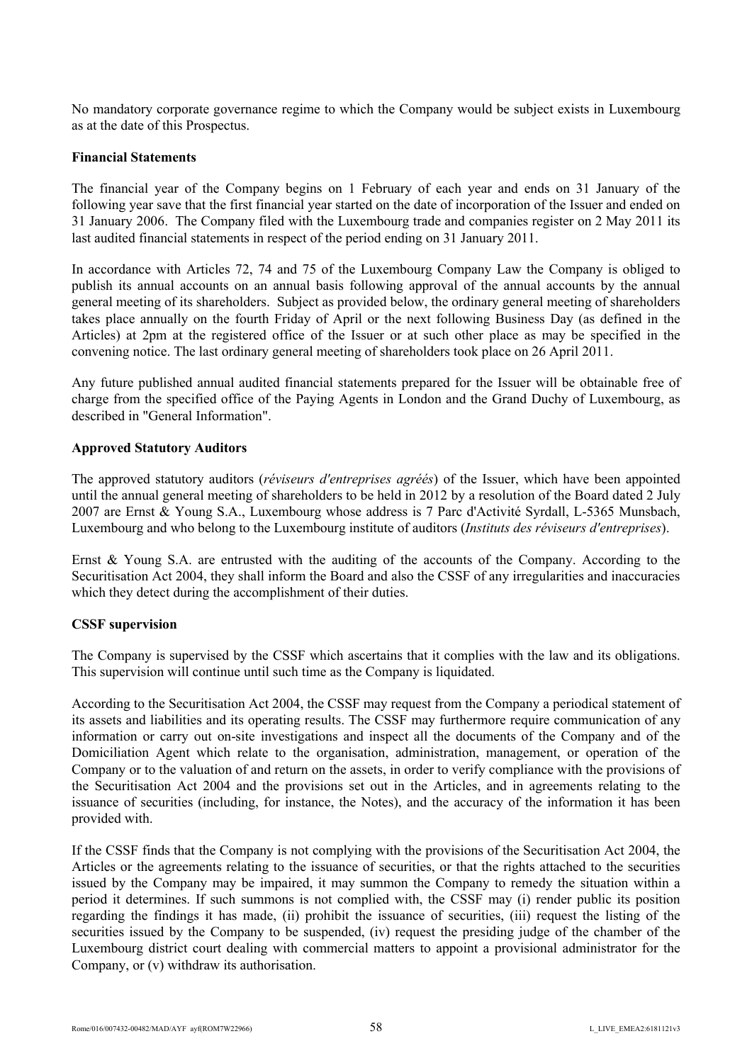No mandatory corporate governance regime to which the Company would be subject exists in Luxembourg as at the date of this Prospectus.

**Financial Statements**

The financial year of the Company begins on 1 February of each year and ends on 31 January of the following year save that the first financial year started on the date of incorporation of the Issuer and ended on 31 January 2006. The Company filed with the Luxembourg trade and companies register on 2 May 2011 its last audited financial statements in respect of the period ending on 31 January 2011.

In accordance with Articles 72, 74 and 75 of the Luxembourg Company Law the Company is obliged to publish its annual accounts on an annual basis following approval of the annual accounts by the annual general meeting of its shareholders. Subject as provided below, the ordinary general meeting of shareholders takes place annually on the fourth Friday of April or the next following Business Day (as defined in the Articles) at 2pm at the registered office of the Issuer or at such other place as may be specified in the convening notice. The last ordinary general meeting of shareholders took place on 26 April 2011.

Any future published annual audited financial statements prepared for the Issuer will be obtainable free of charge from the specified office of the Paying Agents in London and the Grand Duchy of Luxembourg, as described in "General Information".

**Approved Statutory Auditors**

The approved statutory auditors (*réviseurs d'entreprises agréés*) of the Issuer, which have been appointed until the annual general meeting of shareholders to be held in 2012 by a resolution of the Board dated 2 July 2007 are Ernst & Young S.A., Luxembourg whose address is 7 Parc d'Activité Syrdall, L-5365 Munsbach, Luxembourg and who belong to the Luxembourg institute of auditors (*Instituts des réviseurs d'entreprises*).

Ernst & Young S.A. are entrusted with the auditing of the accounts of the Company. According to the Securitisation Act 2004, they shall inform the Board and also the CSSF of any irregularities and inaccuracies which they detect during the accomplishment of their duties.

**CSSF supervision**

The Company is supervised by the CSSF which ascertains that it complies with the law and its obligations. This supervision will continue until such time as the Company is liquidated.

According to the Securitisation Act 2004, the CSSF may request from the Company a periodical statement of its assets and liabilities and its operating results. The CSSF may furthermore require communication of any information or carry out on-site investigations and inspect all the documents of the Company and of the Domiciliation Agent which relate to the organisation, administration, management, or operation of the Company or to the valuation of and return on the assets, in order to verify compliance with the provisions of the Securitisation Act 2004 and the provisions set out in the Articles, and in agreements relating to the issuance of securities (including, for instance, the Notes), and the accuracy of the information it has been provided with.

If the CSSF finds that the Company is not complying with the provisions of the Securitisation Act 2004, the Articles or the agreements relating to the issuance of securities, or that the rights attached to the securities issued by the Company may be impaired, it may summon the Company to remedy the situation within a period it determines. If such summons is not complied with, the CSSF may (i) render public its position regarding the findings it has made, (ii) prohibit the issuance of securities, (iii) request the listing of the securities issued by the Company to be suspended, (iv) request the presiding judge of the chamber of the Luxembourg district court dealing with commercial matters to appoint a provisional administrator for the Company, or (v) withdraw its authorisation.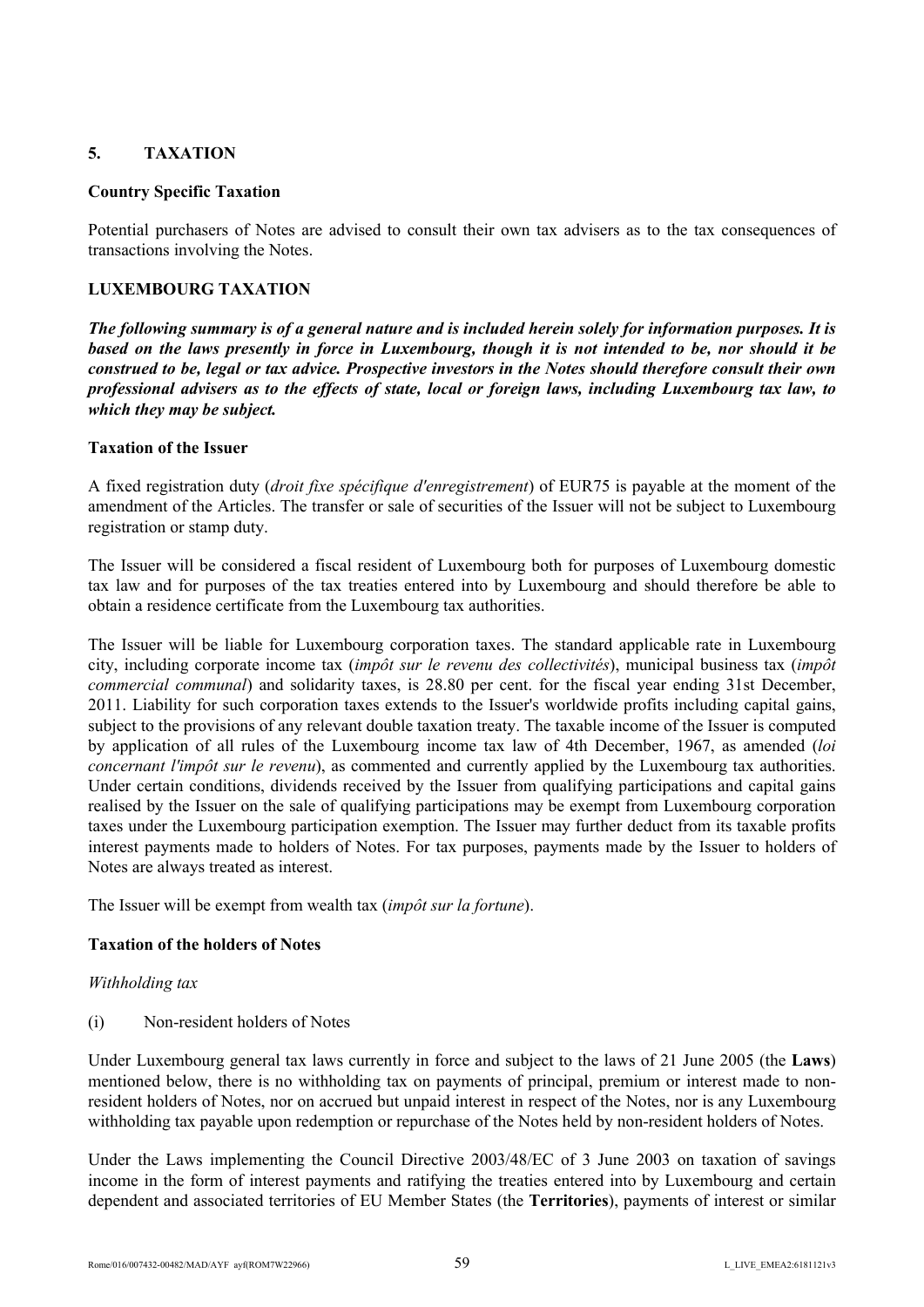## 5. TAXATION

**Country Specific Taxation**

Potential purchasers of Notes are advised to consult their own tax advisers as to the tax consequences of transactions involving the Notes.

**LUXEMBOURG TAXATION**

***The following summary is of a general nature and is included herein solely for information purposes. It is based on the laws presently in force in Luxembourg, though it is not intended to be, nor should it be construed to be, legal or tax advice. Prospective investors in the Notes should therefore consult their own professional advisers as to the effects of state, local or foreign laws, including Luxembourg tax law, to which they may be subject.***

**Taxation of the Issuer**

A fixed registration duty (*droit fixe spécifique d'enregistrement*) of EUR75 is payable at the moment of the amendment of the Articles. The transfer or sale of securities of the Issuer will not be subject to Luxembourg registration or stamp duty.

The Issuer will be considered a fiscal resident of Luxembourg both for purposes of Luxembourg domestic tax law and for purposes of the tax treaties entered into by Luxembourg and should therefore be able to obtain a residence certificate from the Luxembourg tax authorities.

The Issuer will be liable for Luxembourg corporation taxes. The standard applicable rate in Luxembourg city, including corporate income tax (*impôt sur le revenu des collectivités*), municipal business tax (*impôt commercial communal*) and solidarity taxes, is 28.80 per cent. for the fiscal year ending 31st December, 2011. Liability for such corporation taxes extends to the Issuer's worldwide profits including capital gains, subject to the provisions of any relevant double taxation treaty. The taxable income of the Issuer is computed by application of all rules of the Luxembourg income tax law of 4th December, 1967, as amended (*loi concernant l'impôt sur le revenu*), as commented and currently applied by the Luxembourg tax authorities. Under certain conditions, dividends received by the Issuer from qualifying participations and capital gains realised by the Issuer on the sale of qualifying participations may be exempt from Luxembourg corporation taxes under the Luxembourg participation exemption. The Issuer may further deduct from its taxable profits interest payments made to holders of Notes. For tax purposes, payments made by the Issuer to holders of Notes are always treated as interest.

The Issuer will be exempt from wealth tax (*impôt sur la fortune*).

**Taxation of the holders of Notes**

*Withholding tax*

(i) Non-resident holders of Notes

Under Luxembourg general tax laws currently in force and subject to the laws of 21 June 2005 (the **Laws**) mentioned below, there is no withholding tax on payments of principal, premium or interest made to non-resident holders of Notes, nor on accrued but unpaid interest in respect of the Notes, nor is any Luxembourg withholding tax payable upon redemption or repurchase of the Notes held by non-resident holders of Notes.

Under the Laws implementing the Council Directive 2003/48/EC of 3 June 2003 on taxation of savings income in the form of interest payments and ratifying the treaties entered into by Luxembourg and certain dependent and associated territories of EU Member States (the **Territories**), payments of interest or similar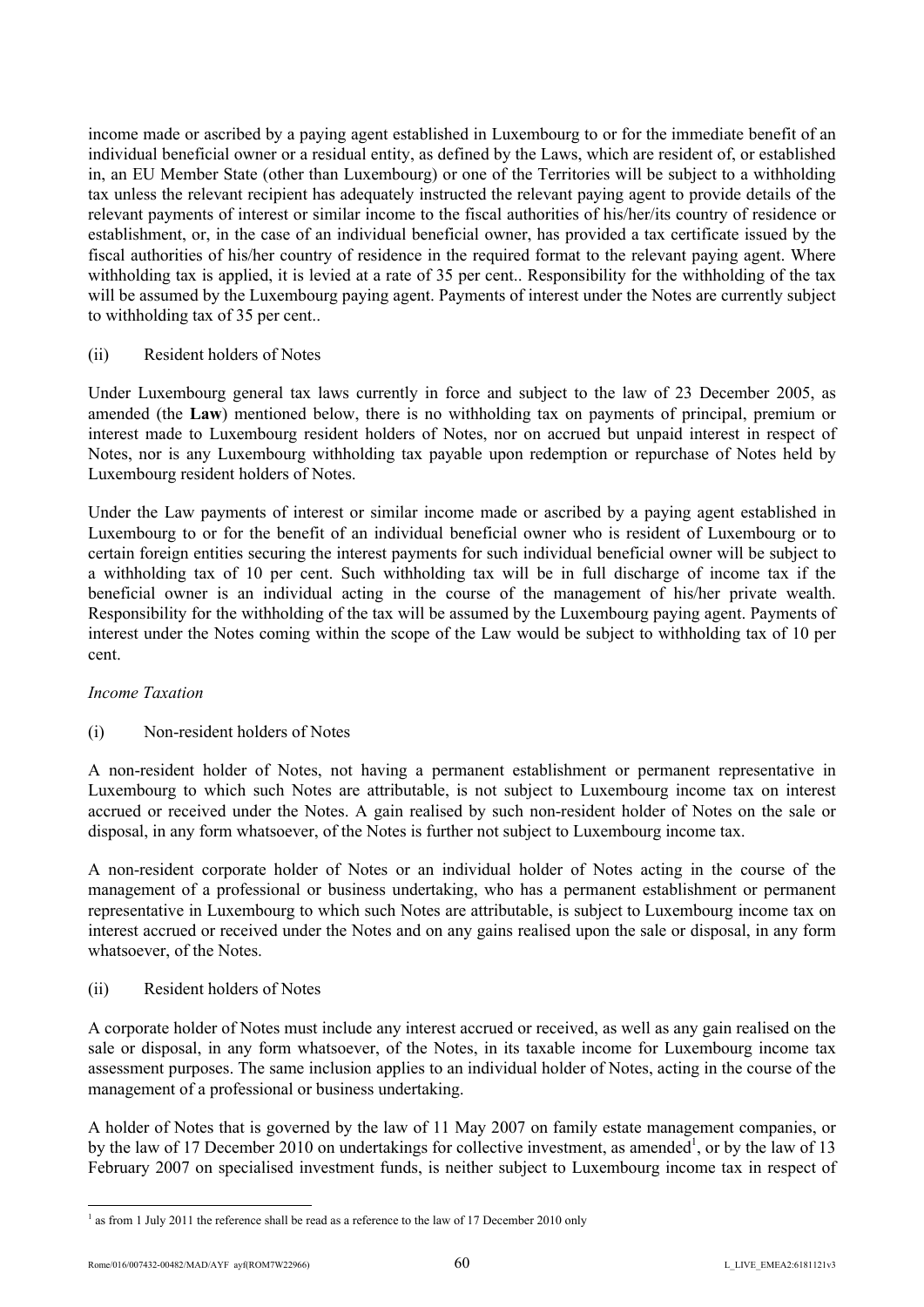income made or ascribed by a paying agent established in Luxembourg to or for the immediate benefit of an individual beneficial owner or a residual entity, as defined by the Laws, which are resident of, or established in, an EU Member State (other than Luxembourg) or one of the Territories will be subject to a withholding tax unless the relevant recipient has adequately instructed the relevant paying agent to provide details of the relevant payments of interest or similar income to the fiscal authorities of his/her/its country of residence or establishment, or, in the case of an individual beneficial owner, has provided a tax certificate issued by the fiscal authorities of his/her country of residence in the required format to the relevant paying agent. Where withholding tax is applied, it is levied at a rate of 35 per cent.. Responsibility for the withholding of the tax will be assumed by the Luxembourg paying agent. Payments of interest under the Notes are currently subject to withholding tax of 35 per cent..

(ii) Resident holders of Notes

Under Luxembourg general tax laws currently in force and subject to the law of 23 December 2005, as amended (the **Law**) mentioned below, there is no withholding tax on payments of principal, premium or interest made to Luxembourg resident holders of Notes, nor on accrued but unpaid interest in respect of Notes, nor is any Luxembourg withholding tax payable upon redemption or repurchase of Notes held by Luxembourg resident holders of Notes.

Under the Law payments of interest or similar income made or ascribed by a paying agent established in Luxembourg to or for the benefit of an individual beneficial owner who is resident of Luxembourg or to certain foreign entities securing the interest payments for such individual beneficial owner will be subject to a withholding tax of 10 per cent. Such withholding tax will be in full discharge of income tax if the beneficial owner is an individual acting in the course of the management of his/her private wealth. Responsibility for the withholding of the tax will be assumed by the Luxembourg paying agent. Payments of interest under the Notes coming within the scope of the Law would be subject to withholding tax of 10 per cent.

*Income Taxation*

(i) Non-resident holders of Notes

A non-resident holder of Notes, not having a permanent establishment or permanent representative in Luxembourg to which such Notes are attributable, is not subject to Luxembourg income tax on interest accrued or received under the Notes. A gain realised by such non-resident holder of Notes on the sale or disposal, in any form whatsoever, of the Notes is further not subject to Luxembourg income tax.

A non-resident corporate holder of Notes or an individual holder of Notes acting in the course of the management of a professional or business undertaking, who has a permanent establishment or permanent representative in Luxembourg to which such Notes are attributable, is subject to Luxembourg income tax on interest accrued or received under the Notes and on any gains realised upon the sale or disposal, in any form whatsoever, of the Notes.

(ii) Resident holders of Notes

A corporate holder of Notes must include any interest accrued or received, as well as any gain realised on the sale or disposal, in any form whatsoever, of the Notes, in its taxable income for Luxembourg income tax assessment purposes. The same inclusion applies to an individual holder of Notes, acting in the course of the management of a professional or business undertaking.

A holder of Notes that is governed by the law of 11 May 2007 on family estate management companies, or by the law of 17 December 2010 on undertakings for collective investment, as amended[1], or by the law of 13 February 2007 on specialised investment funds, is neither subject to Luxembourg income tax in respect of

[1] as from 1 July 2011 the reference shall be read as a reference to the law of 17 December 2010 only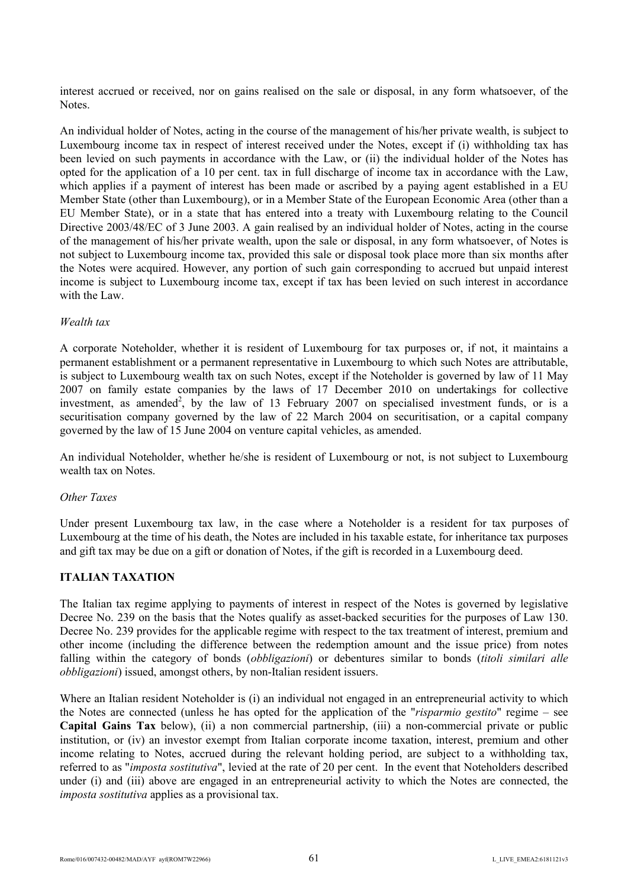interest accrued or received, nor on gains realised on the sale or disposal, in any form whatsoever, of the Notes.

An individual holder of Notes, acting in the course of the management of his/her private wealth, is subject to Luxembourg income tax in respect of interest received under the Notes, except if (i) withholding tax has been levied on such payments in accordance with the Law, or (ii) the individual holder of the Notes has opted for the application of a 10 per cent. tax in full discharge of income tax in accordance with the Law, which applies if a payment of interest has been made or ascribed by a paying agent established in a EU Member State (other than Luxembourg), or in a Member State of the European Economic Area (other than a EU Member State), or in a state that has entered into a treaty with Luxembourg relating to the Council Directive 2003/48/EC of 3 June 2003. A gain realised by an individual holder of Notes, acting in the course of the management of his/her private wealth, upon the sale or disposal, in any form whatsoever, of Notes is not subject to Luxembourg income tax, provided this sale or disposal took place more than six months after the Notes were acquired. However, any portion of such gain corresponding to accrued but unpaid interest income is subject to Luxembourg income tax, except if tax has been levied on such interest in accordance with the Law.

*Wealth tax*

A corporate Noteholder, whether it is resident of Luxembourg for tax purposes or, if not, it maintains a permanent establishment or a permanent representative in Luxembourg to which such Notes are attributable, is subject to Luxembourg wealth tax on such Notes, except if the Noteholder is governed by law of 11 May 2007 on family estate companies by the laws of 17 December 2010 on undertakings for collective investment, as amended[2], by the law of 13 February 2007 on specialised investment funds, or is a securitisation company governed by the law of 22 March 2004 on securitisation, or a capital company governed by the law of 15 June 2004 on venture capital vehicles, as amended.

An individual Noteholder, whether he/she is resident of Luxembourg or not, is not subject to Luxembourg wealth tax on Notes.

*Other Taxes*

Under present Luxembourg tax law, in the case where a Noteholder is a resident for tax purposes of Luxembourg at the time of his death, the Notes are included in his taxable estate, for inheritance tax purposes and gift tax may be due on a gift or donation of Notes, if the gift is recorded in a Luxembourg deed.

## ITALIAN TAXATION

The Italian tax regime applying to payments of interest in respect of the Notes is governed by legislative Decree No. 239 on the basis that the Notes qualify as asset-backed securities for the purposes of Law 130. Decree No. 239 provides for the applicable regime with respect to the tax treatment of interest, premium and other income (including the difference between the redemption amount and the issue price) from notes falling within the category of bonds (*obbligazioni*) or debentures similar to bonds (*titoli similari alle obbligazioni*) issued, amongst others, by non-Italian resident issuers.

Where an Italian resident Noteholder is (i) an individual not engaged in an entrepreneurial activity to which the Notes are connected (unless he has opted for the application of the "*risparmio gestito*" regime – see **Capital Gains Tax** below), (ii) a non commercial partnership, (iii) a non-commercial private or public institution, or (iv) an investor exempt from Italian corporate income taxation, interest, premium and other income relating to Notes, accrued during the relevant holding period, are subject to a withholding tax, referred to as "*imposta sostitutiva*", levied at the rate of 20 per cent. In the event that Noteholders described under (i) and (iii) above are engaged in an entrepreneurial activity to which the Notes are connected, the *imposta sostitutiva* applies as a provisional tax.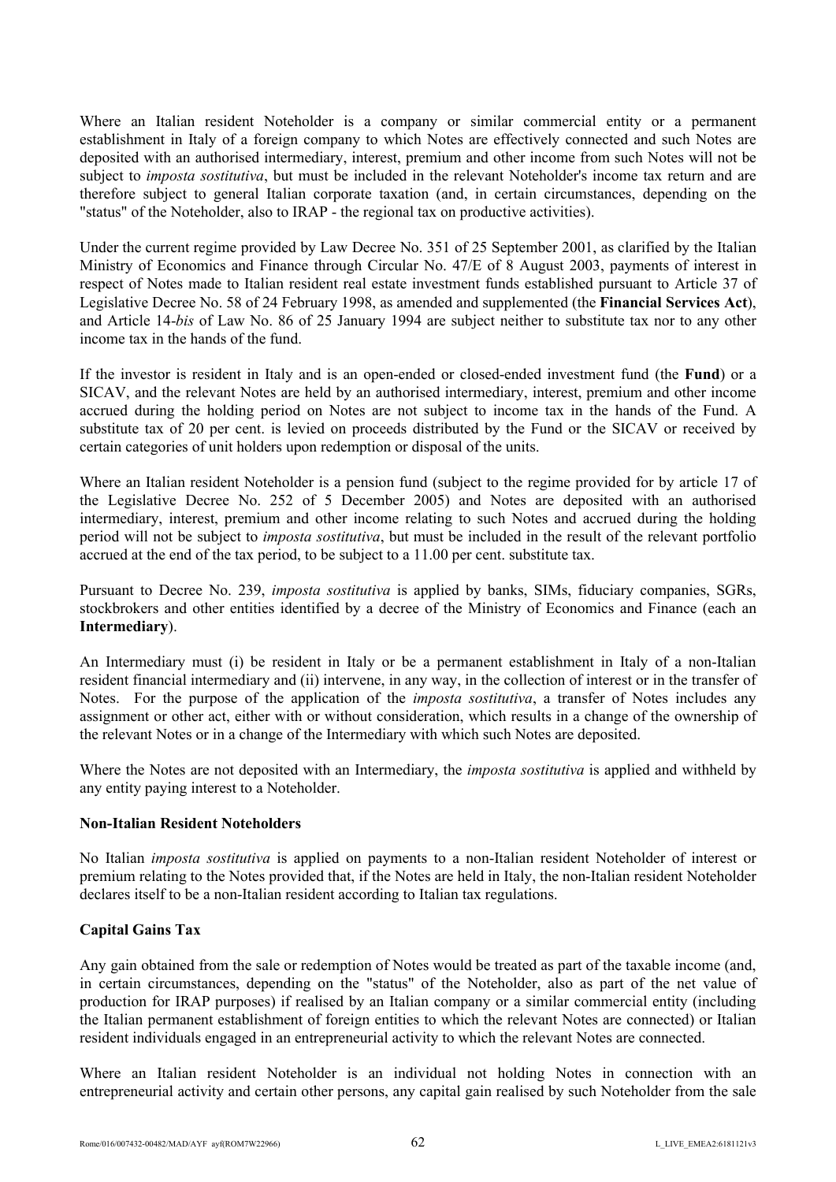Where an Italian resident Noteholder is a company or similar commercial entity or a permanent establishment in Italy of a foreign company to which Notes are effectively connected and such Notes are deposited with an authorised intermediary, interest, premium and other income from such Notes will not be subject to *imposta sostitutiva*, but must be included in the relevant Noteholder's income tax return and are therefore subject to general Italian corporate taxation (and, in certain circumstances, depending on the "status" of the Noteholder, also to IRAP - the regional tax on productive activities).

Under the current regime provided by Law Decree No. 351 of 25 September 2001, as clarified by the Italian Ministry of Economics and Finance through Circular No. 47/E of 8 August 2003, payments of interest in respect of Notes made to Italian resident real estate investment funds established pursuant to Article 37 of Legislative Decree No. 58 of 24 February 1998, as amended and supplemented (the **Financial Services Act**), and Article 14-*bis* of Law No. 86 of 25 January 1994 are subject neither to substitute tax nor to any other income tax in the hands of the fund.

If the investor is resident in Italy and is an open-ended or closed-ended investment fund (the **Fund**) or a SICAV, and the relevant Notes are held by an authorised intermediary, interest, premium and other income accrued during the holding period on Notes are not subject to income tax in the hands of the Fund. A substitute tax of 20 per cent. is levied on proceeds distributed by the Fund or the SICAV or received by certain categories of unit holders upon redemption or disposal of the units.

Where an Italian resident Noteholder is a pension fund (subject to the regime provided for by article 17 of the Legislative Decree No. 252 of 5 December 2005) and Notes are deposited with an authorised intermediary, interest, premium and other income relating to such Notes and accrued during the holding period will not be subject to *imposta sostitutiva*, but must be included in the result of the relevant portfolio accrued at the end of the tax period, to be subject to a 11.00 per cent. substitute tax.

Pursuant to Decree No. 239, *imposta sostitutiva* is applied by banks, SIMs, fiduciary companies, SGRs, stockbrokers and other entities identified by a decree of the Ministry of Economics and Finance (each an **Intermediary**).

An Intermediary must (i) be resident in Italy or be a permanent establishment in Italy of a non-Italian resident financial intermediary and (ii) intervene, in any way, in the collection of interest or in the transfer of Notes. For the purpose of the application of the *imposta sostitutiva*, a transfer of Notes includes any assignment or other act, either with or without consideration, which results in a change of the ownership of the relevant Notes or in a change of the Intermediary with which such Notes are deposited.

Where the Notes are not deposited with an Intermediary, the *imposta sostitutiva* is applied and withheld by any entity paying interest to a Noteholder.

**Non-Italian Resident Noteholders**

No Italian *imposta sostitutiva* is applied on payments to a non-Italian resident Noteholder of interest or premium relating to the Notes provided that, if the Notes are held in Italy, the non-Italian resident Noteholder declares itself to be a non-Italian resident according to Italian tax regulations.

**Capital Gains Tax**

Any gain obtained from the sale or redemption of Notes would be treated as part of the taxable income (and, in certain circumstances, depending on the "status" of the Noteholder, also as part of the net value of production for IRAP purposes) if realised by an Italian company or a similar commercial entity (including the Italian permanent establishment of foreign entities to which the relevant Notes are connected) or Italian resident individuals engaged in an entrepreneurial activity to which the relevant Notes are connected.

Where an Italian resident Noteholder is an individual not holding Notes in connection with an entrepreneurial activity and certain other persons, any capital gain realised by such Noteholder from the sale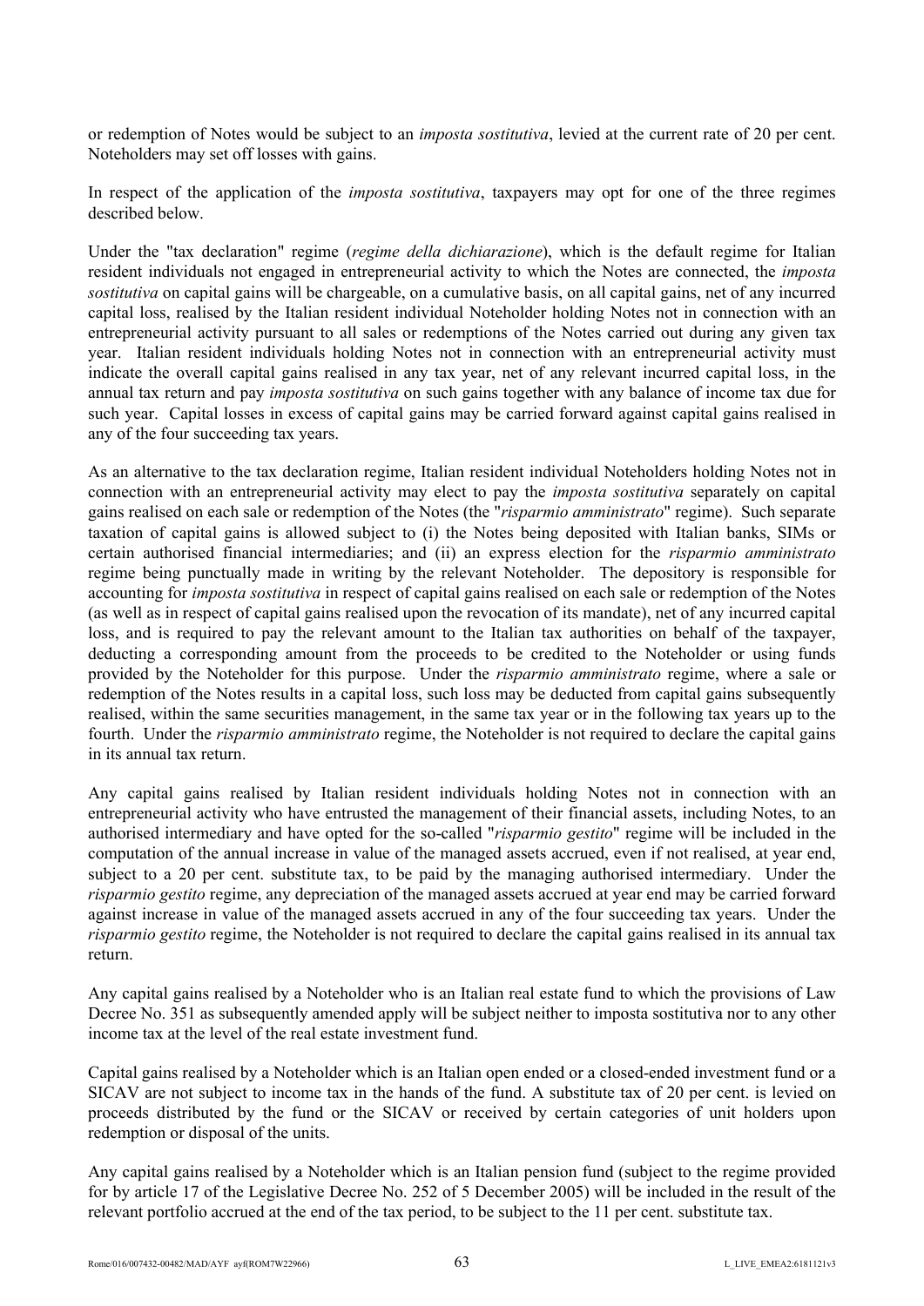or redemption of Notes would be subject to an *imposta sostitutiva*, levied at the current rate of 20 per cent. Noteholders may set off losses with gains.

In respect of the application of the *imposta sostitutiva*, taxpayers may opt for one of the three regimes described below.

Under the "tax declaration" regime (*regime della dichiarazione*), which is the default regime for Italian resident individuals not engaged in entrepreneurial activity to which the Notes are connected, the *imposta sostitutiva* on capital gains will be chargeable, on a cumulative basis, on all capital gains, net of any incurred capital loss, realised by the Italian resident individual Noteholder holding Notes not in connection with an entrepreneurial activity pursuant to all sales or redemptions of the Notes carried out during any given tax year. Italian resident individuals holding Notes not in connection with an entrepreneurial activity must indicate the overall capital gains realised in any tax year, net of any relevant incurred capital loss, in the annual tax return and pay *imposta sostitutiva* on such gains together with any balance of income tax due for such year. Capital losses in excess of capital gains may be carried forward against capital gains realised in any of the four succeeding tax years.

As an alternative to the tax declaration regime, Italian resident individual Noteholders holding Notes not in connection with an entrepreneurial activity may elect to pay the *imposta sostitutiva* separately on capital gains realised on each sale or redemption of the Notes (the "*risparmio amministrato*" regime). Such separate taxation of capital gains is allowed subject to (i) the Notes being deposited with Italian banks, SIMs or certain authorised financial intermediaries; and (ii) an express election for the *risparmio amministrato* regime being punctually made in writing by the relevant Noteholder. The depository is responsible for accounting for *imposta sostitutiva* in respect of capital gains realised on each sale or redemption of the Notes (as well as in respect of capital gains realised upon the revocation of its mandate), net of any incurred capital loss, and is required to pay the relevant amount to the Italian tax authorities on behalf of the taxpayer, deducting a corresponding amount from the proceeds to be credited to the Noteholder or using funds provided by the Noteholder for this purpose. Under the *risparmio amministrato* regime, where a sale or redemption of the Notes results in a capital loss, such loss may be deducted from capital gains subsequently realised, within the same securities management, in the same tax year or in the following tax years up to the fourth. Under the *risparmio amministrato* regime, the Noteholder is not required to declare the capital gains in its annual tax return.

Any capital gains realised by Italian resident individuals holding Notes not in connection with an entrepreneurial activity who have entrusted the management of their financial assets, including Notes, to an authorised intermediary and have opted for the so-called "*risparmio gestito*" regime will be included in the computation of the annual increase in value of the managed assets accrued, even if not realised, at year end, subject to a 20 per cent. substitute tax, to be paid by the managing authorised intermediary. Under the *risparmio gestito* regime, any depreciation of the managed assets accrued at year end may be carried forward against increase in value of the managed assets accrued in any of the four succeeding tax years. Under the *risparmio gestito* regime, the Noteholder is not required to declare the capital gains realised in its annual tax return.

Any capital gains realised by a Noteholder who is an Italian real estate fund to which the provisions of Law Decree No. 351 as subsequently amended apply will be subject neither to imposta sostitutiva nor to any other income tax at the level of the real estate investment fund.

Capital gains realised by a Noteholder which is an Italian open ended or a closed-ended investment fund or a SICAV are not subject to income tax in the hands of the fund. A substitute tax of 20 per cent. is levied on proceeds distributed by the fund or the SICAV or received by certain categories of unit holders upon redemption or disposal of the units.

Any capital gains realised by a Noteholder which is an Italian pension fund (subject to the regime provided for by article 17 of the Legislative Decree No. 252 of 5 December 2005) will be included in the result of the relevant portfolio accrued at the end of the tax period, to be subject to the 11 per cent. substitute tax.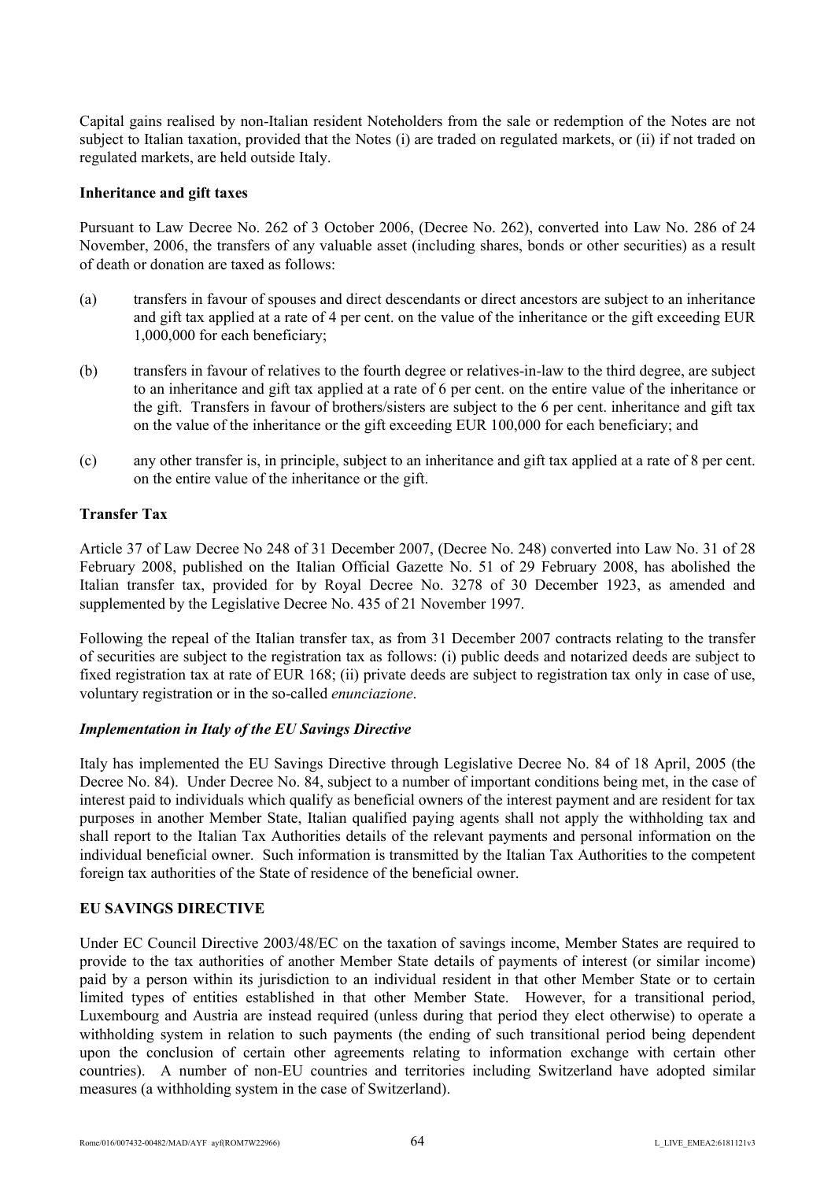Capital gains realised by non-Italian resident Noteholders from the sale or redemption of the Notes are not subject to Italian taxation, provided that the Notes (i) are traded on regulated markets, or (ii) if not traded on regulated markets, are held outside Italy.

**Inheritance and gift taxes**

Pursuant to Law Decree No. 262 of 3 October 2006, (Decree No. 262), converted into Law No. 286 of 24 November, 2006, the transfers of any valuable asset (including shares, bonds or other securities) as a result of death or donation are taxed as follows:

(a) transfers in favour of spouses and direct descendants or direct ancestors are subject to an inheritance and gift tax applied at a rate of 4 per cent. on the value of the inheritance or the gift exceeding EUR 1,000,000 for each beneficiary;

(b) transfers in favour of relatives to the fourth degree or relatives-in-law to the third degree, are subject to an inheritance and gift tax applied at a rate of 6 per cent. on the entire value of the inheritance or the gift. Transfers in favour of brothers/sisters are subject to the 6 per cent. inheritance and gift tax on the value of the inheritance or the gift exceeding EUR 100,000 for each beneficiary; and

(c) any other transfer is, in principle, subject to an inheritance and gift tax applied at a rate of 8 per cent. on the entire value of the inheritance or the gift.

**Transfer Tax**

Article 37 of Law Decree No 248 of 31 December 2007, (Decree No. 248) converted into Law No. 31 of 28 February 2008, published on the Italian Official Gazette No. 51 of 29 February 2008, has abolished the Italian transfer tax, provided for by Royal Decree No. 3278 of 30 December 1923, as amended and supplemented by the Legislative Decree No. 435 of 21 November 1997.

Following the repeal of the Italian transfer tax, as from 31 December 2007 contracts relating to the transfer of securities are subject to the registration tax as follows: (i) public deeds and notarized deeds are subject to fixed registration tax at rate of EUR 168; (ii) private deeds are subject to registration tax only in case of use, voluntary registration or in the so-called *enunciazione*.

***Implementation in Italy of the EU Savings Directive***

Italy has implemented the EU Savings Directive through Legislative Decree No. 84 of 18 April, 2005 (the Decree No. 84). Under Decree No. 84, subject to a number of important conditions being met, in the case of interest paid to individuals which qualify as beneficial owners of the interest payment and are resident for tax purposes in another Member State, Italian qualified paying agents shall not apply the withholding tax and shall report to the Italian Tax Authorities details of the relevant payments and personal information on the individual beneficial owner. Such information is transmitted by the Italian Tax Authorities to the competent foreign tax authorities of the State of residence of the beneficial owner.

**EU SAVINGS DIRECTIVE**

Under EC Council Directive 2003/48/EC on the taxation of savings income, Member States are required to provide to the tax authorities of another Member State details of payments of interest (or similar income) paid by a person within its jurisdiction to an individual resident in that other Member State or to certain limited types of entities established in that other Member State. However, for a transitional period, Luxembourg and Austria are instead required (unless during that period they elect otherwise) to operate a withholding system in relation to such payments (the ending of such transitional period being dependent upon the conclusion of certain other agreements relating to information exchange with certain other countries). A number of non-EU countries and territories including Switzerland have adopted similar measures (a withholding system in the case of Switzerland).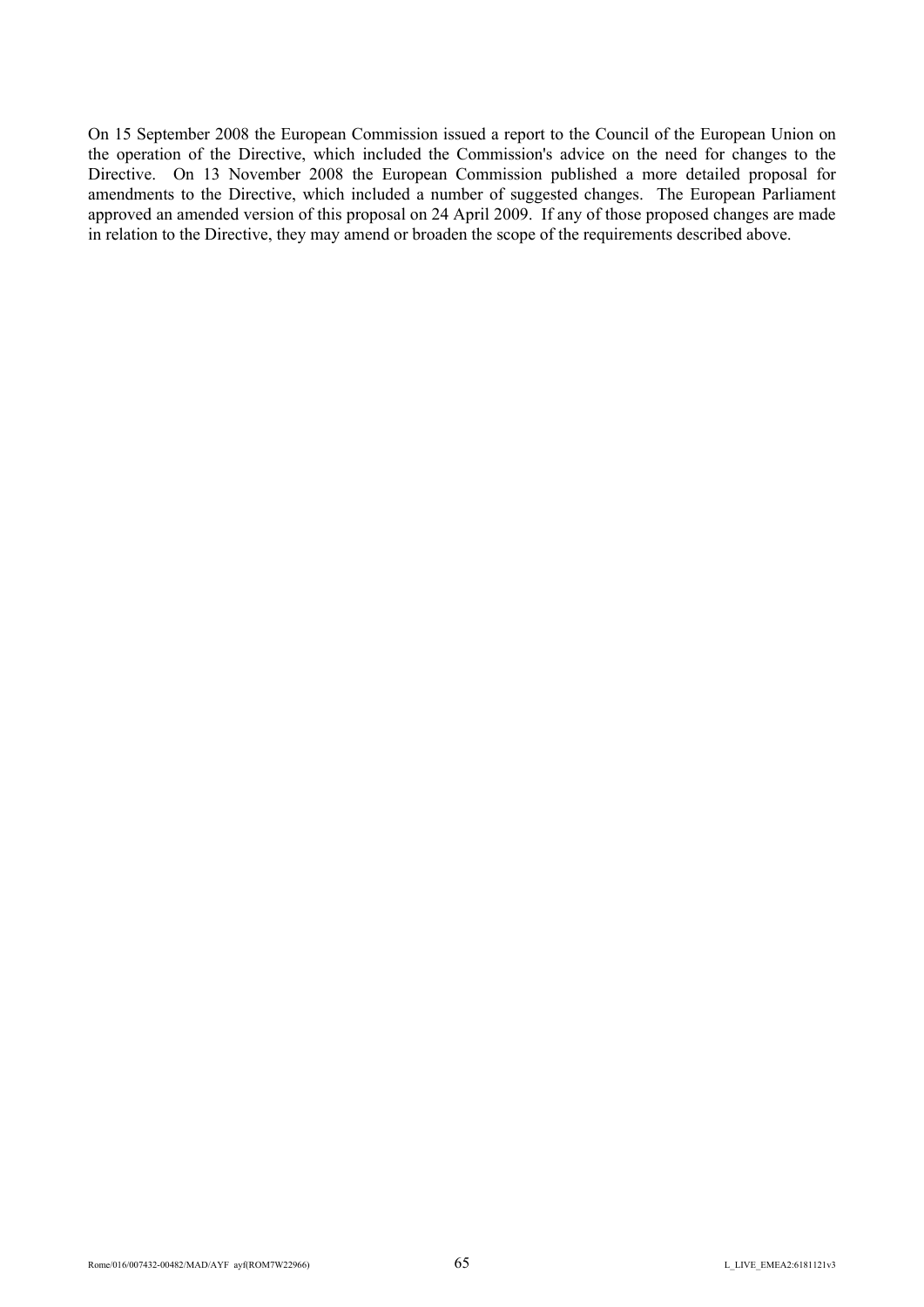On 15 September 2008 the European Commission issued a report to the Council of the European Union on the operation of the Directive, which included the Commission's advice on the need for changes to the Directive. On 13 November 2008 the European Commission published a more detailed proposal for amendments to the Directive, which included a number of suggested changes. The European Parliament approved an amended version of this proposal on 24 April 2009. If any of those proposed changes are made in relation to the Directive, they may amend or broaden the scope of the requirements described above.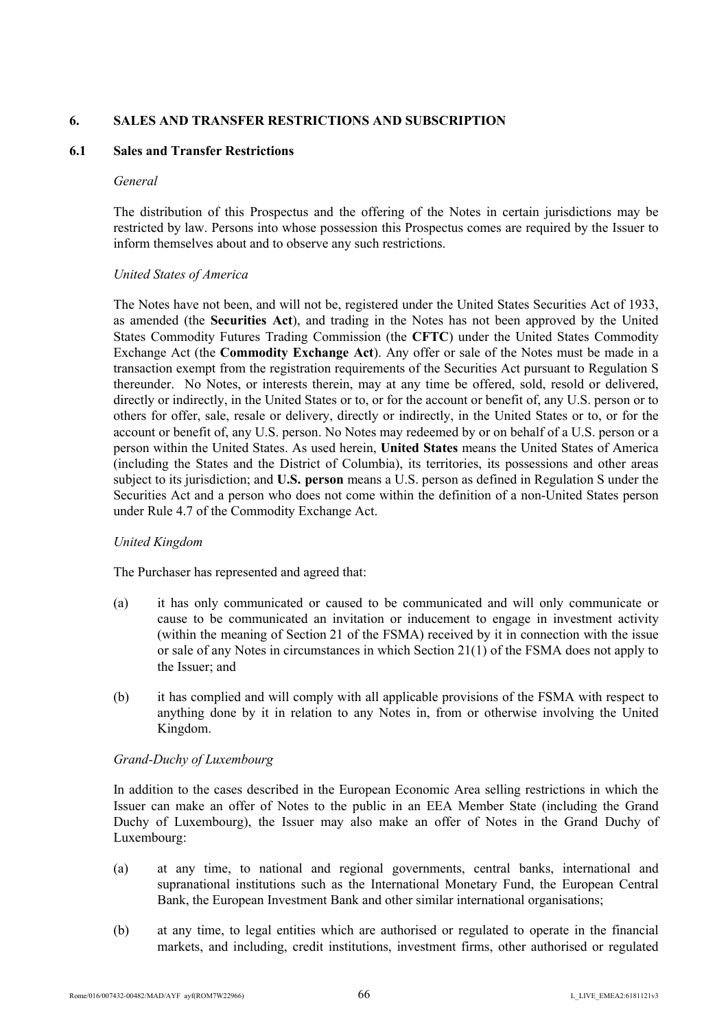## 6. SALES AND TRANSFER RESTRICTIONS AND SUBSCRIPTION

### 6.1 Sales and Transfer Restrictions

*General*

The distribution of this Prospectus and the offering of the Notes in certain jurisdictions may be restricted by law. Persons into whose possession this Prospectus comes are required by the Issuer to inform themselves about and to observe any such restrictions.

*United States of America*

The Notes have not been, and will not be, registered under the United States Securities Act of 1933, as amended (the **Securities Act**), and trading in the Notes has not been approved by the United States Commodity Futures Trading Commission (the **CFTC**) under the United States Commodity Exchange Act (the **Commodity Exchange Act**). Any offer or sale of the Notes must be made in a transaction exempt from the registration requirements of the Securities Act pursuant to Regulation S thereunder. No Notes, or interests therein, may at any time be offered, sold, resold or delivered, directly or indirectly, in the United States or to, or for the account or benefit of, any U.S. person or to others for offer, sale, resale or delivery, directly or indirectly, in the United States or to, or for the account or benefit of, any U.S. person. No Notes may redeemed by or on behalf of a U.S. person or a person within the United States. As used herein, **United States** means the United States of America (including the States and the District of Columbia), its territories, its possessions and other areas subject to its jurisdiction; and **U.S. person** means a U.S. person as defined in Regulation S under the Securities Act and a person who does not come within the definition of a non-United States person under Rule 4.7 of the Commodity Exchange Act.

*United Kingdom*

The Purchaser has represented and agreed that:

(a) it has only communicated or caused to be communicated and will only communicate or cause to be communicated an invitation or inducement to engage in investment activity (within the meaning of Section 21 of the FSMA) received by it in connection with the issue or sale of any Notes in circumstances in which Section 21(1) of the FSMA does not apply to the Issuer; and

(b) it has complied and will comply with all applicable provisions of the FSMA with respect to anything done by it in relation to any Notes in, from or otherwise involving the United Kingdom.

*Grand-Duchy of Luxembourg*

In addition to the cases described in the European Economic Area selling restrictions in which the Issuer can make an offer of Notes to the public in an EEA Member State (including the Grand Duchy of Luxembourg), the Issuer may also make an offer of Notes in the Grand Duchy of Luxembourg:

(a) at any time, to national and regional governments, central banks, international and supranational institutions such as the International Monetary Fund, the European Central Bank, the European Investment Bank and other similar international organisations;

(b) at any time, to legal entities which are authorised or regulated to operate in the financial markets, and including, credit institutions, investment firms, other authorised or regulated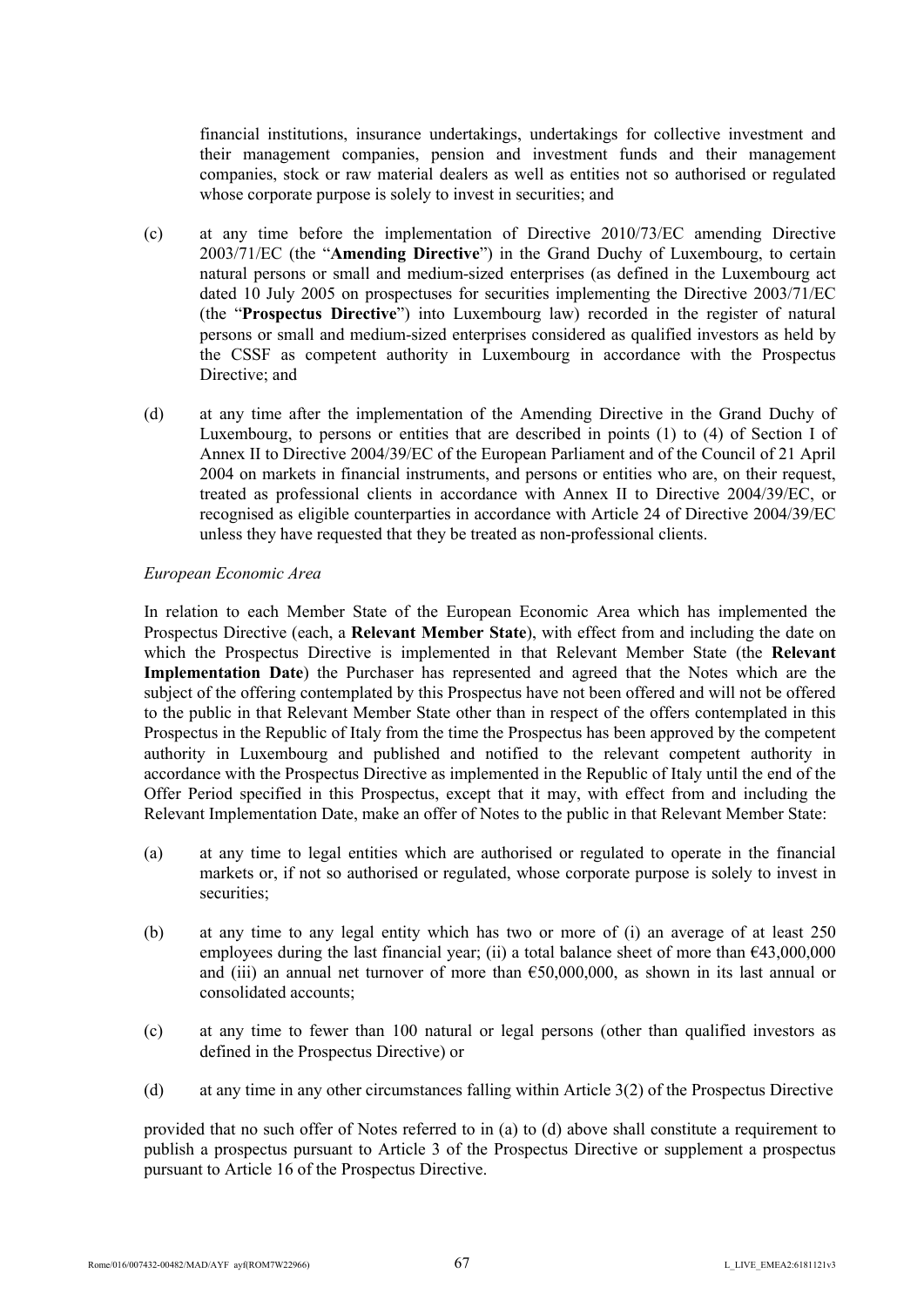financial institutions, insurance undertakings, undertakings for collective investment and their management companies, pension and investment funds and their management companies, stock or raw material dealers as well as entities not so authorised or regulated whose corporate purpose is solely to invest in securities; and

(c) at any time before the implementation of Directive 2010/73/EC amending Directive 2003/71/EC (the "**Amending Directive**") in the Grand Duchy of Luxembourg, to certain natural persons or small and medium-sized enterprises (as defined in the Luxembourg act dated 10 July 2005 on prospectuses for securities implementing the Directive 2003/71/EC (the "**Prospectus Directive**") into Luxembourg law) recorded in the register of natural persons or small and medium-sized enterprises considered as qualified investors as held by the CSSF as competent authority in Luxembourg in accordance with the Prospectus Directive; and

(d) at any time after the implementation of the Amending Directive in the Grand Duchy of Luxembourg, to persons or entities that are described in points (1) to (4) of Section I of Annex II to Directive 2004/39/EC of the European Parliament and of the Council of 21 April 2004 on markets in financial instruments, and persons or entities who are, on their request, treated as professional clients in accordance with Annex II to Directive 2004/39/EC, or recognised as eligible counterparties in accordance with Article 24 of Directive 2004/39/EC unless they have requested that they be treated as non-professional clients.

*European Economic Area*

In relation to each Member State of the European Economic Area which has implemented the Prospectus Directive (each, a **Relevant Member State**), with effect from and including the date on which the Prospectus Directive is implemented in that Relevant Member State (the **Relevant Implementation Date**) the Purchaser has represented and agreed that the Notes which are the subject of the offering contemplated by this Prospectus have not been offered and will not be offered to the public in that Relevant Member State other than in respect of the offers contemplated in this Prospectus in the Republic of Italy from the time the Prospectus has been approved by the competent authority in Luxembourg and published and notified to the relevant competent authority in accordance with the Prospectus Directive as implemented in the Republic of Italy until the end of the Offer Period specified in this Prospectus, except that it may, with effect from and including the Relevant Implementation Date, make an offer of Notes to the public in that Relevant Member State:

(a) at any time to legal entities which are authorised or regulated to operate in the financial markets or, if not so authorised or regulated, whose corporate purpose is solely to invest in securities;

(b) at any time to any legal entity which has two or more of (i) an average of at least 250 employees during the last financial year; (ii) a total balance sheet of more than €43,000,000 and (iii) an annual net turnover of more than €50,000,000, as shown in its last annual or consolidated accounts;

(c) at any time to fewer than 100 natural or legal persons (other than qualified investors as defined in the Prospectus Directive) or

(d) at any time in any other circumstances falling within Article 3(2) of the Prospectus Directive

provided that no such offer of Notes referred to in (a) to (d) above shall constitute a requirement to publish a prospectus pursuant to Article 3 of the Prospectus Directive or supplement a prospectus pursuant to Article 16 of the Prospectus Directive.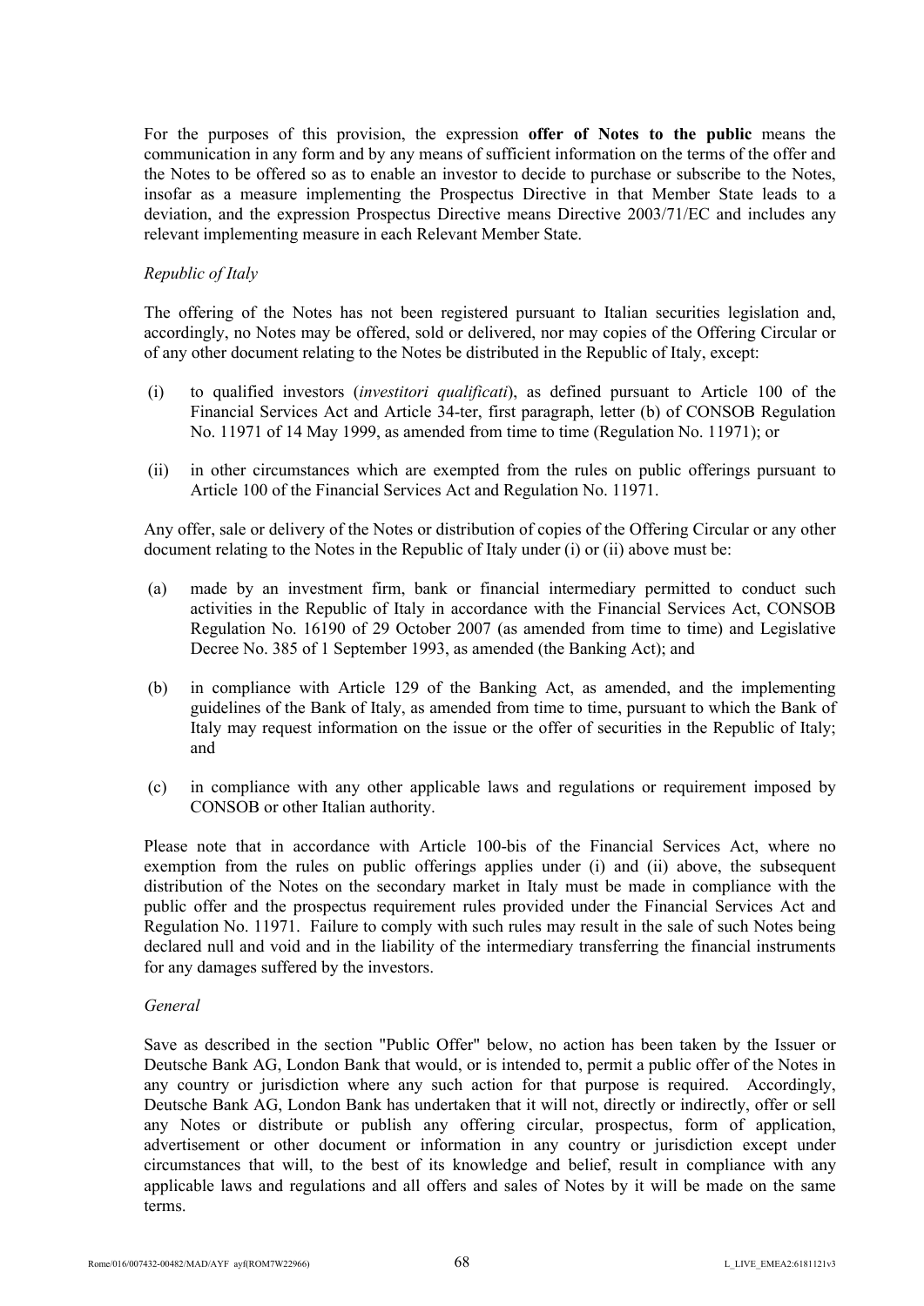For the purposes of this provision, the expression **offer of Notes to the public** means the communication in any form and by any means of sufficient information on the terms of the offer and the Notes to be offered so as to enable an investor to decide to purchase or subscribe to the Notes, insofar as a measure implementing the Prospectus Directive in that Member State leads to a deviation, and the expression Prospectus Directive means Directive 2003/71/EC and includes any relevant implementing measure in each Relevant Member State.

*Republic of Italy*

The offering of the Notes has not been registered pursuant to Italian securities legislation and, accordingly, no Notes may be offered, sold or delivered, nor may copies of the Offering Circular or of any other document relating to the Notes be distributed in the Republic of Italy, except:

(i) to qualified investors (*investitori qualificati*), as defined pursuant to Article 100 of the Financial Services Act and Article 34-ter, first paragraph, letter (b) of CONSOB Regulation No. 11971 of 14 May 1999, as amended from time to time (Regulation No. 11971); or

(ii) in other circumstances which are exempted from the rules on public offerings pursuant to Article 100 of the Financial Services Act and Regulation No. 11971.

Any offer, sale or delivery of the Notes or distribution of copies of the Offering Circular or any other document relating to the Notes in the Republic of Italy under (i) or (ii) above must be:

(a) made by an investment firm, bank or financial intermediary permitted to conduct such activities in the Republic of Italy in accordance with the Financial Services Act, CONSOB Regulation No. 16190 of 29 October 2007 (as amended from time to time) and Legislative Decree No. 385 of 1 September 1993, as amended (the Banking Act); and

(b) in compliance with Article 129 of the Banking Act, as amended, and the implementing guidelines of the Bank of Italy, as amended from time to time, pursuant to which the Bank of Italy may request information on the issue or the offer of securities in the Republic of Italy; and

(c) in compliance with any other applicable laws and regulations or requirement imposed by CONSOB or other Italian authority.

Please note that in accordance with Article 100-bis of the Financial Services Act, where no exemption from the rules on public offerings applies under (i) and (ii) above, the subsequent distribution of the Notes on the secondary market in Italy must be made in compliance with the public offer and the prospectus requirement rules provided under the Financial Services Act and Regulation No. 11971. Failure to comply with such rules may result in the sale of such Notes being declared null and void and in the liability of the intermediary transferring the financial instruments for any damages suffered by the investors.

*General*

Save as described in the section "Public Offer" below, no action has been taken by the Issuer or Deutsche Bank AG, London Bank that would, or is intended to, permit a public offer of the Notes in any country or jurisdiction where any such action for that purpose is required. Accordingly, Deutsche Bank AG, London Bank has undertaken that it will not, directly or indirectly, offer or sell any Notes or distribute or publish any offering circular, prospectus, form of application, advertisement or other document or information in any country or jurisdiction except under circumstances that will, to the best of its knowledge and belief, result in compliance with any applicable laws and regulations and all offers and sales of Notes by it will be made on the same terms.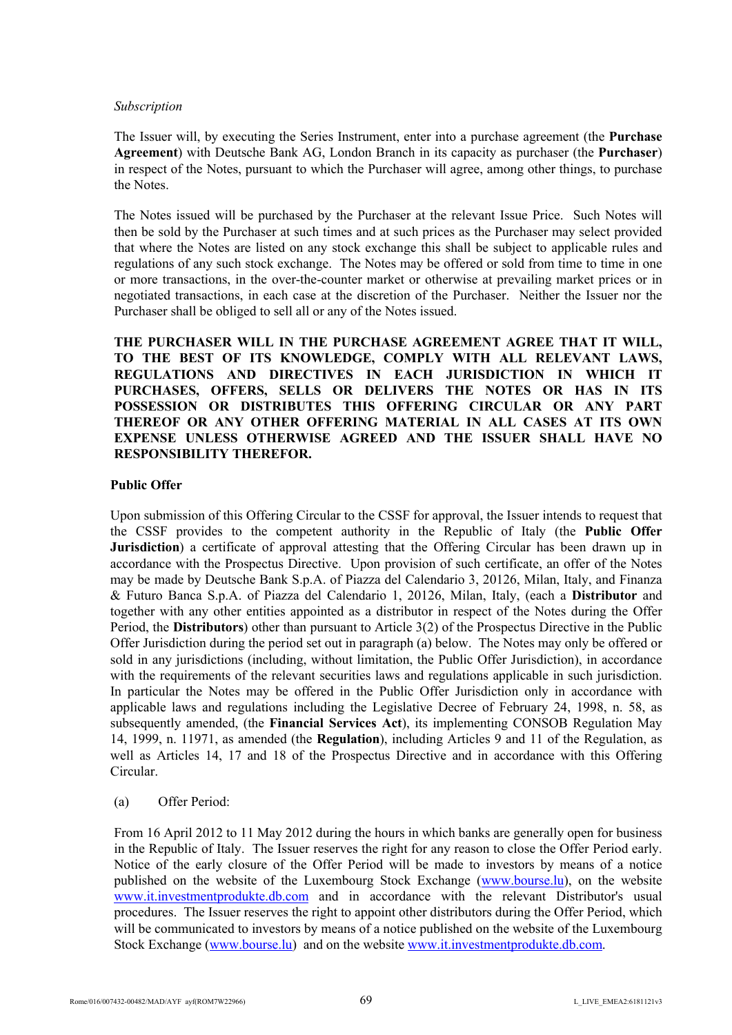*Subscription*

The Issuer will, by executing the Series Instrument, enter into a purchase agreement (the **Purchase Agreement**) with Deutsche Bank AG, London Branch in its capacity as purchaser (the **Purchaser**) in respect of the Notes, pursuant to which the Purchaser will agree, among other things, to purchase the Notes.

The Notes issued will be purchased by the Purchaser at the relevant Issue Price. Such Notes will then be sold by the Purchaser at such times and at such prices as the Purchaser may select provided that where the Notes are listed on any stock exchange this shall be subject to applicable rules and regulations of any such stock exchange. The Notes may be offered or sold from time to time in one or more transactions, in the over-the-counter market or otherwise at prevailing market prices or in negotiated transactions, in each case at the discretion of the Purchaser. Neither the Issuer nor the Purchaser shall be obliged to sell all or any of the Notes issued.

**THE PURCHASER WILL IN THE PURCHASE AGREEMENT AGREE THAT IT WILL, TO THE BEST OF ITS KNOWLEDGE, COMPLY WITH ALL RELEVANT LAWS, REGULATIONS AND DIRECTIVES IN EACH JURISDICTION IN WHICH IT PURCHASES, OFFERS, SELLS OR DELIVERS THE NOTES OR HAS IN ITS POSSESSION OR DISTRIBUTES THIS OFFERING CIRCULAR OR ANY PART THEREOF OR ANY OTHER OFFERING MATERIAL IN ALL CASES AT ITS OWN EXPENSE UNLESS OTHERWISE AGREED AND THE ISSUER SHALL HAVE NO RESPONSIBILITY THEREFOR.**

**Public Offer**

Upon submission of this Offering Circular to the CSSF for approval, the Issuer intends to request that the CSSF provides to the competent authority in the Republic of Italy (the **Public Offer Jurisdiction**) a certificate of approval attesting that the Offering Circular has been drawn up in accordance with the Prospectus Directive. Upon provision of such certificate, an offer of the Notes may be made by Deutsche Bank S.p.A. of Piazza del Calendario 3, 20126, Milan, Italy, and Finanza & Futuro Banca S.p.A. of Piazza del Calendario 1, 20126, Milan, Italy, (each a **Distributor** and together with any other entities appointed as a distributor in respect of the Notes during the Offer Period, the **Distributors**) other than pursuant to Article 3(2) of the Prospectus Directive in the Public Offer Jurisdiction during the period set out in paragraph (a) below. The Notes may only be offered or sold in any jurisdictions (including, without limitation, the Public Offer Jurisdiction), in accordance with the requirements of the relevant securities laws and regulations applicable in such jurisdiction. In particular the Notes may be offered in the Public Offer Jurisdiction only in accordance with applicable laws and regulations including the Legislative Decree of February 24, 1998, n. 58, as subsequently amended, (the **Financial Services Act**), its implementing CONSOB Regulation May 14, 1999, n. 11971, as amended (the **Regulation**), including Articles 9 and 11 of the Regulation, as well as Articles 14, 17 and 18 of the Prospectus Directive and in accordance with this Offering Circular.

(a) Offer Period:

From 16 April 2012 to 11 May 2012 during the hours in which banks are generally open for business in the Republic of Italy. The Issuer reserves the right for any reason to close the Offer Period early. Notice of the early closure of the Offer Period will be made to investors by means of a notice published on the website of the Luxembourg Stock Exchange (www.bourse.lu), on the website www.it.investmentprodukte.db.com and in accordance with the relevant Distributor's usual procedures. The Issuer reserves the right to appoint other distributors during the Offer Period, which will be communicated to investors by means of a notice published on the website of the Luxembourg Stock Exchange (www.bourse.lu) and on the website www.it.investmentprodukte.db.com.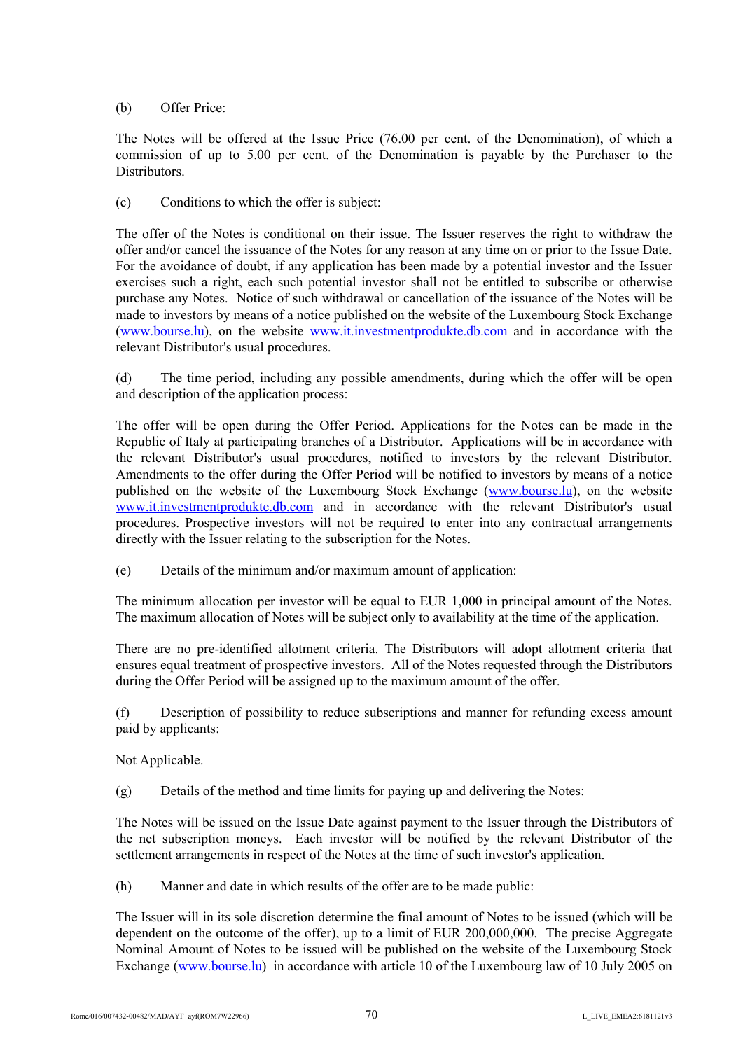(b) Offer Price:

The Notes will be offered at the Issue Price (76.00 per cent. of the Denomination), of which a commission of up to 5.00 per cent. of the Denomination is payable by the Purchaser to the Distributors.

(c) Conditions to which the offer is subject:

The offer of the Notes is conditional on their issue. The Issuer reserves the right to withdraw the offer and/or cancel the issuance of the Notes for any reason at any time on or prior to the Issue Date. For the avoidance of doubt, if any application has been made by a potential investor and the Issuer exercises such a right, each such potential investor shall not be entitled to subscribe or otherwise purchase any Notes. Notice of such withdrawal or cancellation of the issuance of the Notes will be made to investors by means of a notice published on the website of the Luxembourg Stock Exchange (www.bourse.lu), on the website www.it.investmentprodukte.db.com and in accordance with the relevant Distributor's usual procedures.

(d) The time period, including any possible amendments, during which the offer will be open and description of the application process:

The offer will be open during the Offer Period. Applications for the Notes can be made in the Republic of Italy at participating branches of a Distributor. Applications will be in accordance with the relevant Distributor's usual procedures, notified to investors by the relevant Distributor. Amendments to the offer during the Offer Period will be notified to investors by means of a notice published on the website of the Luxembourg Stock Exchange (www.bourse.lu), on the website www.it.investmentprodukte.db.com and in accordance with the relevant Distributor's usual procedures. Prospective investors will not be required to enter into any contractual arrangements directly with the Issuer relating to the subscription for the Notes.

(e) Details of the minimum and/or maximum amount of application:

The minimum allocation per investor will be equal to EUR 1,000 in principal amount of the Notes. The maximum allocation of Notes will be subject only to availability at the time of the application.

There are no pre-identified allotment criteria. The Distributors will adopt allotment criteria that ensures equal treatment of prospective investors. All of the Notes requested through the Distributors during the Offer Period will be assigned up to the maximum amount of the offer.

(f) Description of possibility to reduce subscriptions and manner for refunding excess amount paid by applicants:

Not Applicable.

(g) Details of the method and time limits for paying up and delivering the Notes:

The Notes will be issued on the Issue Date against payment to the Issuer through the Distributors of the net subscription moneys. Each investor will be notified by the relevant Distributor of the settlement arrangements in respect of the Notes at the time of such investor's application.

(h) Manner and date in which results of the offer are to be made public:

The Issuer will in its sole discretion determine the final amount of Notes to be issued (which will be dependent on the outcome of the offer), up to a limit of EUR 200,000,000. The precise Aggregate Nominal Amount of Notes to be issued will be published on the website of the Luxembourg Stock Exchange (www.bourse.lu) in accordance with article 10 of the Luxembourg law of 10 July 2005 on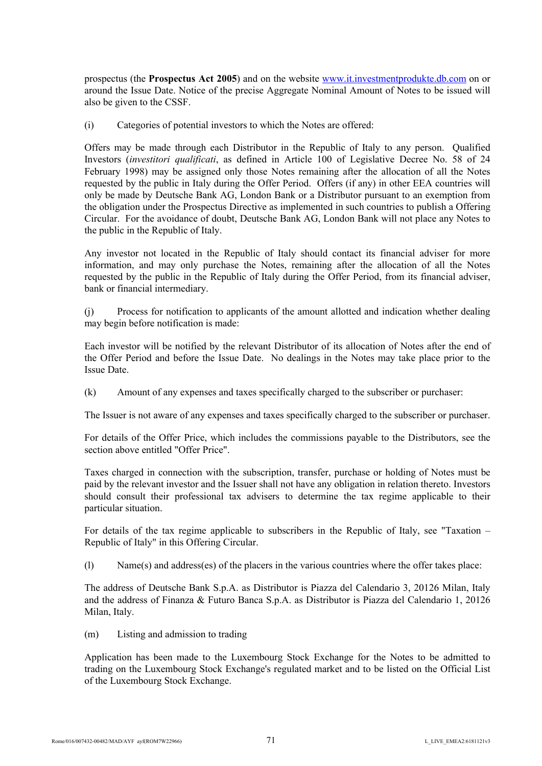prospectus (the **Prospectus Act 2005**) and on the website www.it.investmentprodukte.db.com on or around the Issue Date. Notice of the precise Aggregate Nominal Amount of Notes to be issued will also be given to the CSSF.

(i) Categories of potential investors to which the Notes are offered:

Offers may be made through each Distributor in the Republic of Italy to any person. Qualified Investors (*investitori qualificati*, as defined in Article 100 of Legislative Decree No. 58 of 24 February 1998) may be assigned only those Notes remaining after the allocation of all the Notes requested by the public in Italy during the Offer Period. Offers (if any) in other EEA countries will only be made by Deutsche Bank AG, London Bank or a Distributor pursuant to an exemption from the obligation under the Prospectus Directive as implemented in such countries to publish a Offering Circular. For the avoidance of doubt, Deutsche Bank AG, London Bank will not place any Notes to the public in the Republic of Italy.

Any investor not located in the Republic of Italy should contact its financial adviser for more information, and may only purchase the Notes, remaining after the allocation of all the Notes requested by the public in the Republic of Italy during the Offer Period, from its financial adviser, bank or financial intermediary.

(j) Process for notification to applicants of the amount allotted and indication whether dealing may begin before notification is made:

Each investor will be notified by the relevant Distributor of its allocation of Notes after the end of the Offer Period and before the Issue Date. No dealings in the Notes may take place prior to the Issue Date.

(k) Amount of any expenses and taxes specifically charged to the subscriber or purchaser:

The Issuer is not aware of any expenses and taxes specifically charged to the subscriber or purchaser.

For details of the Offer Price, which includes the commissions payable to the Distributors, see the section above entitled "Offer Price".

Taxes charged in connection with the subscription, transfer, purchase or holding of Notes must be paid by the relevant investor and the Issuer shall not have any obligation in relation thereto. Investors should consult their professional tax advisers to determine the tax regime applicable to their particular situation.

For details of the tax regime applicable to subscribers in the Republic of Italy, see "Taxation – Republic of Italy" in this Offering Circular.

(l) Name(s) and address(es) of the placers in the various countries where the offer takes place:

The address of Deutsche Bank S.p.A. as Distributor is Piazza del Calendario 3, 20126 Milan, Italy and the address of Finanza & Futuro Banca S.p.A. as Distributor is Piazza del Calendario 1, 20126 Milan, Italy.

(m) Listing and admission to trading

Application has been made to the Luxembourg Stock Exchange for the Notes to be admitted to trading on the Luxembourg Stock Exchange's regulated market and to be listed on the Official List of the Luxembourg Stock Exchange.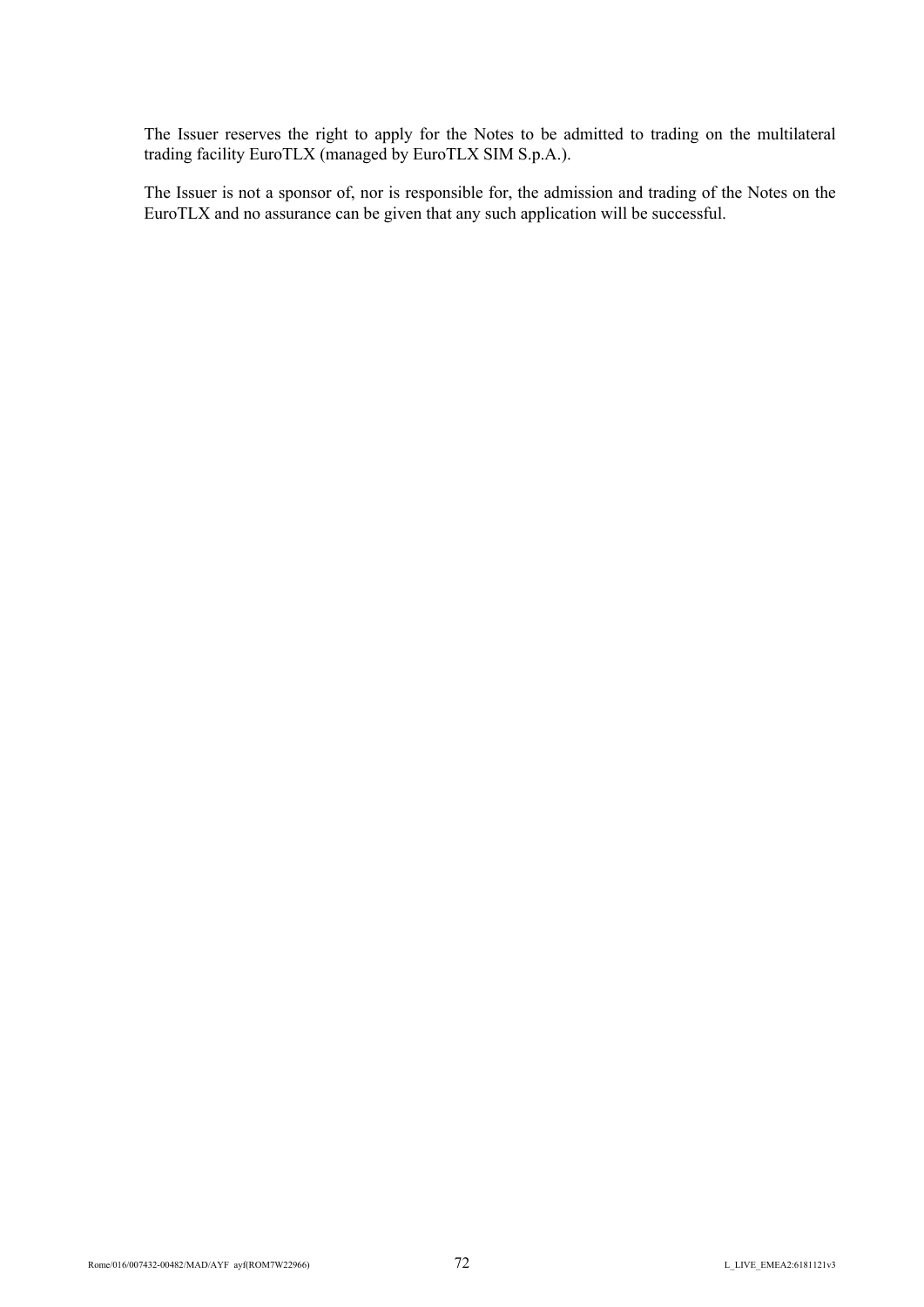The Issuer reserves the right to apply for the Notes to be admitted to trading on the multilateral trading facility EuroTLX (managed by EuroTLX SIM S.p.A.).

The Issuer is not a sponsor of, nor is responsible for, the admission and trading of the Notes on the EuroTLX and no assurance can be given that any such application will be successful.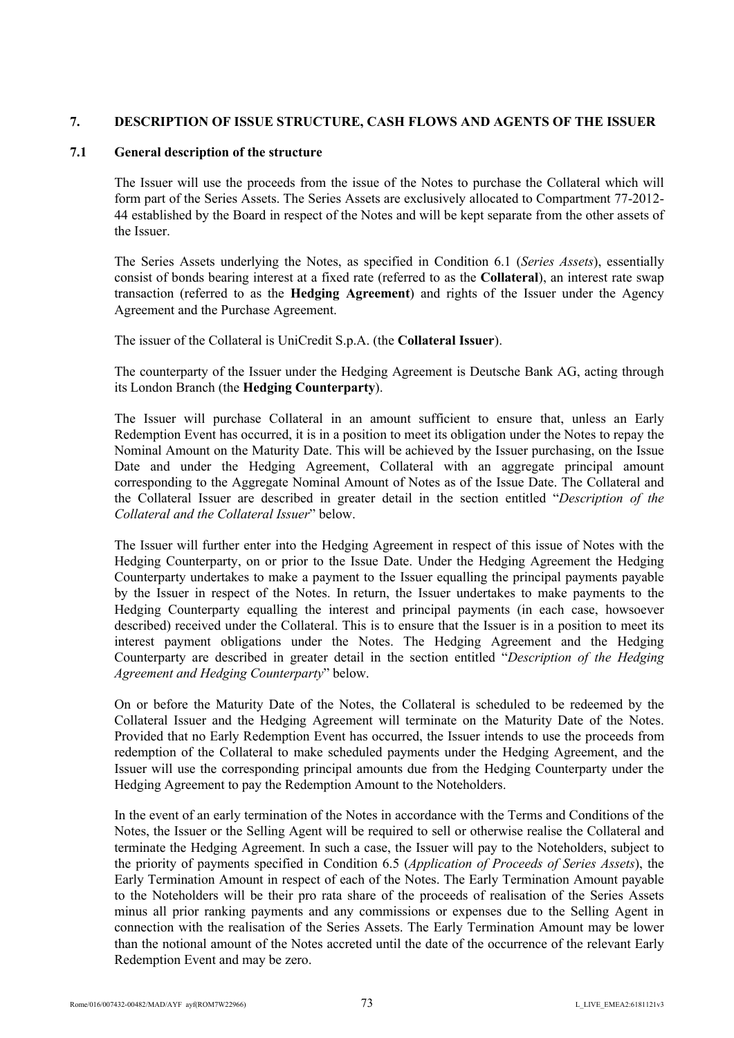## 7. DESCRIPTION OF ISSUE STRUCTURE, CASH FLOWS AND AGENTS OF THE ISSUER

### 7.1 General description of the structure

The Issuer will use the proceeds from the issue of the Notes to purchase the Collateral which will form part of the Series Assets. The Series Assets are exclusively allocated to Compartment 77-2012-44 established by the Board in respect of the Notes and will be kept separate from the other assets of the Issuer.

The Series Assets underlying the Notes, as specified in Condition 6.1 (*Series Assets*), essentially consist of bonds bearing interest at a fixed rate (referred to as the **Collateral**), an interest rate swap transaction (referred to as the **Hedging Agreement**) and rights of the Issuer under the Agency Agreement and the Purchase Agreement.

The issuer of the Collateral is UniCredit S.p.A. (the **Collateral Issuer**).

The counterparty of the Issuer under the Hedging Agreement is Deutsche Bank AG, acting through its London Branch (the **Hedging Counterparty**).

The Issuer will purchase Collateral in an amount sufficient to ensure that, unless an Early Redemption Event has occurred, it is in a position to meet its obligation under the Notes to repay the Nominal Amount on the Maturity Date. This will be achieved by the Issuer purchasing, on the Issue Date and under the Hedging Agreement, Collateral with an aggregate principal amount corresponding to the Aggregate Nominal Amount of Notes as of the Issue Date. The Collateral and the Collateral Issuer are described in greater detail in the section entitled "*Description of the Collateral and the Collateral Issuer*" below.

The Issuer will further enter into the Hedging Agreement in respect of this issue of Notes with the Hedging Counterparty, on or prior to the Issue Date. Under the Hedging Agreement the Hedging Counterparty undertakes to make a payment to the Issuer equalling the principal payments payable by the Issuer in respect of the Notes. In return, the Issuer undertakes to make payments to the Hedging Counterparty equalling the interest and principal payments (in each case, howsoever described) received under the Collateral. This is to ensure that the Issuer is in a position to meet its interest payment obligations under the Notes. The Hedging Agreement and the Hedging Counterparty are described in greater detail in the section entitled "*Description of the Hedging Agreement and Hedging Counterparty*" below.

On or before the Maturity Date of the Notes, the Collateral is scheduled to be redeemed by the Collateral Issuer and the Hedging Agreement will terminate on the Maturity Date of the Notes. Provided that no Early Redemption Event has occurred, the Issuer intends to use the proceeds from redemption of the Collateral to make scheduled payments under the Hedging Agreement, and the Issuer will use the corresponding principal amounts due from the Hedging Counterparty under the Hedging Agreement to pay the Redemption Amount to the Noteholders.

In the event of an early termination of the Notes in accordance with the Terms and Conditions of the Notes, the Issuer or the Selling Agent will be required to sell or otherwise realise the Collateral and terminate the Hedging Agreement. In such a case, the Issuer will pay to the Noteholders, subject to the priority of payments specified in Condition 6.5 (*Application of Proceeds of Series Assets*), the Early Termination Amount in respect of each of the Notes. The Early Termination Amount payable to the Noteholders will be their pro rata share of the proceeds of realisation of the Series Assets minus all prior ranking payments and any commissions or expenses due to the Selling Agent in connection with the realisation of the Series Assets. The Early Termination Amount may be lower than the notional amount of the Notes accreted until the date of the occurrence of the relevant Early Redemption Event and may be zero.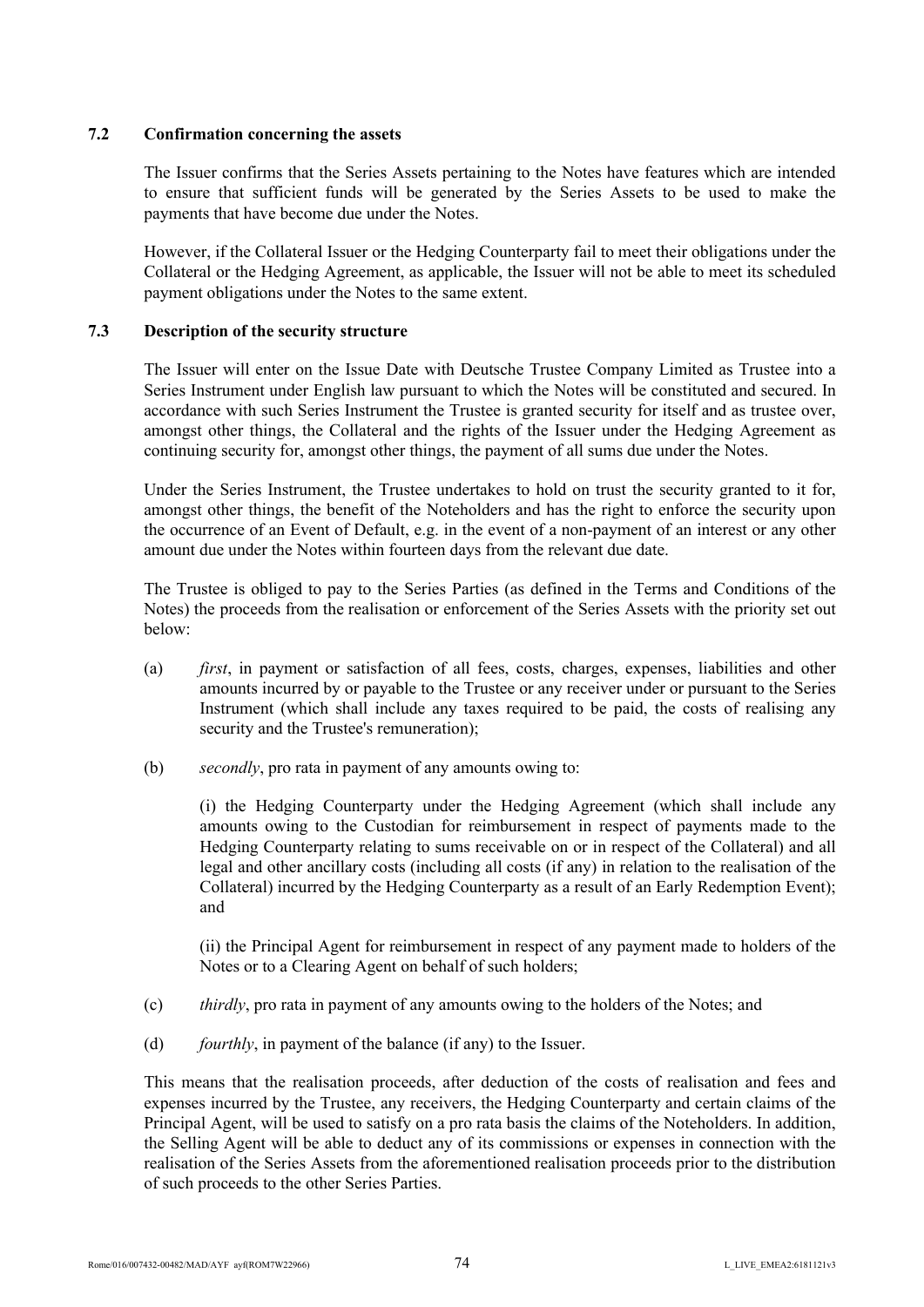### 7.2 Confirmation concerning the assets

The Issuer confirms that the Series Assets pertaining to the Notes have features which are intended to ensure that sufficient funds will be generated by the Series Assets to be used to make the payments that have become due under the Notes.

However, if the Collateral Issuer or the Hedging Counterparty fail to meet their obligations under the Collateral or the Hedging Agreement, as applicable, the Issuer will not be able to meet its scheduled payment obligations under the Notes to the same extent.

### 7.3 Description of the security structure

The Issuer will enter on the Issue Date with Deutsche Trustee Company Limited as Trustee into a Series Instrument under English law pursuant to which the Notes will be constituted and secured. In accordance with such Series Instrument the Trustee is granted security for itself and as trustee over, amongst other things, the Collateral and the rights of the Issuer under the Hedging Agreement as continuing security for, amongst other things, the payment of all sums due under the Notes.

Under the Series Instrument, the Trustee undertakes to hold on trust the security granted to it for, amongst other things, the benefit of the Noteholders and has the right to enforce the security upon the occurrence of an Event of Default, e.g. in the event of a non-payment of an interest or any other amount due under the Notes within fourteen days from the relevant due date.

The Trustee is obliged to pay to the Series Parties (as defined in the Terms and Conditions of the Notes) the proceeds from the realisation or enforcement of the Series Assets with the priority set out below:

(a) *first*, in payment or satisfaction of all fees, costs, charges, expenses, liabilities and other amounts incurred by or payable to the Trustee or any receiver under or pursuant to the Series Instrument (which shall include any taxes required to be paid, the costs of realising any security and the Trustee's remuneration);

(b) *secondly*, pro rata in payment of any amounts owing to:

(i) the Hedging Counterparty under the Hedging Agreement (which shall include any amounts owing to the Custodian for reimbursement in respect of payments made to the Hedging Counterparty relating to sums receivable on or in respect of the Collateral) and all legal and other ancillary costs (including all costs (if any) in relation to the realisation of the Collateral) incurred by the Hedging Counterparty as a result of an Early Redemption Event); and

(ii) the Principal Agent for reimbursement in respect of any payment made to holders of the Notes or to a Clearing Agent on behalf of such holders;

(c) *thirdly*, pro rata in payment of any amounts owing to the holders of the Notes; and

(d) *fourthly*, in payment of the balance (if any) to the Issuer.

This means that the realisation proceeds, after deduction of the costs of realisation and fees and expenses incurred by the Trustee, any receivers, the Hedging Counterparty and certain claims of the Principal Agent, will be used to satisfy on a pro rata basis the claims of the Noteholders. In addition, the Selling Agent will be able to deduct any of its commissions or expenses in connection with the realisation of the Series Assets from the aforementioned realisation proceeds prior to the distribution of such proceeds to the other Series Parties.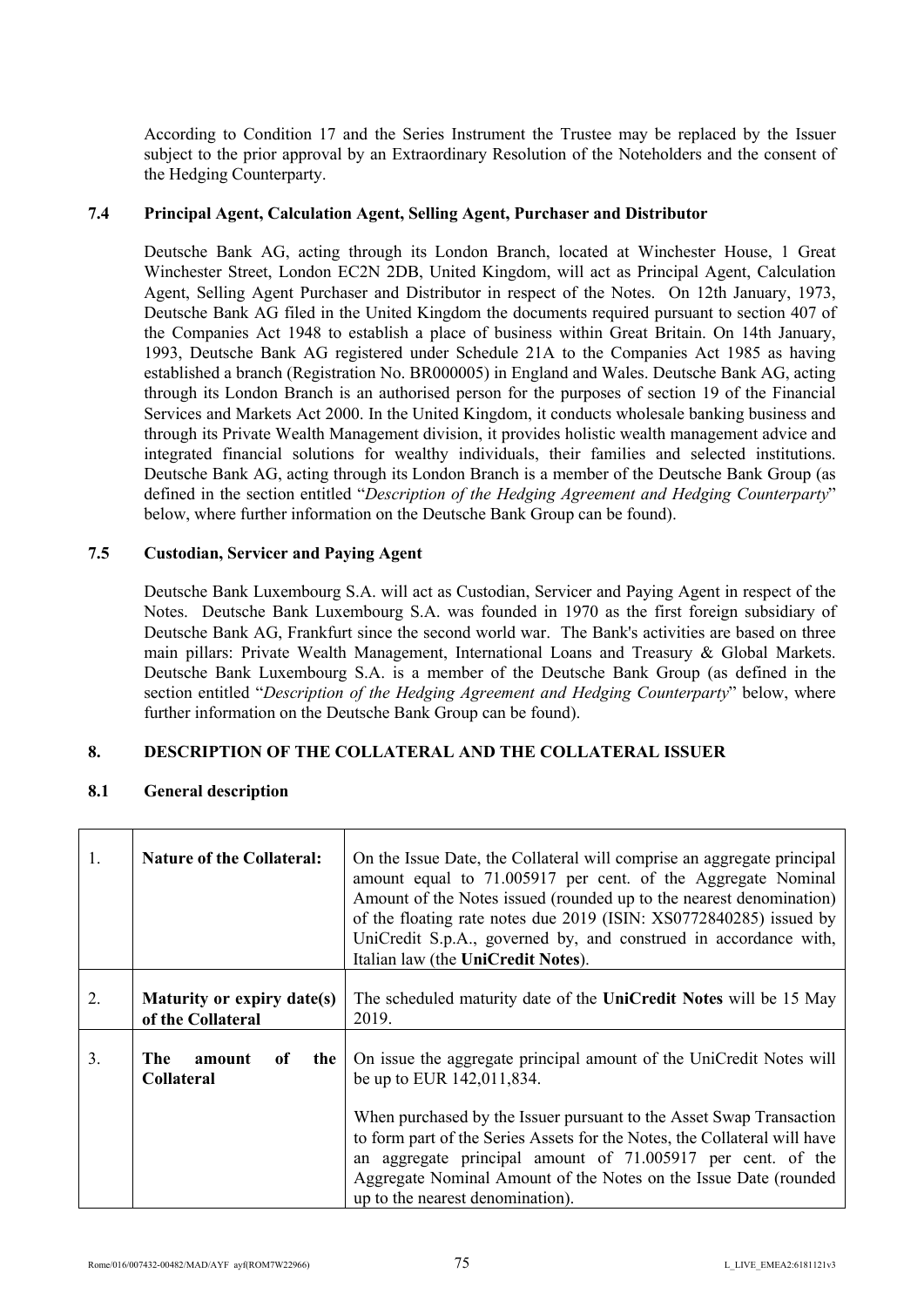According to Condition 17 and the Series Instrument the Trustee may be replaced by the Issuer subject to the prior approval by an Extraordinary Resolution of the Noteholders and the consent of the Hedging Counterparty.

### 7.4 Principal Agent, Calculation Agent, Selling Agent, Purchaser and Distributor

Deutsche Bank AG, acting through its London Branch, located at Winchester House, 1 Great Winchester Street, London EC2N 2DB, United Kingdom, will act as Principal Agent, Calculation Agent, Selling Agent Purchaser and Distributor in respect of the Notes. On 12th January, 1973, Deutsche Bank AG filed in the United Kingdom the documents required pursuant to section 407 of the Companies Act 1948 to establish a place of business within Great Britain. On 14th January, 1993, Deutsche Bank AG registered under Schedule 21A to the Companies Act 1985 as having established a branch (Registration No. BR000005) in England and Wales. Deutsche Bank AG, acting through its London Branch is an authorised person for the purposes of section 19 of the Financial Services and Markets Act 2000. In the United Kingdom, it conducts wholesale banking business and through its Private Wealth Management division, it provides holistic wealth management advice and integrated financial solutions for wealthy individuals, their families and selected institutions. Deutsche Bank AG, acting through its London Branch is a member of the Deutsche Bank Group (as defined in the section entitled "*Description of the Hedging Agreement and Hedging Counterparty*" below, where further information on the Deutsche Bank Group can be found).

### 7.5 Custodian, Servicer and Paying Agent

Deutsche Bank Luxembourg S.A. will act as Custodian, Servicer and Paying Agent in respect of the Notes. Deutsche Bank Luxembourg S.A. was founded in 1970 as the first foreign subsidiary of Deutsche Bank AG, Frankfurt since the second world war. The Bank's activities are based on three main pillars: Private Wealth Management, International Loans and Treasury & Global Markets. Deutsche Bank Luxembourg S.A. is a member of the Deutsche Bank Group (as defined in the section entitled "*Description of the Hedging Agreement and Hedging Counterparty*" below, where further information on the Deutsche Bank Group can be found).

## 8. DESCRIPTION OF THE COLLATERAL AND THE COLLATERAL ISSUER

### 8.1 General description

| | | |
|---|---|---|
| 1. | **Nature of the Collateral:** | On the Issue Date, the Collateral will comprise an aggregate principal amount equal to 71.005917 per cent. of the Aggregate Nominal Amount of the Notes issued (rounded up to the nearest denomination) of the floating rate notes due 2019 (ISIN: XS0772840285) issued by UniCredit S.p.A., governed by, and construed in accordance with, Italian law (the **UniCredit Notes**). |
| 2. | **Maturity or expiry date(s) of the Collateral** | The scheduled maturity date of the **UniCredit Notes** will be 15 May 2019. |
| 3. | **The amount of the Collateral** | On issue the aggregate principal amount of the UniCredit Notes will be up to EUR 142,011,834.<br><br>When purchased by the Issuer pursuant to the Asset Swap Transaction to form part of the Series Assets for the Notes, the Collateral will have an aggregate principal amount of 71.005917 per cent. of the Aggregate Nominal Amount of the Notes on the Issue Date (rounded up to the nearest denomination). |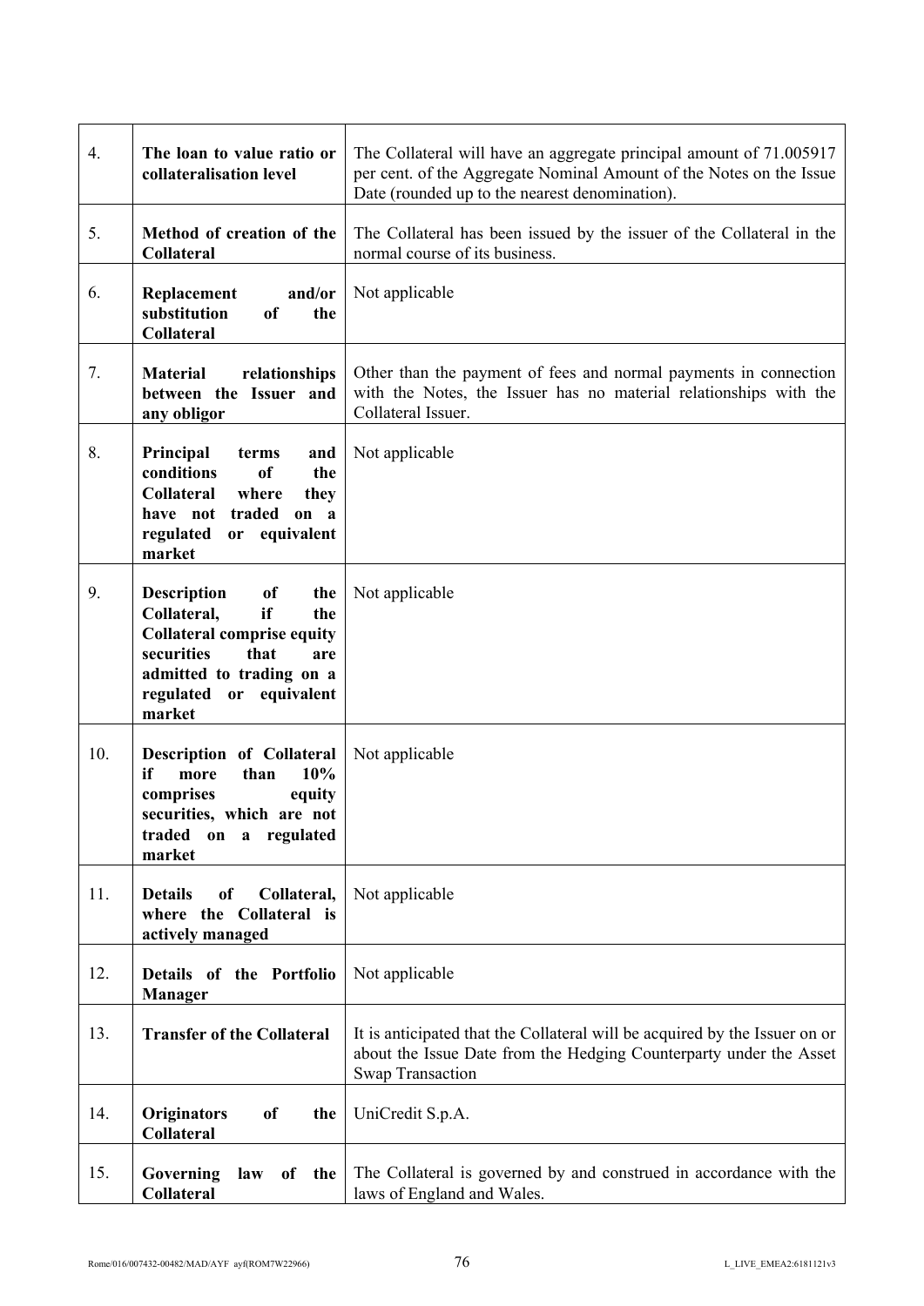| | | |
|---|---|---|
| 4. | **The loan to value ratio or collateralisation level** | The Collateral will have an aggregate principal amount of 71.005917 per cent. of the Aggregate Nominal Amount of the Notes on the Issue Date (rounded up to the nearest denomination). |
| 5. | **Method of creation of the Collateral** | The Collateral has been issued by the issuer of the Collateral in the normal course of its business. |
| 6. | **Replacement and/or substitution of the Collateral** | Not applicable |
| 7. | **Material relationships between the Issuer and any obligor** | Other than the payment of fees and normal payments in connection with the Notes, the Issuer has no material relationships with the Collateral Issuer. |
| 8. | **Principal terms and conditions of the Collateral where they have not traded on a regulated or equivalent market** | Not applicable |
| 9. | **Description of the Collateral, if the Collateral comprise equity securities that are admitted to trading on a regulated or equivalent market** | Not applicable |
| 10. | **Description of Collateral if more than 10% comprises equity securities, which are not traded on a regulated market** | Not applicable |
| 11. | **Details of Collateral, where the Collateral is actively managed** | Not applicable |
| 12. | **Details of the Portfolio Manager** | Not applicable |
| 13. | **Transfer of the Collateral** | It is anticipated that the Collateral will be acquired by the Issuer on or about the Issue Date from the Hedging Counterparty under the Asset Swap Transaction |
| 14. | **Originators of the Collateral** | UniCredit S.p.A. |
| 15. | **Governing law of the Collateral** | The Collateral is governed by and construed in accordance with the laws of England and Wales. |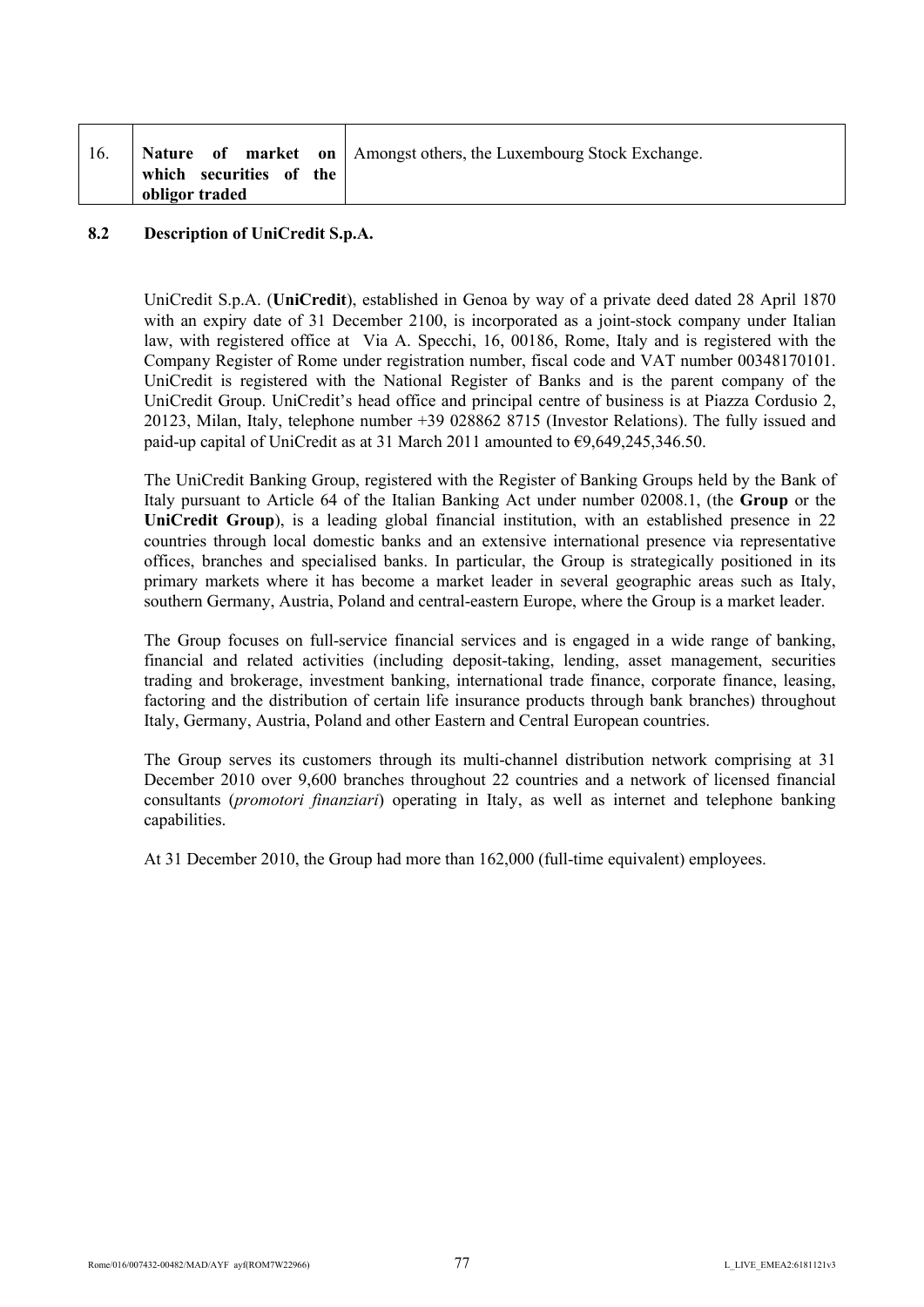| 16. | **Nature of market on which securities of the obligor traded** | Amongst others, the Luxembourg Stock Exchange. |
| --- | --- | --- |

## 8.2 Description of UniCredit S.p.A.

UniCredit S.p.A. (**UniCredit**), established in Genoa by way of a private deed dated 28 April 1870 with an expiry date of 31 December 2100, is incorporated as a joint-stock company under Italian law, with registered office at Via A. Specchi, 16, 00186, Rome, Italy and is registered with the Company Register of Rome under registration number, fiscal code and VAT number 00348170101. UniCredit is registered with the National Register of Banks and is the parent company of the UniCredit Group. UniCredit's head office and principal centre of business is at Piazza Cordusio 2, 20123, Milan, Italy, telephone number +39 028862 8715 (Investor Relations). The fully issued and paid-up capital of UniCredit as at 31 March 2011 amounted to €9,649,245,346.50.

The UniCredit Banking Group, registered with the Register of Banking Groups held by the Bank of Italy pursuant to Article 64 of the Italian Banking Act under number 02008.1, (the **Group** or the **UniCredit Group**), is a leading global financial institution, with an established presence in 22 countries through local domestic banks and an extensive international presence via representative offices, branches and specialised banks. In particular, the Group is strategically positioned in its primary markets where it has become a market leader in several geographic areas such as Italy, southern Germany, Austria, Poland and central-eastern Europe, where the Group is a market leader.

The Group focuses on full-service financial services and is engaged in a wide range of banking, financial and related activities (including deposit-taking, lending, asset management, securities trading and brokerage, investment banking, international trade finance, corporate finance, leasing, factoring and the distribution of certain life insurance products through bank branches) throughout Italy, Germany, Austria, Poland and other Eastern and Central European countries.

The Group serves its customers through its multi-channel distribution network comprising at 31 December 2010 over 9,600 branches throughout 22 countries and a network of licensed financial consultants (*promotori finanziari*) operating in Italy, as well as internet and telephone banking capabilities.

At 31 December 2010, the Group had more than 162,000 (full-time equivalent) employees.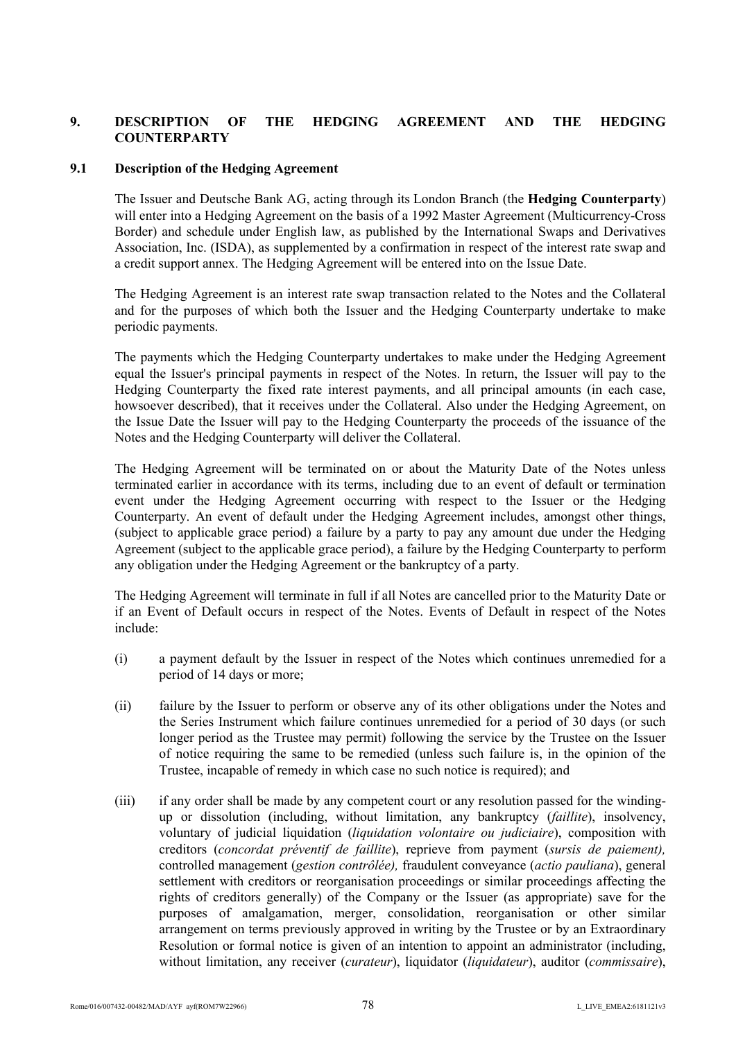## 9. DESCRIPTION OF THE HEDGING AGREEMENT AND THE HEDGING COUNTERPARTY

### 9.1 Description of the Hedging Agreement

The Issuer and Deutsche Bank AG, acting through its London Branch (the **Hedging Counterparty**) will enter into a Hedging Agreement on the basis of a 1992 Master Agreement (Multicurrency-Cross Border) and schedule under English law, as published by the International Swaps and Derivatives Association, Inc. (ISDA), as supplemented by a confirmation in respect of the interest rate swap and a credit support annex. The Hedging Agreement will be entered into on the Issue Date.

The Hedging Agreement is an interest rate swap transaction related to the Notes and the Collateral and for the purposes of which both the Issuer and the Hedging Counterparty undertake to make periodic payments.

The payments which the Hedging Counterparty undertakes to make under the Hedging Agreement equal the Issuer's principal payments in respect of the Notes. In return, the Issuer will pay to the Hedging Counterparty the fixed rate interest payments, and all principal amounts (in each case, howsoever described), that it receives under the Collateral. Also under the Hedging Agreement, on the Issue Date the Issuer will pay to the Hedging Counterparty the proceeds of the issuance of the Notes and the Hedging Counterparty will deliver the Collateral.

The Hedging Agreement will be terminated on or about the Maturity Date of the Notes unless terminated earlier in accordance with its terms, including due to an event of default or termination event under the Hedging Agreement occurring with respect to the Issuer or the Hedging Counterparty. An event of default under the Hedging Agreement includes, amongst other things, (subject to applicable grace period) a failure by a party to pay any amount due under the Hedging Agreement (subject to the applicable grace period), a failure by the Hedging Counterparty to perform any obligation under the Hedging Agreement or the bankruptcy of a party.

The Hedging Agreement will terminate in full if all Notes are cancelled prior to the Maturity Date or if an Event of Default occurs in respect of the Notes. Events of Default in respect of the Notes include:

(i) a payment default by the Issuer in respect of the Notes which continues unremedied for a period of 14 days or more;

(ii) failure by the Issuer to perform or observe any of its other obligations under the Notes and the Series Instrument which failure continues unremedied for a period of 30 days (or such longer period as the Trustee may permit) following the service by the Trustee on the Issuer of notice requiring the same to be remedied (unless such failure is, in the opinion of the Trustee, incapable of remedy in which case no such notice is required); and

(iii) if any order shall be made by any competent court or any resolution passed for the winding-up or dissolution (including, without limitation, any bankruptcy (*faillite*), insolvency, voluntary of judicial liquidation (*liquidation volontaire ou judiciaire*), composition with creditors (*concordat préventif de faillite*), reprieve from payment (*sursis de paiement),* controlled management (*gestion contrôlée),* fraudulent conveyance (*actio pauliana*), general settlement with creditors or reorganisation proceedings or similar proceedings affecting the rights of creditors generally) of the Company or the Issuer (as appropriate) save for the purposes of amalgamation, merger, consolidation, reorganisation or other similar arrangement on terms previously approved in writing by the Trustee or by an Extraordinary Resolution or formal notice is given of an intention to appoint an administrator (including, without limitation, any receiver (*curateur*), liquidator (*liquidateur*), auditor (*commissaire*),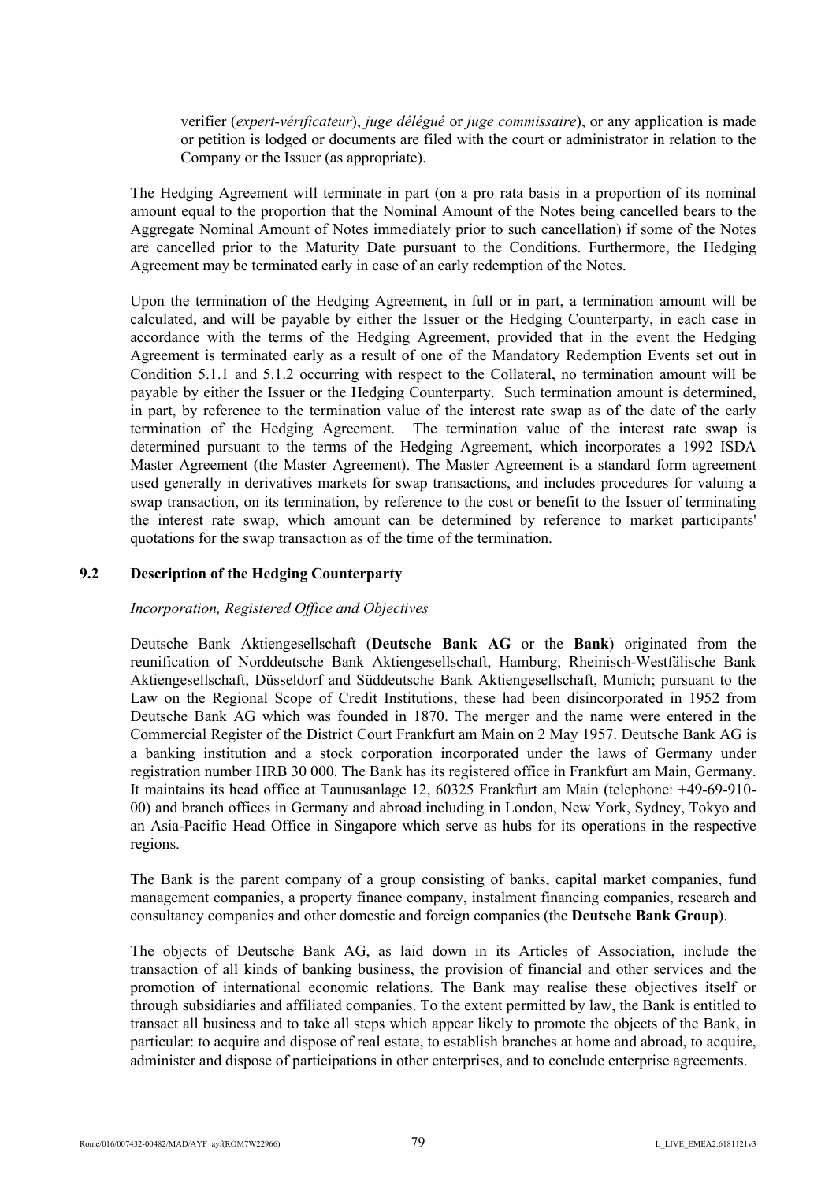verifier (*expert-vérificateur*), *juge délégué* or *juge commissaire*), or any application is made or petition is lodged or documents are filed with the court or administrator in relation to the Company or the Issuer (as appropriate).

The Hedging Agreement will terminate in part (on a pro rata basis in a proportion of its nominal amount equal to the proportion that the Nominal Amount of the Notes being cancelled bears to the Aggregate Nominal Amount of Notes immediately prior to such cancellation) if some of the Notes are cancelled prior to the Maturity Date pursuant to the Conditions. Furthermore, the Hedging Agreement may be terminated early in case of an early redemption of the Notes.

Upon the termination of the Hedging Agreement, in full or in part, a termination amount will be calculated, and will be payable by either the Issuer or the Hedging Counterparty, in each case in accordance with the terms of the Hedging Agreement, provided that in the event the Hedging Agreement is terminated early as a result of one of the Mandatory Redemption Events set out in Condition 5.1.1 and 5.1.2 occurring with respect to the Collateral, no termination amount will be payable by either the Issuer or the Hedging Counterparty. Such termination amount is determined, in part, by reference to the termination value of the interest rate swap as of the date of the early termination of the Hedging Agreement. The termination value of the interest rate swap is determined pursuant to the terms of the Hedging Agreement, which incorporates a 1992 ISDA Master Agreement (the Master Agreement). The Master Agreement is a standard form agreement used generally in derivatives markets for swap transactions, and includes procedures for valuing a swap transaction, on its termination, by reference to the cost or benefit to the Issuer of terminating the interest rate swap, which amount can be determined by reference to market participants' quotations for the swap transaction as of the time of the termination.

## 9.2 Description of the Hedging Counterparty

*Incorporation, Registered Office and Objectives*

Deutsche Bank Aktiengesellschaft (**Deutsche Bank AG** or the **Bank**) originated from the reunification of Norddeutsche Bank Aktiengesellschaft, Hamburg, Rheinisch-Westfälische Bank Aktiengesellschaft, Düsseldorf and Süddeutsche Bank Aktiengesellschaft, Munich; pursuant to the Law on the Regional Scope of Credit Institutions, these had been disincorporated in 1952 from Deutsche Bank AG which was founded in 1870. The merger and the name were entered in the Commercial Register of the District Court Frankfurt am Main on 2 May 1957. Deutsche Bank AG is a banking institution and a stock corporation incorporated under the laws of Germany under registration number HRB 30 000. The Bank has its registered office in Frankfurt am Main, Germany. It maintains its head office at Taunusanlage 12, 60325 Frankfurt am Main (telephone: +49-69-910-00) and branch offices in Germany and abroad including in London, New York, Sydney, Tokyo and an Asia-Pacific Head Office in Singapore which serve as hubs for its operations in the respective regions.

The Bank is the parent company of a group consisting of banks, capital market companies, fund management companies, a property finance company, instalment financing companies, research and consultancy companies and other domestic and foreign companies (the **Deutsche Bank Group**).

The objects of Deutsche Bank AG, as laid down in its Articles of Association, include the transaction of all kinds of banking business, the provision of financial and other services and the promotion of international economic relations. The Bank may realise these objectives itself or through subsidiaries and affiliated companies. To the extent permitted by law, the Bank is entitled to transact all business and to take all steps which appear likely to promote the objects of the Bank, in particular: to acquire and dispose of real estate, to establish branches at home and abroad, to acquire, administer and dispose of participations in other enterprises, and to conclude enterprise agreements.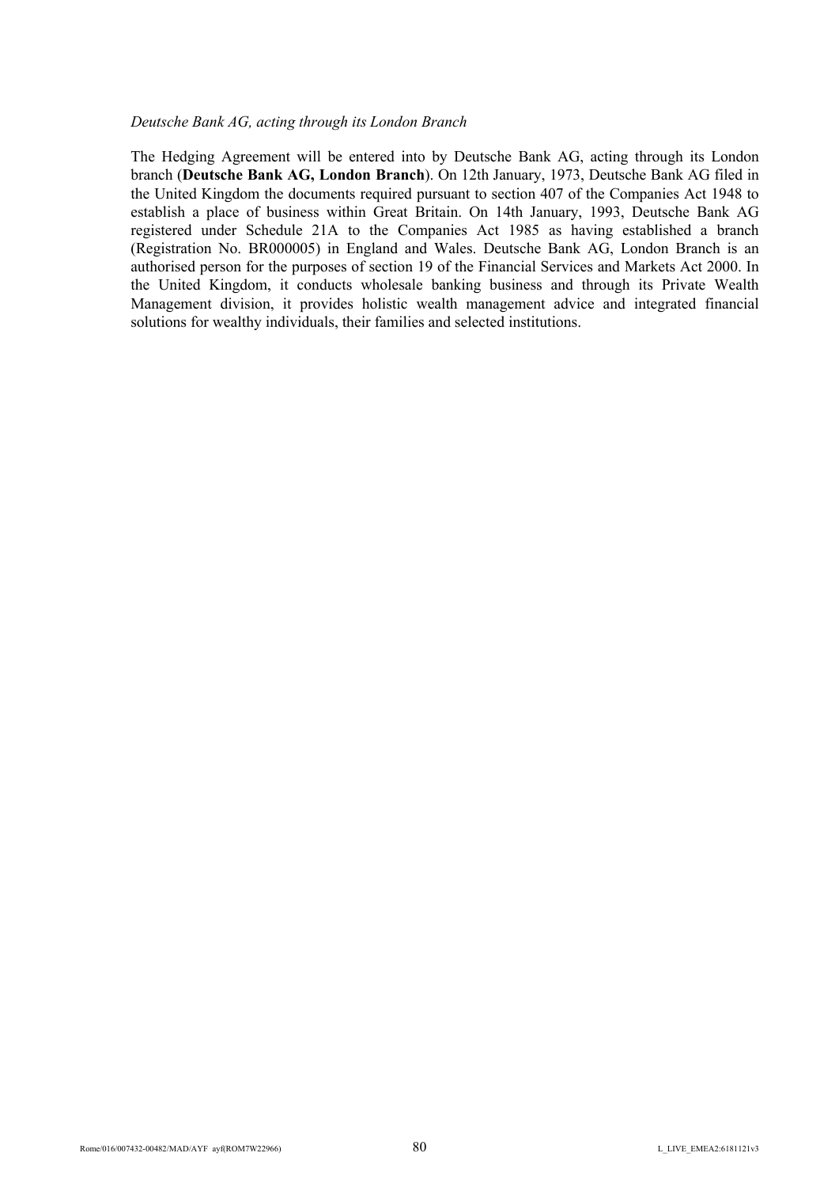*Deutsche Bank AG, acting through its London Branch*

The Hedging Agreement will be entered into by Deutsche Bank AG, acting through its London branch (**Deutsche Bank AG, London Branch**). On 12th January, 1973, Deutsche Bank AG filed in the United Kingdom the documents required pursuant to section 407 of the Companies Act 1948 to establish a place of business within Great Britain. On 14th January, 1993, Deutsche Bank AG registered under Schedule 21A to the Companies Act 1985 as having established a branch (Registration No. BR000005) in England and Wales. Deutsche Bank AG, London Branch is an authorised person for the purposes of section 19 of the Financial Services and Markets Act 2000. In the United Kingdom, it conducts wholesale banking business and through its Private Wealth Management division, it provides holistic wealth management advice and integrated financial solutions for wealthy individuals, their families and selected institutions.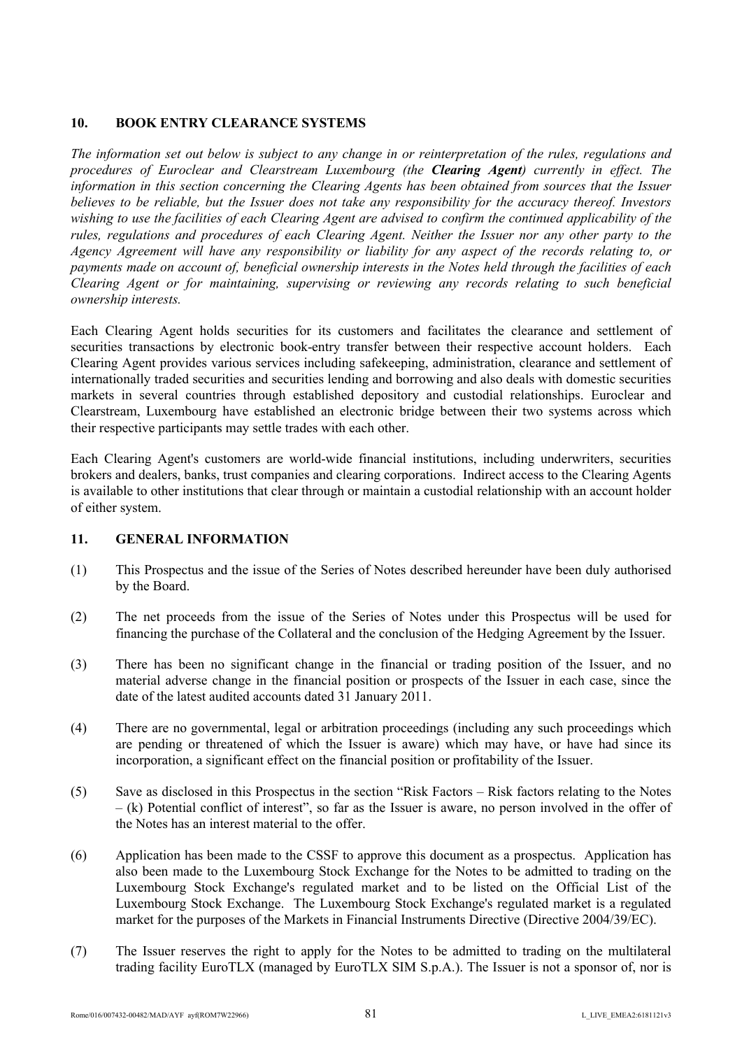## 10. BOOK ENTRY CLEARANCE SYSTEMS

*The information set out below is subject to any change in or reinterpretation of the rules, regulations and procedures of Euroclear and Clearstream Luxembourg (the* ***Clearing Agent****) currently in effect. The information in this section concerning the Clearing Agents has been obtained from sources that the Issuer believes to be reliable, but the Issuer does not take any responsibility for the accuracy thereof. Investors wishing to use the facilities of each Clearing Agent are advised to confirm the continued applicability of the rules, regulations and procedures of each Clearing Agent. Neither the Issuer nor any other party to the Agency Agreement will have any responsibility or liability for any aspect of the records relating to, or payments made on account of, beneficial ownership interests in the Notes held through the facilities of each Clearing Agent or for maintaining, supervising or reviewing any records relating to such beneficial ownership interests.*

Each Clearing Agent holds securities for its customers and facilitates the clearance and settlement of securities transactions by electronic book-entry transfer between their respective account holders. Each Clearing Agent provides various services including safekeeping, administration, clearance and settlement of internationally traded securities and securities lending and borrowing and also deals with domestic securities markets in several countries through established depository and custodial relationships. Euroclear and Clearstream, Luxembourg have established an electronic bridge between their two systems across which their respective participants may settle trades with each other.

Each Clearing Agent's customers are world-wide financial institutions, including underwriters, securities brokers and dealers, banks, trust companies and clearing corporations. Indirect access to the Clearing Agents is available to other institutions that clear through or maintain a custodial relationship with an account holder of either system.

## 11. GENERAL INFORMATION

(1) This Prospectus and the issue of the Series of Notes described hereunder have been duly authorised by the Board.

(2) The net proceeds from the issue of the Series of Notes under this Prospectus will be used for financing the purchase of the Collateral and the conclusion of the Hedging Agreement by the Issuer.

(3) There has been no significant change in the financial or trading position of the Issuer, and no material adverse change in the financial position or prospects of the Issuer in each case, since the date of the latest audited accounts dated 31 January 2011.

(4) There are no governmental, legal or arbitration proceedings (including any such proceedings which are pending or threatened of which the Issuer is aware) which may have, or have had since its incorporation, a significant effect on the financial position or profitability of the Issuer.

(5) Save as disclosed in this Prospectus in the section "Risk Factors – Risk factors relating to the Notes – (k) Potential conflict of interest", so far as the Issuer is aware, no person involved in the offer of the Notes has an interest material to the offer.

(6) Application has been made to the CSSF to approve this document as a prospectus. Application has also been made to the Luxembourg Stock Exchange for the Notes to be admitted to trading on the Luxembourg Stock Exchange's regulated market and to be listed on the Official List of the Luxembourg Stock Exchange. The Luxembourg Stock Exchange's regulated market is a regulated market for the purposes of the Markets in Financial Instruments Directive (Directive 2004/39/EC).

(7) The Issuer reserves the right to apply for the Notes to be admitted to trading on the multilateral trading facility EuroTLX (managed by EuroTLX SIM S.p.A.). The Issuer is not a sponsor of, nor is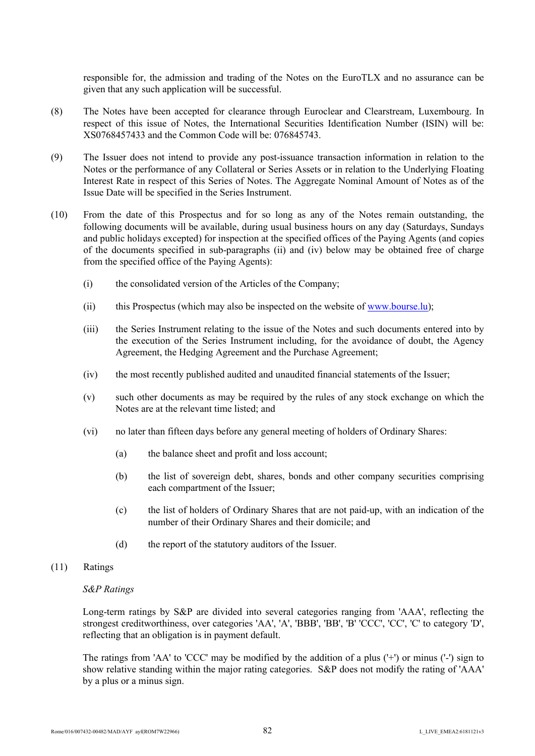responsible for, the admission and trading of the Notes on the EuroTLX and no assurance can be given that any such application will be successful.

(8) The Notes have been accepted for clearance through Euroclear and Clearstream, Luxembourg. In respect of this issue of Notes, the International Securities Identification Number (ISIN) will be: XS0768457433 and the Common Code will be: 076845743.

(9) The Issuer does not intend to provide any post-issuance transaction information in relation to the Notes or the performance of any Collateral or Series Assets or in relation to the Underlying Floating Interest Rate in respect of this Series of Notes. The Aggregate Nominal Amount of Notes as of the Issue Date will be specified in the Series Instrument.

(10) From the date of this Prospectus and for so long as any of the Notes remain outstanding, the following documents will be available, during usual business hours on any day (Saturdays, Sundays and public holidays excepted) for inspection at the specified offices of the Paying Agents (and copies of the documents specified in sub-paragraphs (ii) and (iv) below may be obtained free of charge from the specified office of the Paying Agents):

  (i) the consolidated version of the Articles of the Company;

  (ii) this Prospectus (which may also be inspected on the website of www.bourse.lu);

  (iii) the Series Instrument relating to the issue of the Notes and such documents entered into by the execution of the Series Instrument including, for the avoidance of doubt, the Agency Agreement, the Hedging Agreement and the Purchase Agreement;

  (iv) the most recently published audited and unaudited financial statements of the Issuer;

  (v) such other documents as may be required by the rules of any stock exchange on which the Notes are at the relevant time listed; and

  (vi) no later than fifteen days before any general meeting of holders of Ordinary Shares:

    (a) the balance sheet and profit and loss account;

    (b) the list of sovereign debt, shares, bonds and other company securities comprising each compartment of the Issuer;

    (c) the list of holders of Ordinary Shares that are not paid-up, with an indication of the number of their Ordinary Shares and their domicile; and

    (d) the report of the statutory auditors of the Issuer.

(11) Ratings

*S&P Ratings*

Long-term ratings by S&P are divided into several categories ranging from 'AAA', reflecting the strongest creditworthiness, over categories 'AA', 'A', 'BBB', 'BB', 'B' 'CCC', 'CC', 'C' to category 'D', reflecting that an obligation is in payment default.

The ratings from 'AA' to 'CCC' may be modified by the addition of a plus ('+') or minus ('-') sign to show relative standing within the major rating categories. S&P does not modify the rating of 'AAA' by a plus or a minus sign.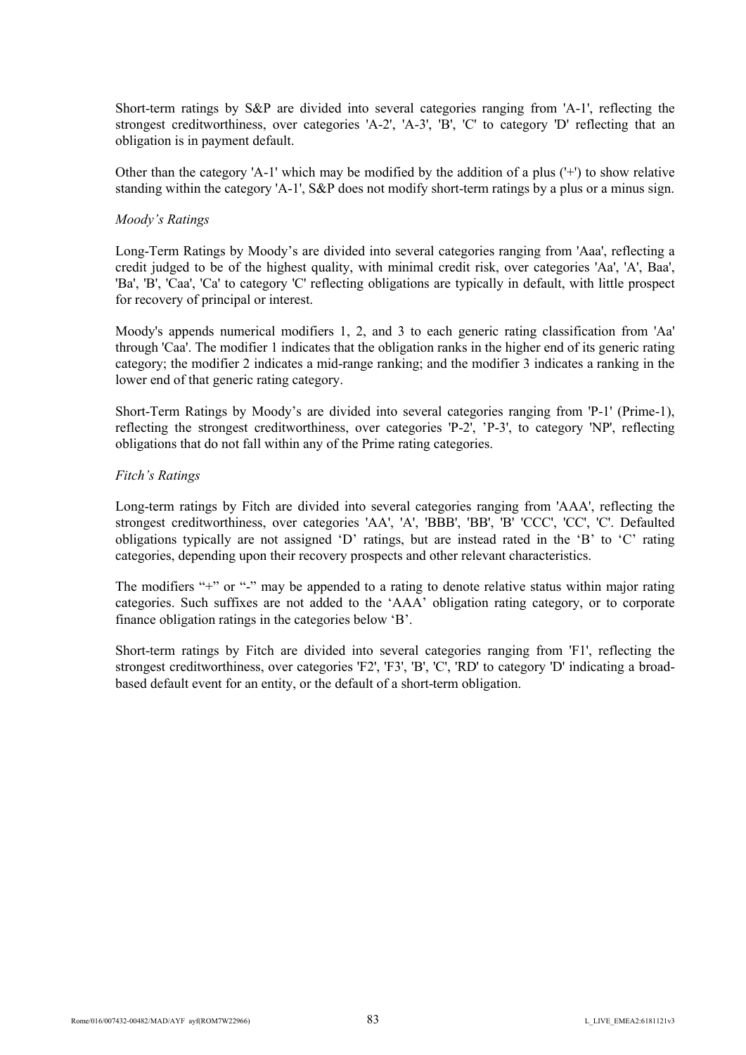Short-term ratings by S&P are divided into several categories ranging from 'A-1', reflecting the strongest creditworthiness, over categories 'A-2', 'A-3', 'B', 'C' to category 'D' reflecting that an obligation is in payment default.

Other than the category 'A-1' which may be modified by the addition of a plus ('+') to show relative standing within the category 'A-1', S&P does not modify short-term ratings by a plus or a minus sign.

*Moody's Ratings*

Long-Term Ratings by Moody's are divided into several categories ranging from 'Aaa', reflecting a credit judged to be of the highest quality, with minimal credit risk, over categories 'Aa', 'A', Baa', 'Ba', 'B', 'Caa', 'Ca' to category 'C' reflecting obligations are typically in default, with little prospect for recovery of principal or interest.

Moody's appends numerical modifiers 1, 2, and 3 to each generic rating classification from 'Aa' through 'Caa'. The modifier 1 indicates that the obligation ranks in the higher end of its generic rating category; the modifier 2 indicates a mid-range ranking; and the modifier 3 indicates a ranking in the lower end of that generic rating category.

Short-Term Ratings by Moody's are divided into several categories ranging from 'P-1' (Prime-1), reflecting the strongest creditworthiness, over categories 'P-2', 'P-3', to category 'NP', reflecting obligations that do not fall within any of the Prime rating categories.

*Fitch's Ratings*

Long-term ratings by Fitch are divided into several categories ranging from 'AAA', reflecting the strongest creditworthiness, over categories 'AA', 'A', 'BBB', 'BB', 'B' 'CCC', 'CC', 'C'. Defaulted obligations typically are not assigned 'D' ratings, but are instead rated in the 'B' to 'C' rating categories, depending upon their recovery prospects and other relevant characteristics.

The modifiers "+" or "-" may be appended to a rating to denote relative status within major rating categories. Such suffixes are not added to the 'AAA' obligation rating category, or to corporate finance obligation ratings in the categories below 'B'.

Short-term ratings by Fitch are divided into several categories ranging from 'F1', reflecting the strongest creditworthiness, over categories 'F2', 'F3', 'B', 'C', 'RD' to category 'D' indicating a broad-based default event for an entity, or the default of a short-term obligation.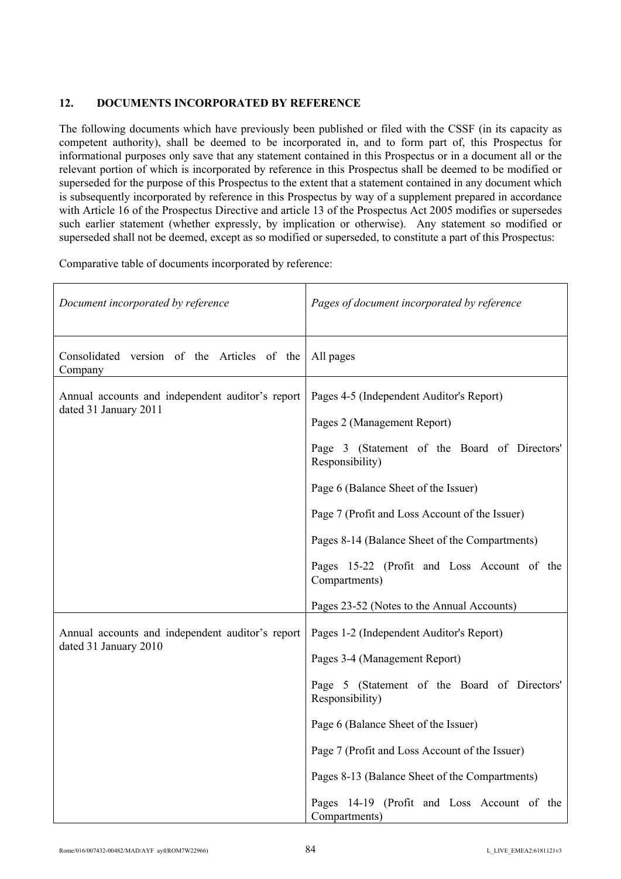## 12. DOCUMENTS INCORPORATED BY REFERENCE

The following documents which have previously been published or filed with the CSSF (in its capacity as competent authority), shall be deemed to be incorporated in, and to form part of, this Prospectus for informational purposes only save that any statement contained in this Prospectus or in a document all or the relevant portion of which is incorporated by reference in this Prospectus shall be deemed to be modified or superseded for the purpose of this Prospectus to the extent that a statement contained in any document which is subsequently incorporated by reference in this Prospectus by way of a supplement prepared in accordance with Article 16 of the Prospectus Directive and article 13 of the Prospectus Act 2005 modifies or supersedes such earlier statement (whether expressly, by implication or otherwise). Any statement so modified or superseded shall not be deemed, except as so modified or superseded, to constitute a part of this Prospectus:

Comparative table of documents incorporated by reference:

| *Document incorporated by reference* | *Pages of document incorporated by reference* |
|---|---|
| Consolidated version of the Articles of the Company | All pages |
| Annual accounts and independent auditor's report dated 31 January 2011 | Pages 4-5 (Independent Auditor's Report)<br><br>Pages 2 (Management Report)<br><br>Page 3 (Statement of the Board of Directors' Responsibility)<br><br>Page 6 (Balance Sheet of the Issuer)<br><br>Page 7 (Profit and Loss Account of the Issuer)<br><br>Pages 8-14 (Balance Sheet of the Compartments)<br><br>Pages 15-22 (Profit and Loss Account of the Compartments)<br><br>Pages 23-52 (Notes to the Annual Accounts) |
| Annual accounts and independent auditor's report dated 31 January 2010 | Pages 1-2 (Independent Auditor's Report)<br><br>Pages 3-4 (Management Report)<br><br>Page 5 (Statement of the Board of Directors' Responsibility)<br><br>Page 6 (Balance Sheet of the Issuer)<br><br>Page 7 (Profit and Loss Account of the Issuer)<br><br>Pages 8-13 (Balance Sheet of the Compartments)<br><br>Pages 14-19 (Profit and Loss Account of the Compartments) |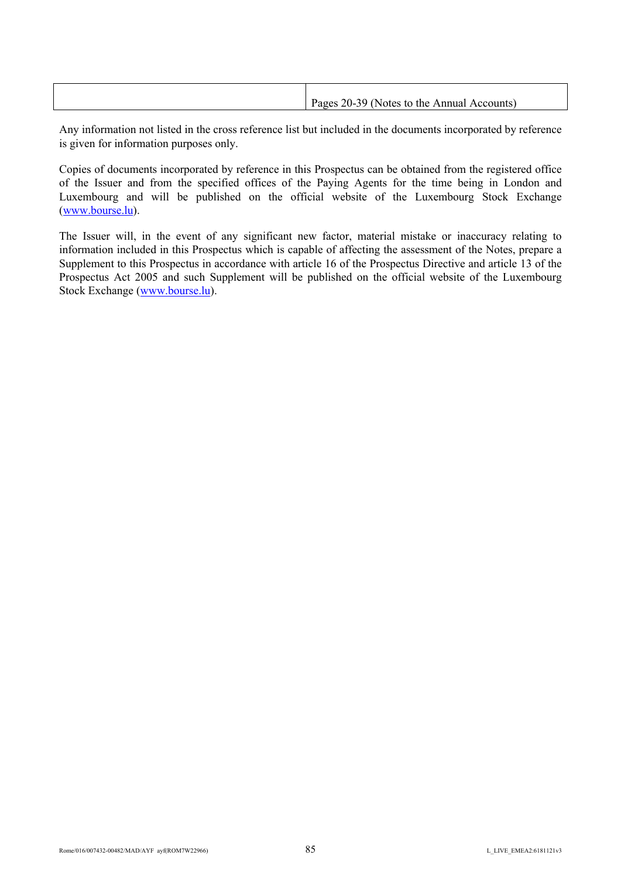| | |
|---|---|
| | Pages 20-39 (Notes to the Annual Accounts) |

Any information not listed in the cross reference list but included in the documents incorporated by reference is given for information purposes only.

Copies of documents incorporated by reference in this Prospectus can be obtained from the registered office of the Issuer and from the specified offices of the Paying Agents for the time being in London and Luxembourg and will be published on the official website of the Luxembourg Stock Exchange (www.bourse.lu).

The Issuer will, in the event of any significant new factor, material mistake or inaccuracy relating to information included in this Prospectus which is capable of affecting the assessment of the Notes, prepare a Supplement to this Prospectus in accordance with article 16 of the Prospectus Directive and article 13 of the Prospectus Act 2005 and such Supplement will be published on the official website of the Luxembourg Stock Exchange (www.bourse.lu).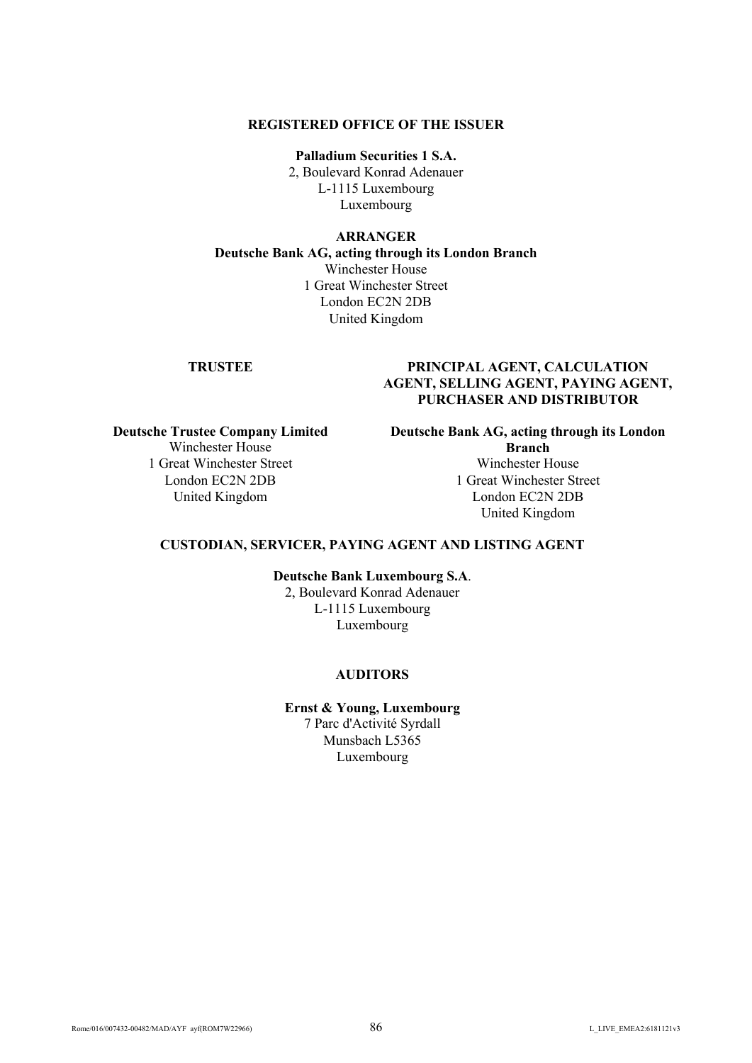**REGISTERED OFFICE OF THE ISSUER**

**Palladium Securities 1 S.A.**
2, Boulevard Konrad Adenauer
L-1115 Luxembourg
Luxembourg

**ARRANGER**

**Deutsche Bank AG, acting through its London Branch**
Winchester House
1 Great Winchester Street
London EC2N 2DB
United Kingdom

**TRUSTEE**

**Deutsche Trustee Company Limited**
Winchester House
1 Great Winchester Street
London EC2N 2DB
United Kingdom

**PRINCIPAL AGENT, CALCULATION AGENT, SELLING AGENT, PAYING AGENT, PURCHASER AND DISTRIBUTOR**

**Deutsche Bank AG, acting through its London Branch**
Winchester House
1 Great Winchester Street
London EC2N 2DB
United Kingdom

**CUSTODIAN, SERVICER, PAYING AGENT AND LISTING AGENT**

**Deutsche Bank Luxembourg S.A**.
2, Boulevard Konrad Adenauer
L-1115 Luxembourg
Luxembourg

**AUDITORS**

**Ernst & Young, Luxembourg**
7 Parc d'Activité Syrdall
Munsbach L5365
Luxembourg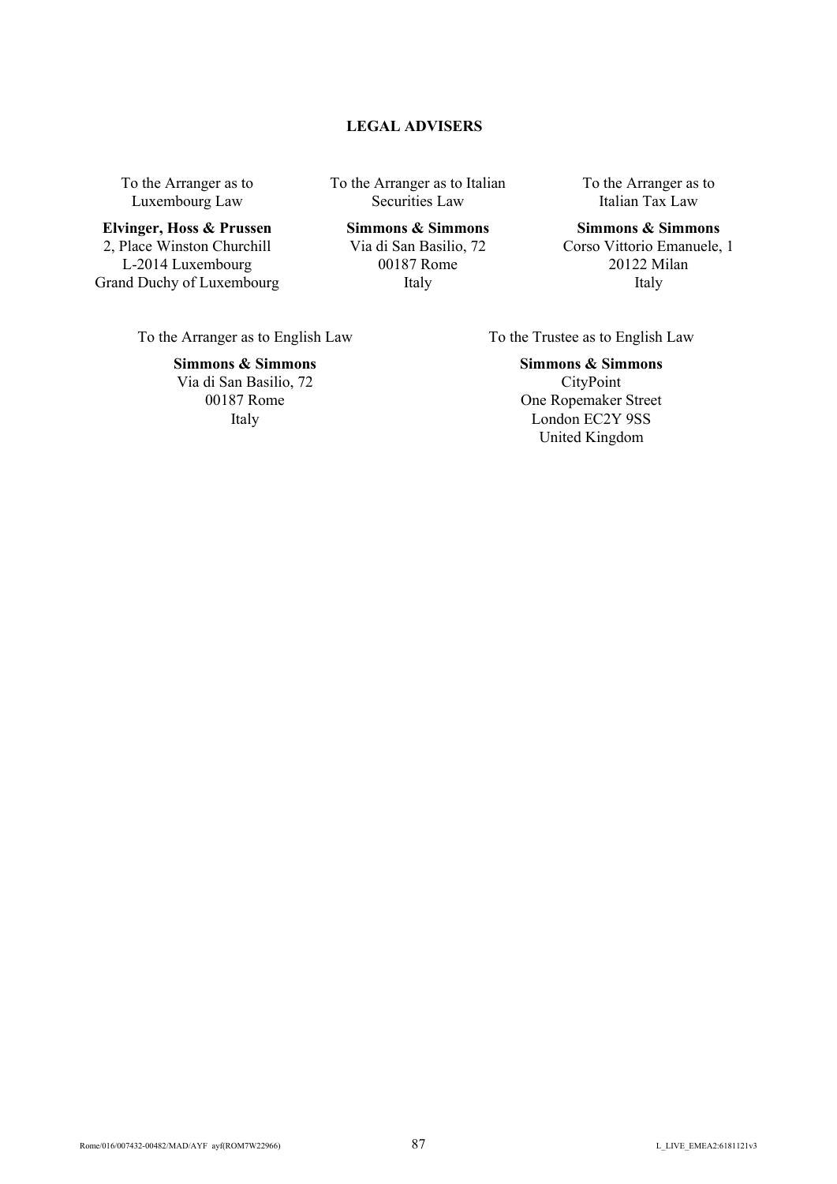## LEGAL ADVISERS

To the Arranger as to Luxembourg Law

**Elvinger, Hoss & Prussen**
2, Place Winston Churchill
L-2014 Luxembourg
Grand Duchy of Luxembourg

To the Arranger as to Italian Securities Law

**Simmons & Simmons**
Via di San Basilio, 72
00187 Rome
Italy

To the Arranger as to Italian Tax Law

**Simmons & Simmons**
Corso Vittorio Emanuele, 1
20122 Milan
Italy

To the Arranger as to English Law

**Simmons & Simmons**
Via di San Basilio, 72
00187 Rome
Italy

To the Trustee as to English Law

**Simmons & Simmons**
CityPoint
One Ropemaker Street
London EC2Y 9SS
United Kingdom